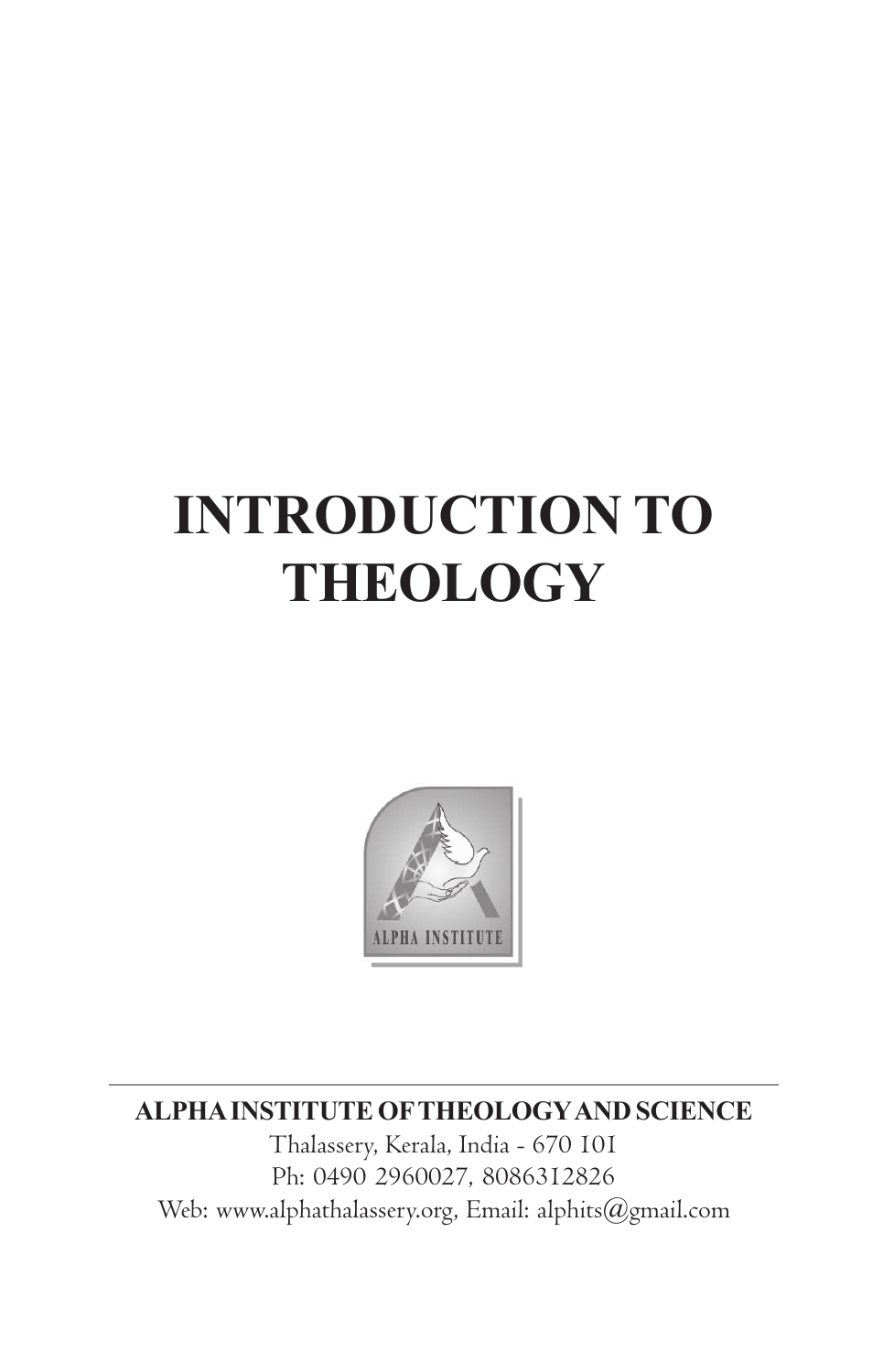# INTRODUCTION TO THEOLOGY

ALPHA INSTITUTE

**ALPHA INSTITUTE OF THEOLOGY AND SCIENCE**

Thalassery, Kerala, India - 670 101

Ph: 0490 2960027, 8086312826

Web: www.alphathalassery.org, Email: alphits@gmail.com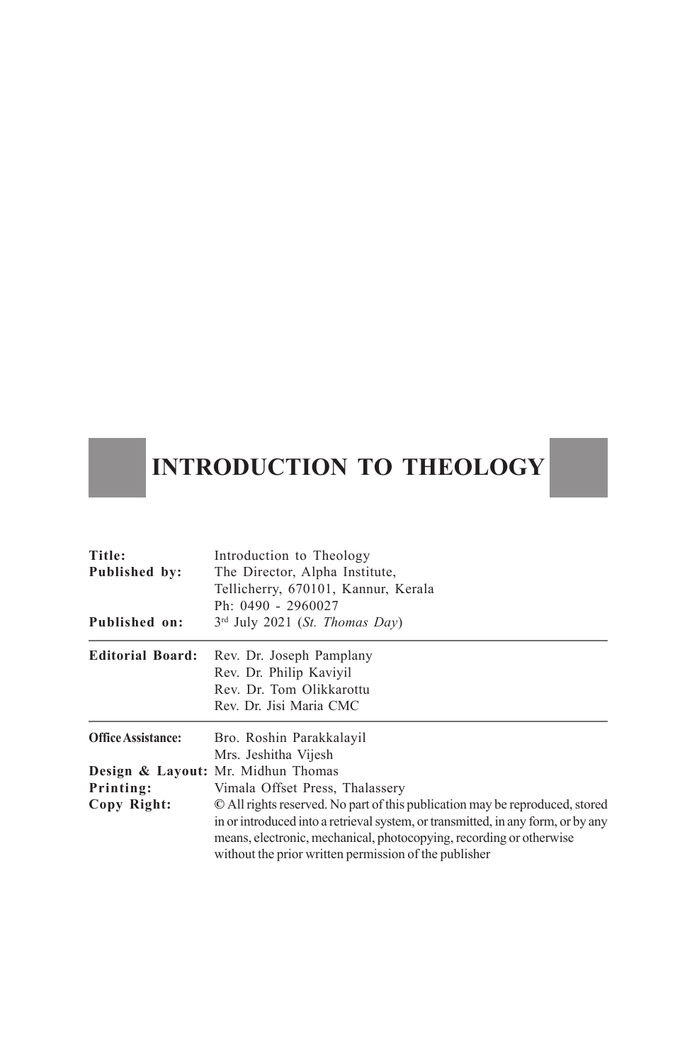# INTRODUCTION TO THEOLOGY

| | |
|---|---|
| **Title:** | Introduction to Theology |
| **Published by:** | The Director, Alpha Institute, Tellicherry, 670101, Kannur, Kerala Ph: 0490 - 2960027 |
| **Published on:** | 3rd July 2021 (*St. Thomas Day*) |

---

| | |
|---|---|
| **Editorial Board:** | Rev. Dr. Joseph Pamplany<br>Rev. Dr. Philip Kaviyil<br>Rev. Dr. Tom Olikkarottu<br>Rev. Dr. Jisi Maria CMC |

---

| | |
|---|---|
| **Office Assistance:** | Bro. Roshin Parakkalayil<br>Mrs. Jeshitha Vijesh |
| **Design & Layout:** | Mr. Midhun Thomas |
| **Printing:** | Vimala Offset Press, Thalassery |
| **Copy Right:** | © All rights reserved. No part of this publication may be reproduced, stored in or introduced into a retrieval system, or transmitted, in any form, or by any means, electronic, mechanical, photocopying, recording or otherwise without the prior written permission of the publisher |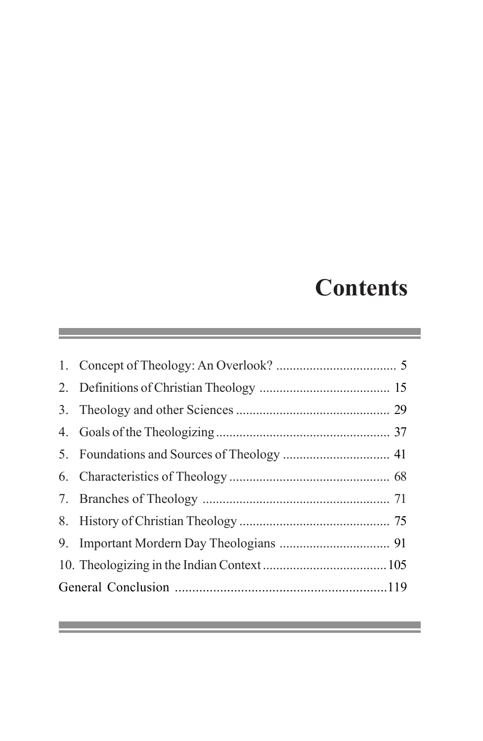# Contents

1. Concept of Theology: An Overlook? .................................... 5
2. Definitions of Christian Theology ....................................... 15
3. Theology and other Sciences ............................................. 29
4. Goals of the Theologizing .................................................... 37
5. Foundations and Sources of Theology ................................ 41
6. Characteristics of Theology ................................................ 68
7. Branches of Theology ......................................................... 71
8. History of Christian Theology ............................................. 75
9. Important Mordern Day Theologians .................................. 91
10. Theologizing in the Indian Context ...................................... 105

General Conclusion .............................................................. 119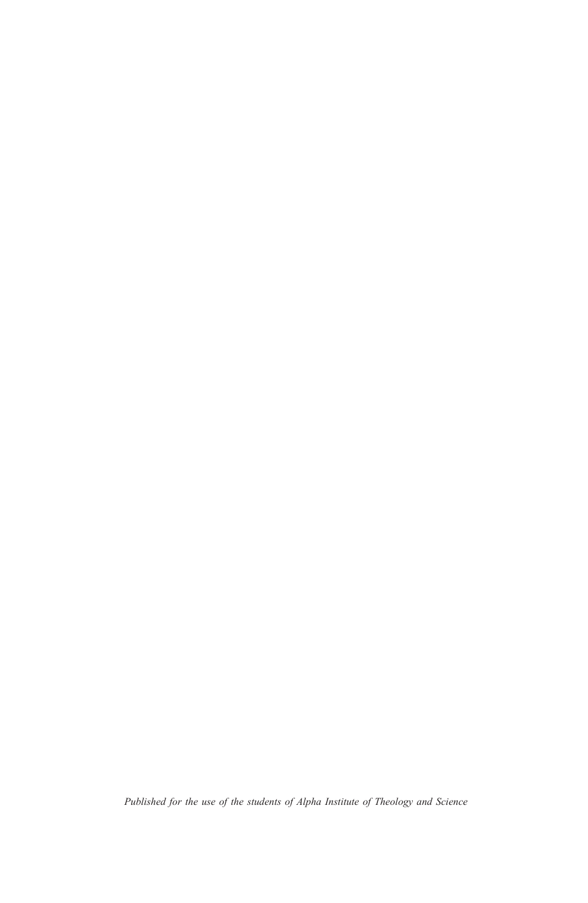*Published for the use of the students of Alpha Institute of Theology and Science*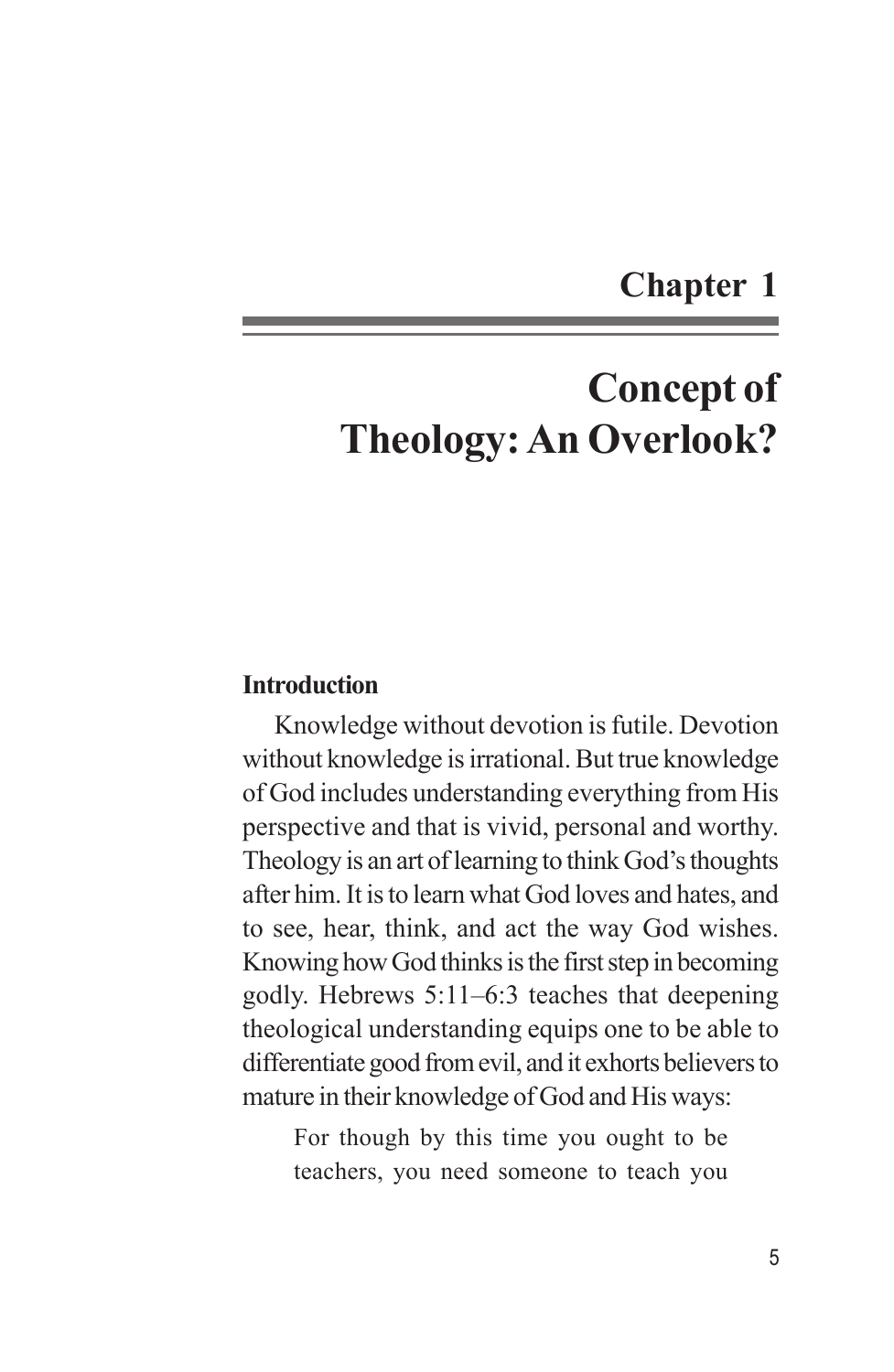# Chapter 1

# Concept of Theology: An Overlook?

## Introduction

Knowledge without devotion is futile. Devotion without knowledge is irrational. But true knowledge of God includes understanding everything from His perspective and that is vivid, personal and worthy. Theology is an art of learning to think God's thoughts after him. It is to learn what God loves and hates, and to see, hear, think, and act the way God wishes. Knowing how God thinks is the first step in becoming godly. Hebrews 5:11–6:3 teaches that deepening theological understanding equips one to be able to differentiate good from evil, and it exhorts believers to mature in their knowledge of God and His ways:

> For though by this time you ought to be teachers, you need someone to teach you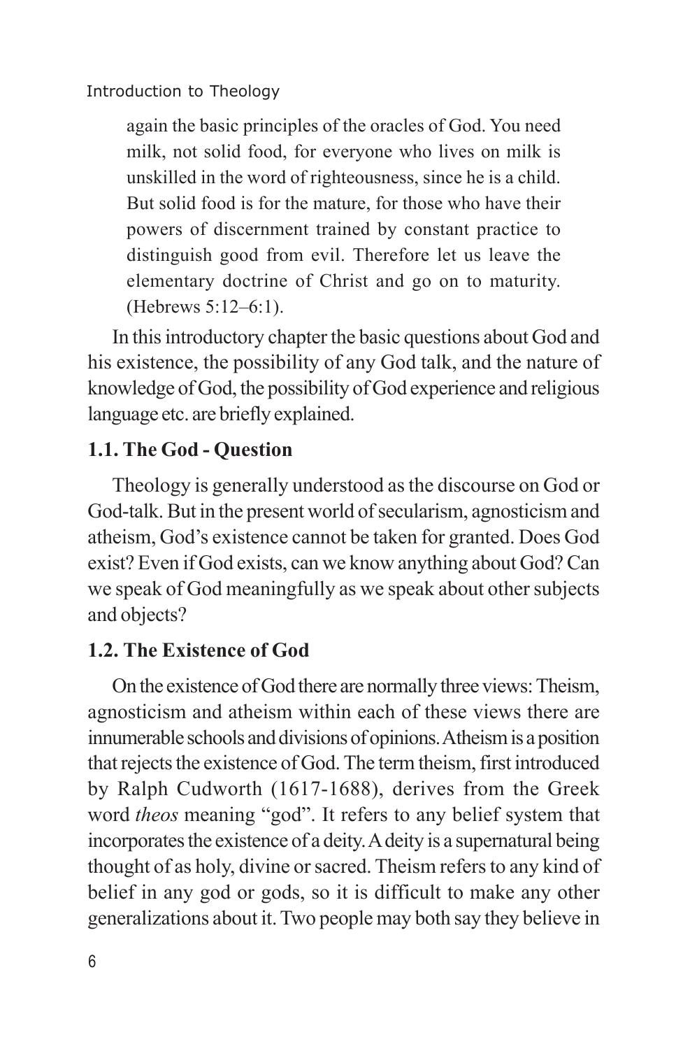> again the basic principles of the oracles of God. You need milk, not solid food, for everyone who lives on milk is unskilled in the word of righteousness, since he is a child. But solid food is for the mature, for those who have their powers of discernment trained by constant practice to distinguish good from evil. Therefore let us leave the elementary doctrine of Christ and go on to maturity. (Hebrews 5:12–6:1).

In this introductory chapter the basic questions about God and his existence, the possibility of any God talk, and the nature of knowledge of God, the possibility of God experience and religious language etc. are briefly explained.

## 1.1. The God - Question

Theology is generally understood as the discourse on God or God-talk. But in the present world of secularism, agnosticism and atheism, God's existence cannot be taken for granted. Does God exist? Even if God exists, can we know anything about God? Can we speak of God meaningfully as we speak about other subjects and objects?

## 1.2. The Existence of God

On the existence of God there are normally three views: Theism, agnosticism and atheism within each of these views there are innumerable schools and divisions of opinions. Atheism is a position that rejects the existence of God. The term theism, first introduced by Ralph Cudworth (1617-1688), derives from the Greek word *theos* meaning "god". It refers to any belief system that incorporates the existence of a deity. A deity is a supernatural being thought of as holy, divine or sacred. Theism refers to any kind of belief in any god or gods, so it is difficult to make any other generalizations about it. Two people may both say they believe in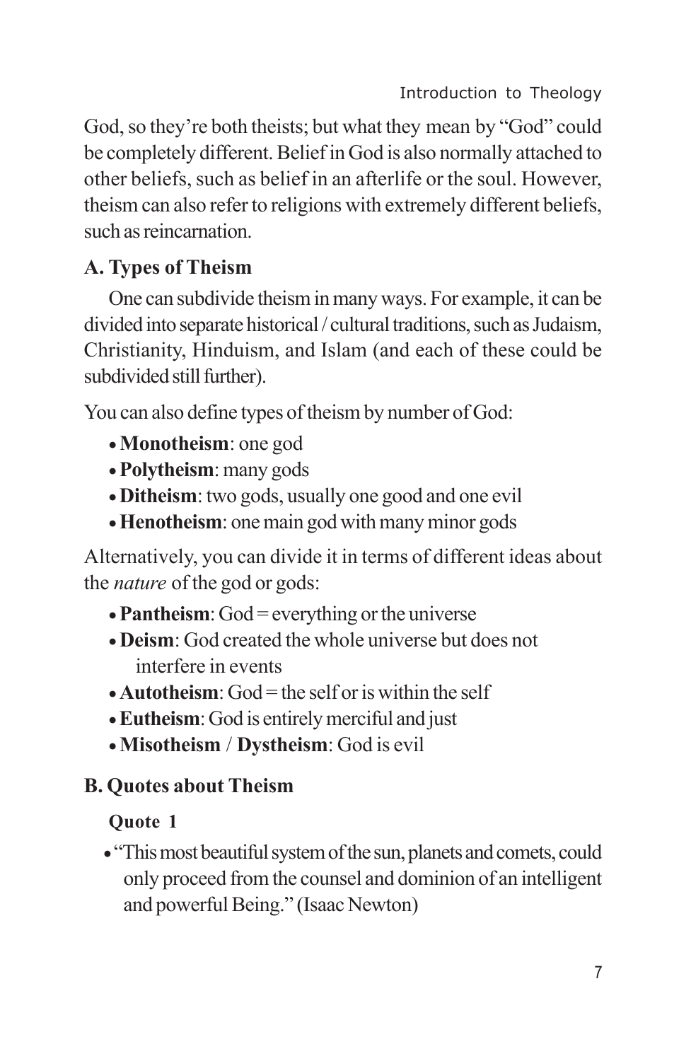God, so they're both theists; but what they mean by "God" could be completely different. Belief in God is also normally attached to other beliefs, such as belief in an afterlife or the soul. However, theism can also refer to religions with extremely different beliefs, such as reincarnation.

### A. Types of Theism

One can subdivide theism in many ways. For example, it can be divided into separate historical / cultural traditions, such as Judaism, Christianity, Hinduism, and Islam (and each of these could be subdivided still further).

You can also define types of theism by number of God:

- **Monotheism**: one god
- **Polytheism**: many gods
- **Ditheism**: two gods, usually one good and one evil
- **Henotheism**: one main god with many minor gods

Alternatively, you can divide it in terms of different ideas about the *nature* of the god or gods:

- **Pantheism**: God = everything or the universe
- **Deism**: God created the whole universe but does not interfere in events
- **Autotheism**: God = the self or is within the self
- **Eutheism**: God is entirely merciful and just
- **Misotheism** / **Dystheism**: God is evil

### B. Quotes about Theism

#### Quote 1

- "This most beautiful system of the sun, planets and comets, could only proceed from the counsel and dominion of an intelligent and powerful Being." (Isaac Newton)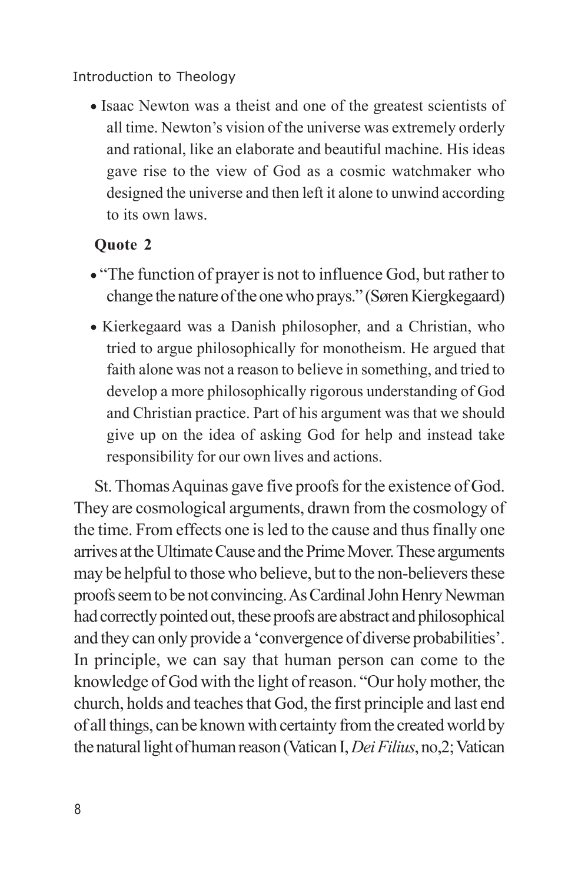- Isaac Newton was a theist and one of the greatest scientists of all time. Newton's vision of the universe was extremely orderly and rational, like an elaborate and beautiful machine. His ideas gave rise to the view of God as a cosmic watchmaker who designed the universe and then left it alone to unwind according to its own laws.

**Quote 2**

- "The function of prayer is not to influence God, but rather to change the nature of the one who prays." (Søren Kiergkegaard)
- Kierkegaard was a Danish philosopher, and a Christian, who tried to argue philosophically for monotheism. He argued that faith alone was not a reason to believe in something, and tried to develop a more philosophically rigorous understanding of God and Christian practice. Part of his argument was that we should give up on the idea of asking God for help and instead take responsibility for our own lives and actions.

St. Thomas Aquinas gave five proofs for the existence of God. They are cosmological arguments, drawn from the cosmology of the time. From effects one is led to the cause and thus finally one arrives at the Ultimate Cause and the Prime Mover. These arguments may be helpful to those who believe, but to the non-believers these proofs seem to be not convincing. As Cardinal John Henry Newman had correctly pointed out, these proofs are abstract and philosophical and they can only provide a 'convergence of diverse probabilities'. In principle, we can say that human person can come to the knowledge of God with the light of reason. "Our holy mother, the church, holds and teaches that God, the first principle and last end of all things, can be known with certainty from the created world by the natural light of human reason (Vatican I, *Dei Filius*, no,2; Vatican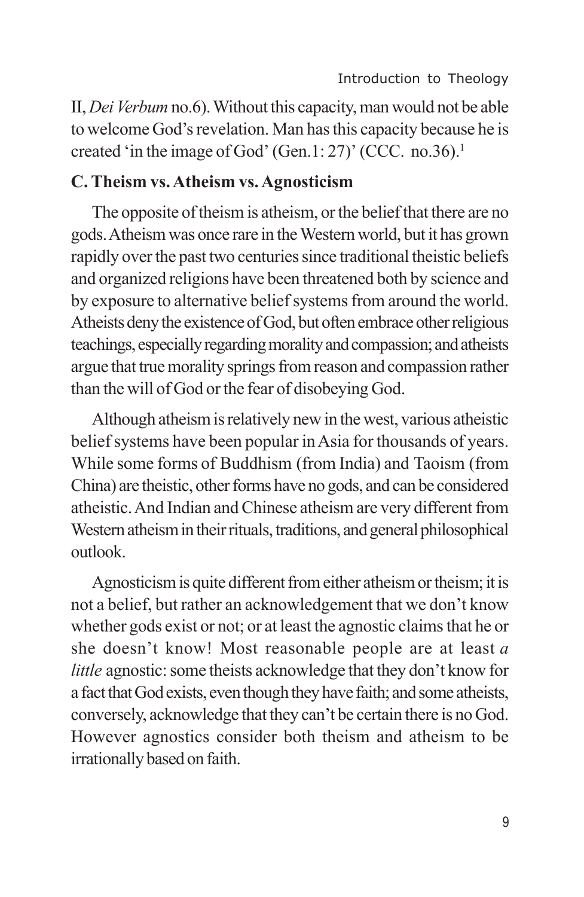II, *Dei Verbum* no.6). Without this capacity, man would not be able to welcome God's revelation. Man has this capacity because he is created 'in the image of God' (Gen.1: 27)' (CCC. no.36).[1]

### C. Theism vs. Atheism vs. Agnosticism

The opposite of theism is atheism, or the belief that there are no gods. Atheism was once rare in the Western world, but it has grown rapidly over the past two centuries since traditional theistic beliefs and organized religions have been threatened both by science and by exposure to alternative belief systems from around the world. Atheists deny the existence of God, but often embrace other religious teachings, especially regarding morality and compassion; and atheists argue that true morality springs from reason and compassion rather than the will of God or the fear of disobeying God.

Although atheism is relatively new in the west, various atheistic belief systems have been popular in Asia for thousands of years. While some forms of Buddhism (from India) and Taoism (from China) are theistic, other forms have no gods, and can be considered atheistic. And Indian and Chinese atheism are very different from Western atheism in their rituals, traditions, and general philosophical outlook.

Agnosticism is quite different from either atheism or theism; it is not a belief, but rather an acknowledgement that we don't know whether gods exist or not; or at least the agnostic claims that he or she doesn't know! Most reasonable people are at least *a little* agnostic: some theists acknowledge that they don't know for a fact that God exists, even though they have faith; and some atheists, conversely, acknowledge that they can't be certain there is no God. However agnostics consider both theism and atheism to be irrationally based on faith.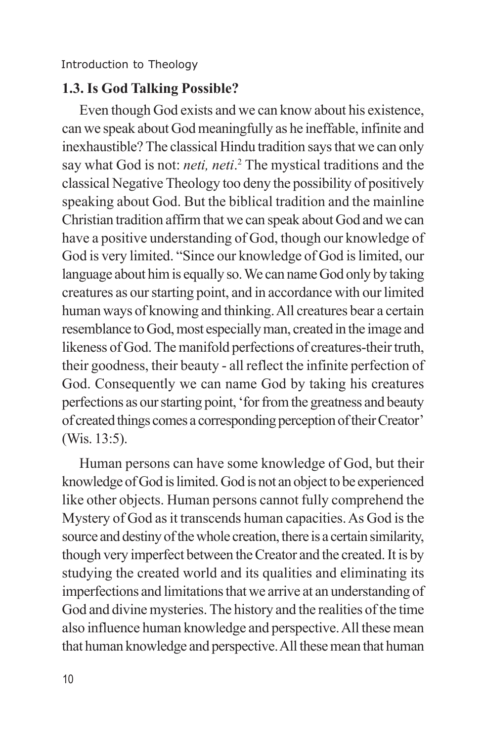### 1.3. Is God Talking Possible?

Even though God exists and we can know about his existence, can we speak about God meaningfully as he ineffable, infinite and inexhaustible? The classical Hindu tradition says that we can only say what God is not: *neti, neti*.[2] The mystical traditions and the classical Negative Theology too deny the possibility of positively speaking about God. But the biblical tradition and the mainline Christian tradition affirm that we can speak about God and we can have a positive understanding of God, though our knowledge of God is very limited. "Since our knowledge of God is limited, our language about him is equally so. We can name God only by taking creatures as our starting point, and in accordance with our limited human ways of knowing and thinking. All creatures bear a certain resemblance to God, most especially man, created in the image and likeness of God. The manifold perfections of creatures-their truth, their goodness, their beauty - all reflect the infinite perfection of God. Consequently we can name God by taking his creatures perfections as our starting point, 'for from the greatness and beauty of created things comes a corresponding perception of their Creator' (Wis. 13:5).

Human persons can have some knowledge of God, but their knowledge of God is limited. God is not an object to be experienced like other objects. Human persons cannot fully comprehend the Mystery of God as it transcends human capacities. As God is the source and destiny of the whole creation, there is a certain similarity, though very imperfect between the Creator and the created. It is by studying the created world and its qualities and eliminating its imperfections and limitations that we arrive at an understanding of God and divine mysteries. The history and the realities of the time also influence human knowledge and perspective. All these mean that human knowledge and perspective. All these mean that human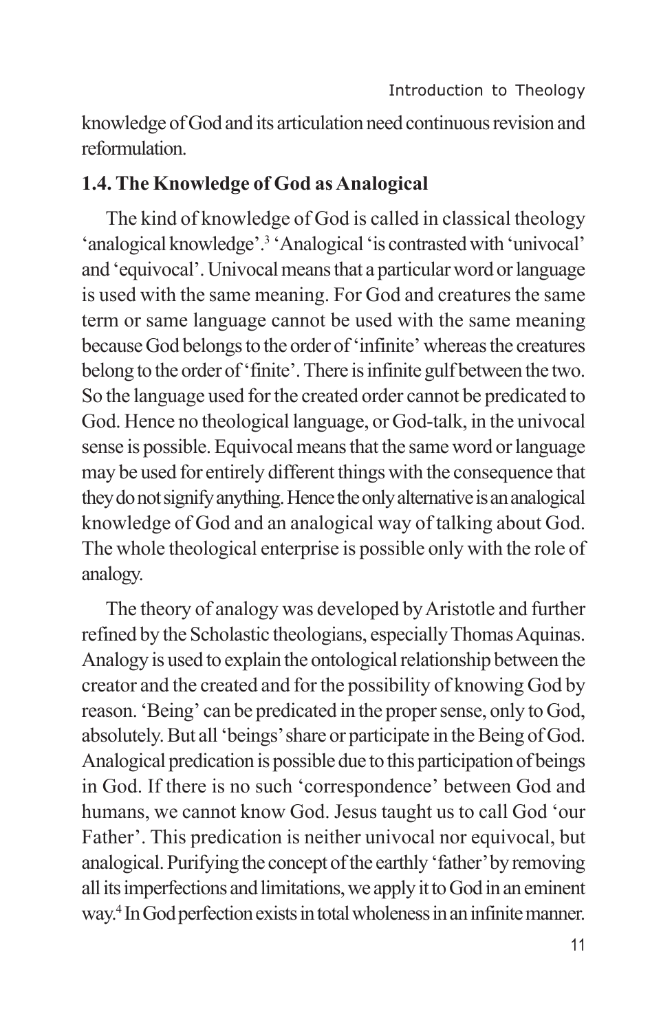knowledge of God and its articulation need continuous revision and reformulation.

### 1.4. The Knowledge of God as Analogical

The kind of knowledge of God is called in classical theology 'analogical knowledge'.[3] 'Analogical 'is contrasted with 'univocal' and 'equivocal'. Univocal means that a particular word or language is used with the same meaning. For God and creatures the same term or same language cannot be used with the same meaning because God belongs to the order of 'infinite' whereas the creatures belong to the order of 'finite'. There is infinite gulf between the two. So the language used for the created order cannot be predicated to God. Hence no theological language, or God-talk, in the univocal sense is possible. Equivocal means that the same word or language may be used for entirely different things with the consequence that they do not signify anything. Hence the only alternative is an analogical knowledge of God and an analogical way of talking about God. The whole theological enterprise is possible only with the role of analogy.

The theory of analogy was developed by Aristotle and further refined by the Scholastic theologians, especially Thomas Aquinas. Analogy is used to explain the ontological relationship between the creator and the created and for the possibility of knowing God by reason. 'Being' can be predicated in the proper sense, only to God, absolutely. But all 'beings' share or participate in the Being of God. Analogical predication is possible due to this participation of beings in God. If there is no such 'correspondence' between God and humans, we cannot know God. Jesus taught us to call God 'our Father'. This predication is neither univocal nor equivocal, but analogical. Purifying the concept of the earthly 'father' by removing all its imperfections and limitations, we apply it to God in an eminent way.[4] In God perfection exists in total wholeness in an infinite manner.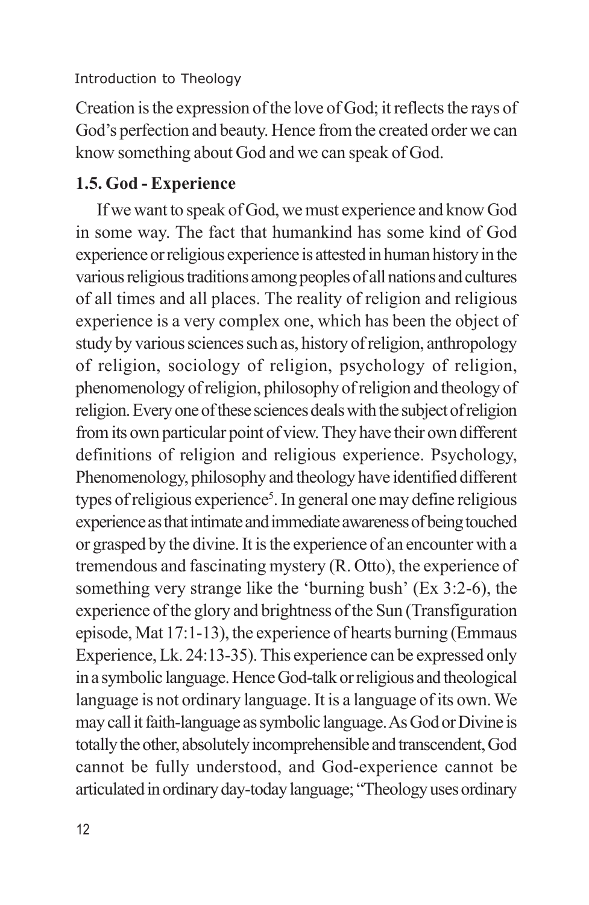Creation is the expression of the love of God; it reflects the rays of God's perfection and beauty. Hence from the created order we can know something about God and we can speak of God.

## 1.5. God - Experience

If we want to speak of God, we must experience and know God in some way. The fact that humankind has some kind of God experience or religious experience is attested in human history in the various religious traditions among peoples of all nations and cultures of all times and all places. The reality of religion and religious experience is a very complex one, which has been the object of study by various sciences such as, history of religion, anthropology of religion, sociology of religion, psychology of religion, phenomenology of religion, philosophy of religion and theology of religion. Every one of these sciences deals with the subject of religion from its own particular point of view. They have their own different definitions of religion and religious experience. Psychology, Phenomenology, philosophy and theology have identified different types of religious experience[5]. In general one may define religious experience as that intimate and immediate awareness of being touched or grasped by the divine. It is the experience of an encounter with a tremendous and fascinating mystery (R. Otto), the experience of something very strange like the 'burning bush' (Ex 3:2-6), the experience of the glory and brightness of the Sun (Transfiguration episode, Mat 17:1-13), the experience of hearts burning (Emmaus Experience, Lk. 24:13-35). This experience can be expressed only in a symbolic language. Hence God-talk or religious and theological language is not ordinary language. It is a language of its own. We may call it faith-language as symbolic language. As God or Divine is totally the other, absolutely incomprehensible and transcendent, God cannot be fully understood, and God-experience cannot be articulated in ordinary day-today language; "Theology uses ordinary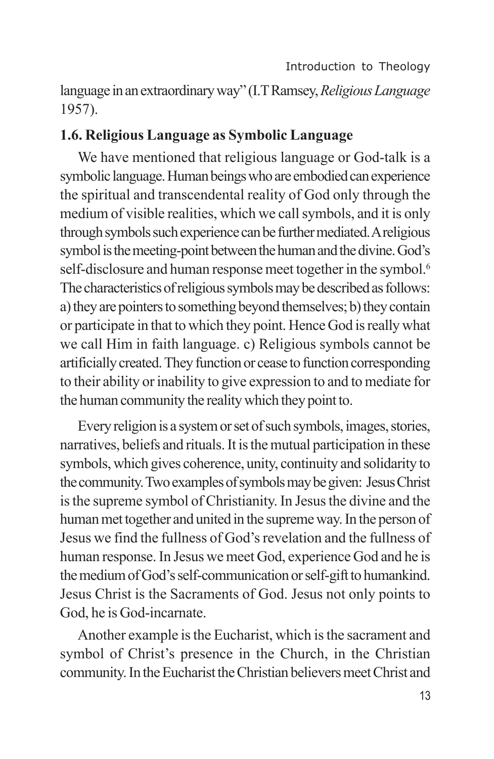language in an extraordinary way" (I.T Ramsey, *Religious Language* 1957).

### 1.6. Religious Language as Symbolic Language

We have mentioned that religious language or God-talk is a symbolic language. Human beings who are embodied can experience the spiritual and transcendental reality of God only through the medium of visible realities, which we call symbols, and it is only through symbols such experience can be further mediated. A religious symbol is the meeting-point between the human and the divine. God's self-disclosure and human response meet together in the symbol.[6] The characteristics of religious symbols may be described as follows: a) they are pointers to something beyond themselves; b) they contain or participate in that to which they point. Hence God is really what we call Him in faith language. c) Religious symbols cannot be artificially created. They function or cease to function corresponding to their ability or inability to give expression to and to mediate for the human community the reality which they point to.

Every religion is a system or set of such symbols, images, stories, narratives, beliefs and rituals. It is the mutual participation in these symbols, which gives coherence, unity, continuity and solidarity to the community. Two examples of symbols may be given: Jesus Christ is the supreme symbol of Christianity. In Jesus the divine and the human met together and united in the supreme way. In the person of Jesus we find the fullness of God's revelation and the fullness of human response. In Jesus we meet God, experience God and he is the medium of God's self-communication or self-gift to humankind. Jesus Christ is the Sacraments of God. Jesus not only points to God, he is God-incarnate.

Another example is the Eucharist, which is the sacrament and symbol of Christ's presence in the Church, in the Christian community. In the Eucharist the Christian believers meet Christ and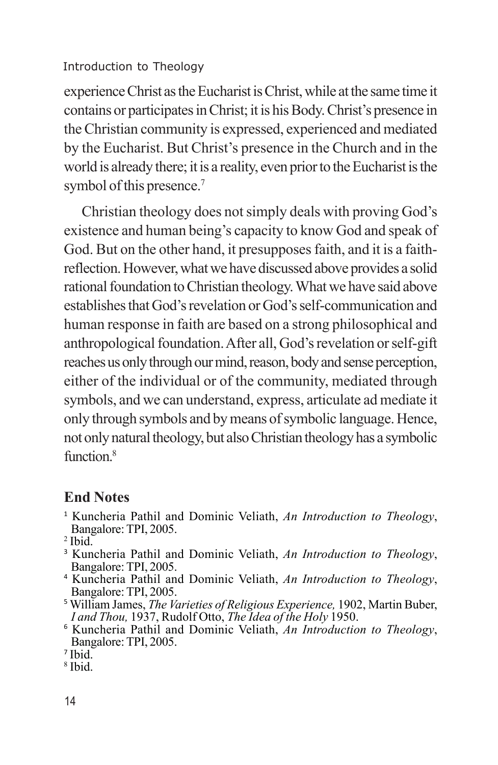experience Christ as the Eucharist is Christ, while at the same time it contains or participates in Christ; it is his Body. Christ's presence in the Christian community is expressed, experienced and mediated by the Eucharist. But Christ's presence in the Church and in the world is already there; it is a reality, even prior to the Eucharist is the symbol of this presence.[7]

Christian theology does not simply deals with proving God's existence and human being's capacity to know God and speak of God. But on the other hand, it presupposes faith, and it is a faith-reflection. However, what we have discussed above provides a solid rational foundation to Christian theology. What we have said above establishes that God's revelation or God's self-communication and human response in faith are based on a strong philosophical and anthropological foundation. After all, God's revelation or self-gift reaches us only through our mind, reason, body and sense perception, either of the individual or of the community, mediated through symbols, and we can understand, express, articulate ad mediate it only through symbols and by means of symbolic language. Hence, not only natural theology, but also Christian theology has a symbolic function.[8]

## End Notes

[1] Kuncheria Pathil and Dominic Veliath, *An Introduction to Theology*, Bangalore: TPI, 2005.

[2] Ibid.

[3] Kuncheria Pathil and Dominic Veliath, *An Introduction to Theology*, Bangalore: TPI, 2005.

[4] Kuncheria Pathil and Dominic Veliath, *An Introduction to Theology*, Bangalore: TPI, 2005.

[5] William James, *The Varieties of Religious Experience,* 1902, Martin Buber, *I and Thou,* 1937, Rudolf Otto, *The Idea of the Holy* 1950.

[6] Kuncheria Pathil and Dominic Veliath, *An Introduction to Theology*, Bangalore: TPI, 2005.

[7] Ibid.

[8] Ibid.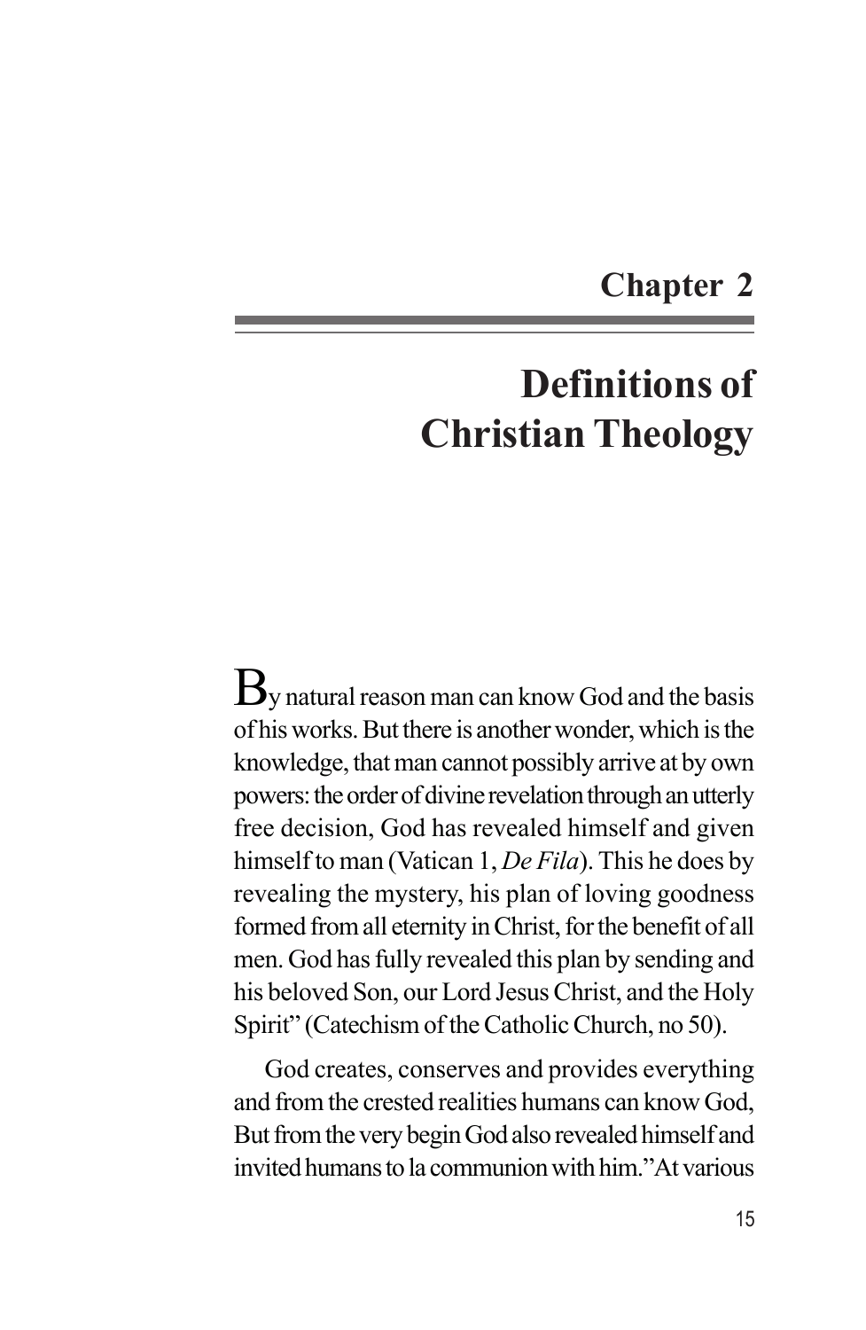# Chapter 2

# Definitions of Christian Theology

By natural reason man can know God and the basis of his works. But there is another wonder, which is the knowledge, that man cannot possibly arrive at by own powers: the order of divine revelation through an utterly free decision, God has revealed himself and given himself to man (Vatican 1, *De Fila*). This he does by revealing the mystery, his plan of loving goodness formed from all eternity in Christ, for the benefit of all men. God has fully revealed this plan by sending and his beloved Son, our Lord Jesus Christ, and the Holy Spirit" (Catechism of the Catholic Church, no 50).

God creates, conserves and provides everything and from the crested realities humans can know God, But from the very begin God also revealed himself and invited humans to la communion with him."At various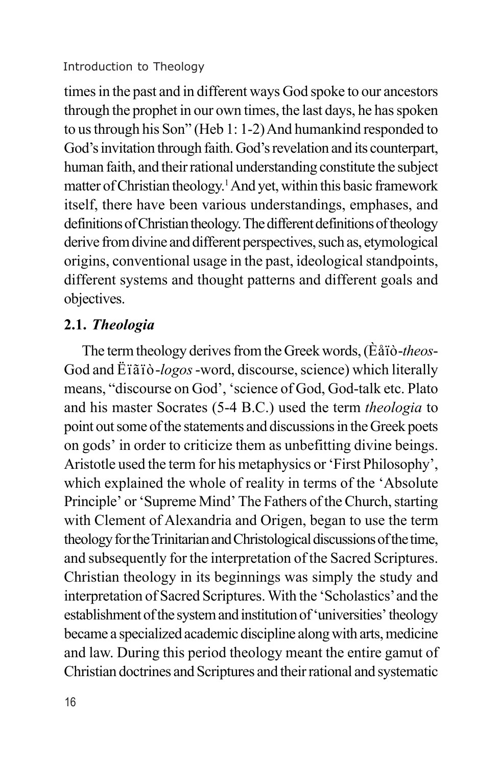times in the past and in different ways God spoke to our ancestors through the prophet in our own times, the last days, he has spoken to us through his Son" (Heb 1: 1-2) And humankind responded to God's invitation through faith. God's revelation and its counterpart, human faith, and their rational understanding constitute the subject matter of Christian theology.[1] And yet, within this basic framework itself, there have been various understandings, emphases, and definitions of Christian theology. The different definitions of theology derive from divine and different perspectives, such as, etymological origins, conventional usage in the past, ideological standpoints, different systems and thought patterns and different goals and objectives.

## 2.1. *Theologia*

The term theology derives from the Greek words, (Èåïò-*theos*-God and Ëïãïò-*logos* -word, discourse, science) which literally means, "discourse on God', 'science of God, God-talk etc. Plato and his master Socrates (5-4 B.C.) used the term *theologia* to point out some of the statements and discussions in the Greek poets on gods' in order to criticize them as unbefitting divine beings. Aristotle used the term for his metaphysics or 'First Philosophy', which explained the whole of reality in terms of the 'Absolute Principle' or 'Supreme Mind' The Fathers of the Church, starting with Clement of Alexandria and Origen, began to use the term theology for the Trinitarian and Christological discussions of the time, and subsequently for the interpretation of the Sacred Scriptures. Christian theology in its beginnings was simply the study and interpretation of Sacred Scriptures. With the 'Scholastics' and the establishment of the system and institution of 'universities' theology became a specialized academic discipline along with arts, medicine and law. During this period theology meant the entire gamut of Christian doctrines and Scriptures and their rational and systematic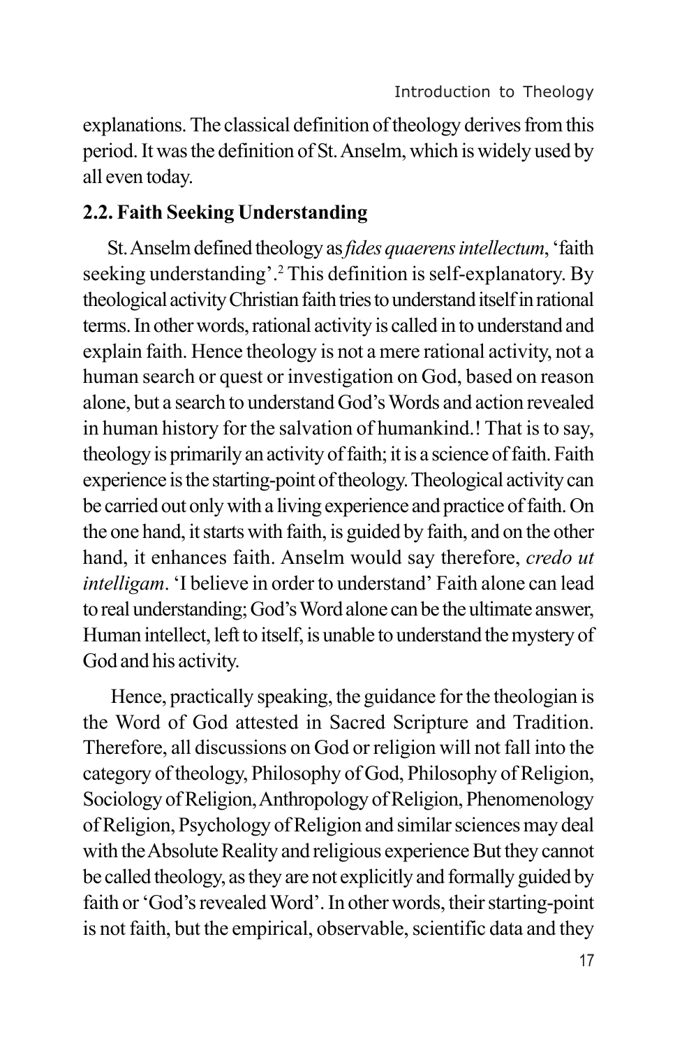explanations. The classical definition of theology derives from this period. It was the definition of St. Anselm, which is widely used by all even today.

## 2.2. Faith Seeking Understanding

St. Anselm defined theology as *fides quaerens intellectum*, 'faith seeking understanding'.[2] This definition is self-explanatory. By theological activity Christian faith tries to understand itself in rational terms. In other words, rational activity is called in to understand and explain faith. Hence theology is not a mere rational activity, not a human search or quest or investigation on God, based on reason alone, but a search to understand God's Words and action revealed in human history for the salvation of humankind.! That is to say, theology is primarily an activity of faith; it is a science of faith. Faith experience is the starting-point of theology. Theological activity can be carried out only with a living experience and practice of faith. On the one hand, it starts with faith, is guided by faith, and on the other hand, it enhances faith. Anselm would say therefore, *credo ut intelligam*. 'I believe in order to understand' Faith alone can lead to real understanding; God's Word alone can be the ultimate answer, Human intellect, left to itself, is unable to understand the mystery of God and his activity.

Hence, practically speaking, the guidance for the theologian is the Word of God attested in Sacred Scripture and Tradition. Therefore, all discussions on God or religion will not fall into the category of theology, Philosophy of God, Philosophy of Religion, Sociology of Religion, Anthropology of Religion, Phenomenology of Religion, Psychology of Religion and similar sciences may deal with the Absolute Reality and religious experience But they cannot be called theology, as they are not explicitly and formally guided by faith or 'God's revealed Word'. In other words, their starting-point is not faith, but the empirical, observable, scientific data and they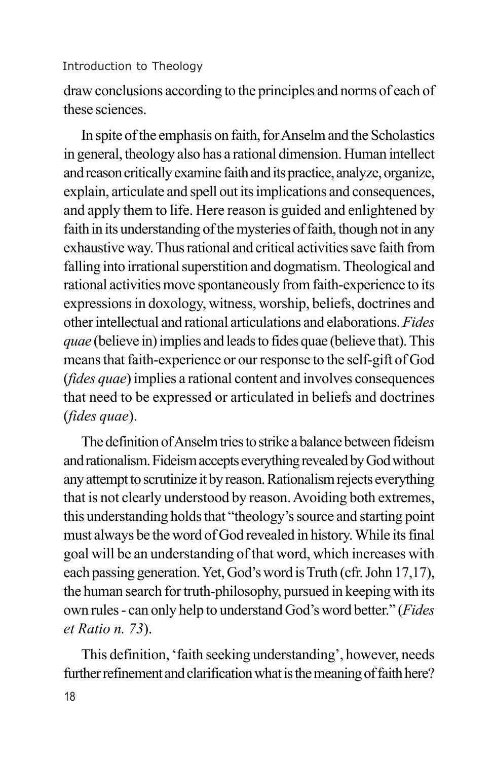draw conclusions according to the principles and norms of each of these sciences.

In spite of the emphasis on faith, for Anselm and the Scholastics in general, theology also has a rational dimension. Human intellect and reason critically examine faith and its practice, analyze, organize, explain, articulate and spell out its implications and consequences, and apply them to life. Here reason is guided and enlightened by faith in its understanding of the mysteries of faith, though not in any exhaustive way. Thus rational and critical activities save faith from falling into irrational superstition and dogmatism. Theological and rational activities move spontaneously from faith-experience to its expressions in doxology, witness, worship, beliefs, doctrines and other intellectual and rational articulations and elaborations. *Fides quae* (believe in) implies and leads to fides quae (believe that). This means that faith-experience or our response to the self-gift of God (*fides quae*) implies a rational content and involves consequences that need to be expressed or articulated in beliefs and doctrines (*fides quae*).

The definition of Anselm tries to strike a balance between fideism and rationalism. Fideism accepts everything revealed by God without any attempt to scrutinize it by reason. Rationalism rejects everything that is not clearly understood by reason. Avoiding both extremes, this understanding holds that "theology's source and starting point must always be the word of God revealed in history. While its final goal will be an understanding of that word, which increases with each passing generation. Yet, God's word is Truth (cfr. John 17,17), the human search for truth-philosophy, pursued in keeping with its own rules - can only help to understand God's word better." (*Fides et Ratio n. 73*).

This definition, 'faith seeking understanding', however, needs further refinement and clarification what is the meaning of faith here?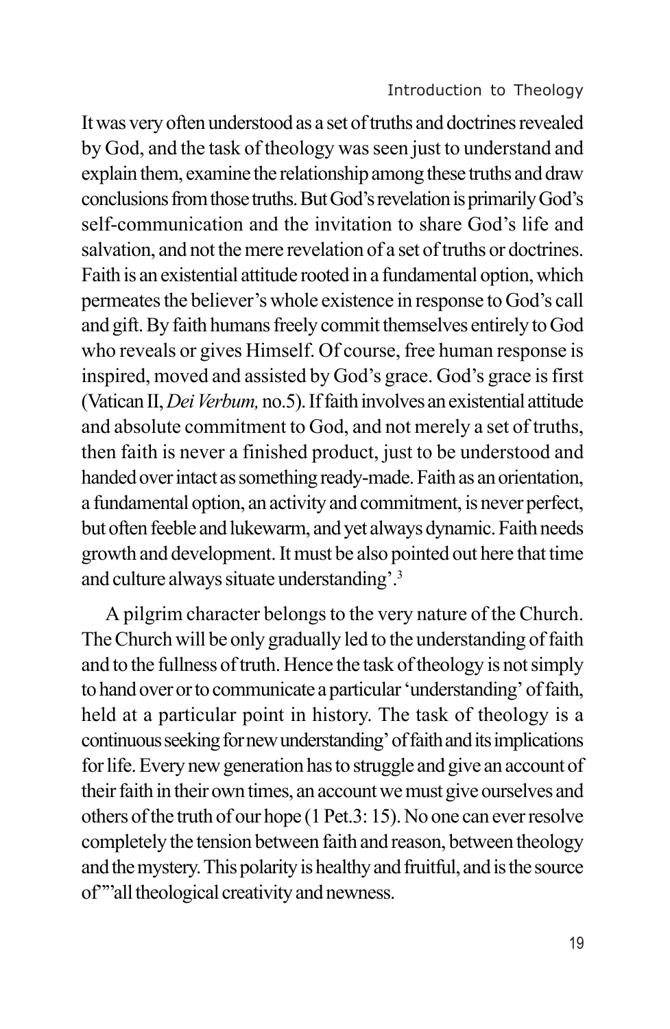It was very often understood as a set of truths and doctrines revealed by God, and the task of theology was seen just to understand and explain them, examine the relationship among these truths and draw conclusions from those truths. But God's revelation is primarily God's self-communication and the invitation to share God's life and salvation, and not the mere revelation of a set of truths or doctrines. Faith is an existential attitude rooted in a fundamental option, which permeates the believer's whole existence in response to God's call and gift. By faith humans freely commit themselves entirely to God who reveals or gives Himself. Of course, free human response is inspired, moved and assisted by God's grace. God's grace is first (Vatican II, *Dei Verbum,* no.5). If faith involves an existential attitude and absolute commitment to God, and not merely a set of truths, then faith is never a finished product, just to be understood and handed over intact as something ready-made. Faith as an orientation, a fundamental option, an activity and commitment, is never perfect, but often feeble and lukewarm, and yet always dynamic. Faith needs growth and development. It must be also pointed out here that time and culture always situate understanding'.[3]

A pilgrim character belongs to the very nature of the Church. The Church will be only gradually led to the understanding of faith and to the fullness of truth. Hence the task of theology is not simply to hand over or to communicate a particular 'understanding' of faith, held at a particular point in history. The task of theology is a continuous seeking for new understanding' of faith and its implications for life. Every new generation has to struggle and give an account of their faith in their own times, an account we must give ourselves and others of the truth of our hope (1 Pet.3: 15). No one can ever resolve completely the tension between faith and reason, between theology and the mystery. This polarity is healthy and fruitful, and is the source of""all theological creativity and newness.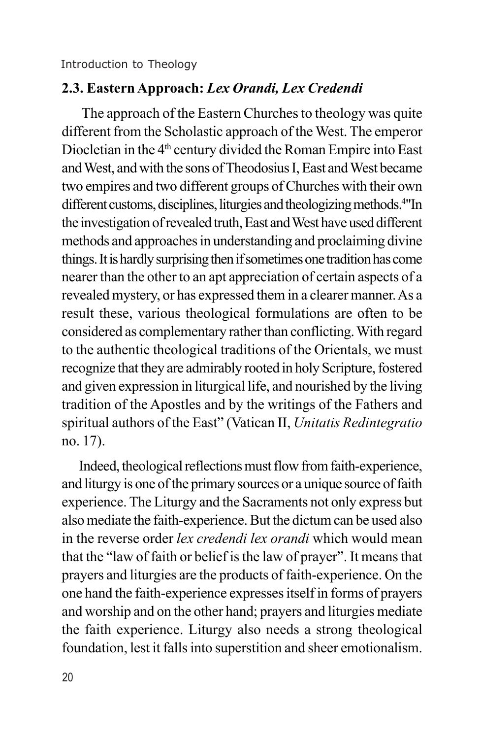## 2.3. Eastern Approach: *Lex Orandi, Lex Credendi*

The approach of the Eastern Churches to theology was quite different from the Scholastic approach of the West. The emperor Diocletian in the 4th century divided the Roman Empire into East and West, and with the sons of Theodosius I, East and West became two empires and two different groups of Churches with their own different customs, disciplines, liturgies and theologizing methods.[4]"In the investigation of revealed truth, East and West have used different methods and approaches in understanding and proclaiming divine things. It is hardly surprising then if sometimes one tradition has come nearer than the other to an apt appreciation of certain aspects of a revealed mystery, or has expressed them in a clearer manner. As a result these, various theological formulations are often to be considered as complementary rather than conflicting. With regard to the authentic theological traditions of the Orientals, we must recognize that they are admirably rooted in holy Scripture, fostered and given expression in liturgical life, and nourished by the living tradition of the Apostles and by the writings of the Fathers and spiritual authors of the East" (Vatican II, *Unitatis Redintegratio* no. 17).

Indeed, theological reflections must flow from faith-experience, and liturgy is one of the primary sources or a unique source of faith experience. The Liturgy and the Sacraments not only express but also mediate the faith-experience. But the dictum can be used also in the reverse order *lex credendi lex orandi* which would mean that the "law of faith or belief is the law of prayer". It means that prayers and liturgies are the products of faith-experience. On the one hand the faith-experience expresses itself in forms of prayers and worship and on the other hand; prayers and liturgies mediate the faith experience. Liturgy also needs a strong theological foundation, lest it falls into superstition and sheer emotionalism.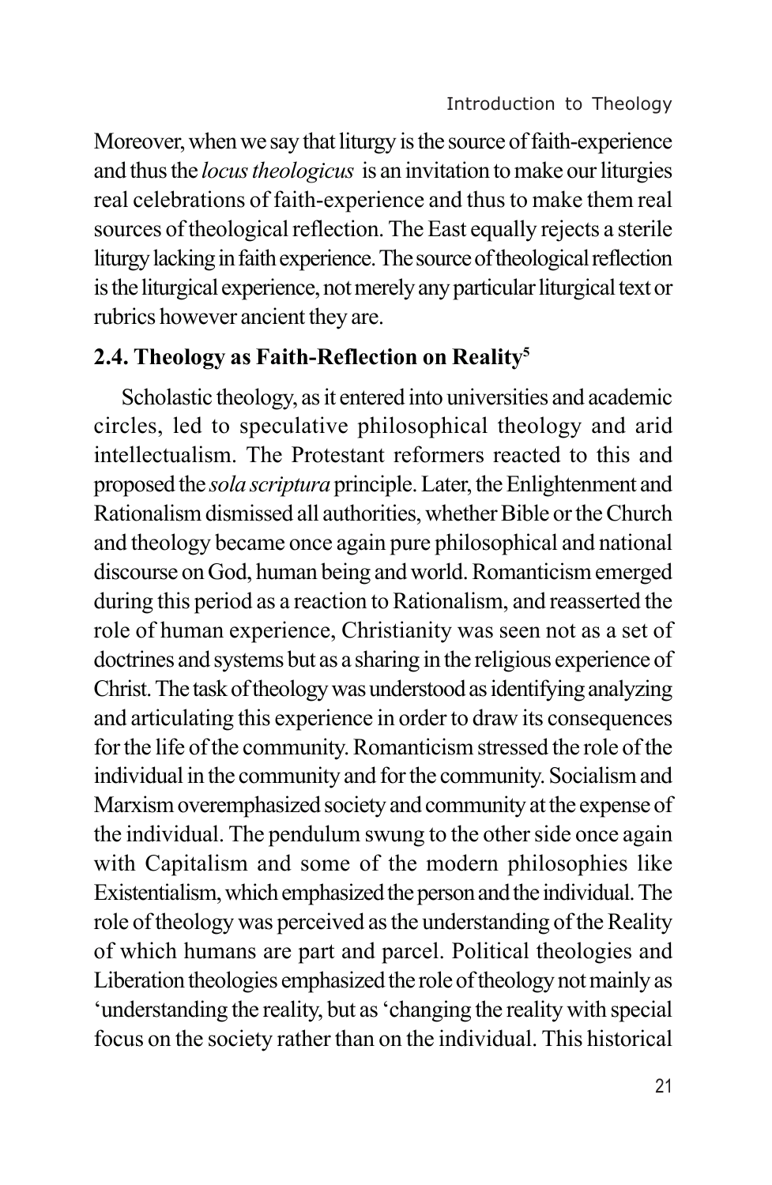Moreover, when we say that liturgy is the source of faith-experience and thus the *locus theologicus* is an invitation to make our liturgies real celebrations of faith-experience and thus to make them real sources of theological reflection. The East equally rejects a sterile liturgy lacking in faith experience. The source of theological reflection is the liturgical experience, not merely any particular liturgical text or rubrics however ancient they are.

## 2.4. Theology as Faith-Reflection on Reality[5]

Scholastic theology, as it entered into universities and academic circles, led to speculative philosophical theology and arid intellectualism. The Protestant reformers reacted to this and proposed the *sola scriptura* principle. Later, the Enlightenment and Rationalism dismissed all authorities, whether Bible or the Church and theology became once again pure philosophical and national discourse on God, human being and world. Romanticism emerged during this period as a reaction to Rationalism, and reasserted the role of human experience, Christianity was seen not as a set of doctrines and systems but as a sharing in the religious experience of Christ. The task of theology was understood as identifying analyzing and articulating this experience in order to draw its consequences for the life of the community. Romanticism stressed the role of the individual in the community and for the community. Socialism and Marxism overemphasized society and community at the expense of the individual. The pendulum swung to the other side once again with Capitalism and some of the modern philosophies like Existentialism, which emphasized the person and the individual. The role of theology was perceived as the understanding of the Reality of which humans are part and parcel. Political theologies and Liberation theologies emphasized the role of theology not mainly as 'understanding the reality, but as 'changing the reality with special focus on the society rather than on the individual. This historical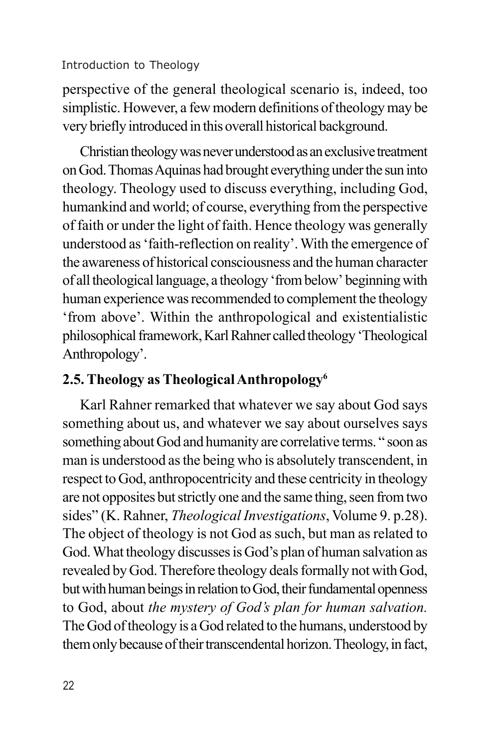perspective of the general theological scenario is, indeed, too simplistic. However, a few modern definitions of theology may be very briefly introduced in this overall historical background.

Christian theology was never understood as an exclusive treatment on God. Thomas Aquinas had brought everything under the sun into theology. Theology used to discuss everything, including God, humankind and world; of course, everything from the perspective of faith or under the light of faith. Hence theology was generally understood as 'faith-reflection on reality'. With the emergence of the awareness of historical consciousness and the human character of all theological language, a theology 'from below' beginning with human experience was recommended to complement the theology 'from above'. Within the anthropological and existentialistic philosophical framework, Karl Rahner called theology 'Theological Anthropology'.

## 2.5. Theology as Theological Anthropology[6]

Karl Rahner remarked that whatever we say about God says something about us, and whatever we say about ourselves says something about God and humanity are correlative terms. " soon as man is understood as the being who is absolutely transcendent, in respect to God, anthropocentricity and these centricity in theology are not opposites but strictly one and the same thing, seen from two sides" (K. Rahner, *Theological Investigations*, Volume 9. p.28). The object of theology is not God as such, but man as related to God. What theology discusses is God's plan of human salvation as revealed by God. Therefore theology deals formally not with God, but with human beings in relation to God, their fundamental openness to God, about *the mystery of God's plan for human salvation.* The God of theology is a God related to the humans, understood by them only because of their transcendental horizon. Theology, in fact,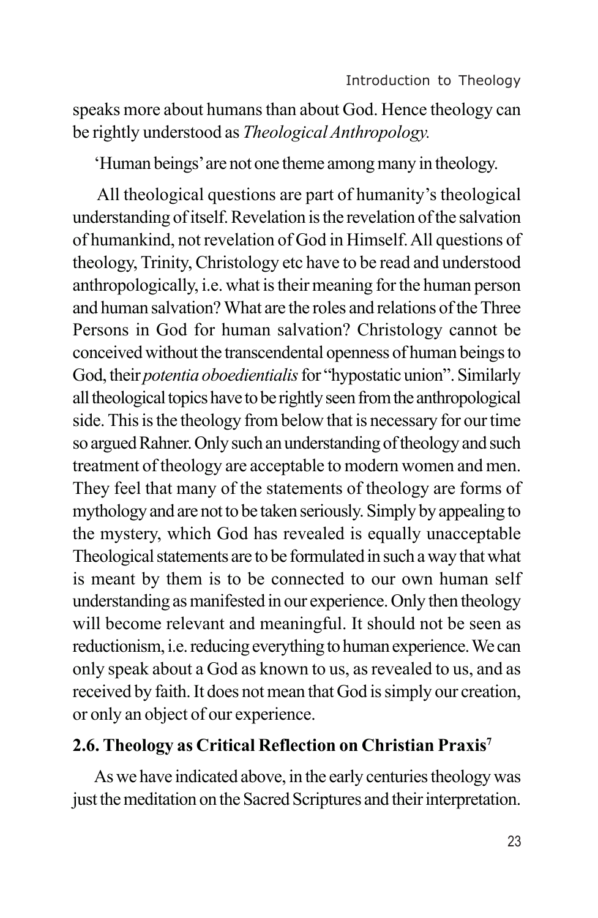speaks more about humans than about God. Hence theology can be rightly understood as *Theological Anthropology.*

'Human beings' are not one theme among many in theology.

All theological questions are part of humanity's theological understanding of itself. Revelation is the revelation of the salvation of humankind, not revelation of God in Himself. All questions of theology, Trinity, Christology etc have to be read and understood anthropologically, i.e. what is their meaning for the human person and human salvation? What are the roles and relations of the Three Persons in God for human salvation? Christology cannot be conceived without the transcendental openness of human beings to God, their *potentia oboedientialis* for "hypostatic union". Similarly all theological topics have to be rightly seen from the anthropological side. This is the theology from below that is necessary for our time so argued Rahner. Only such an understanding of theology and such treatment of theology are acceptable to modern women and men. They feel that many of the statements of theology are forms of mythology and are not to be taken seriously. Simply by appealing to the mystery, which God has revealed is equally unacceptable Theological statements are to be formulated in such a way that what is meant by them is to be connected to our own human self understanding as manifested in our experience. Only then theology will become relevant and meaningful. It should not be seen as reductionism, i.e. reducing everything to human experience. We can only speak about a God as known to us, as revealed to us, and as received by faith. It does not mean that God is simply our creation, or only an object of our experience.

## 2.6. Theology as Critical Reflection on Christian Praxis[7]

As we have indicated above, in the early centuries theology was just the meditation on the Sacred Scriptures and their interpretation.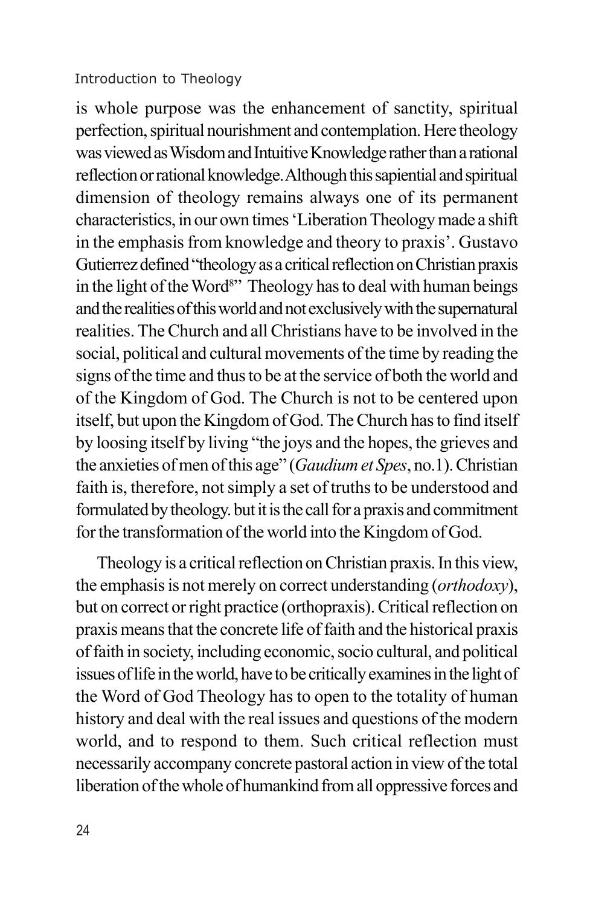is whole purpose was the enhancement of sanctity, spiritual perfection, spiritual nourishment and contemplation. Here theology was viewed as Wisdom and Intuitive Knowledge rather than a rational reflection or rational knowledge. Although this sapiential and spiritual dimension of theology remains always one of its permanent characteristics, in our own times 'Liberation Theology made a shift in the emphasis from knowledge and theory to praxis'. Gustavo Gutierrez defined "theology as a critical reflection on Christian praxis in the light of the Word[8]" Theology has to deal with human beings and the realities of this world and not exclusively with the supernatural realities. The Church and all Christians have to be involved in the social, political and cultural movements of the time by reading the signs of the time and thus to be at the service of both the world and of the Kingdom of God. The Church is not to be centered upon itself, but upon the Kingdom of God. The Church has to find itself by loosing itself by living "the joys and the hopes, the grieves and the anxieties of men of this age" (*Gaudium et Spes*, no.1). Christian faith is, therefore, not simply a set of truths to be understood and formulated by theology. but it is the call for a praxis and commitment for the transformation of the world into the Kingdom of God.

Theology is a critical reflection on Christian praxis. In this view, the emphasis is not merely on correct understanding (*orthodoxy*), but on correct or right practice (orthopraxis). Critical reflection on praxis means that the concrete life of faith and the historical praxis of faith in society, including economic, socio cultural, and political issues of life in the world, have to be critically examines in the light of the Word of God Theology has to open to the totality of human history and deal with the real issues and questions of the modern world, and to respond to them. Such critical reflection must necessarily accompany concrete pastoral action in view of the total liberation of the whole of humankind from all oppressive forces and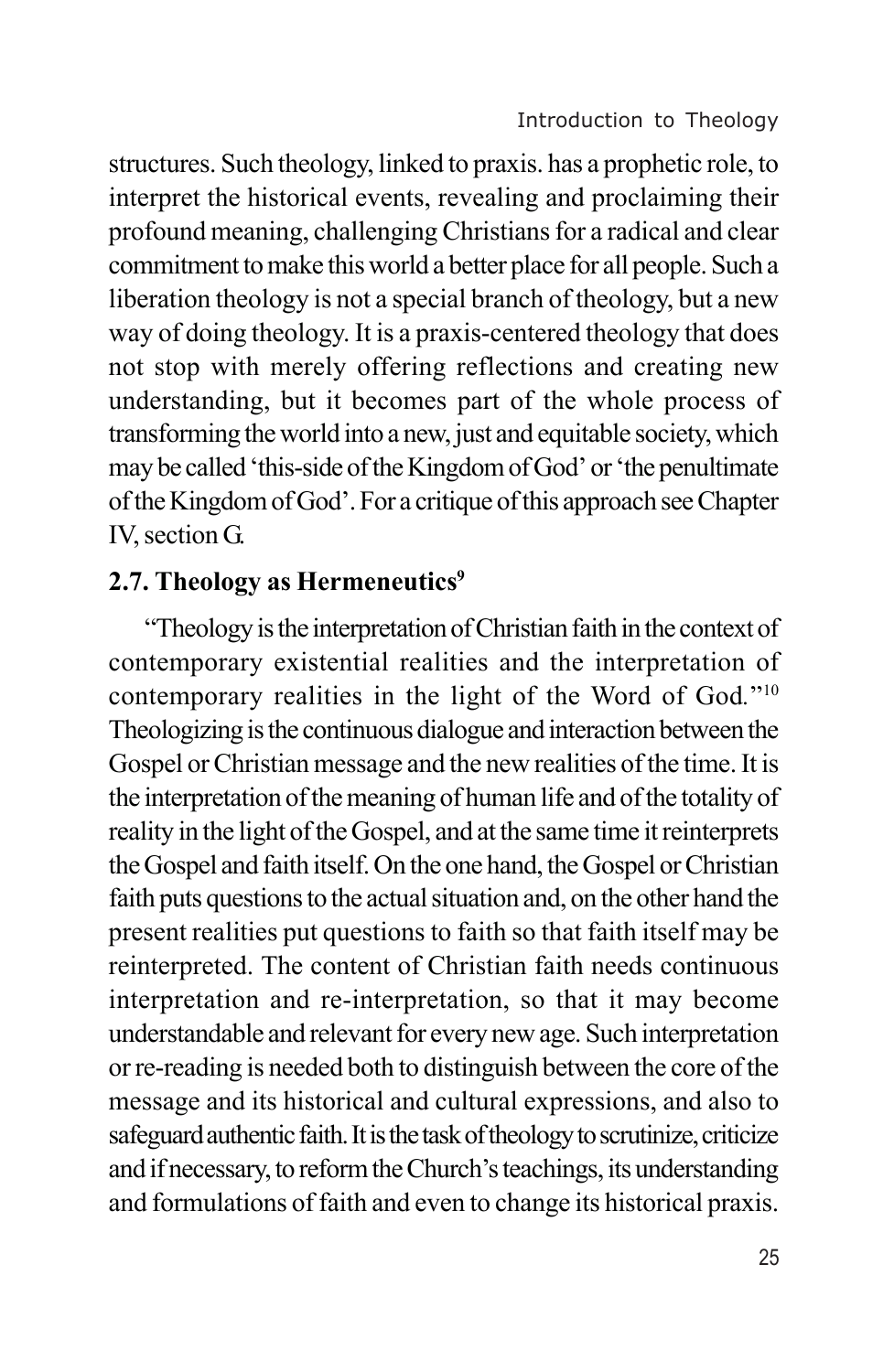structures. Such theology, linked to praxis. has a prophetic role, to interpret the historical events, revealing and proclaiming their profound meaning, challenging Christians for a radical and clear commitment to make this world a better place for all people. Such a liberation theology is not a special branch of theology, but a new way of doing theology. It is a praxis-centered theology that does not stop with merely offering reflections and creating new understanding, but it becomes part of the whole process of transforming the world into a new, just and equitable society, which may be called 'this-side of the Kingdom of God' or 'the penultimate of the Kingdom of God'. For a critique of this approach see Chapter IV, section G.

## 2.7. Theology as Hermeneutics[9]

"Theology is the interpretation of Christian faith in the context of contemporary existential realities and the interpretation of contemporary realities in the light of the Word of God."[10] Theologizing is the continuous dialogue and interaction between the Gospel or Christian message and the new realities of the time. It is the interpretation of the meaning of human life and of the totality of reality in the light of the Gospel, and at the same time it reinterprets the Gospel and faith itself. On the one hand, the Gospel or Christian faith puts questions to the actual situation and, on the other hand the present realities put questions to faith so that faith itself may be reinterpreted. The content of Christian faith needs continuous interpretation and re-interpretation, so that it may become understandable and relevant for every new age. Such interpretation or re-reading is needed both to distinguish between the core of the message and its historical and cultural expressions, and also to safeguard authentic faith. It is the task of theology to scrutinize, criticize and if necessary, to reform the Church's teachings, its understanding and formulations of faith and even to change its historical praxis.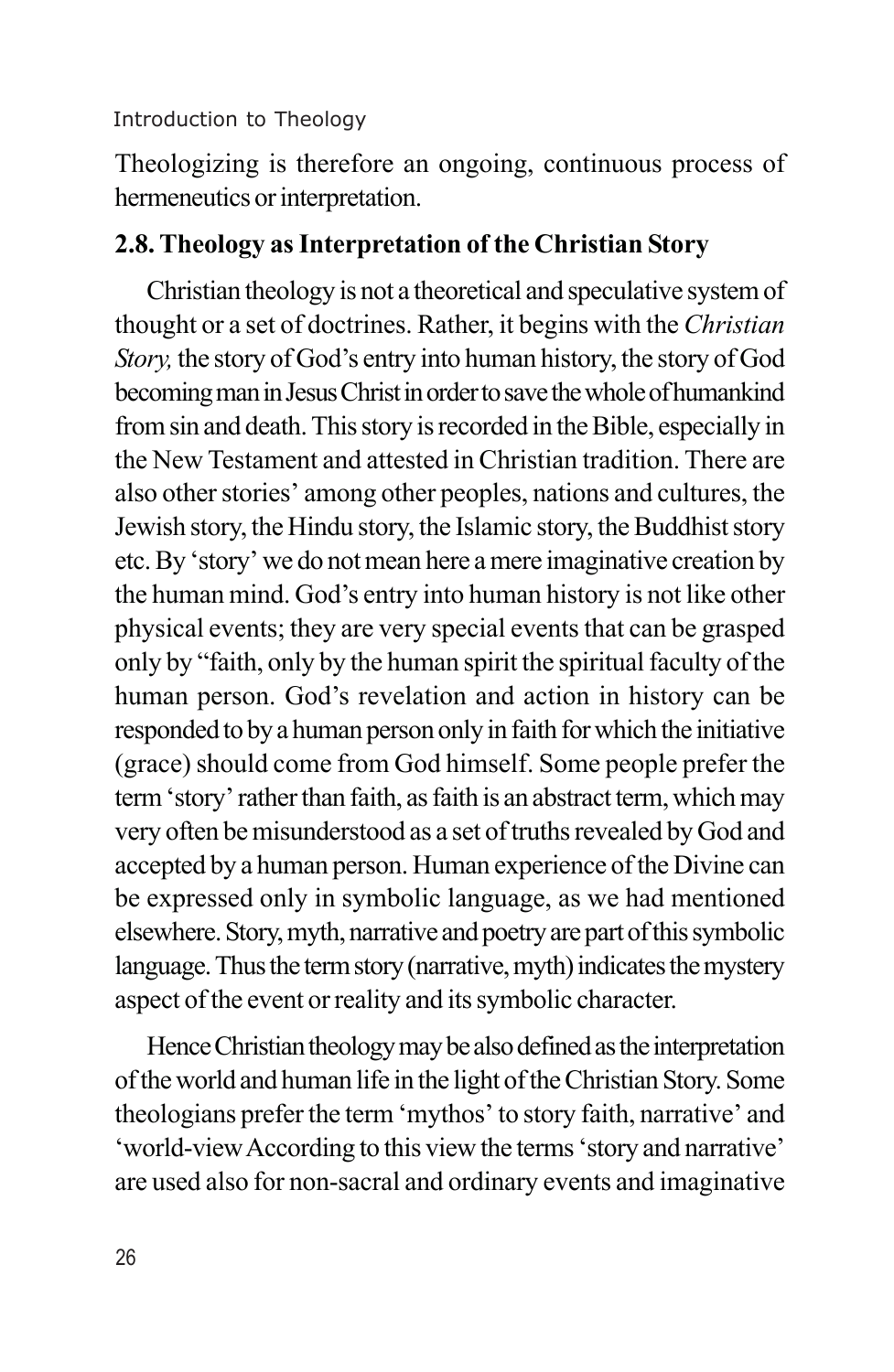Theologizing is therefore an ongoing, continuous process of hermeneutics or interpretation.

## 2.8. Theology as Interpretation of the Christian Story

Christian theology is not a theoretical and speculative system of thought or a set of doctrines. Rather, it begins with the *Christian Story,* the story of God's entry into human history, the story of God becoming man in Jesus Christ in order to save the whole of humankind from sin and death. This story is recorded in the Bible, especially in the New Testament and attested in Christian tradition. There are also other stories' among other peoples, nations and cultures, the Jewish story, the Hindu story, the Islamic story, the Buddhist story etc. By 'story' we do not mean here a mere imaginative creation by the human mind. God's entry into human history is not like other physical events; they are very special events that can be grasped only by "faith, only by the human spirit the spiritual faculty of the human person. God's revelation and action in history can be responded to by a human person only in faith for which the initiative (grace) should come from God himself. Some people prefer the term 'story' rather than faith, as faith is an abstract term, which may very often be misunderstood as a set of truths revealed by God and accepted by a human person. Human experience of the Divine can be expressed only in symbolic language, as we had mentioned elsewhere. Story, myth, narrative and poetry are part of this symbolic language. Thus the term story (narrative, myth) indicates the mystery aspect of the event or reality and its symbolic character.

Hence Christian theology may be also defined as the interpretation of the world and human life in the light of the Christian Story. Some theologians prefer the term 'mythos' to story faith, narrative' and 'world-view According to this view the terms 'story and narrative' are used also for non-sacral and ordinary events and imaginative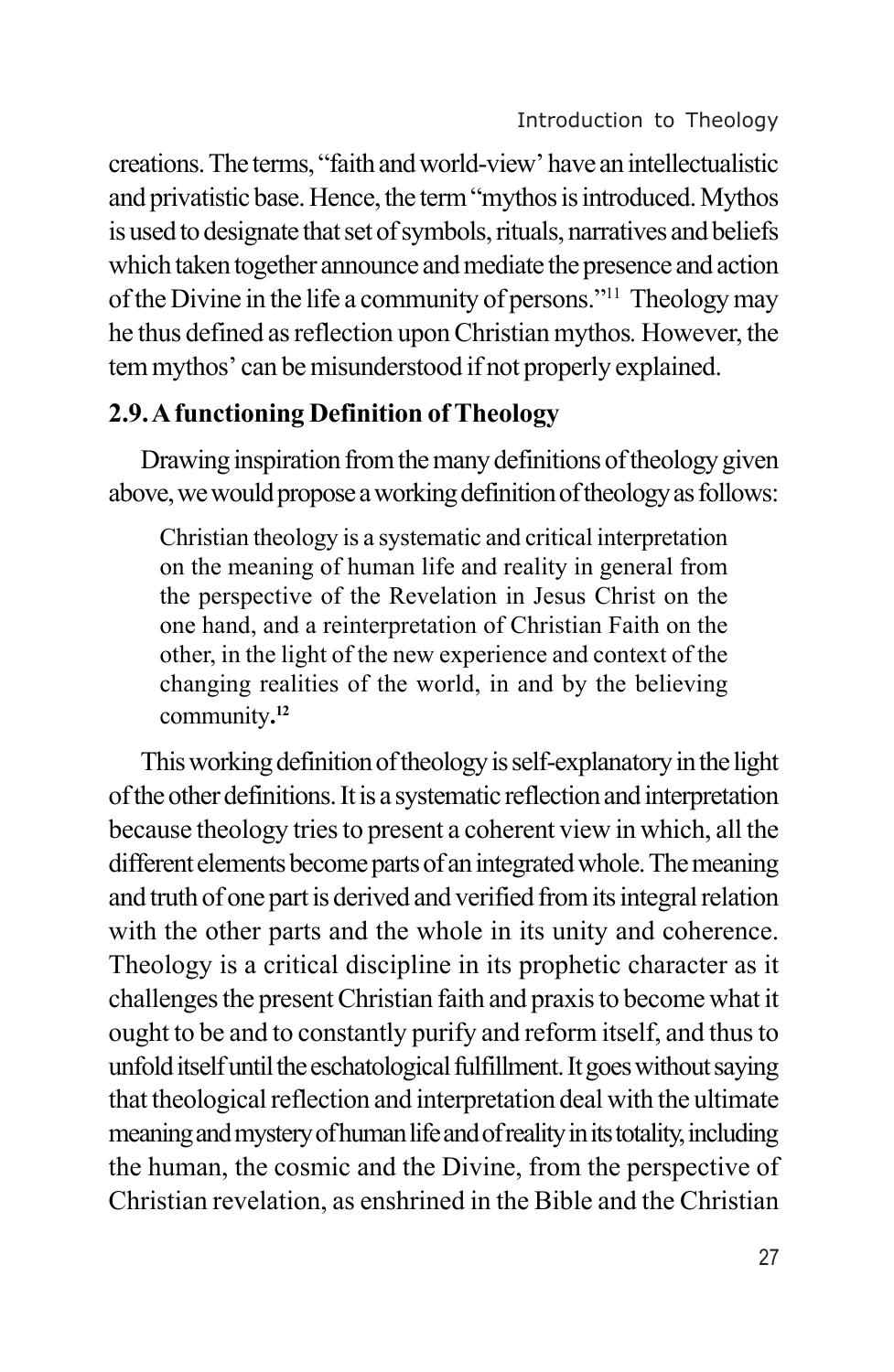creations. The terms, "faith and world-view' have an intellectualistic and privatistic base. Hence, the term "mythos is introduced. Mythos is used to designate that set of symbols, rituals, narratives and beliefs which taken together announce and mediate the presence and action of the Divine in the life a community of persons."[11] Theology may he thus defined as reflection upon Christian mythos. However, the tem mythos' can be misunderstood if not properly explained.

## 2.9. A functioning Definition of Theology

Drawing inspiration from the many definitions of theology given above, we would propose a working definition of theology as follows:

> Christian theology is a systematic and critical interpretation on the meaning of human life and reality in general from the perspective of the Revelation in Jesus Christ on the one hand, and a reinterpretation of Christian Faith on the other, in the light of the new experience and context of the changing realities of the world, in and by the believing community.[12]

This working definition of theology is self-explanatory in the light of the other definitions. It is a systematic reflection and interpretation because theology tries to present a coherent view in which, all the different elements become parts of an integrated whole. The meaning and truth of one part is derived and verified from its integral relation with the other parts and the whole in its unity and coherence. Theology is a critical discipline in its prophetic character as it challenges the present Christian faith and praxis to become what it ought to be and to constantly purify and reform itself, and thus to unfold itself until the eschatological fulfillment. It goes without saying that theological reflection and interpretation deal with the ultimate meaning and mystery of human life and of reality in its totality, including the human, the cosmic and the Divine, from the perspective of Christian revelation, as enshrined in the Bible and the Christian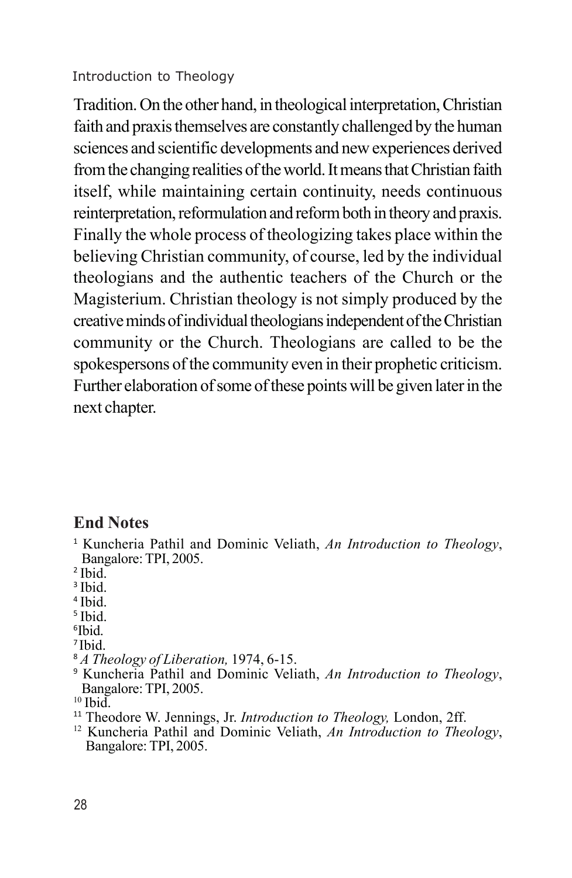Tradition. On the other hand, in theological interpretation, Christian faith and praxis themselves are constantly challenged by the human sciences and scientific developments and new experiences derived from the changing realities of the world. It means that Christian faith itself, while maintaining certain continuity, needs continuous reinterpretation, reformulation and reform both in theory and praxis. Finally the whole process of theologizing takes place within the believing Christian community, of course, led by the individual theologians and the authentic teachers of the Church or the Magisterium. Christian theology is not simply produced by the creative minds of individual theologians independent of the Christian community or the Church. Theologians are called to be the spokespersons of the community even in their prophetic criticism. Further elaboration of some of these points will be given later in the next chapter.

## End Notes

[1] Kuncheria Pathil and Dominic Veliath, *An Introduction to Theology*, Bangalore: TPI, 2005.

[2] Ibid.

[3] Ibid.

[4] Ibid.

[5] Ibid.

[6] Ibid.

[7] Ibid.

[8] *A Theology of Liberation,* 1974, 6-15.

[9] Kuncheria Pathil and Dominic Veliath, *An Introduction to Theology*, Bangalore: TPI, 2005.

[10] Ibid.

[11] Theodore W. Jennings, Jr. *Introduction to Theology,* London, 2ff.

[12] Kuncheria Pathil and Dominic Veliath, *An Introduction to Theology*, Bangalore: TPI, 2005.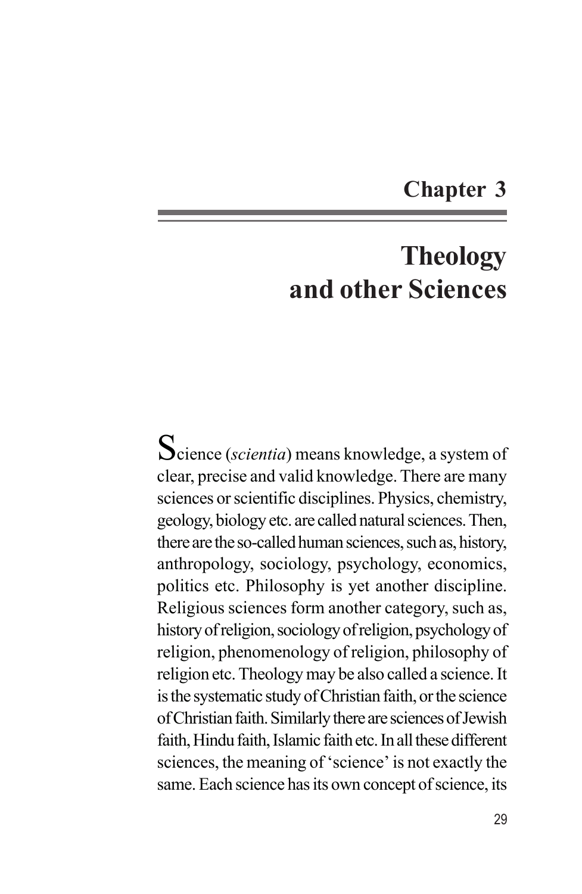# Chapter 3

# Theology and other Sciences

Science (*scientia*) means knowledge, a system of clear, precise and valid knowledge. There are many sciences or scientific disciplines. Physics, chemistry, geology, biology etc. are called natural sciences. Then, there are the so-called human sciences, such as, history, anthropology, sociology, psychology, economics, politics etc. Philosophy is yet another discipline. Religious sciences form another category, such as, history of religion, sociology of religion, psychology of religion, phenomenology of religion, philosophy of religion etc. Theology may be also called a science. It is the systematic study of Christian faith, or the science of Christian faith. Similarly there are sciences of Jewish faith, Hindu faith, Islamic faith etc. In all these different sciences, the meaning of 'science' is not exactly the same. Each science has its own concept of science, its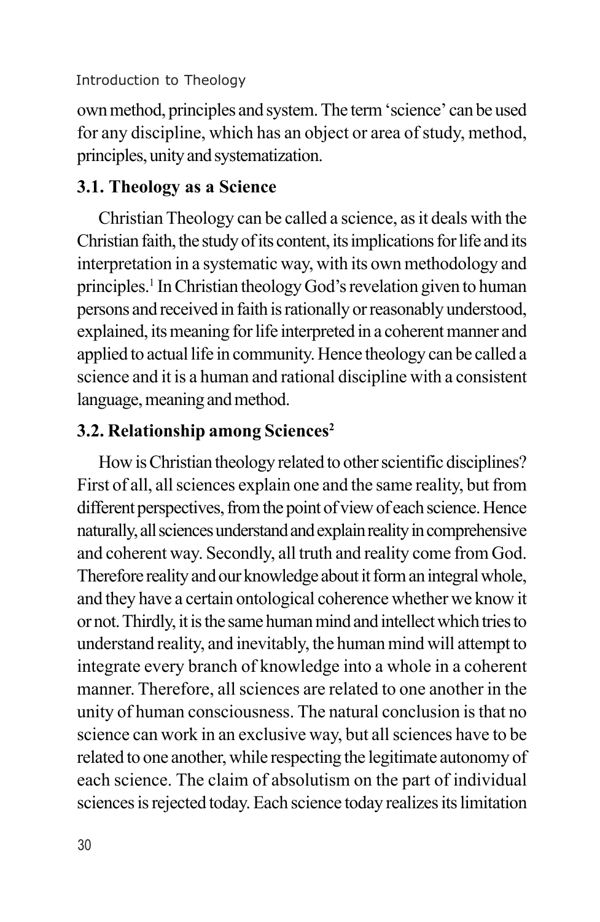own method, principles and system. The term 'science' can be used for any discipline, which has an object or area of study, method, principles, unity and systematization.

### 3.1. Theology as a Science

Christian Theology can be called a science, as it deals with the Christian faith, the study of its content, its implications for life and its interpretation in a systematic way, with its own methodology and principles.[1] In Christian theology God's revelation given to human persons and received in faith is rationally or reasonably understood, explained, its meaning for life interpreted in a coherent manner and applied to actual life in community. Hence theology can be called a science and it is a human and rational discipline with a consistent language, meaning and method.

### 3.2. Relationship among Sciences[2]

How is Christian theology related to other scientific disciplines? First of all, all sciences explain one and the same reality, but from different perspectives, from the point of view of each science. Hence naturally, all sciences understand and explain reality in comprehensive and coherent way. Secondly, all truth and reality come from God. Therefore reality and our knowledge about it form an integral whole, and they have a certain ontological coherence whether we know it or not. Thirdly, it is the same human mind and intellect which tries to understand reality, and inevitably, the human mind will attempt to integrate every branch of knowledge into a whole in a coherent manner. Therefore, all sciences are related to one another in the unity of human consciousness. The natural conclusion is that no science can work in an exclusive way, but all sciences have to be related to one another, while respecting the legitimate autonomy of each science. The claim of absolutism on the part of individual sciences is rejected today. Each science today realizes its limitation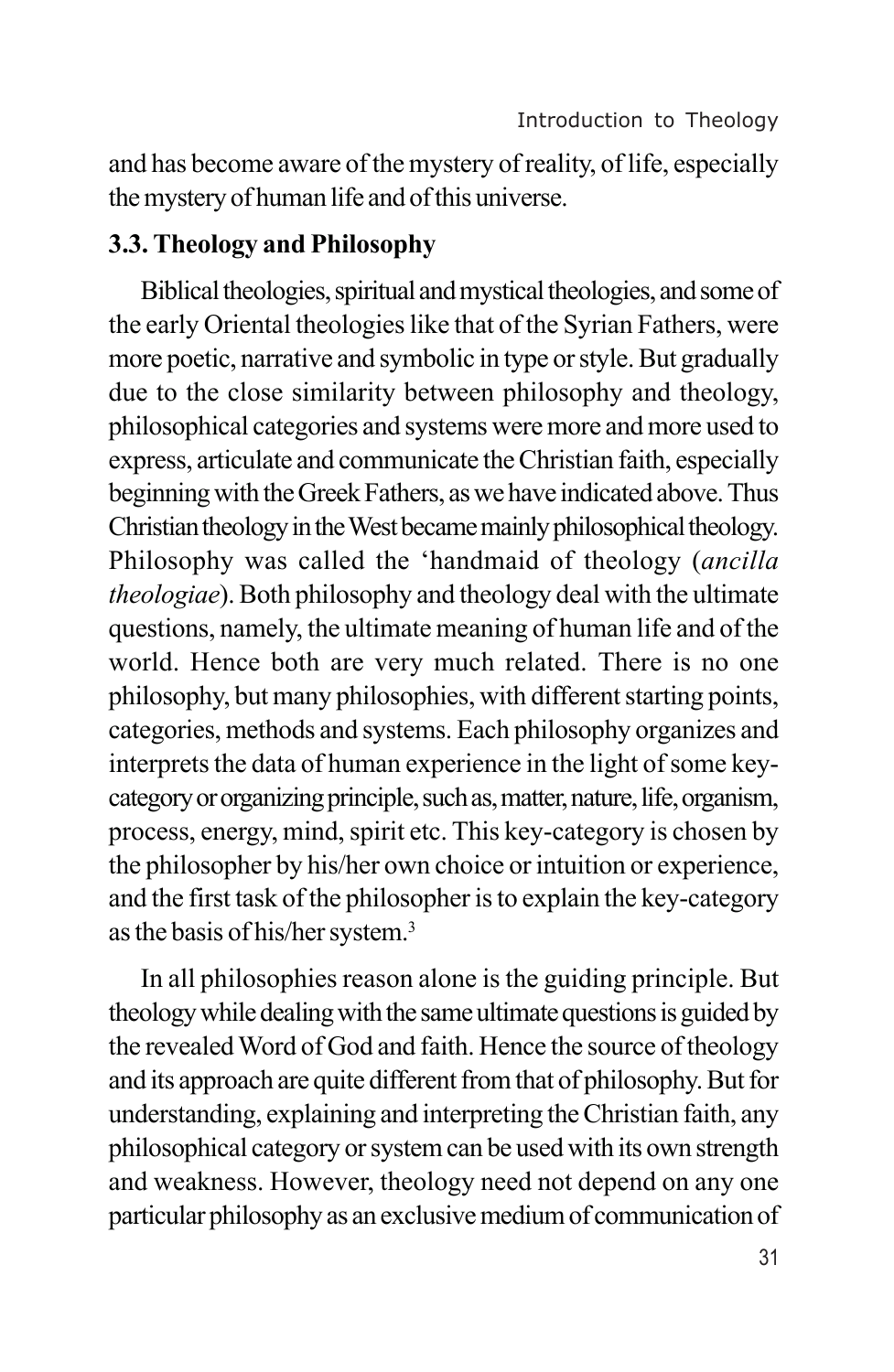and has become aware of the mystery of reality, of life, especially the mystery of human life and of this universe.

### 3.3. Theology and Philosophy

Biblical theologies, spiritual and mystical theologies, and some of the early Oriental theologies like that of the Syrian Fathers, were more poetic, narrative and symbolic in type or style. But gradually due to the close similarity between philosophy and theology, philosophical categories and systems were more and more used to express, articulate and communicate the Christian faith, especially beginning with the Greek Fathers, as we have indicated above. Thus Christian theology in the West became mainly philosophical theology. Philosophy was called the 'handmaid of theology (*ancilla theologiae*). Both philosophy and theology deal with the ultimate questions, namely, the ultimate meaning of human life and of the world. Hence both are very much related. There is no one philosophy, but many philosophies, with different starting points, categories, methods and systems. Each philosophy organizes and interprets the data of human experience in the light of some key-category or organizing principle, such as, matter, nature, life, organism, process, energy, mind, spirit etc. This key-category is chosen by the philosopher by his/her own choice or intuition or experience, and the first task of the philosopher is to explain the key-category as the basis of his/her system.[3]

In all philosophies reason alone is the guiding principle. But theology while dealing with the same ultimate questions is guided by the revealed Word of God and faith. Hence the source of theology and its approach are quite different from that of philosophy. But for understanding, explaining and interpreting the Christian faith, any philosophical category or system can be used with its own strength and weakness. However, theology need not depend on any one particular philosophy as an exclusive medium of communication of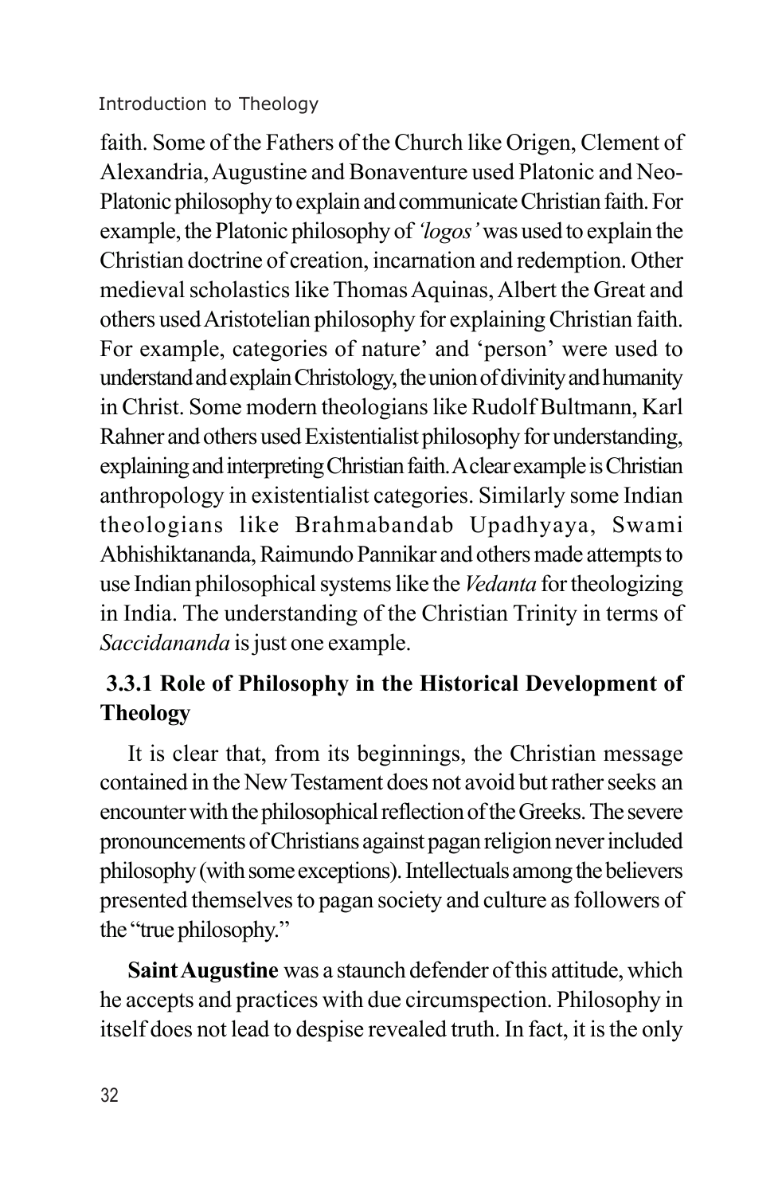faith. Some of the Fathers of the Church like Origen, Clement of Alexandria, Augustine and Bonaventure used Platonic and Neo-Platonic philosophy to explain and communicate Christian faith. For example, the Platonic philosophy of *'logos'* was used to explain the Christian doctrine of creation, incarnation and redemption. Other medieval scholastics like Thomas Aquinas, Albert the Great and others used Aristotelian philosophy for explaining Christian faith. For example, categories of nature' and 'person' were used to understand and explain Christology, the union of divinity and humanity in Christ. Some modern theologians like Rudolf Bultmann, Karl Rahner and others used Existentialist philosophy for understanding, explaining and interpreting Christian faith. A clear example is Christian anthropology in existentialist categories. Similarly some Indian theologians like Brahmabandab Upadhyaya, Swami Abhishiktananda, Raimundo Pannikar and others made attempts to use Indian philosophical systems like the *Vedanta* for theologizing in India. The understanding of the Christian Trinity in terms of *Saccidananda* is just one example.

### 3.3.1 Role of Philosophy in the Historical Development of Theology

It is clear that, from its beginnings, the Christian message contained in the New Testament does not avoid but rather seeks an encounter with the philosophical reflection of the Greeks. The severe pronouncements of Christians against pagan religion never included philosophy (with some exceptions). Intellectuals among the believers presented themselves to pagan society and culture as followers of the "true philosophy."

**Saint Augustine** was a staunch defender of this attitude, which he accepts and practices with due circumspection. Philosophy in itself does not lead to despise revealed truth. In fact, it is the only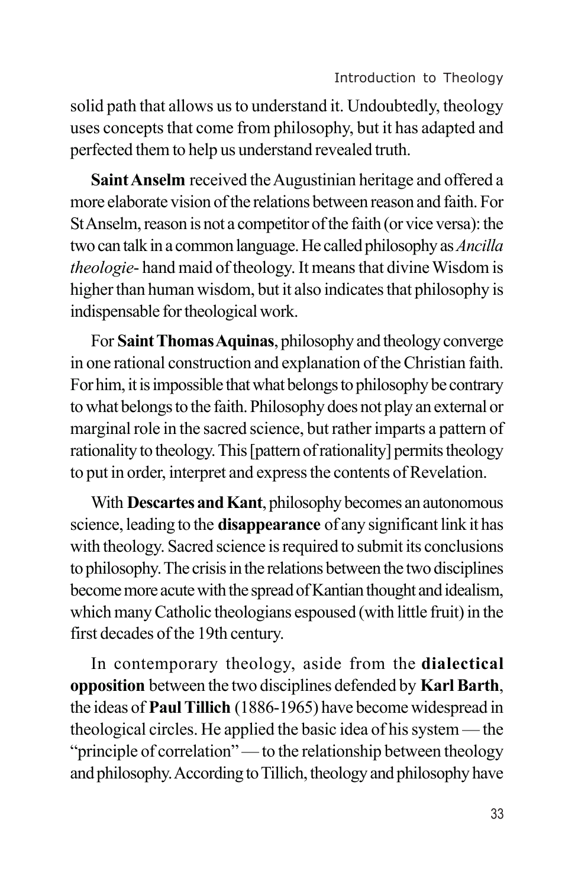solid path that allows us to understand it. Undoubtedly, theology uses concepts that come from philosophy, but it has adapted and perfected them to help us understand revealed truth.

**Saint Anselm** received the Augustinian heritage and offered a more elaborate vision of the relations between reason and faith. For St Anselm, reason is not a competitor of the faith (or vice versa): the two can talk in a common language. He called philosophy as *Ancilla theologie*- hand maid of theology. It means that divine Wisdom is higher than human wisdom, but it also indicates that philosophy is indispensable for theological work.

For **Saint Thomas Aquinas**, philosophy and theology converge in one rational construction and explanation of the Christian faith. For him, it is impossible that what belongs to philosophy be contrary to what belongs to the faith. Philosophy does not play an external or marginal role in the sacred science, but rather imparts a pattern of rationality to theology. This [pattern of rationality] permits theology to put in order, interpret and express the contents of Revelation.

With **Descartes and Kant**, philosophy becomes an autonomous science, leading to the **disappearance** of any significant link it has with theology. Sacred science is required to submit its conclusions to philosophy. The crisis in the relations between the two disciplines become more acute with the spread of Kantian thought and idealism, which many Catholic theologians espoused (with little fruit) in the first decades of the 19th century.

In contemporary theology, aside from the **dialectical opposition** between the two disciplines defended by **Karl Barth**, the ideas of **Paul Tillich** (1886-1965) have become widespread in theological circles. He applied the basic idea of his system — the "principle of correlation" — to the relationship between theology and philosophy. According to Tillich, theology and philosophy have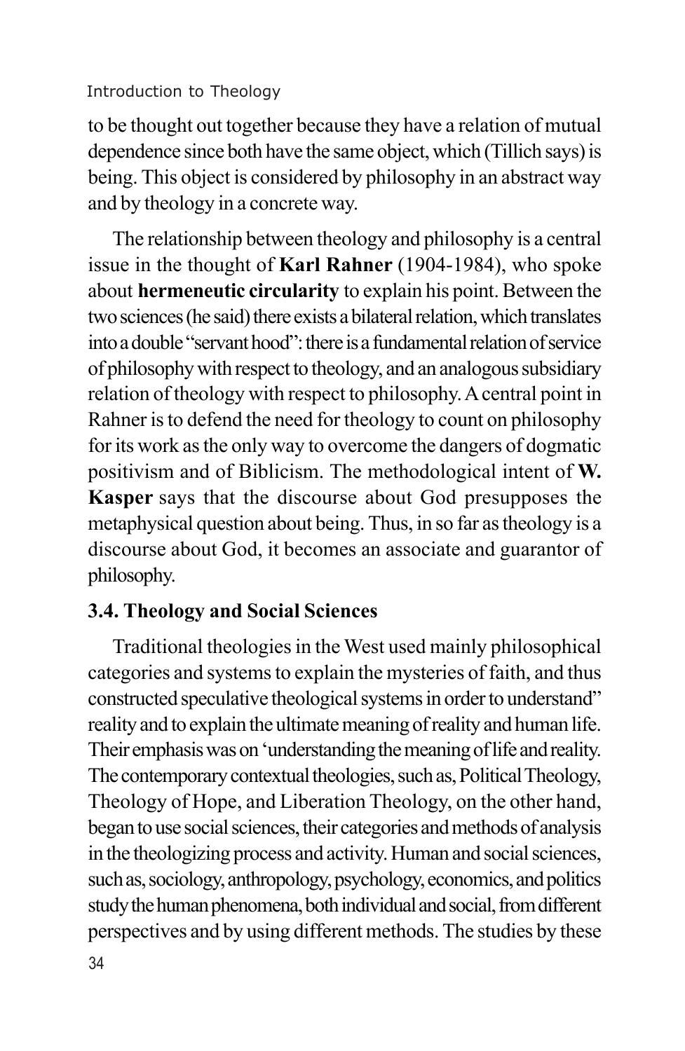to be thought out together because they have a relation of mutual dependence since both have the same object, which (Tillich says) is being. This object is considered by philosophy in an abstract way and by theology in a concrete way.

The relationship between theology and philosophy is a central issue in the thought of **Karl Rahner** (1904-1984), who spoke about **hermeneutic circularity** to explain his point. Between the two sciences (he said) there exists a bilateral relation, which translates into a double "servant hood": there is a fundamental relation of service of philosophy with respect to theology, and an analogous subsidiary relation of theology with respect to philosophy. A central point in Rahner is to defend the need for theology to count on philosophy for its work as the only way to overcome the dangers of dogmatic positivism and of Biblicism. The methodological intent of **W. Kasper** says that the discourse about God presupposes the metaphysical question about being. Thus, in so far as theology is a discourse about God, it becomes an associate and guarantor of philosophy.

### 3.4. Theology and Social Sciences

Traditional theologies in the West used mainly philosophical categories and systems to explain the mysteries of faith, and thus constructed speculative theological systems in order to understand" reality and to explain the ultimate meaning of reality and human life. Their emphasis was on 'understanding the meaning of life and reality. The contemporary contextual theologies, such as, Political Theology, Theology of Hope, and Liberation Theology, on the other hand, began to use social sciences, their categories and methods of analysis in the theologizing process and activity. Human and social sciences, such as, sociology, anthropology, psychology, economics, and politics study the human phenomena, both individual and social, from different perspectives and by using different methods. The studies by these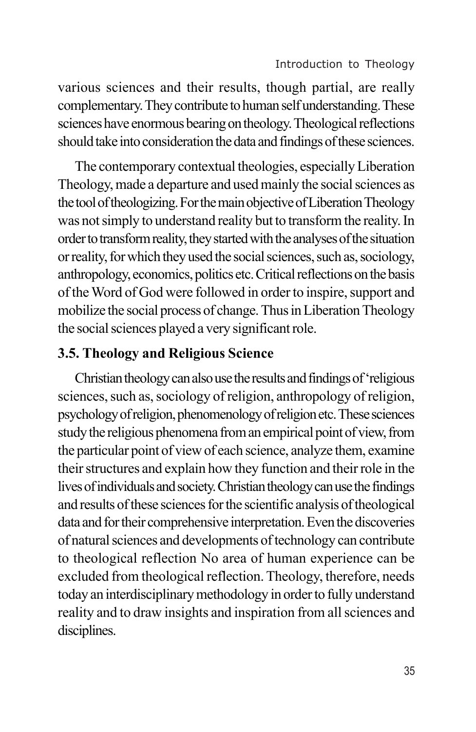various sciences and their results, though partial, are really complementary. They contribute to human self understanding. These sciences have enormous bearing on theology. Theological reflections should take into consideration the data and findings of these sciences.

The contemporary contextual theologies, especially Liberation Theology, made a departure and used mainly the social sciences as the tool of theologizing. For the main objective of Liberation Theology was not simply to understand reality but to transform the reality. In order to transform reality, they started with the analyses of the situation or reality, for which they used the social sciences, such as, sociology, anthropology, economics, politics etc. Critical reflections on the basis of the Word of God were followed in order to inspire, support and mobilize the social process of change. Thus in Liberation Theology the social sciences played a very significant role.

### 3.5. Theology and Religious Science

Christian theology can also use the results and findings of 'religious sciences, such as, sociology of religion, anthropology of religion, psychology of religion, phenomenology of religion etc. These sciences study the religious phenomena from an empirical point of view, from the particular point of view of each science, analyze them, examine their structures and explain how they function and their role in the lives of individuals and society. Christian theology can use the findings and results of these sciences for the scientific analysis of theological data and for their comprehensive interpretation. Even the discoveries of natural sciences and developments of technology can contribute to theological reflection No area of human experience can be excluded from theological reflection. Theology, therefore, needs today an interdisciplinary methodology in order to fully understand reality and to draw insights and inspiration from all sciences and disciplines.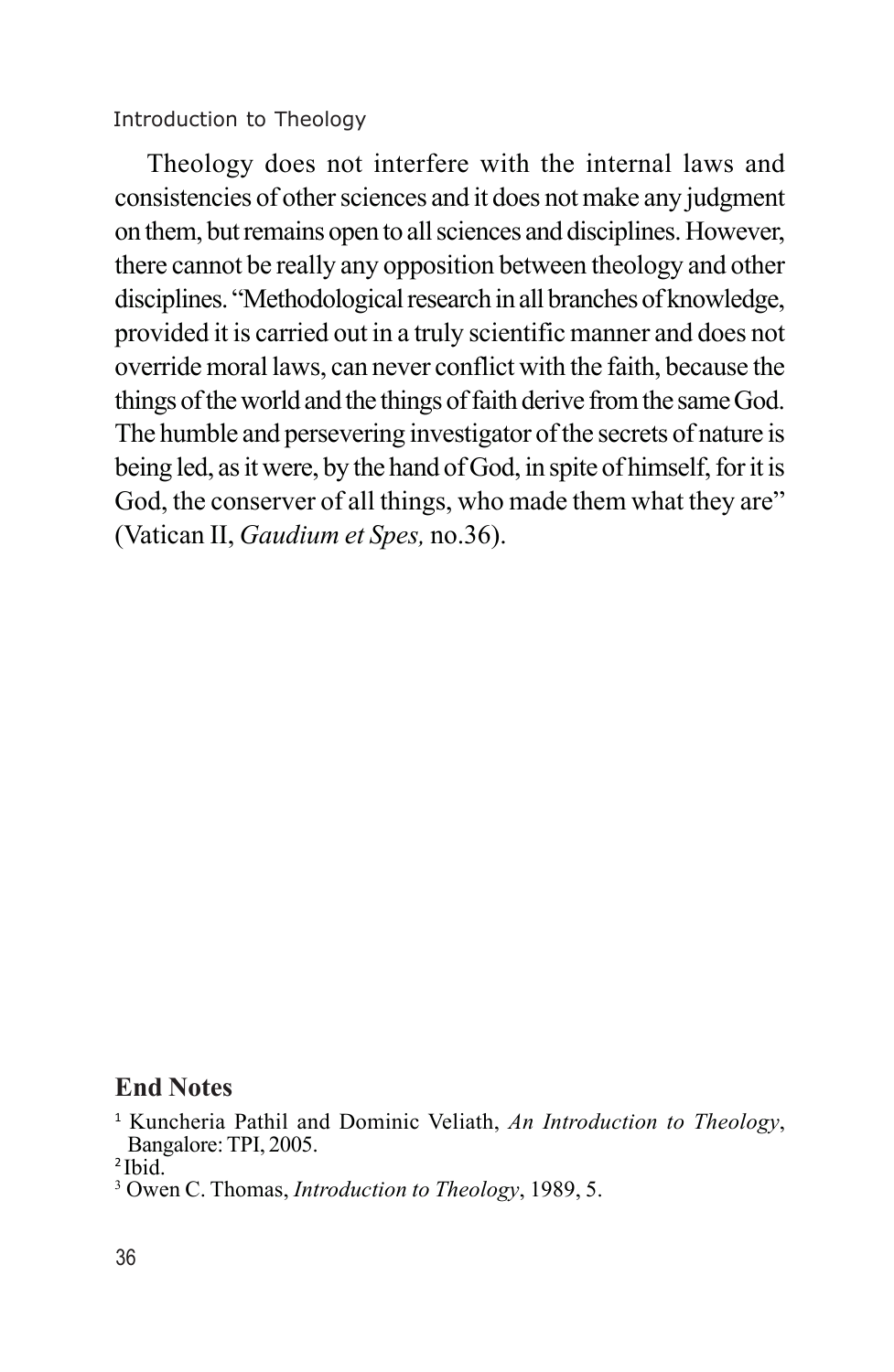Theology does not interfere with the internal laws and consistencies of other sciences and it does not make any judgment on them, but remains open to all sciences and disciplines. However, there cannot be really any opposition between theology and other disciplines. "Methodological research in all branches of knowledge, provided it is carried out in a truly scientific manner and does not override moral laws, can never conflict with the faith, because the things of the world and the things of faith derive from the same God. The humble and persevering investigator of the secrets of nature is being led, as it were, by the hand of God, in spite of himself, for it is God, the conserver of all things, who made them what they are" (Vatican II, *Gaudium et Spes,* no.36).

## End Notes

[1] Kuncheria Pathil and Dominic Veliath, *An Introduction to Theology*, Bangalore: TPI, 2005.

[2] Ibid.

[3] Owen C. Thomas, *Introduction to Theology*, 1989, 5.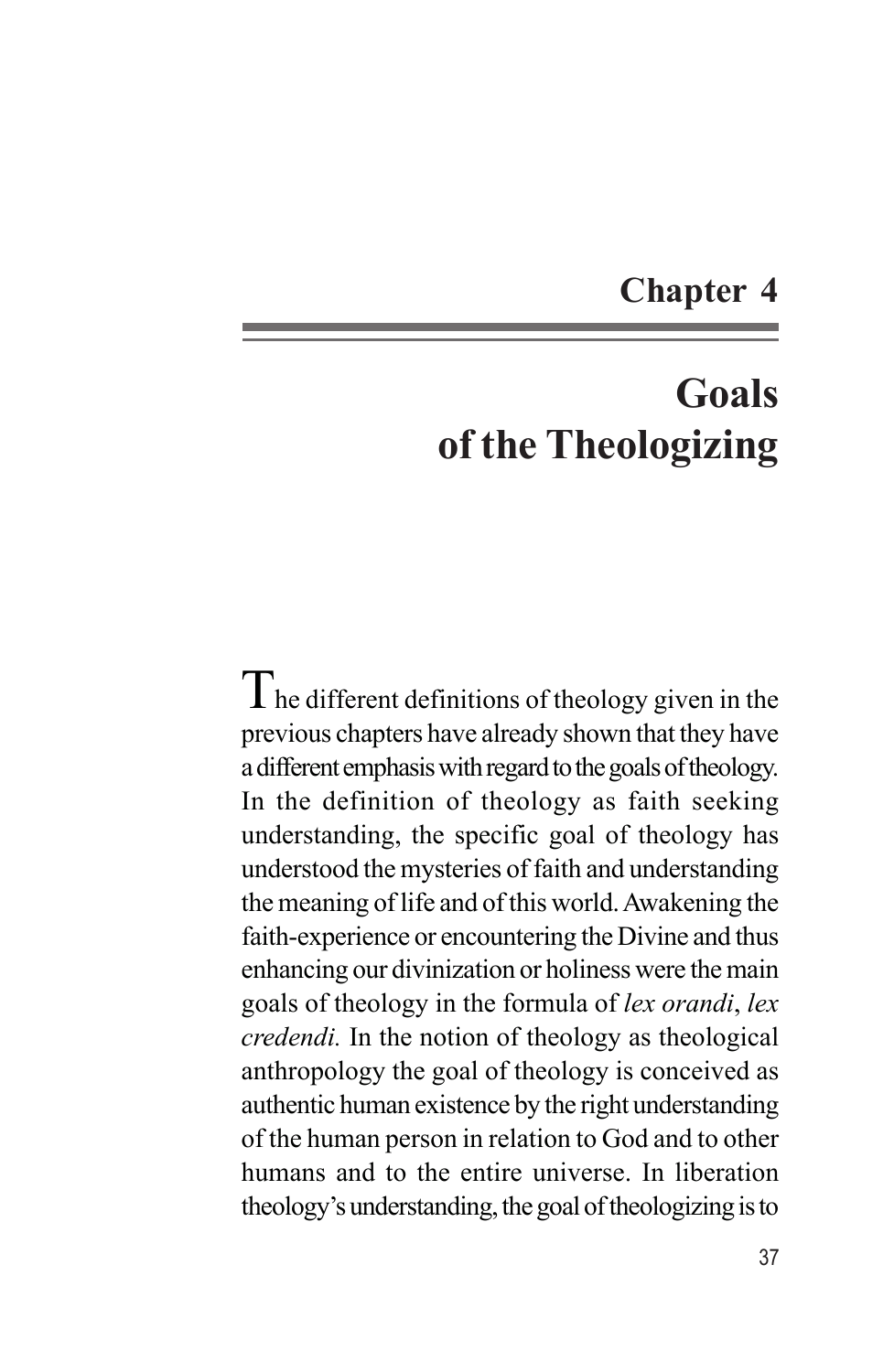# Chapter 4

## Goals of the Theologizing

The different definitions of theology given in the previous chapters have already shown that they have a different emphasis with regard to the goals of theology. In the definition of theology as faith seeking understanding, the specific goal of theology has understood the mysteries of faith and understanding the meaning of life and of this world. Awakening the faith-experience or encountering the Divine and thus enhancing our divinization or holiness were the main goals of theology in the formula of *lex orandi*, *lex credendi.* In the notion of theology as theological anthropology the goal of theology is conceived as authentic human existence by the right understanding of the human person in relation to God and to other humans and to the entire universe. In liberation theology's understanding, the goal of theologizing is to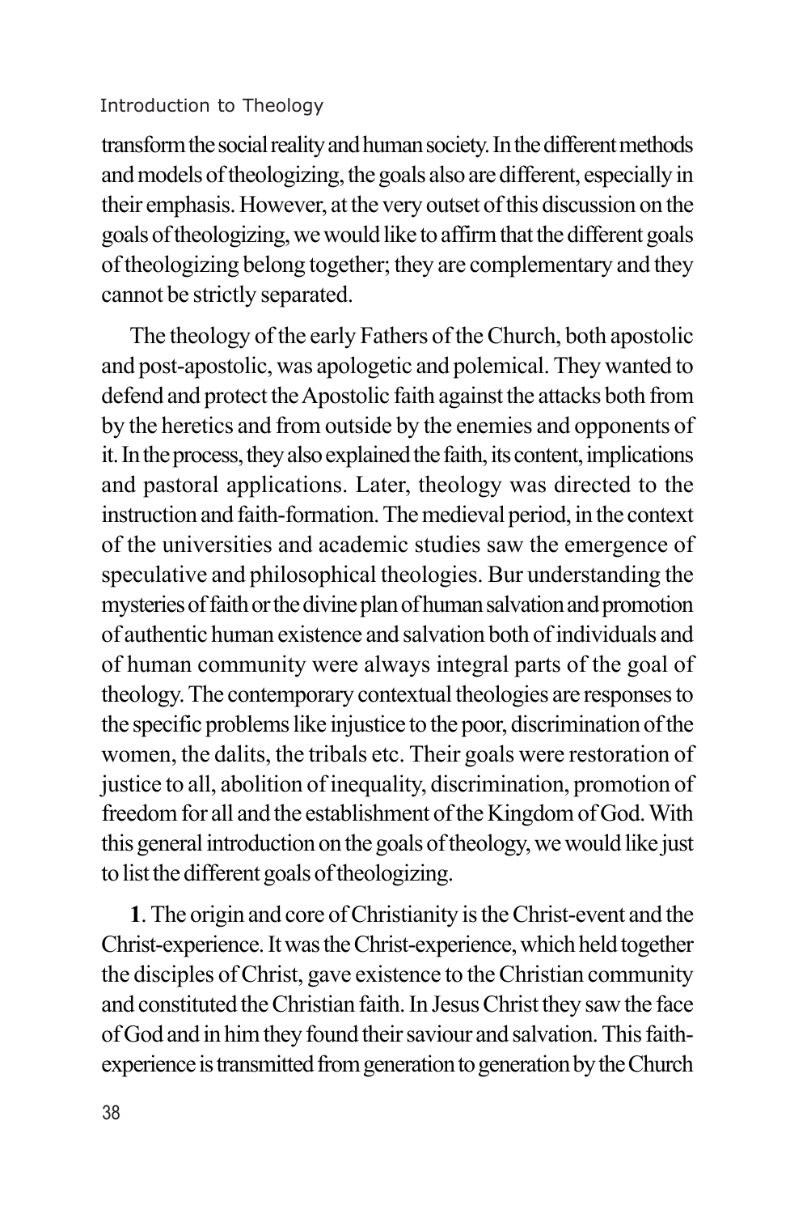transform the social reality and human society. In the different methods and models of theologizing, the goals also are different, especially in their emphasis. However, at the very outset of this discussion on the goals of theologizing, we would like to affirm that the different goals of theologizing belong together; they are complementary and they cannot be strictly separated.

The theology of the early Fathers of the Church, both apostolic and post-apostolic, was apologetic and polemical. They wanted to defend and protect the Apostolic faith against the attacks both from by the heretics and from outside by the enemies and opponents of it. In the process, they also explained the faith, its content, implications and pastoral applications. Later, theology was directed to the instruction and faith-formation. The medieval period, in the context of the universities and academic studies saw the emergence of speculative and philosophical theologies. Bur understanding the mysteries of faith or the divine plan of human salvation and promotion of authentic human existence and salvation both of individuals and of human community were always integral parts of the goal of theology. The contemporary contextual theologies are responses to the specific problems like injustice to the poor, discrimination of the women, the dalits, the tribals etc. Their goals were restoration of justice to all, abolition of inequality, discrimination, promotion of freedom for all and the establishment of the Kingdom of God. With this general introduction on the goals of theology, we would like just to list the different goals of theologizing.

**1**. The origin and core of Christianity is the Christ-event and the Christ-experience. It was the Christ-experience, which held together the disciples of Christ, gave existence to the Christian community and constituted the Christian faith. In Jesus Christ they saw the face of God and in him they found their saviour and salvation. This faith-experience is transmitted from generation to generation by the Church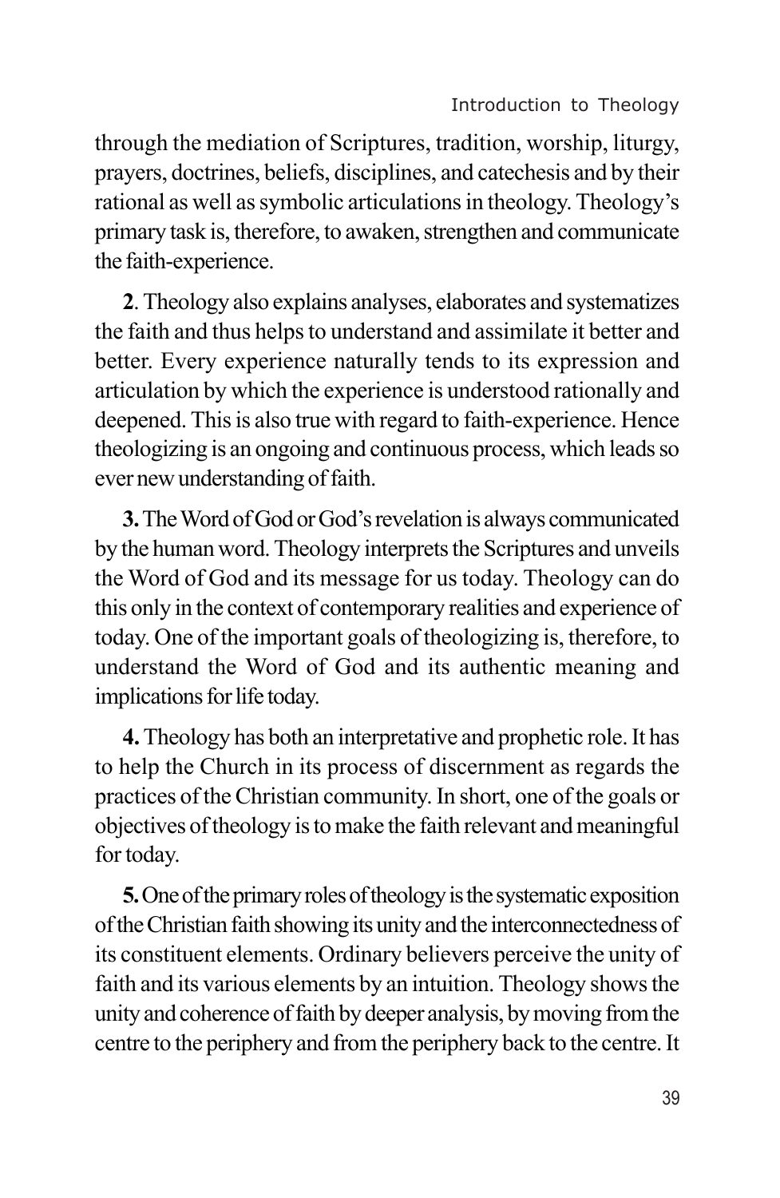through the mediation of Scriptures, tradition, worship, liturgy, prayers, doctrines, beliefs, disciplines, and catechesis and by their rational as well as symbolic articulations in theology. Theology's primary task is, therefore, to awaken, strengthen and communicate the faith-experience.

**2**. Theology also explains analyses, elaborates and systematizes the faith and thus helps to understand and assimilate it better and better. Every experience naturally tends to its expression and articulation by which the experience is understood rationally and deepened. This is also true with regard to faith-experience. Hence theologizing is an ongoing and continuous process, which leads so ever new understanding of faith.

**3.** The Word of God or God's revelation is always communicated by the human word. Theology interprets the Scriptures and unveils the Word of God and its message for us today. Theology can do this only in the context of contemporary realities and experience of today. One of the important goals of theologizing is, therefore, to understand the Word of God and its authentic meaning and implications for life today.

**4.** Theology has both an interpretative and prophetic role. It has to help the Church in its process of discernment as regards the practices of the Christian community. In short, one of the goals or objectives of theology is to make the faith relevant and meaningful for today.

**5.** One of the primary roles of theology is the systematic exposition of the Christian faith showing its unity and the interconnectedness of its constituent elements. Ordinary believers perceive the unity of faith and its various elements by an intuition. Theology shows the unity and coherence of faith by deeper analysis, by moving from the centre to the periphery and from the periphery back to the centre. It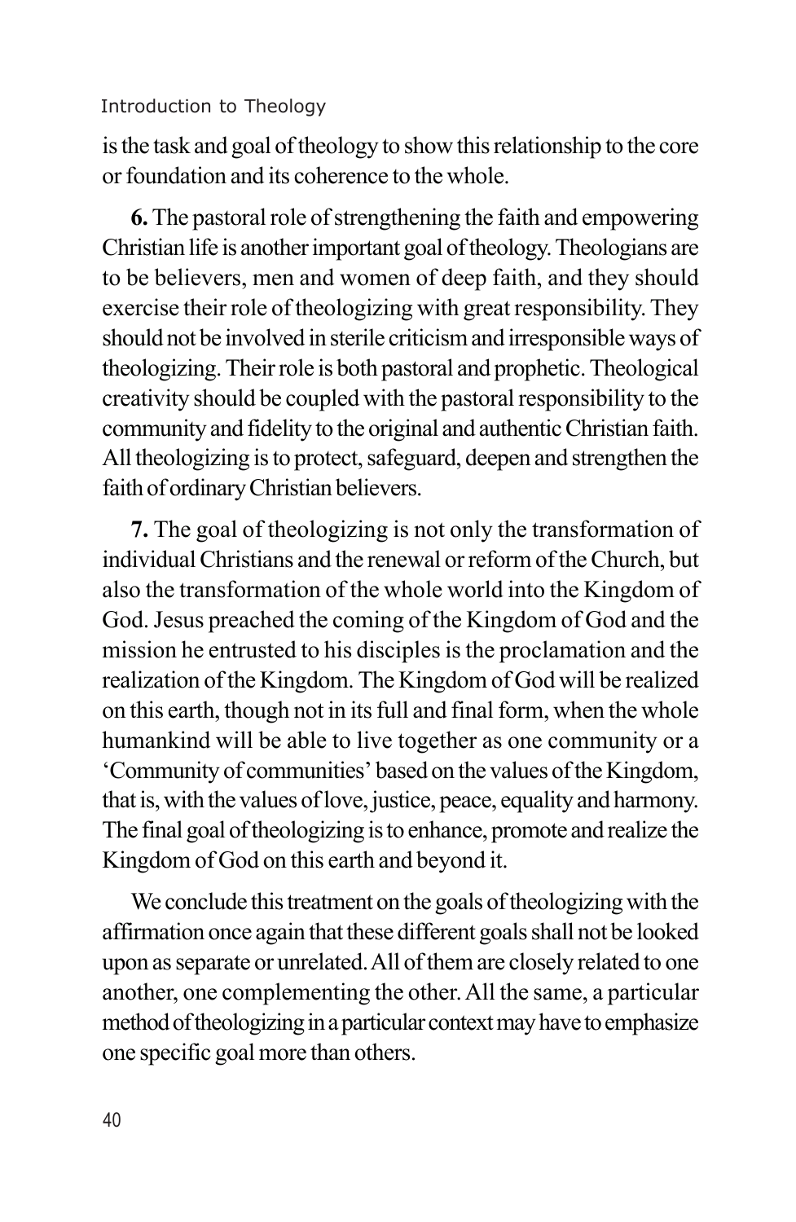is the task and goal of theology to show this relationship to the core or foundation and its coherence to the whole.

**6.** The pastoral role of strengthening the faith and empowering Christian life is another important goal of theology. Theologians are to be believers, men and women of deep faith, and they should exercise their role of theologizing with great responsibility. They should not be involved in sterile criticism and irresponsible ways of theologizing. Their role is both pastoral and prophetic. Theological creativity should be coupled with the pastoral responsibility to the community and fidelity to the original and authentic Christian faith. All theologizing is to protect, safeguard, deepen and strengthen the faith of ordinary Christian believers.

**7.** The goal of theologizing is not only the transformation of individual Christians and the renewal or reform of the Church, but also the transformation of the whole world into the Kingdom of God. Jesus preached the coming of the Kingdom of God and the mission he entrusted to his disciples is the proclamation and the realization of the Kingdom. The Kingdom of God will be realized on this earth, though not in its full and final form, when the whole humankind will be able to live together as one community or a 'Community of communities' based on the values of the Kingdom, that is, with the values of love, justice, peace, equality and harmony. The final goal of theologizing is to enhance, promote and realize the Kingdom of God on this earth and beyond it.

We conclude this treatment on the goals of theologizing with the affirmation once again that these different goals shall not be looked upon as separate or unrelated. All of them are closely related to one another, one complementing the other. All the same, a particular method of theologizing in a particular context may have to emphasize one specific goal more than others.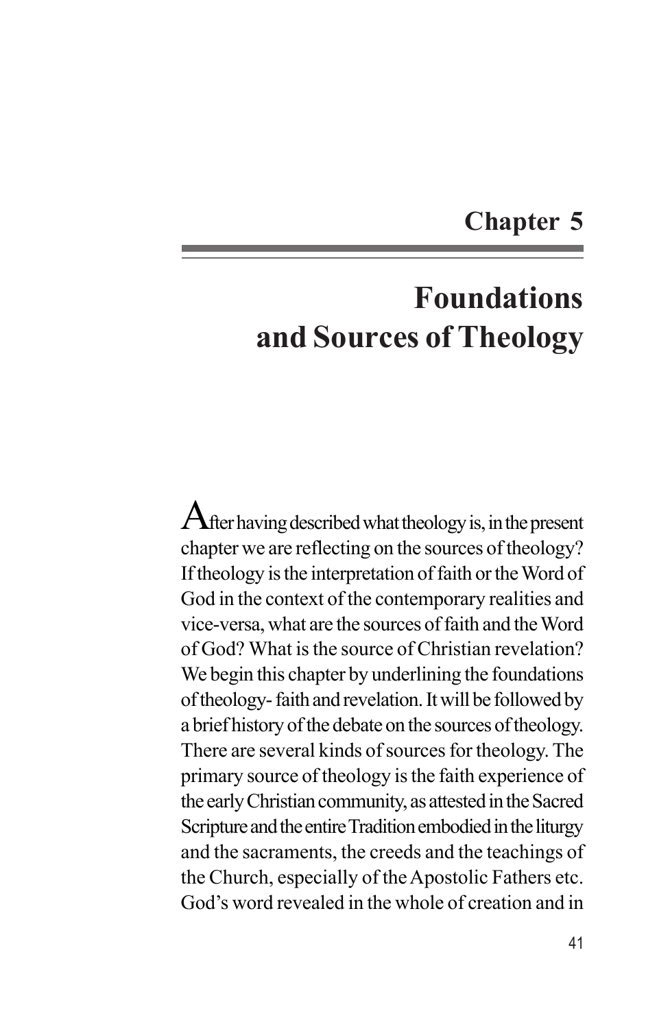# Chapter 5

# Foundations and Sources of Theology

After having described what theology is, in the present chapter we are reflecting on the sources of theology? If theology is the interpretation of faith or the Word of God in the context of the contemporary realities and vice-versa, what are the sources of faith and the Word of God? What is the source of Christian revelation? We begin this chapter by underlining the foundations of theology- faith and revelation. It will be followed by a brief history of the debate on the sources of theology. There are several kinds of sources for theology. The primary source of theology is the faith experience of the early Christian community, as attested in the Sacred Scripture and the entire Tradition embodied in the liturgy and the sacraments, the creeds and the teachings of the Church, especially of the Apostolic Fathers etc. God's word revealed in the whole of creation and in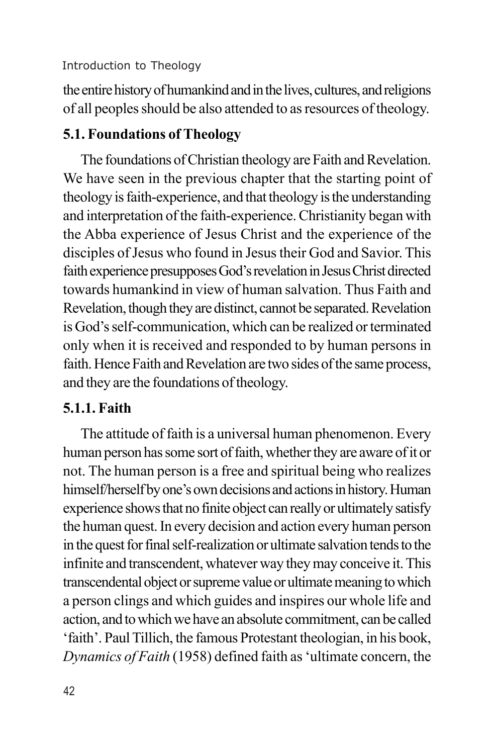the entire history of humankind and in the lives, cultures, and religions of all peoples should be also attended to as resources of theology.

### 5.1. Foundations of Theology

The foundations of Christian theology are Faith and Revelation. We have seen in the previous chapter that the starting point of theology is faith-experience, and that theology is the understanding and interpretation of the faith-experience. Christianity began with the Abba experience of Jesus Christ and the experience of the disciples of Jesus who found in Jesus their God and Savior. This faith experience presupposes God's revelation in Jesus Christ directed towards humankind in view of human salvation. Thus Faith and Revelation, though they are distinct, cannot be separated. Revelation is God's self-communication, which can be realized or terminated only when it is received and responded to by human persons in faith. Hence Faith and Revelation are two sides of the same process, and they are the foundations of theology.

#### 5.1.1. Faith

The attitude of faith is a universal human phenomenon. Every human person has some sort of faith, whether they are aware of it or not. The human person is a free and spiritual being who realizes himself/herself by one's own decisions and actions in history. Human experience shows that no finite object can really or ultimately satisfy the human quest. In every decision and action every human person in the quest for final self-realization or ultimate salvation tends to the infinite and transcendent, whatever way they may conceive it. This transcendental object or supreme value or ultimate meaning to which a person clings and which guides and inspires our whole life and action, and to which we have an absolute commitment, can be called 'faith'. Paul Tillich, the famous Protestant theologian, in his book, *Dynamics of Faith* (1958) defined faith as 'ultimate concern, the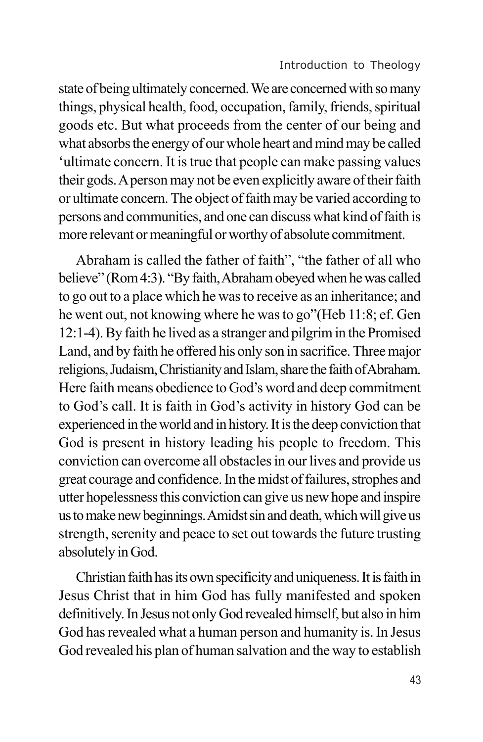state of being ultimately concerned. We are concerned with so many things, physical health, food, occupation, family, friends, spiritual goods etc. But what proceeds from the center of our being and what absorbs the energy of our whole heart and mind may be called 'ultimate concern. It is true that people can make passing values their gods. A person may not be even explicitly aware of their faith or ultimate concern. The object of faith may be varied according to persons and communities, and one can discuss what kind of faith is more relevant or meaningful or worthy of absolute commitment.

Abraham is called the father of faith", "the father of all who believe" (Rom 4:3). "By faith, Abraham obeyed when he was called to go out to a place which he was to receive as an inheritance; and he went out, not knowing where he was to go"(Heb 11:8; ef. Gen 12:1-4). By faith he lived as a stranger and pilgrim in the Promised Land, and by faith he offered his only son in sacrifice. Three major religions, Judaism, Christianity and Islam, share the faith of Abraham. Here faith means obedience to God's word and deep commitment to God's call. It is faith in God's activity in history God can be experienced in the world and in history. It is the deep conviction that God is present in history leading his people to freedom. This conviction can overcome all obstacles in our lives and provide us great courage and confidence. In the midst of failures, strophes and utter hopelessness this conviction can give us new hope and inspire us to make new beginnings. Amidst sin and death, which will give us strength, serenity and peace to set out towards the future trusting absolutely in God.

Christian faith has its own specificity and uniqueness. It is faith in Jesus Christ that in him God has fully manifested and spoken definitively. In Jesus not only God revealed himself, but also in him God has revealed what a human person and humanity is. In Jesus God revealed his plan of human salvation and the way to establish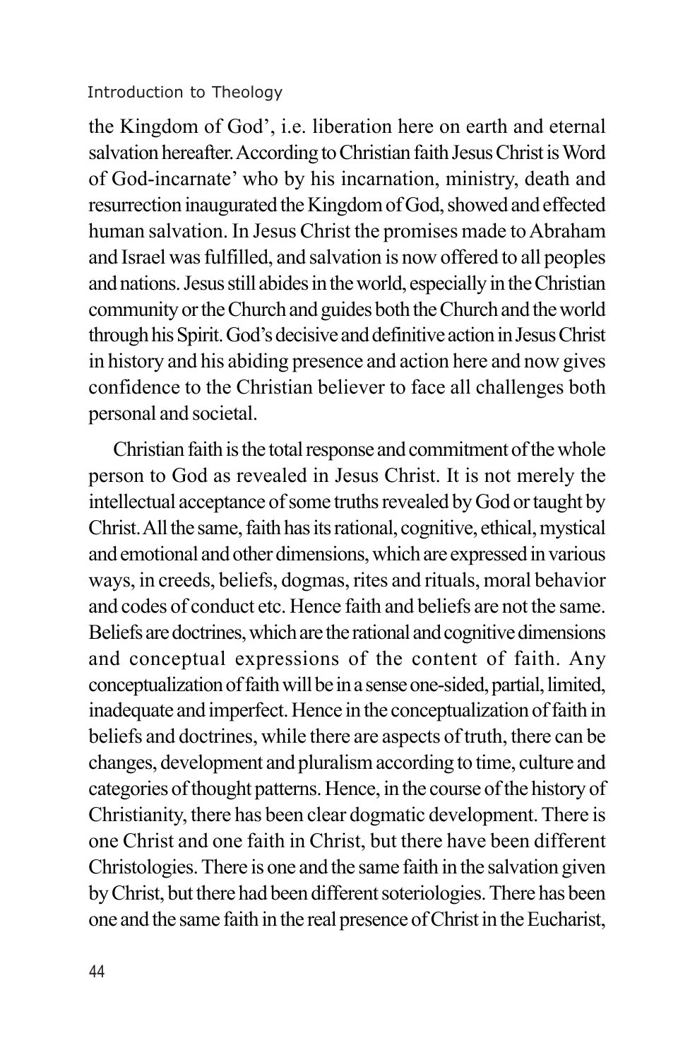the Kingdom of God', i.e. liberation here on earth and eternal salvation hereafter. According to Christian faith Jesus Christ is Word of God-incarnate' who by his incarnation, ministry, death and resurrection inaugurated the Kingdom of God, showed and effected human salvation. In Jesus Christ the promises made to Abraham and Israel was fulfilled, and salvation is now offered to all peoples and nations. Jesus still abides in the world, especially in the Christian community or the Church and guides both the Church and the world through his Spirit. God's decisive and definitive action in Jesus Christ in history and his abiding presence and action here and now gives confidence to the Christian believer to face all challenges both personal and societal.

Christian faith is the total response and commitment of the whole person to God as revealed in Jesus Christ. It is not merely the intellectual acceptance of some truths revealed by God or taught by Christ. All the same, faith has its rational, cognitive, ethical, mystical and emotional and other dimensions, which are expressed in various ways, in creeds, beliefs, dogmas, rites and rituals, moral behavior and codes of conduct etc. Hence faith and beliefs are not the same. Beliefs are doctrines, which are the rational and cognitive dimensions and conceptual expressions of the content of faith. Any conceptualization of faith will be in a sense one-sided, partial, limited, inadequate and imperfect. Hence in the conceptualization of faith in beliefs and doctrines, while there are aspects of truth, there can be changes, development and pluralism according to time, culture and categories of thought patterns. Hence, in the course of the history of Christianity, there has been clear dogmatic development. There is one Christ and one faith in Christ, but there have been different Christologies. There is one and the same faith in the salvation given by Christ, but there had been different soteriologies. There has been one and the same faith in the real presence of Christ in the Eucharist,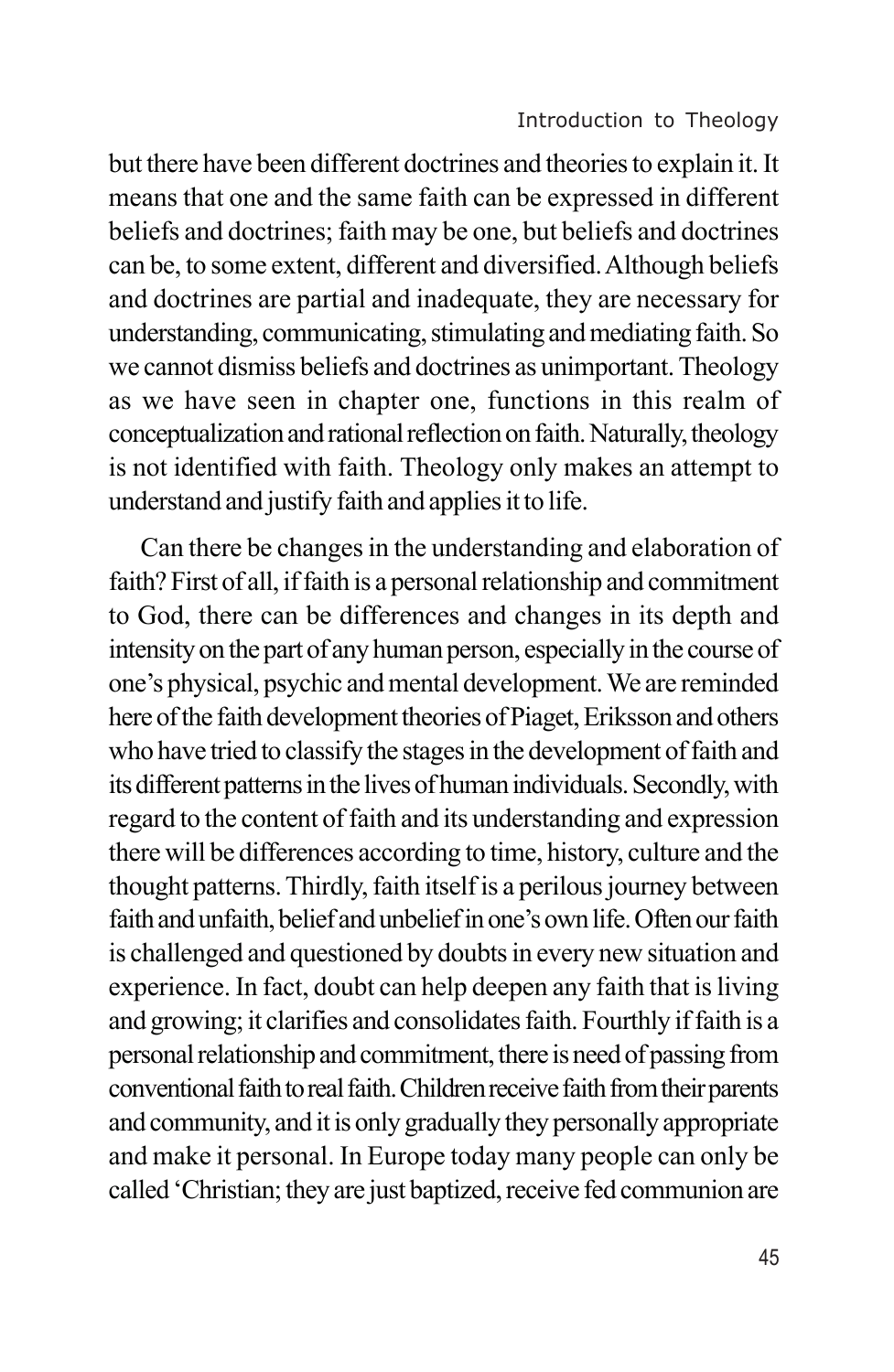but there have been different doctrines and theories to explain it. It means that one and the same faith can be expressed in different beliefs and doctrines; faith may be one, but beliefs and doctrines can be, to some extent, different and diversified. Although beliefs and doctrines are partial and inadequate, they are necessary for understanding, communicating, stimulating and mediating faith. So we cannot dismiss beliefs and doctrines as unimportant. Theology as we have seen in chapter one, functions in this realm of conceptualization and rational reflection on faith. Naturally, theology is not identified with faith. Theology only makes an attempt to understand and justify faith and applies it to life.

Can there be changes in the understanding and elaboration of faith? First of all, if faith is a personal relationship and commitment to God, there can be differences and changes in its depth and intensity on the part of any human person, especially in the course of one's physical, psychic and mental development. We are reminded here of the faith development theories of Piaget, Eriksson and others who have tried to classify the stages in the development of faith and its different patterns in the lives of human individuals. Secondly, with regard to the content of faith and its understanding and expression there will be differences according to time, history, culture and the thought patterns. Thirdly, faith itself is a perilous journey between faith and unfaith, belief and unbelief in one's own life. Often our faith is challenged and questioned by doubts in every new situation and experience. In fact, doubt can help deepen any faith that is living and growing; it clarifies and consolidates faith. Fourthly if faith is a personal relationship and commitment, there is need of passing from conventional faith to real faith. Children receive faith from their parents and community, and it is only gradually they personally appropriate and make it personal. In Europe today many people can only be called 'Christian; they are just baptized, receive fed communion are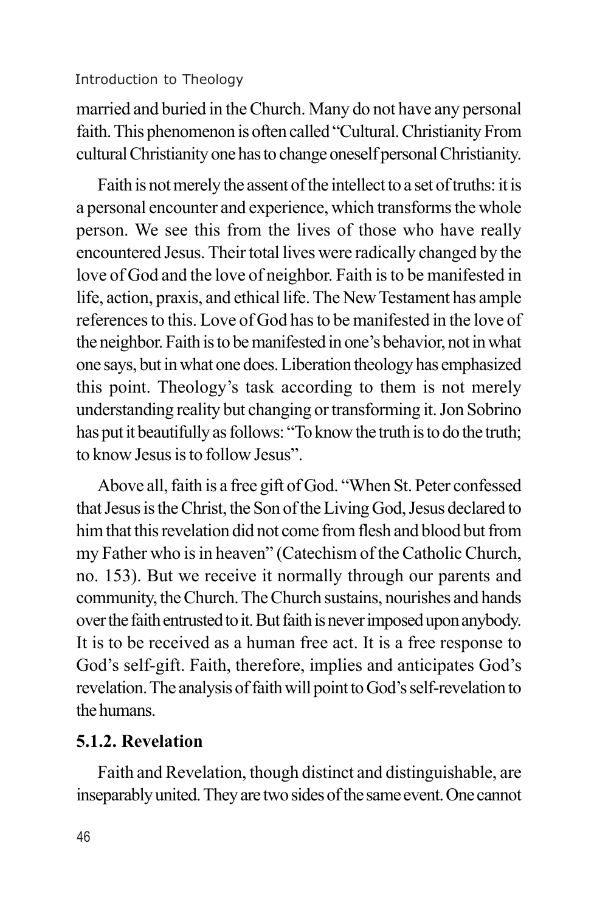married and buried in the Church. Many do not have any personal faith. This phenomenon is often called "Cultural. Christianity From cultural Christianity one has to change oneself personal Christianity.

Faith is not merely the assent of the intellect to a set of truths: it is a personal encounter and experience, which transforms the whole person. We see this from the lives of those who have really encountered Jesus. Their total lives were radically changed by the love of God and the love of neighbor. Faith is to be manifested in life, action, praxis, and ethical life. The New Testament has ample references to this. Love of God has to be manifested in the love of the neighbor. Faith is to be manifested in one's behavior, not in what one says, but in what one does. Liberation theology has emphasized this point. Theology's task according to them is not merely understanding reality but changing or transforming it. Jon Sobrino has put it beautifully as follows: "To know the truth is to do the truth; to know Jesus is to follow Jesus".

Above all, faith is a free gift of God. "When St. Peter confessed that Jesus is the Christ, the Son of the Living God, Jesus declared to him that this revelation did not come from flesh and blood but from my Father who is in heaven" (Catechism of the Catholic Church, no. 153). But we receive it normally through our parents and community, the Church. The Church sustains, nourishes and hands over the faith entrusted to it. But faith is never imposed upon anybody. It is to be received as a human free act. It is a free response to God's self-gift. Faith, therefore, implies and anticipates God's revelation. The analysis of faith will point to God's self-revelation to the humans.

### 5.1.2. Revelation

Faith and Revelation, though distinct and distinguishable, are inseparably united. They are two sides of the same event. One cannot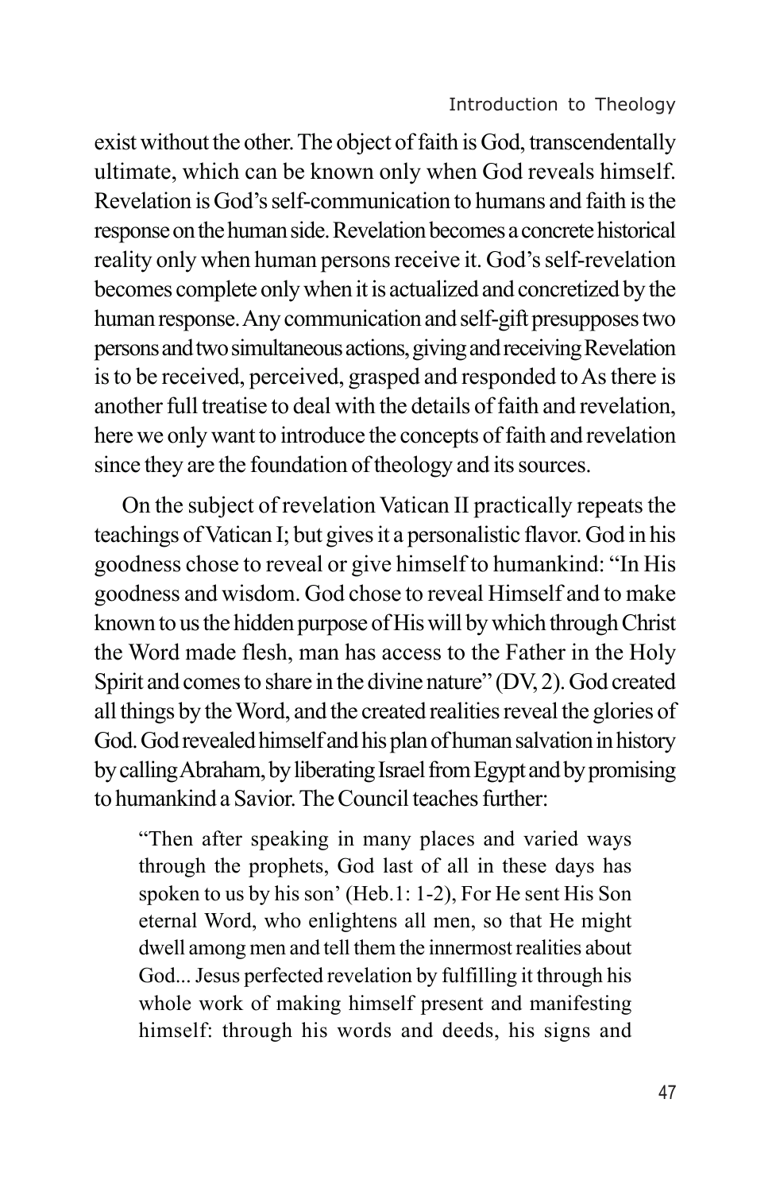exist without the other. The object of faith is God, transcendentally ultimate, which can be known only when God reveals himself. Revelation is God's self-communication to humans and faith is the response on the human side. Revelation becomes a concrete historical reality only when human persons receive it. God's self-revelation becomes complete only when it is actualized and concretized by the human response. Any communication and self-gift presupposes two persons and two simultaneous actions, giving and receiving Revelation is to be received, perceived, grasped and responded to As there is another full treatise to deal with the details of faith and revelation, here we only want to introduce the concepts of faith and revelation since they are the foundation of theology and its sources.

On the subject of revelation Vatican II practically repeats the teachings of Vatican I; but gives it a personalistic flavor. God in his goodness chose to reveal or give himself to humankind: "In His goodness and wisdom. God chose to reveal Himself and to make known to us the hidden purpose of His will by which through Christ the Word made flesh, man has access to the Father in the Holy Spirit and comes to share in the divine nature" (DV, 2). God created all things by the Word, and the created realities reveal the glories of God. God revealed himself and his plan of human salvation in history by calling Abraham, by liberating Israel from Egypt and by promising to humankind a Savior. The Council teaches further:

> "Then after speaking in many places and varied ways through the prophets, God last of all in these days has spoken to us by his son' (Heb.1: 1-2), For He sent His Son eternal Word, who enlightens all men, so that He might dwell among men and tell them the innermost realities about God... Jesus perfected revelation by fulfilling it through his whole work of making himself present and manifesting himself: through his words and deeds, his signs and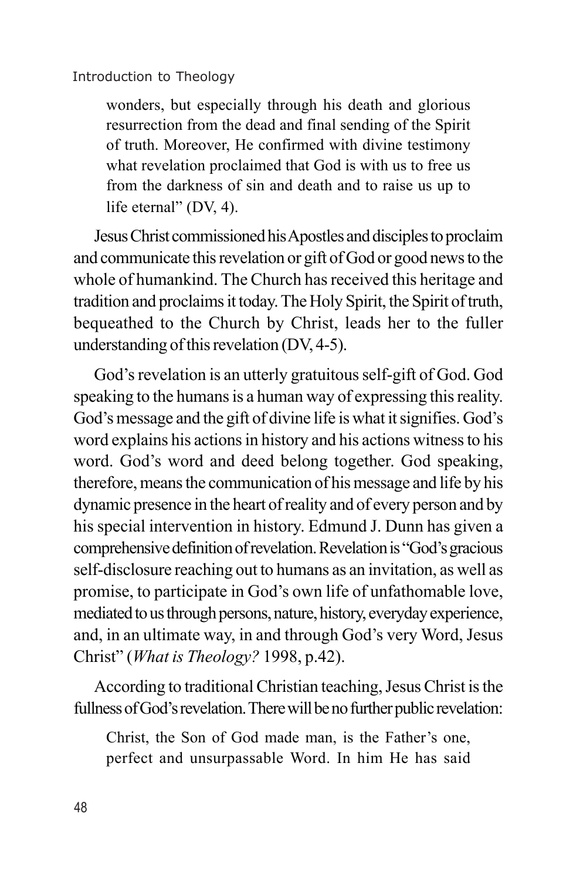> wonders, but especially through his death and glorious resurrection from the dead and final sending of the Spirit of truth. Moreover, He confirmed with divine testimony what revelation proclaimed that God is with us to free us from the darkness of sin and death and to raise us up to life eternal" (DV, 4).

Jesus Christ commissioned his Apostles and disciples to proclaim and communicate this revelation or gift of God or good news to the whole of humankind. The Church has received this heritage and tradition and proclaims it today. The Holy Spirit, the Spirit of truth, bequeathed to the Church by Christ, leads her to the fuller understanding of this revelation (DV, 4-5).

God's revelation is an utterly gratuitous self-gift of God. God speaking to the humans is a human way of expressing this reality. God's message and the gift of divine life is what it signifies. God's word explains his actions in history and his actions witness to his word. God's word and deed belong together. God speaking, therefore, means the communication of his message and life by his dynamic presence in the heart of reality and of every person and by his special intervention in history. Edmund J. Dunn has given a comprehensive definition of revelation. Revelation is "God's gracious self-disclosure reaching out to humans as an invitation, as well as promise, to participate in God's own life of unfathomable love, mediated to us through persons, nature, history, everyday experience, and, in an ultimate way, in and through God's very Word, Jesus Christ" (*What is Theology?* 1998, p.42).

According to traditional Christian teaching, Jesus Christ is the fullness of God's revelation. There will be no further public revelation:

> Christ, the Son of God made man, is the Father's one, perfect and unsurpassable Word. In him He has said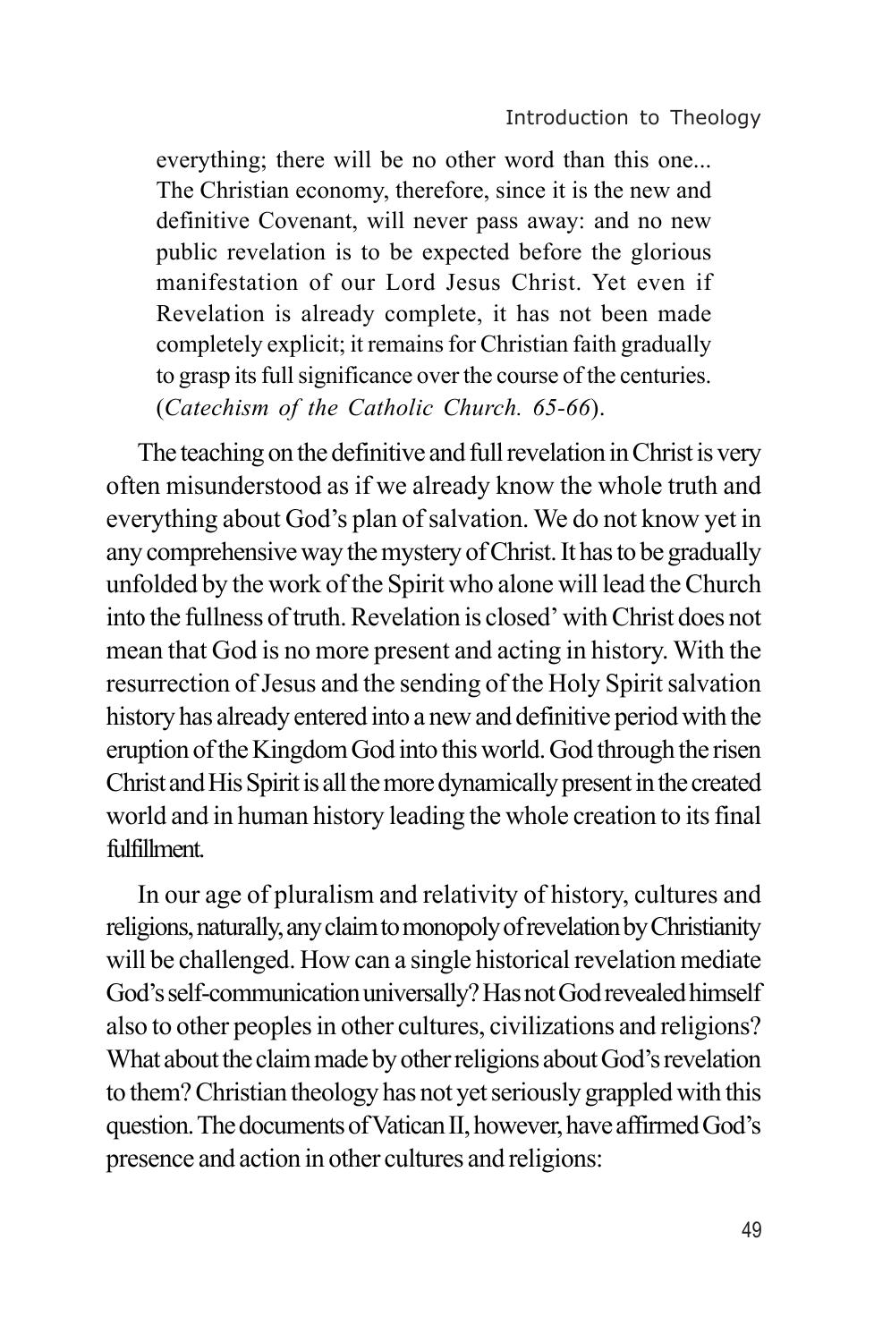> everything; there will be no other word than this one... The Christian economy, therefore, since it is the new and definitive Covenant, will never pass away: and no new public revelation is to be expected before the glorious manifestation of our Lord Jesus Christ. Yet even if Revelation is already complete, it has not been made completely explicit; it remains for Christian faith gradually to grasp its full significance over the course of the centuries. (*Catechism of the Catholic Church. 65-66*).

The teaching on the definitive and full revelation in Christ is very often misunderstood as if we already know the whole truth and everything about God's plan of salvation. We do not know yet in any comprehensive way the mystery of Christ. It has to be gradually unfolded by the work of the Spirit who alone will lead the Church into the fullness of truth. Revelation is closed' with Christ does not mean that God is no more present and acting in history. With the resurrection of Jesus and the sending of the Holy Spirit salvation history has already entered into a new and definitive period with the eruption of the Kingdom God into this world. God through the risen Christ and His Spirit is all the more dynamically present in the created world and in human history leading the whole creation to its final fulfillment.

In our age of pluralism and relativity of history, cultures and religions, naturally, any claim to monopoly of revelation by Christianity will be challenged. How can a single historical revelation mediate God's self-communication universally? Has not God revealed himself also to other peoples in other cultures, civilizations and religions? What about the claim made by other religions about God's revelation to them? Christian theology has not yet seriously grappled with this question. The documents of Vatican II, however, have affirmed God's presence and action in other cultures and religions: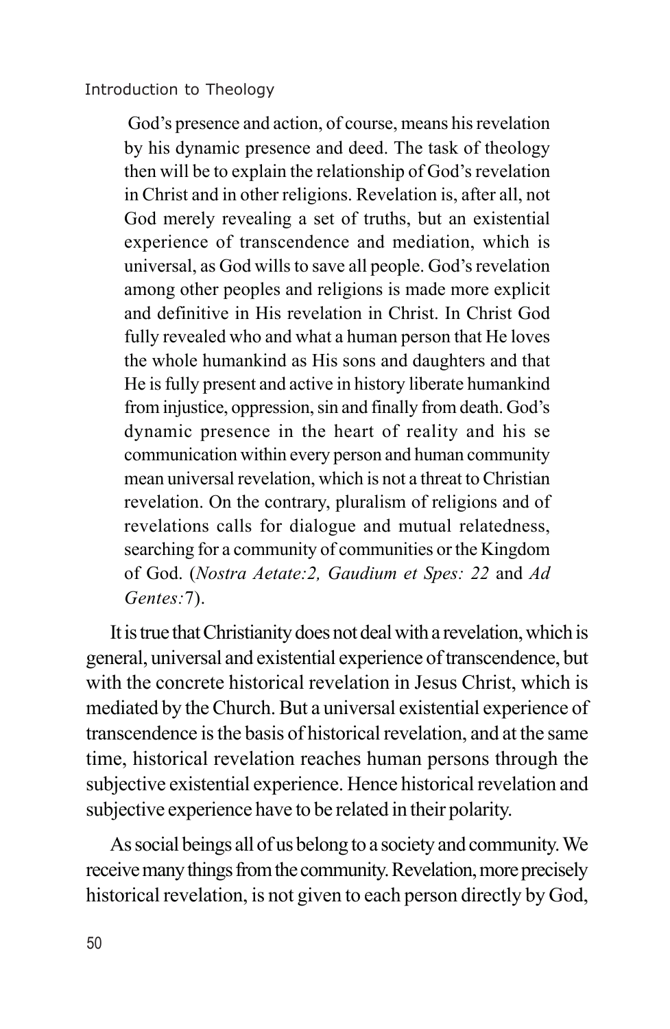> God's presence and action, of course, means his revelation by his dynamic presence and deed. The task of theology then will be to explain the relationship of God's revelation in Christ and in other religions. Revelation is, after all, not God merely revealing a set of truths, but an existential experience of transcendence and mediation, which is universal, as God wills to save all people. God's revelation among other peoples and religions is made more explicit and definitive in His revelation in Christ. In Christ God fully revealed who and what a human person that He loves the whole humankind as His sons and daughters and that He is fully present and active in history liberate humankind from injustice, oppression, sin and finally from death. God's dynamic presence in the heart of reality and his se communication within every person and human community mean universal revelation, which is not a threat to Christian revelation. On the contrary, pluralism of religions and of revelations calls for dialogue and mutual relatedness, searching for a community of communities or the Kingdom of God. (*Nostra Aetate:2, Gaudium et Spes: 22* and *Ad Gentes:*7).

It is true that Christianity does not deal with a revelation, which is general, universal and existential experience of transcendence, but with the concrete historical revelation in Jesus Christ, which is mediated by the Church. But a universal existential experience of transcendence is the basis of historical revelation, and at the same time, historical revelation reaches human persons through the subjective existential experience. Hence historical revelation and subjective experience have to be related in their polarity.

As social beings all of us belong to a society and community. We receive many things from the community. Revelation, more precisely historical revelation, is not given to each person directly by God,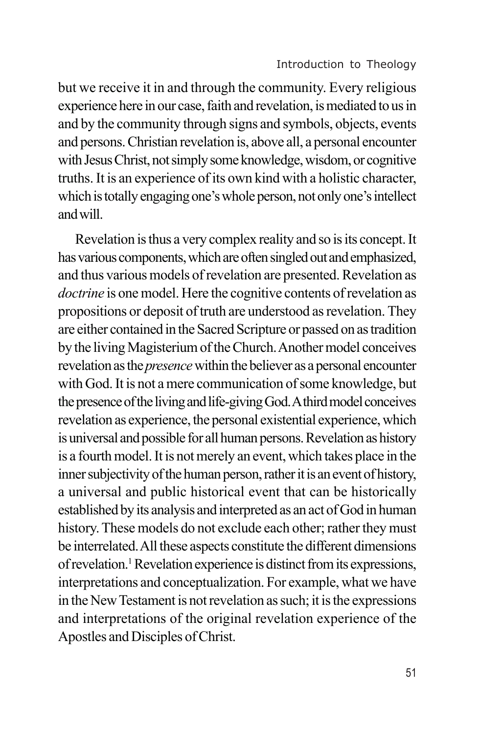but we receive it in and through the community. Every religious experience here in our case, faith and revelation, is mediated to us in and by the community through signs and symbols, objects, events and persons. Christian revelation is, above all, a personal encounter with Jesus Christ, not simply some knowledge, wisdom, or cognitive truths. It is an experience of its own kind with a holistic character, which is totally engaging one's whole person, not only one's intellect and will.

Revelation is thus a very complex reality and so is its concept. It has various components, which are often singled out and emphasized, and thus various models of revelation are presented. Revelation as *doctrine* is one model. Here the cognitive contents of revelation as propositions or deposit of truth are understood as revelation. They are either contained in the Sacred Scripture or passed on as tradition by the living Magisterium of the Church. Another model conceives revelation as the *presence* within the believer as a personal encounter with God. It is not a mere communication of some knowledge, but the presence of the living and life-giving God. A third model conceives revelation as experience, the personal existential experience, which is universal and possible for all human persons. Revelation as history is a fourth model. It is not merely an event, which takes place in the inner subjectivity of the human person, rather it is an event of history, a universal and public historical event that can be historically established by its analysis and interpreted as an act of God in human history. These models do not exclude each other; rather they must be interrelated. All these aspects constitute the different dimensions of revelation.[1] Revelation experience is distinct from its expressions, interpretations and conceptualization. For example, what we have in the New Testament is not revelation as such; it is the expressions and interpretations of the original revelation experience of the Apostles and Disciples of Christ.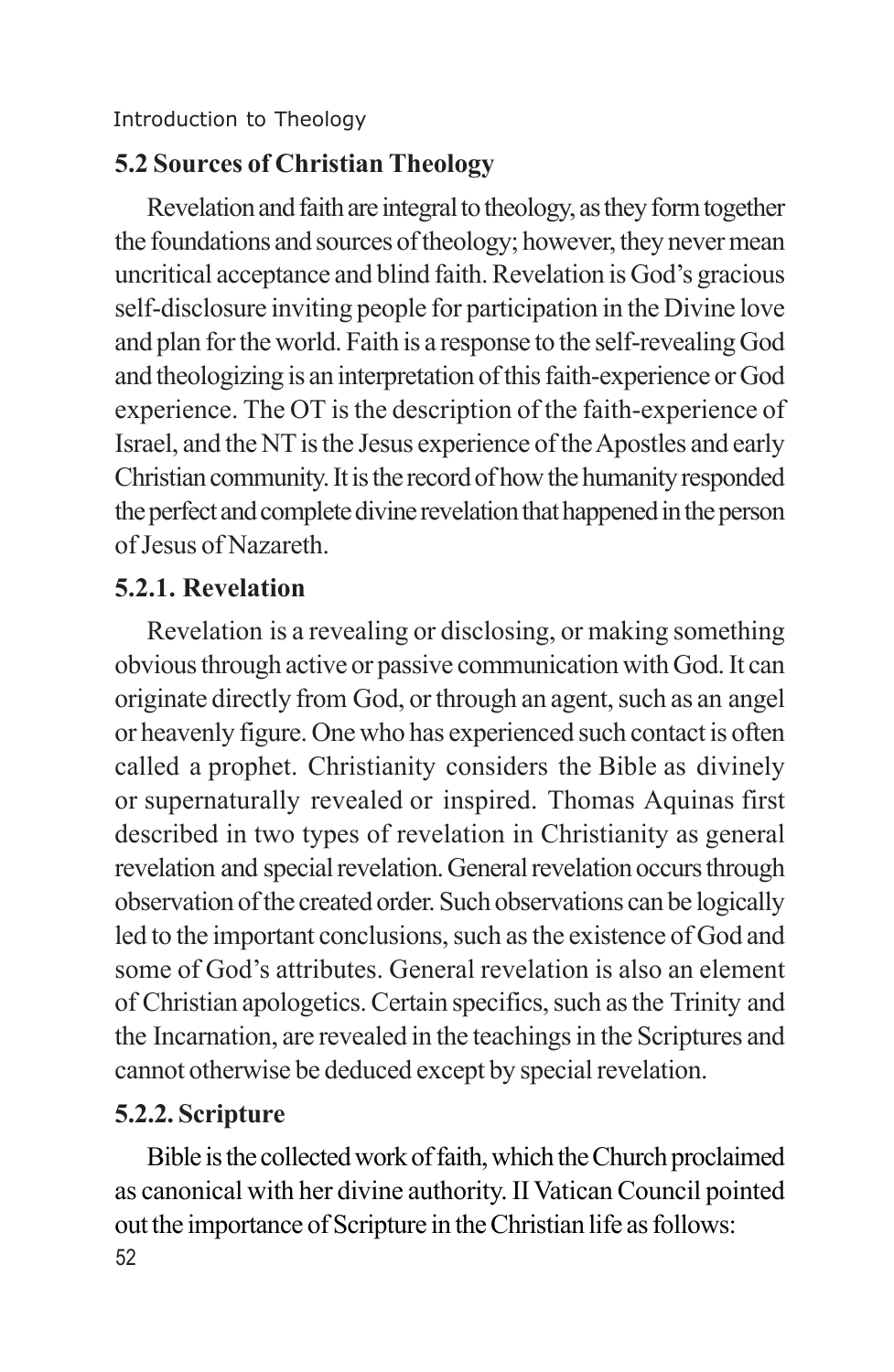## 5.2 Sources of Christian Theology

Revelation and faith are integral to theology, as they form together the foundations and sources of theology; however, they never mean uncritical acceptance and blind faith. Revelation is God's gracious self-disclosure inviting people for participation in the Divine love and plan for the world. Faith is a response to the self-revealing God and theologizing is an interpretation of this faith-experience or God experience. The OT is the description of the faith-experience of Israel, and the NT is the Jesus experience of the Apostles and early Christian community. It is the record of how the humanity responded the perfect and complete divine revelation that happened in the person of Jesus of Nazareth.

### 5.2.1. Revelation

Revelation is a revealing or disclosing, or making something obvious through active or passive communication with God. It can originate directly from God, or through an agent, such as an angel or heavenly figure. One who has experienced such contact is often called a prophet. Christianity considers the Bible as divinely or supernaturally revealed or inspired. Thomas Aquinas first described in two types of revelation in Christianity as general revelation and special revelation. General revelation occurs through observation of the created order. Such observations can be logically led to the important conclusions, such as the existence of God and some of God's attributes. General revelation is also an element of Christian apologetics. Certain specifics, such as the Trinity and the Incarnation, are revealed in the teachings in the Scriptures and cannot otherwise be deduced except by special revelation.

### 5.2.2. Scripture

Bible is the collected work of faith, which the Church proclaimed as canonical with her divine authority. II Vatican Council pointed out the importance of Scripture in the Christian life as follows: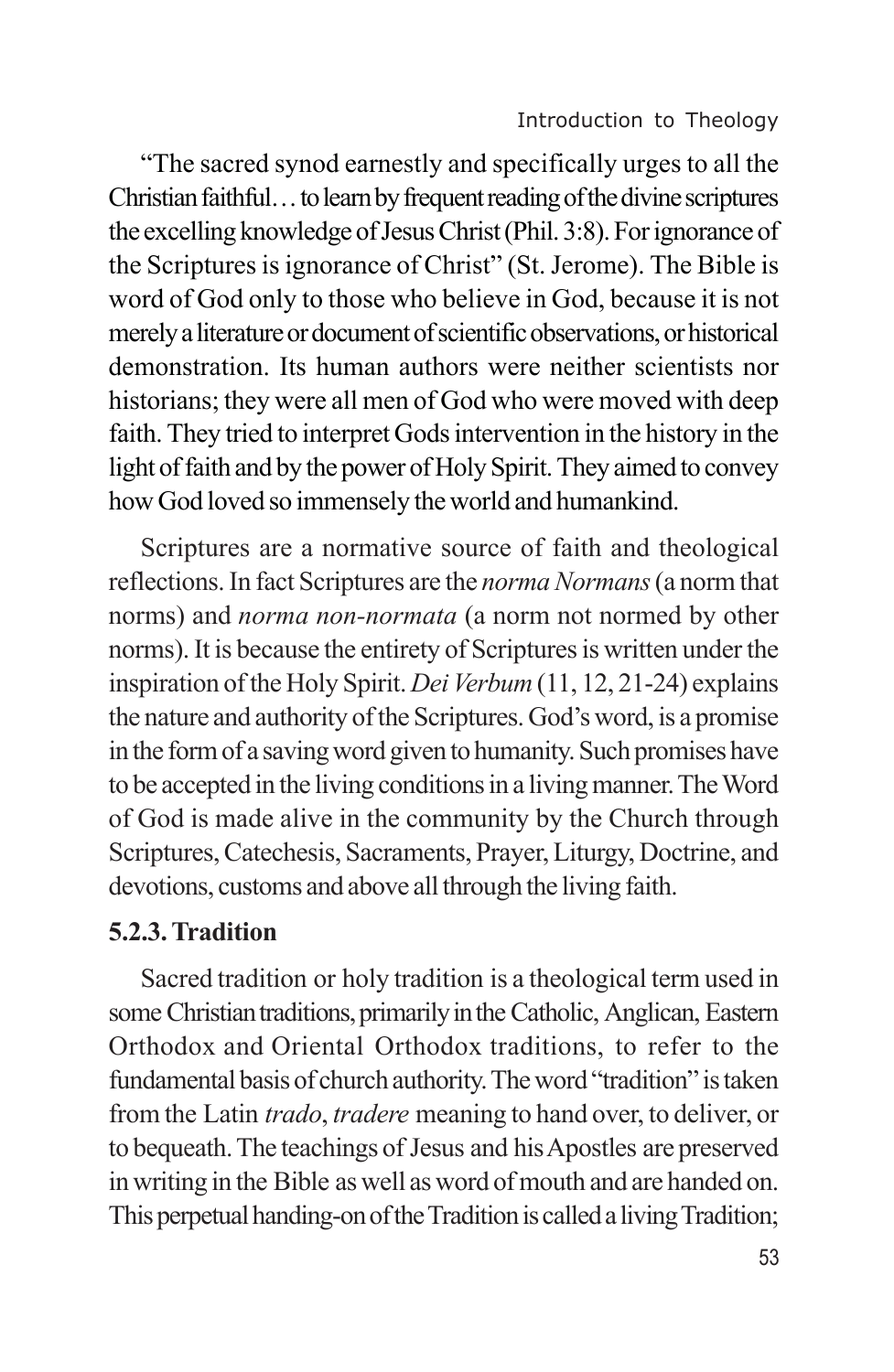"The sacred synod earnestly and specifically urges to all the Christian faithful… to learn by frequent reading of the divine scriptures the excelling knowledge of Jesus Christ (Phil. 3:8). For ignorance of the Scriptures is ignorance of Christ" (St. Jerome). The Bible is word of God only to those who believe in God, because it is not merely a literature or document of scientific observations, or historical demonstration. Its human authors were neither scientists nor historians; they were all men of God who were moved with deep faith. They tried to interpret Gods intervention in the history in the light of faith and by the power of Holy Spirit. They aimed to convey how God loved so immensely the world and humankind.

Scriptures are a normative source of faith and theological reflections. In fact Scriptures are the *norma Normans* (a norm that norms) and *norma non-normata* (a norm not normed by other norms). It is because the entirety of Scriptures is written under the inspiration of the Holy Spirit. *Dei Verbum* (11, 12, 21-24) explains the nature and authority of the Scriptures. God's word, is a promise in the form of a saving word given to humanity. Such promises have to be accepted in the living conditions in a living manner. The Word of God is made alive in the community by the Church through Scriptures, Catechesis, Sacraments, Prayer, Liturgy, Doctrine, and devotions, customs and above all through the living faith.

### 5.2.3. Tradition

Sacred tradition or holy tradition is a theological term used in some Christian traditions, primarily in the Catholic, Anglican, Eastern Orthodox and Oriental Orthodox traditions, to refer to the fundamental basis of church authority. The word "tradition" is taken from the Latin *trado*, *tradere* meaning to hand over, to deliver, or to bequeath. The teachings of Jesus and his Apostles are preserved in writing in the Bible as well as word of mouth and are handed on. This perpetual handing-on of the Tradition is called a living Tradition;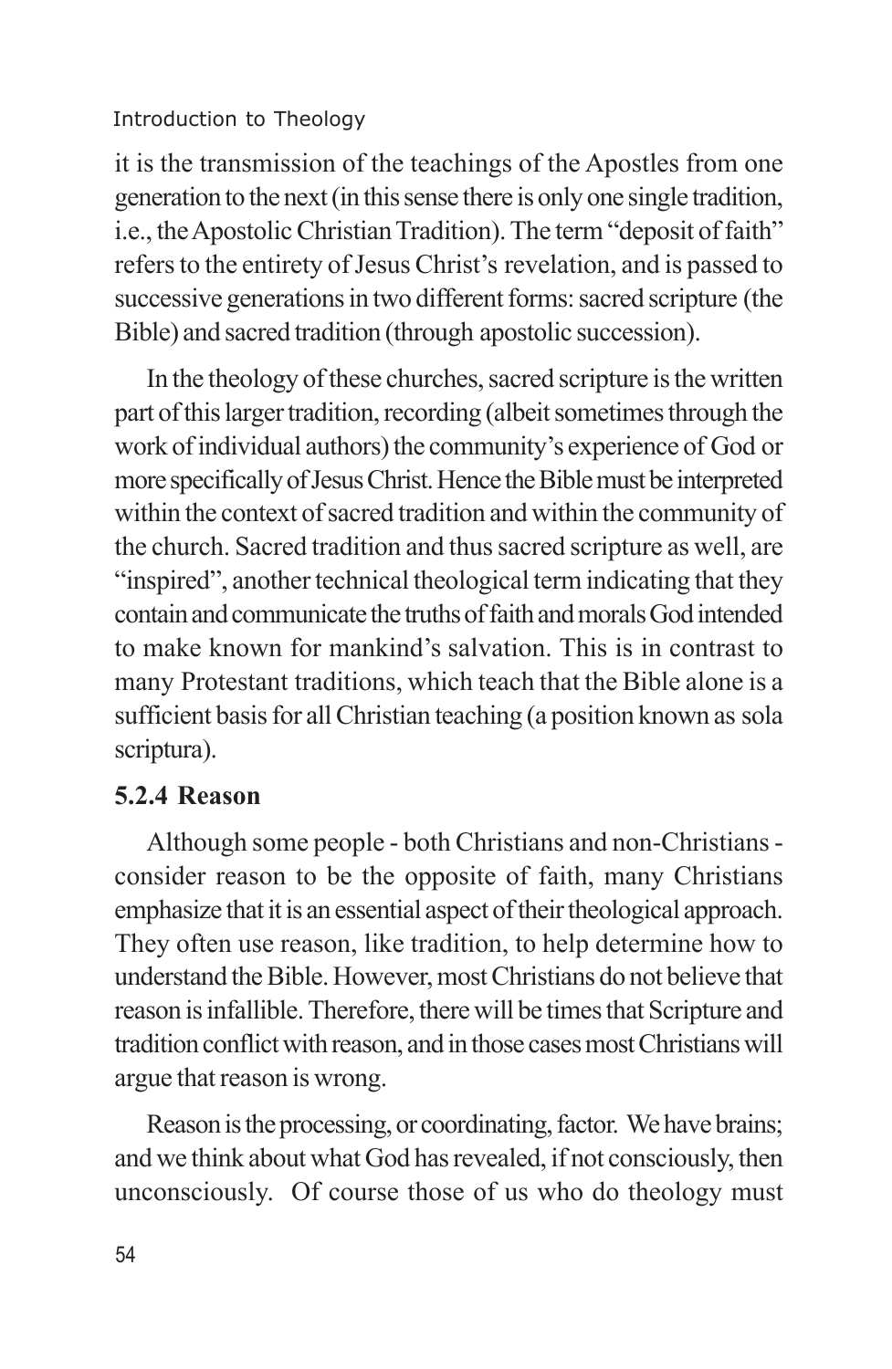it is the transmission of the teachings of the Apostles from one generation to the next (in this sense there is only one single tradition, i.e., the Apostolic Christian Tradition). The term "deposit of faith" refers to the entirety of Jesus Christ's revelation, and is passed to successive generations in two different forms: sacred scripture (the Bible) and sacred tradition (through apostolic succession).

In the theology of these churches, sacred scripture is the written part of this larger tradition, recording (albeit sometimes through the work of individual authors) the community's experience of God or more specifically of Jesus Christ. Hence the Bible must be interpreted within the context of sacred tradition and within the community of the church. Sacred tradition and thus sacred scripture as well, are "inspired", another technical theological term indicating that they contain and communicate the truths of faith and morals God intended to make known for mankind's salvation. This is in contrast to many Protestant traditions, which teach that the Bible alone is a sufficient basis for all Christian teaching (a position known as sola scriptura).

### 5.2.4 Reason

Although some people - both Christians and non-Christians - consider reason to be the opposite of faith, many Christians emphasize that it is an essential aspect of their theological approach. They often use reason, like tradition, to help determine how to understand the Bible. However, most Christians do not believe that reason is infallible. Therefore, there will be times that Scripture and tradition conflict with reason, and in those cases most Christians will argue that reason is wrong.

Reason is the processing, or coordinating, factor. We have brains; and we think about what God has revealed, if not consciously, then unconsciously. Of course those of us who do theology must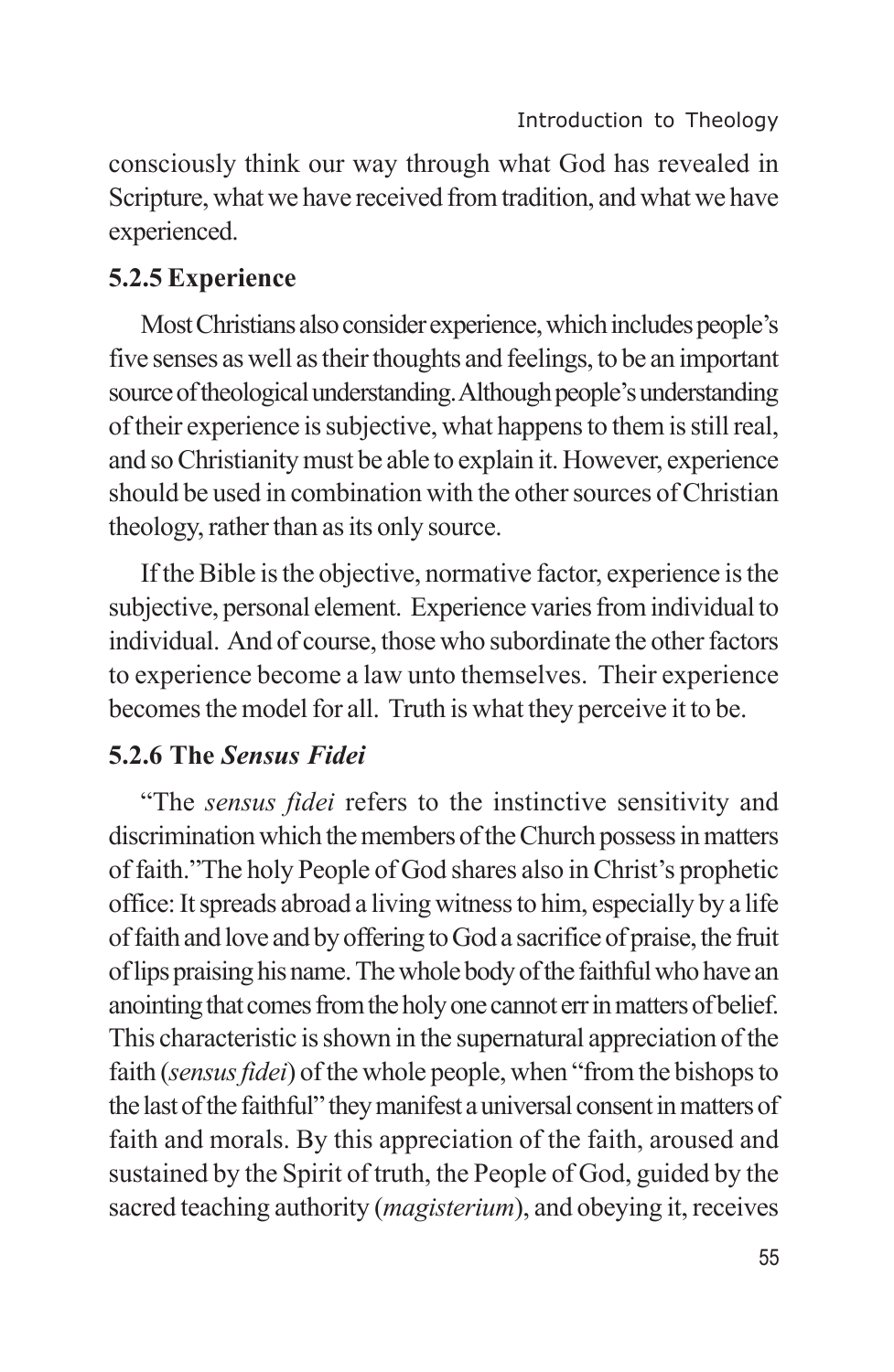consciously think our way through what God has revealed in Scripture, what we have received from tradition, and what we have experienced.

### 5.2.5 Experience

Most Christians also consider experience, which includes people's five senses as well as their thoughts and feelings, to be an important source of theological understanding. Although people's understanding of their experience is subjective, what happens to them is still real, and so Christianity must be able to explain it. However, experience should be used in combination with the other sources of Christian theology, rather than as its only source.

If the Bible is the objective, normative factor, experience is the subjective, personal element. Experience varies from individual to individual. And of course, those who subordinate the other factors to experience become a law unto themselves. Their experience becomes the model for all. Truth is what they perceive it to be.

### 5.2.6 The *Sensus Fidei*

"The *sensus fidei* refers to the instinctive sensitivity and discrimination which the members of the Church possess in matters of faith."The holy People of God shares also in Christ's prophetic office: It spreads abroad a living witness to him, especially by a life of faith and love and by offering to God a sacrifice of praise, the fruit of lips praising his name. The whole body of the faithful who have an anointing that comes from the holy one cannot err in matters of belief. This characteristic is shown in the supernatural appreciation of the faith (*sensus fidei*) of the whole people, when "from the bishops to the last of the faithful" they manifest a universal consent in matters of faith and morals. By this appreciation of the faith, aroused and sustained by the Spirit of truth, the People of God, guided by the sacred teaching authority (*magisterium*), and obeying it, receives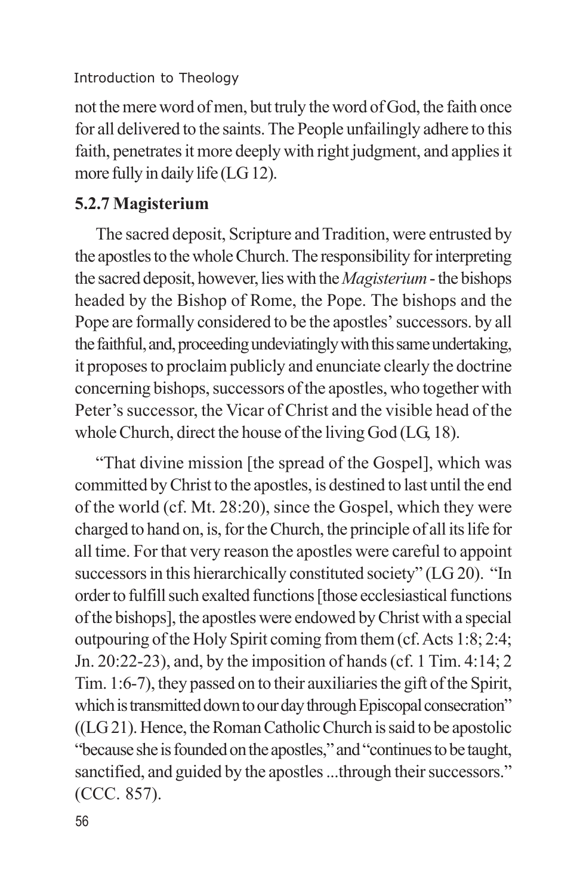not the mere word of men, but truly the word of God, the faith once for all delivered to the saints. The People unfailingly adhere to this faith, penetrates it more deeply with right judgment, and applies it more fully in daily life (LG 12).

### 5.2.7 Magisterium

The sacred deposit, Scripture and Tradition, were entrusted by the apostles to the whole Church. The responsibility for interpreting the sacred deposit, however, lies with the *Magisterium* - the bishops headed by the Bishop of Rome, the Pope. The bishops and the Pope are formally considered to be the apostles' successors. by all the faithful, and, proceeding undeviatingly with this same undertaking, it proposes to proclaim publicly and enunciate clearly the doctrine concerning bishops, successors of the apostles, who together with Peter's successor, the Vicar of Christ and the visible head of the whole Church, direct the house of the living God (LG, 18).

"That divine mission [the spread of the Gospel], which was committed by Christ to the apostles, is destined to last until the end of the world (cf. Mt. 28:20), since the Gospel, which they were charged to hand on, is, for the Church, the principle of all its life for all time. For that very reason the apostles were careful to appoint successors in this hierarchically constituted society" (LG 20). "In order to fulfill such exalted functions [those ecclesiastical functions of the bishops], the apostles were endowed by Christ with a special outpouring of the Holy Spirit coming from them (cf. Acts 1:8; 2:4; Jn. 20:22-23), and, by the imposition of hands (cf. 1 Tim. 4:14; 2 Tim. 1:6-7), they passed on to their auxiliaries the gift of the Spirit, which is transmitted down to our day through Episcopal consecration" ((LG 21). Hence, the Roman Catholic Church is said to be apostolic "because she is founded on the apostles," and "continues to be taught, sanctified, and guided by the apostles ...through their successors." (CCC. 857).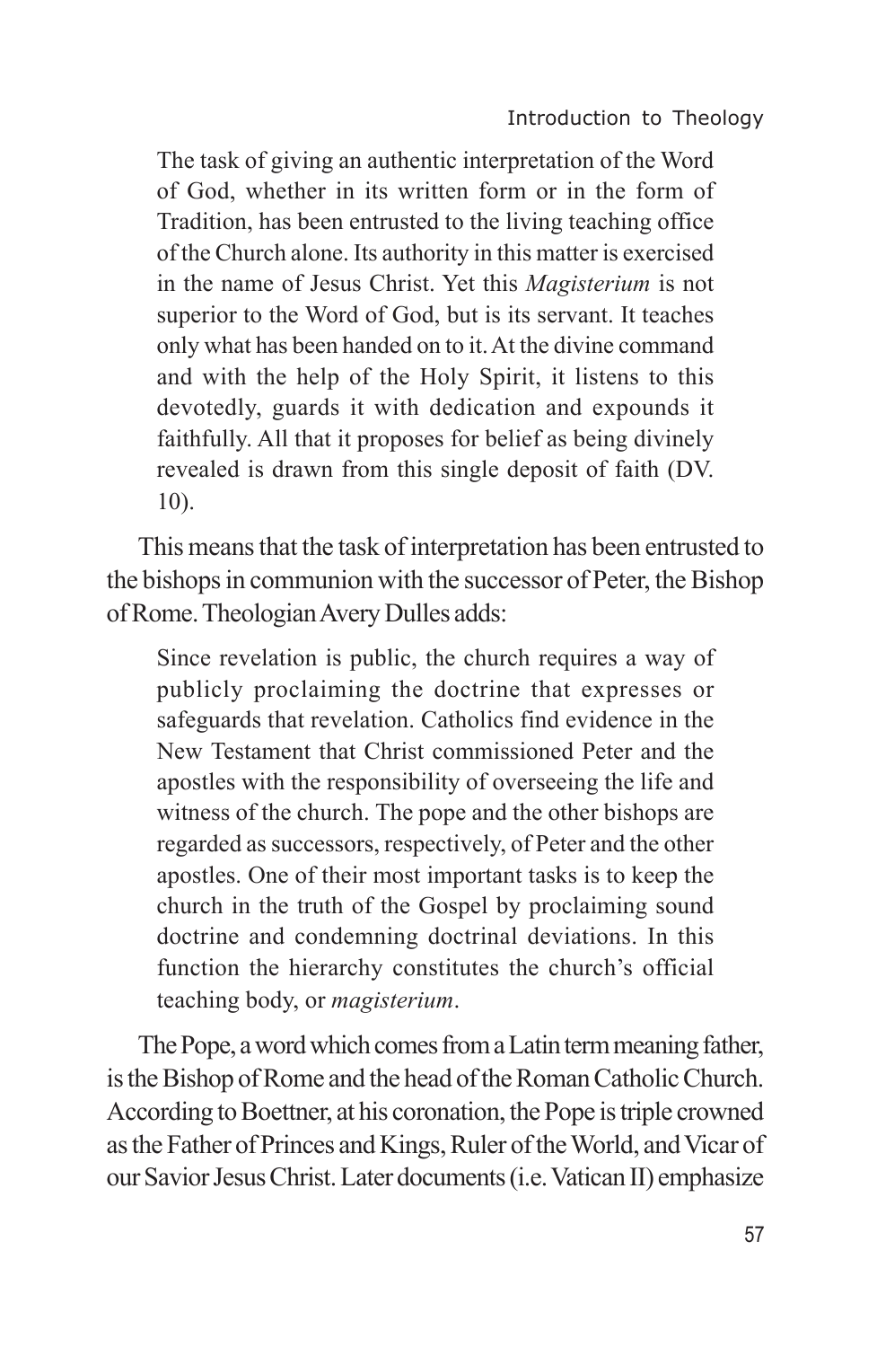> The task of giving an authentic interpretation of the Word of God, whether in its written form or in the form of Tradition, has been entrusted to the living teaching office of the Church alone. Its authority in this matter is exercised in the name of Jesus Christ. Yet this *Magisterium* is not superior to the Word of God, but is its servant. It teaches only what has been handed on to it. At the divine command and with the help of the Holy Spirit, it listens to this devotedly, guards it with dedication and expounds it faithfully. All that it proposes for belief as being divinely revealed is drawn from this single deposit of faith (DV. 10).

This means that the task of interpretation has been entrusted to the bishops in communion with the successor of Peter, the Bishop of Rome. Theologian Avery Dulles adds:

> Since revelation is public, the church requires a way of publicly proclaiming the doctrine that expresses or safeguards that revelation. Catholics find evidence in the New Testament that Christ commissioned Peter and the apostles with the responsibility of overseeing the life and witness of the church. The pope and the other bishops are regarded as successors, respectively, of Peter and the other apostles. One of their most important tasks is to keep the church in the truth of the Gospel by proclaiming sound doctrine and condemning doctrinal deviations. In this function the hierarchy constitutes the church's official teaching body, or *magisterium*.

The Pope, a word which comes from a Latin term meaning father, is the Bishop of Rome and the head of the Roman Catholic Church. According to Boettner, at his coronation, the Pope is triple crowned as the Father of Princes and Kings, Ruler of the World, and Vicar of our Savior Jesus Christ. Later documents (i.e. Vatican II) emphasize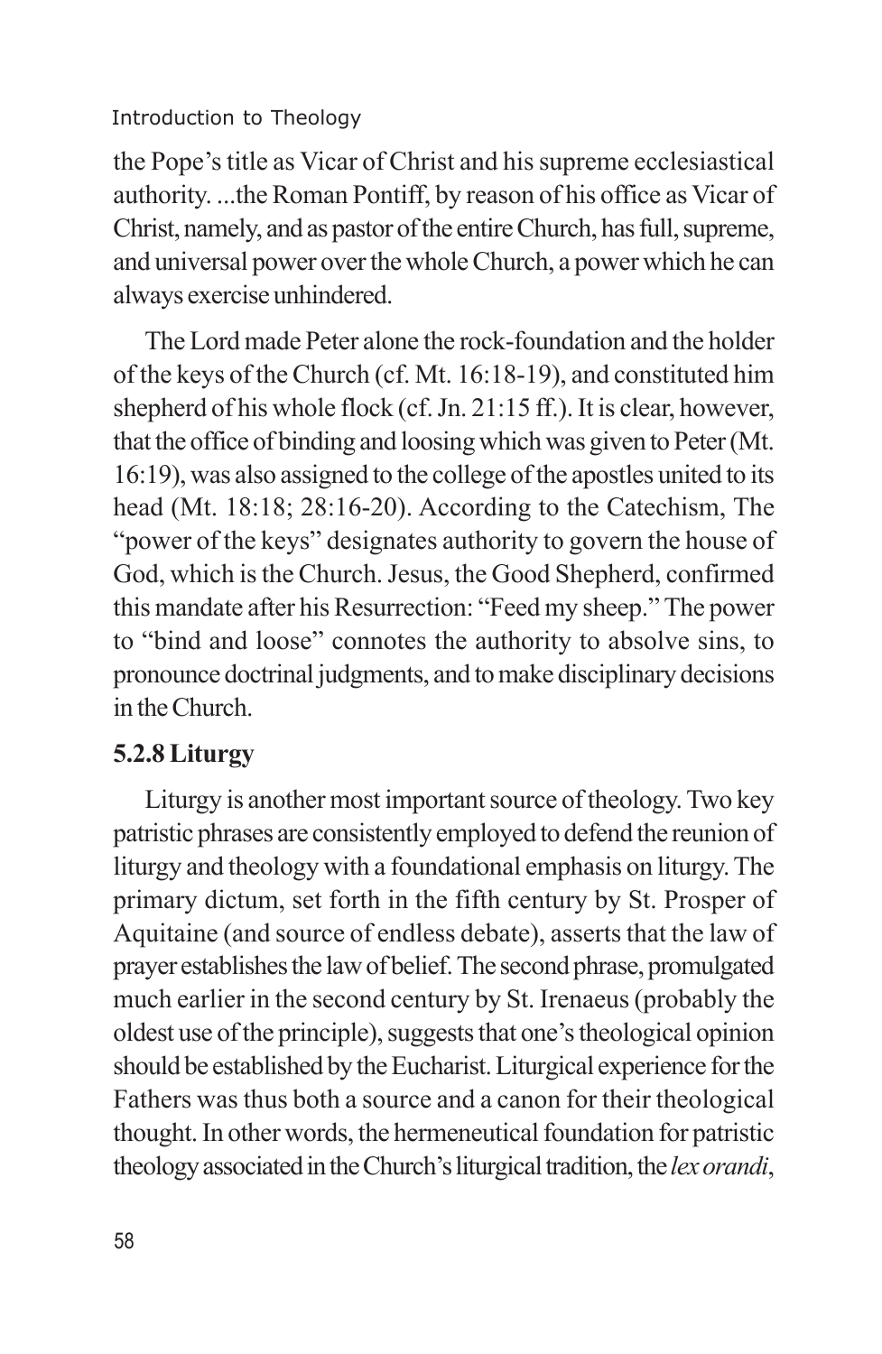the Pope's title as Vicar of Christ and his supreme ecclesiastical authority. ...the Roman Pontiff, by reason of his office as Vicar of Christ, namely, and as pastor of the entire Church, has full, supreme, and universal power over the whole Church, a power which he can always exercise unhindered.

The Lord made Peter alone the rock-foundation and the holder of the keys of the Church (cf. Mt. 16:18-19), and constituted him shepherd of his whole flock (cf. Jn. 21:15 ff.). It is clear, however, that the office of binding and loosing which was given to Peter (Mt. 16:19), was also assigned to the college of the apostles united to its head (Mt. 18:18; 28:16-20). According to the Catechism, The "power of the keys" designates authority to govern the house of God, which is the Church. Jesus, the Good Shepherd, confirmed this mandate after his Resurrection: "Feed my sheep." The power to "bind and loose" connotes the authority to absolve sins, to pronounce doctrinal judgments, and to make disciplinary decisions in the Church.

### 5.2.8 Liturgy

Liturgy is another most important source of theology. Two key patristic phrases are consistently employed to defend the reunion of liturgy and theology with a foundational emphasis on liturgy. The primary dictum, set forth in the fifth century by St. Prosper of Aquitaine (and source of endless debate), asserts that the law of prayer establishes the law of belief. The second phrase, promulgated much earlier in the second century by St. Irenaeus (probably the oldest use of the principle), suggests that one's theological opinion should be established by the Eucharist. Liturgical experience for the Fathers was thus both a source and a canon for their theological thought. In other words, the hermeneutical foundation for patristic theology associated in the Church's liturgical tradition, the *lex orandi*,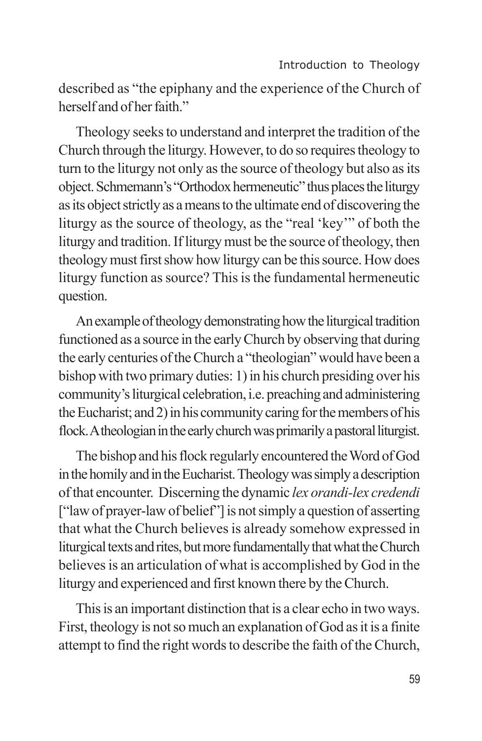described as "the epiphany and the experience of the Church of herself and of her faith."

Theology seeks to understand and interpret the tradition of the Church through the liturgy. However, to do so requires theology to turn to the liturgy not only as the source of theology but also as its object. Schmemann's "Orthodox hermeneutic" thus places the liturgy as its object strictly as a means to the ultimate end of discovering the liturgy as the source of theology, as the "real 'key'" of both the liturgy and tradition. If liturgy must be the source of theology, then theology must first show how liturgy can be this source. How does liturgy function as source? This is the fundamental hermeneutic question.

An example of theology demonstrating how the liturgical tradition functioned as a source in the early Church by observing that during the early centuries of the Church a "theologian" would have been a bishop with two primary duties: 1) in his church presiding over his community's liturgical celebration, i.e. preaching and administering the Eucharist; and 2) in his community caring for the members of his flock. A theologian in the early church was primarily a pastoral liturgist.

The bishop and his flock regularly encountered the Word of God in the homily and in the Eucharist. Theology was simply a description of that encounter. Discerning the dynamic *lex orandi-lex credendi* ["law of prayer-law of belief"] is not simply a question of asserting that what the Church believes is already somehow expressed in liturgical texts and rites, but more fundamentally that what the Church believes is an articulation of what is accomplished by God in the liturgy and experienced and first known there by the Church.

This is an important distinction that is a clear echo in two ways. First, theology is not so much an explanation of God as it is a finite attempt to find the right words to describe the faith of the Church,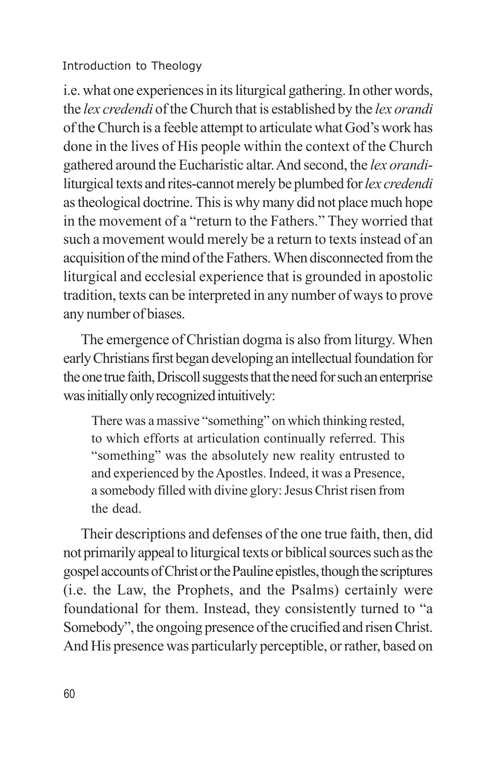i.e. what one experiences in its liturgical gathering. In other words, the *lex credendi* of the Church that is established by the *lex orandi* of the Church is a feeble attempt to articulate what God's work has done in the lives of His people within the context of the Church gathered around the Eucharistic altar. And second, the *lex orandi*-liturgical texts and rites-cannot merely be plumbed for *lex credendi* as theological doctrine. This is why many did not place much hope in the movement of a "return to the Fathers." They worried that such a movement would merely be a return to texts instead of an acquisition of the mind of the Fathers. When disconnected from the liturgical and ecclesial experience that is grounded in apostolic tradition, texts can be interpreted in any number of ways to prove any number of biases.

The emergence of Christian dogma is also from liturgy. When early Christians first began developing an intellectual foundation for the one true faith, Driscoll suggests that the need for such an enterprise was initially only recognized intuitively:

> There was a massive "something" on which thinking rested, to which efforts at articulation continually referred. This "something" was the absolutely new reality entrusted to and experienced by the Apostles. Indeed, it was a Presence, a somebody filled with divine glory: Jesus Christ risen from the dead.

Their descriptions and defenses of the one true faith, then, did not primarily appeal to liturgical texts or biblical sources such as the gospel accounts of Christ or the Pauline epistles, though the scriptures (i.e. the Law, the Prophets, and the Psalms) certainly were foundational for them. Instead, they consistently turned to "a Somebody", the ongoing presence of the crucified and risen Christ. And His presence was particularly perceptible, or rather, based on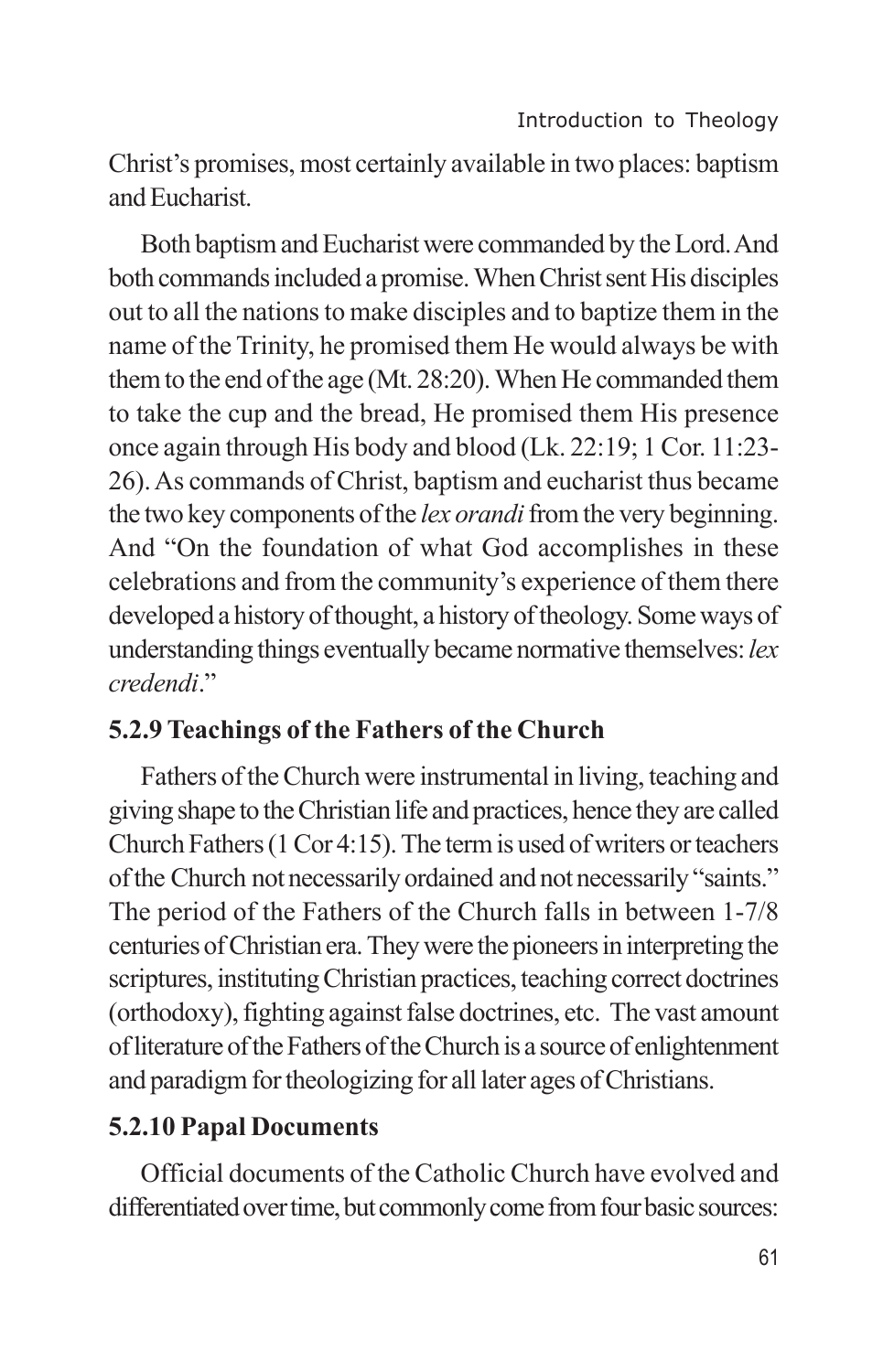Christ's promises, most certainly available in two places: baptism and Eucharist.

Both baptism and Eucharist were commanded by the Lord. And both commands included a promise. When Christ sent His disciples out to all the nations to make disciples and to baptize them in the name of the Trinity, he promised them He would always be with them to the end of the age (Mt. 28:20). When He commanded them to take the cup and the bread, He promised them His presence once again through His body and blood (Lk. 22:19; 1 Cor. 11:23-26). As commands of Christ, baptism and eucharist thus became the two key components of the *lex orandi* from the very beginning. And "On the foundation of what God accomplishes in these celebrations and from the community's experience of them there developed a history of thought, a history of theology. Some ways of understanding things eventually became normative themselves: *lex credendi*."

### 5.2.9 Teachings of the Fathers of the Church

Fathers of the Church were instrumental in living, teaching and giving shape to the Christian life and practices, hence they are called Church Fathers (1 Cor 4:15). The term is used of writers or teachers of the Church not necessarily ordained and not necessarily "saints." The period of the Fathers of the Church falls in between 1-7/8 centuries of Christian era. They were the pioneers in interpreting the scriptures, instituting Christian practices, teaching correct doctrines (orthodoxy), fighting against false doctrines, etc. The vast amount of literature of the Fathers of the Church is a source of enlightenment and paradigm for theologizing for all later ages of Christians.

### 5.2.10 Papal Documents

Official documents of the Catholic Church have evolved and differentiated over time, but commonly come from four basic sources: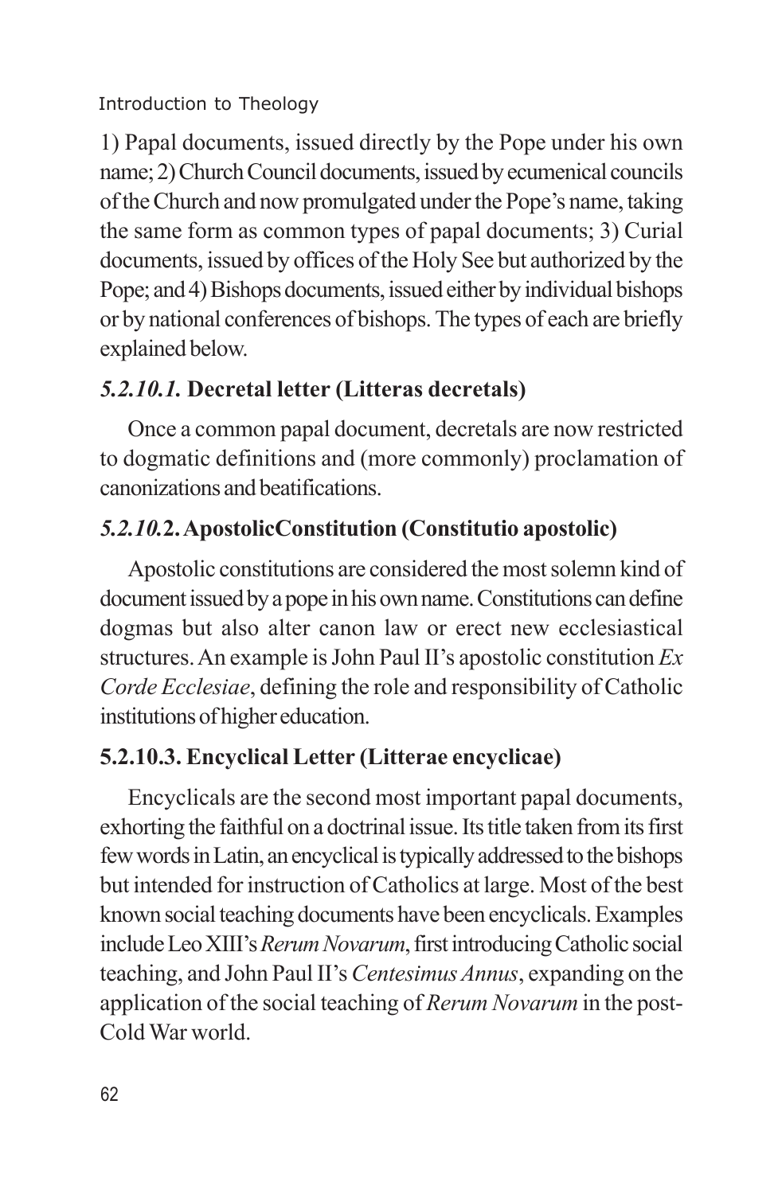1) Papal documents, issued directly by the Pope under his own name; 2) Church Council documents, issued by ecumenical councils of the Church and now promulgated under the Pope's name, taking the same form as common types of papal documents; 3) Curial documents, issued by offices of the Holy See but authorized by the Pope; and 4) Bishops documents, issued either by individual bishops or by national conferences of bishops. The types of each are briefly explained below.

### *5.2.10.1.* Decretal letter (Litteras decretals)

Once a common papal document, decretals are now restricted to dogmatic definitions and (more commonly) proclamation of canonizations and beatifications.

### *5.2.10.*2. ApostolicConstitution (Constitutio apostolic)

Apostolic constitutions are considered the most solemn kind of document issued by a pope in his own name. Constitutions can define dogmas but also alter canon law or erect new ecclesiastical structures. An example is John Paul II's apostolic constitution *Ex Corde Ecclesiae*, defining the role and responsibility of Catholic institutions of higher education.

### 5.2.10.3. Encyclical Letter (Litterae encyclicae)

Encyclicals are the second most important papal documents, exhorting the faithful on a doctrinal issue. Its title taken from its first few words in Latin, an encyclical is typically addressed to the bishops but intended for instruction of Catholics at large. Most of the best known social teaching documents have been encyclicals. Examples include Leo XIII's *Rerum Novarum*, first introducing Catholic social teaching, and John Paul II's *Centesimus Annus*, expanding on the application of the social teaching of *Rerum Novarum* in the post-Cold War world.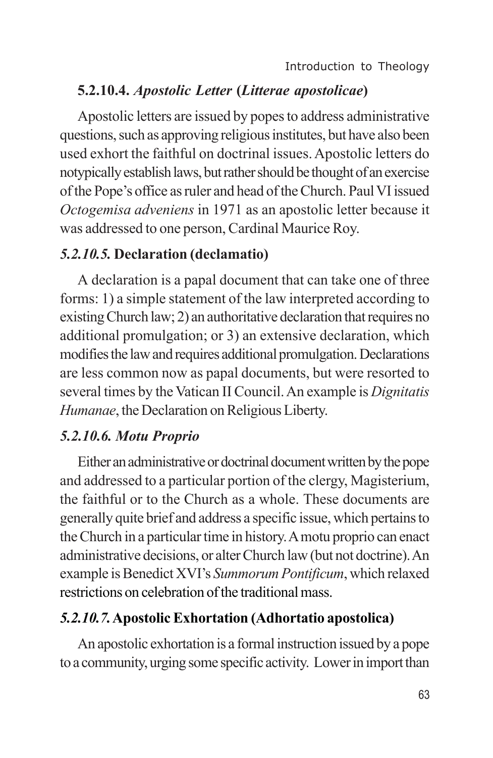#### 5.2.10.4. *Apostolic Letter* (*Litterae apostolicae*)

Apostolic letters are issued by popes to address administrative questions, such as approving religious institutes, but have also been used exhort the faithful on doctrinal issues. Apostolic letters do notypically establish laws, but rather should be thought of an exercise of the Pope's office as ruler and head of the Church. Paul VI issued *Octogemisa adveniens* in 1971 as an apostolic letter because it was addressed to one person, Cardinal Maurice Roy.

#### *5.2.10.5.* Declaration (declamatio)

A declaration is a papal document that can take one of three forms: 1) a simple statement of the law interpreted according to existing Church law; 2) an authoritative declaration that requires no additional promulgation; or 3) an extensive declaration, which modifies the law and requires additional promulgation. Declarations are less common now as papal documents, but were resorted to several times by the Vatican II Council. An example is *Dignitatis Humanae*, the Declaration on Religious Liberty.

#### *5.2.10.6. Motu Proprio*

Either an administrative or doctrinal document written by the pope and addressed to a particular portion of the clergy, Magisterium, the faithful or to the Church as a whole. These documents are generally quite brief and address a specific issue, which pertains to the Church in a particular time in history. A motu proprio can enact administrative decisions, or alter Church law (but not doctrine). An example is Benedict XVI's *Summorum Pontificum*, which relaxed restrictions on celebration of the traditional mass.

#### *5.2.10.7.* Apostolic Exhortation (Adhortatio apostolica)

An apostolic exhortation is a formal instruction issued by a pope to a community, urging some specific activity. Lower in import than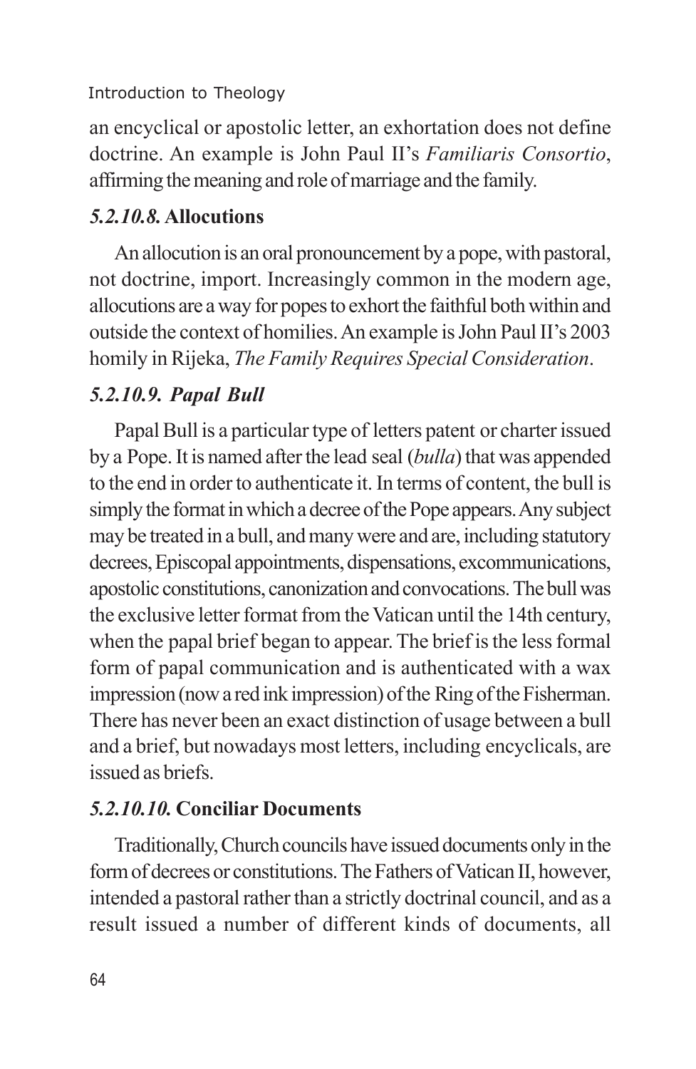an encyclical or apostolic letter, an exhortation does not define doctrine. An example is John Paul II's *Familiaris Consortio*, affirming the meaning and role of marriage and the family.

### *5.2.10.8.* **Allocutions**

An allocution is an oral pronouncement by a pope, with pastoral, not doctrine, import. Increasingly common in the modern age, allocutions are a way for popes to exhort the faithful both within and outside the context of homilies. An example is John Paul II's 2003 homily in Rijeka, *The Family Requires Special Consideration*.

### *5.2.10.9. Papal Bull*

Papal Bull is a particular type of letters patent or charter issued by a Pope. It is named after the lead seal (*bulla*) that was appended to the end in order to authenticate it. In terms of content, the bull is simply the format in which a decree of the Pope appears. Any subject may be treated in a bull, and many were and are, including statutory decrees, Episcopal appointments, dispensations, excommunications, apostolic constitutions, canonization and convocations. The bull was the exclusive letter format from the Vatican until the 14th century, when the papal brief began to appear. The brief is the less formal form of papal communication and is authenticated with a wax impression (now a red ink impression) of the Ring of the Fisherman. There has never been an exact distinction of usage between a bull and a brief, but nowadays most letters, including encyclicals, are issued as briefs.

### *5.2.10.10.* **Conciliar Documents**

Traditionally, Church councils have issued documents only in the form of decrees or constitutions. The Fathers of Vatican II, however, intended a pastoral rather than a strictly doctrinal council, and as a result issued a number of different kinds of documents, all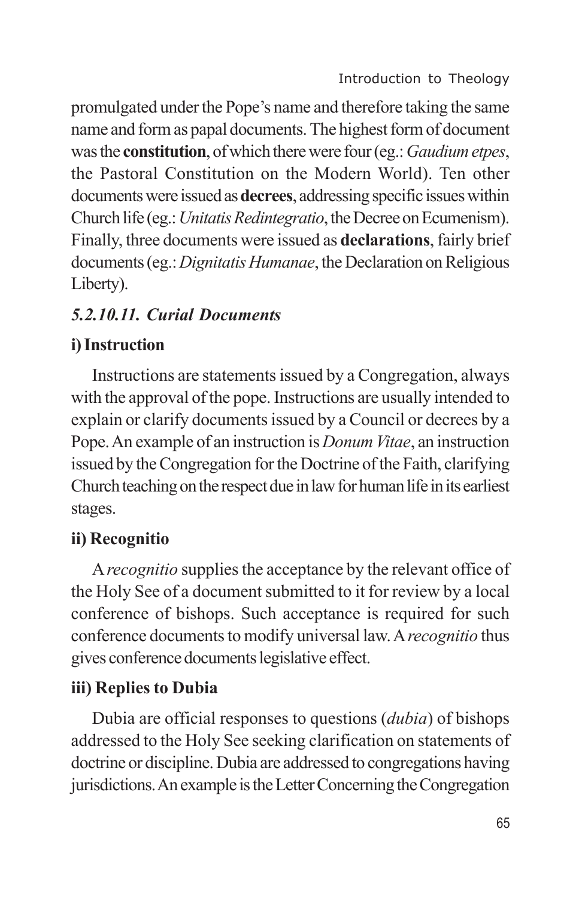promulgated under the Pope's name and therefore taking the same name and form as papal documents. The highest form of document was the **constitution**, of which there were four (eg.: *Gaudium etpes*, the Pastoral Constitution on the Modern World). Ten other documents were issued as **decrees**, addressing specific issues within Church life (eg.: *Unitatis Redintegratio*, the Decree on Ecumenism). Finally, three documents were issued as **declarations**, fairly brief documents (eg.: *Dignitatis Humanae*, the Declaration on Religious Liberty).

### *5.2.10.11. Curial Documents*

**i) Instruction**

Instructions are statements issued by a Congregation, always with the approval of the pope. Instructions are usually intended to explain or clarify documents issued by a Council or decrees by a Pope. An example of an instruction is *Donum Vitae*, an instruction issued by the Congregation for the Doctrine of the Faith, clarifying Church teaching on the respect due in law for human life in its earliest stages.

**ii) Recognitio**

A *recognitio* supplies the acceptance by the relevant office of the Holy See of a document submitted to it for review by a local conference of bishops. Such acceptance is required for such conference documents to modify universal law. A *recognitio* thus gives conference documents legislative effect.

**iii) Replies to Dubia**

Dubia are official responses to questions (*dubia*) of bishops addressed to the Holy See seeking clarification on statements of doctrine or discipline. Dubia are addressed to congregations having jurisdictions. An example is the Letter Concerning the Congregation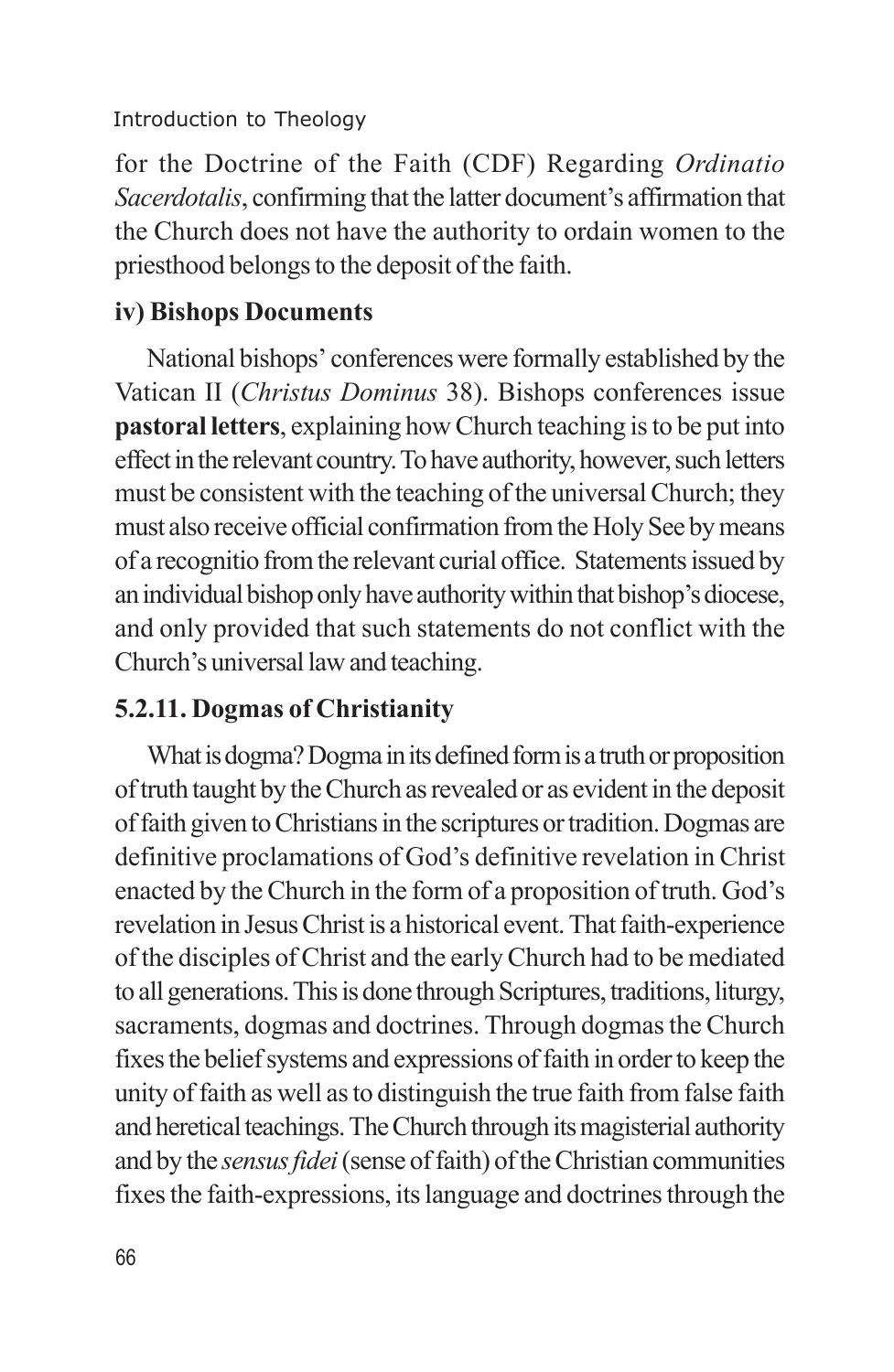for the Doctrine of the Faith (CDF) Regarding *Ordinatio Sacerdotalis*, confirming that the latter document's affirmation that the Church does not have the authority to ordain women to the priesthood belongs to the deposit of the faith.

**iv) Bishops Documents**

National bishops' conferences were formally established by the Vatican II (*Christus Dominus* 38). Bishops conferences issue **pastoral letters**, explaining how Church teaching is to be put into effect in the relevant country. To have authority, however, such letters must be consistent with the teaching of the universal Church; they must also receive official confirmation from the Holy See by means of a recognitio from the relevant curial office. Statements issued by an individual bishop only have authority within that bishop's diocese, and only provided that such statements do not conflict with the Church's universal law and teaching.

### 5.2.11. Dogmas of Christianity

What is dogma? Dogma in its defined form is a truth or proposition of truth taught by the Church as revealed or as evident in the deposit of faith given to Christians in the scriptures or tradition. Dogmas are definitive proclamations of God's definitive revelation in Christ enacted by the Church in the form of a proposition of truth. God's revelation in Jesus Christ is a historical event. That faith-experience of the disciples of Christ and the early Church had to be mediated to all generations. This is done through Scriptures, traditions, liturgy, sacraments, dogmas and doctrines. Through dogmas the Church fixes the belief systems and expressions of faith in order to keep the unity of faith as well as to distinguish the true faith from false faith and heretical teachings. The Church through its magisterial authority and by the *sensus fidei* (sense of faith) of the Christian communities fixes the faith-expressions, its language and doctrines through the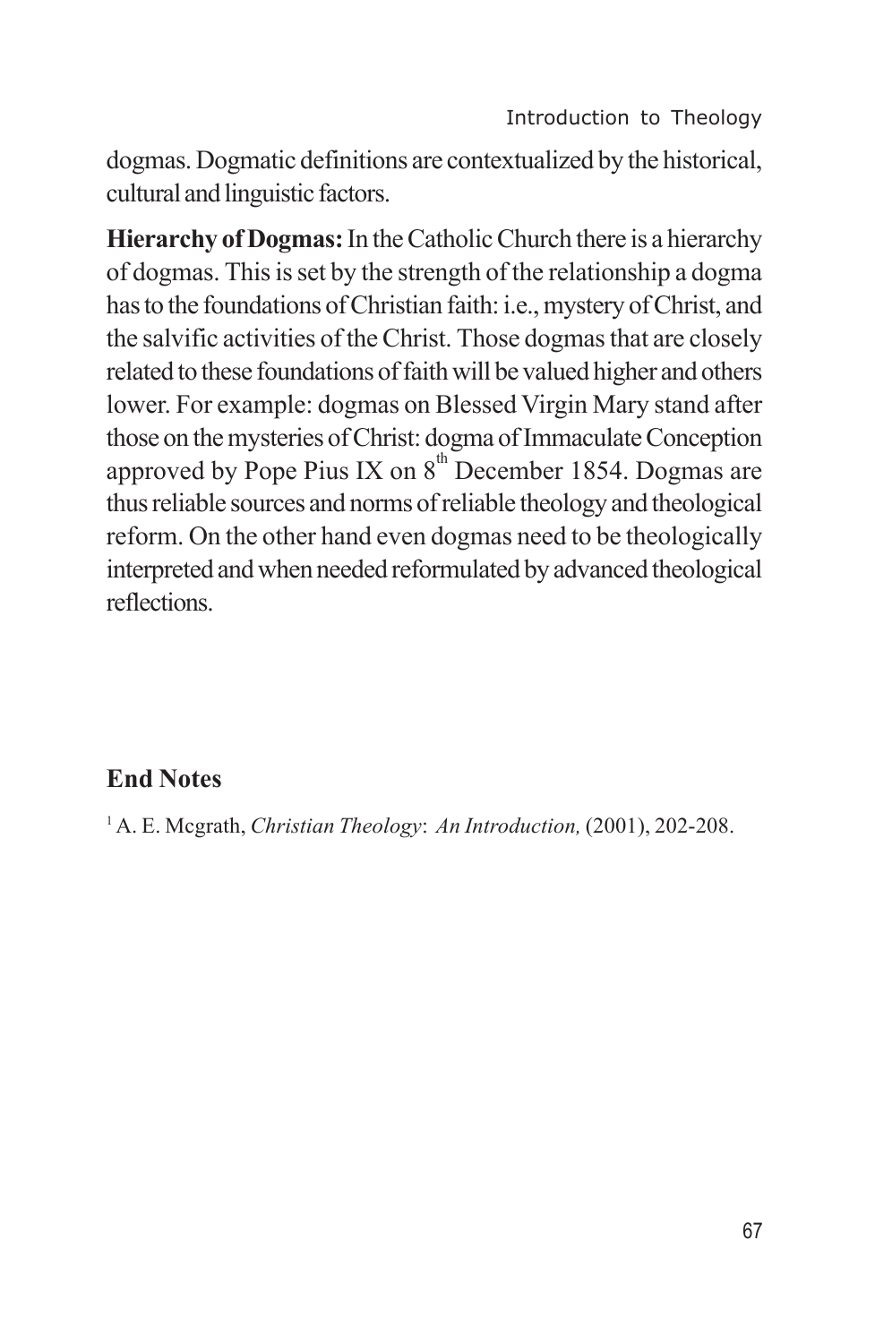dogmas. Dogmatic definitions are contextualized by the historical, cultural and linguistic factors.

**Hierarchy of Dogmas:** In the Catholic Church there is a hierarchy of dogmas. This is set by the strength of the relationship a dogma has to the foundations of Christian faith: i.e., mystery of Christ, and the salvific activities of the Christ. Those dogmas that are closely related to these foundations of faith will be valued higher and others lower. For example: dogmas on Blessed Virgin Mary stand after those on the mysteries of Christ: dogma of Immaculate Conception approved by Pope Pius IX on 8th December 1854. Dogmas are thus reliable sources and norms of reliable theology and theological reform. On the other hand even dogmas need to be theologically interpreted and when needed reformulated by advanced theological reflections.

## End Notes

[1] A. E. Mcgrath, *Christian Theology*: *An Introduction,* (2001), 202-208.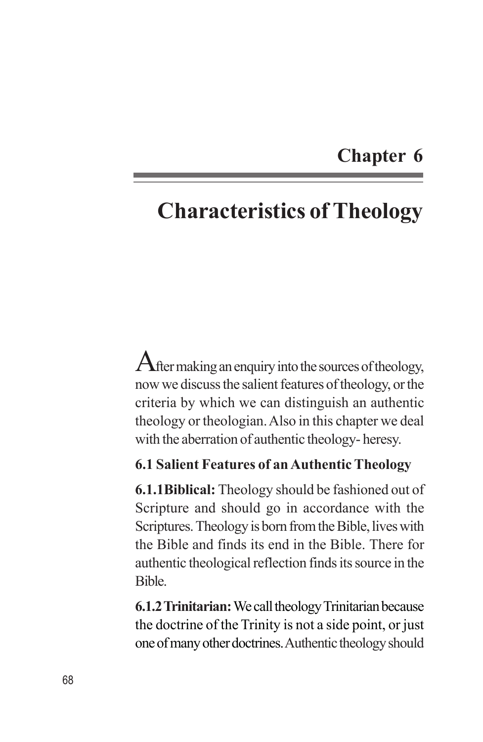# Chapter 6

# Characteristics of Theology

After making an enquiry into the sources of theology, now we discuss the salient features of theology, or the criteria by which we can distinguish an authentic theology or theologian. Also in this chapter we deal with the aberration of authentic theology- heresy.

## 6.1 Salient Features of an Authentic Theology

**6.1.1Biblical:** Theology should be fashioned out of Scripture and should go in accordance with the Scriptures. Theology is born from the Bible, lives with the Bible and finds its end in the Bible. There for authentic theological reflection finds its source in the Bible.

**6.1.2 Trinitarian:** We call theology Trinitarian because the doctrine of the Trinity is not a side point, or just one of many other doctrines. Authentic theology should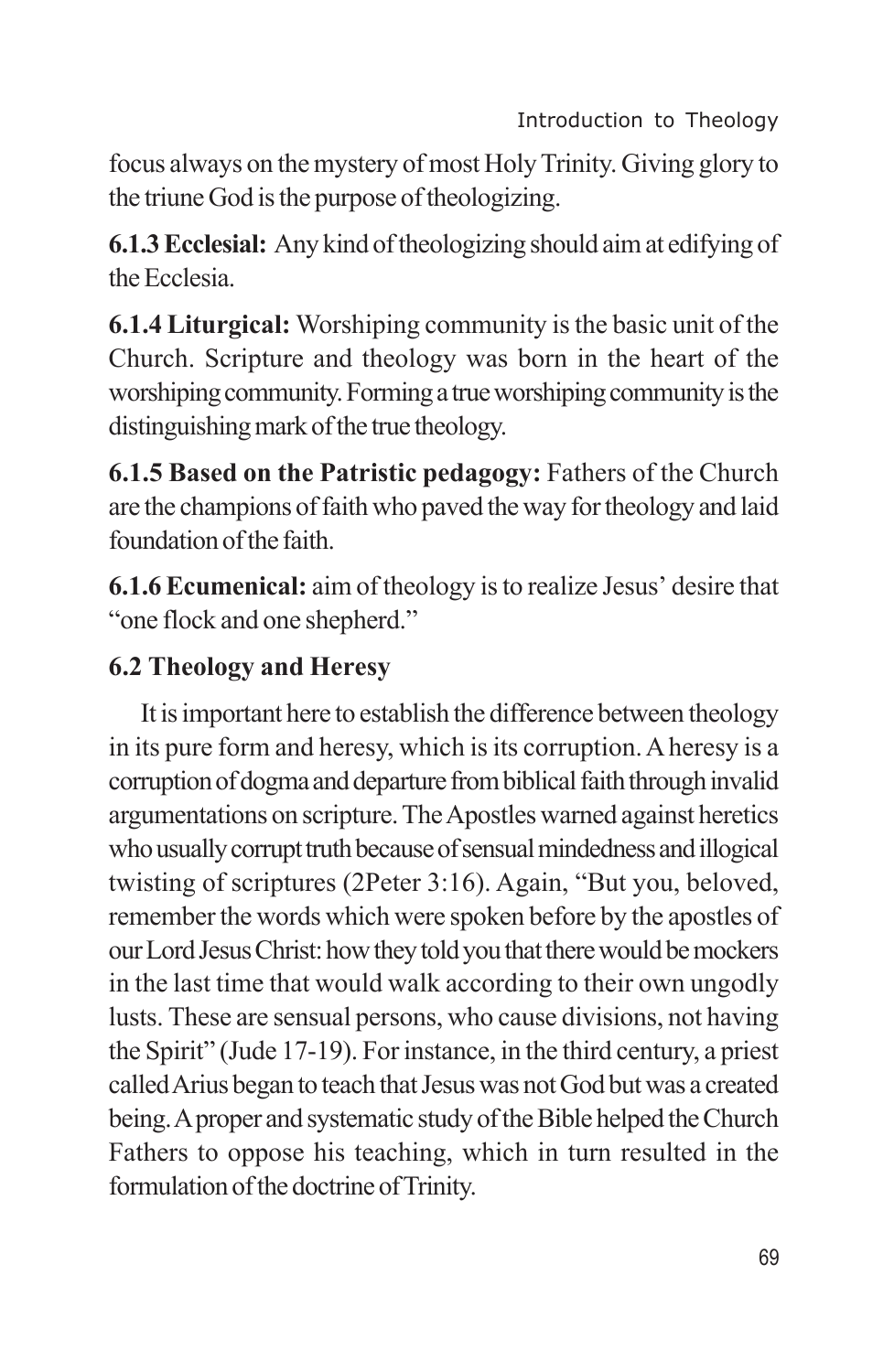focus always on the mystery of most Holy Trinity. Giving glory to the triune God is the purpose of theologizing.

**6.1.3 Ecclesial:** Any kind of theologizing should aim at edifying of the Ecclesia.

**6.1.4 Liturgical:** Worshiping community is the basic unit of the Church. Scripture and theology was born in the heart of the worshiping community. Forming a true worshiping community is the distinguishing mark of the true theology.

**6.1.5 Based on the Patristic pedagogy:** Fathers of the Church are the champions of faith who paved the way for theology and laid foundation of the faith.

**6.1.6 Ecumenical:** aim of theology is to realize Jesus' desire that "one flock and one shepherd."

### 6.2 Theology and Heresy

It is important here to establish the difference between theology in its pure form and heresy, which is its corruption. A heresy is a corruption of dogma and departure from biblical faith through invalid argumentations on scripture. The Apostles warned against heretics who usually corrupt truth because of sensual mindedness and illogical twisting of scriptures (2Peter 3:16). Again, "But you, beloved, remember the words which were spoken before by the apostles of our Lord Jesus Christ: how they told you that there would be mockers in the last time that would walk according to their own ungodly lusts. These are sensual persons, who cause divisions, not having the Spirit" (Jude 17-19). For instance, in the third century, a priest called Arius began to teach that Jesus was not God but was a created being. A proper and systematic study of the Bible helped the Church Fathers to oppose his teaching, which in turn resulted in the formulation of the doctrine of Trinity.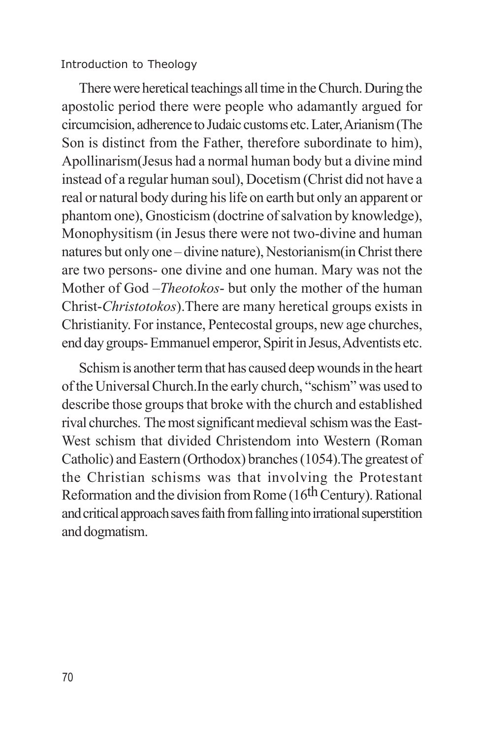There were heretical teachings all time in the Church. During the apostolic period there were people who adamantly argued for circumcision, adherence to Judaic customs etc. Later, Arianism (The Son is distinct from the Father, therefore subordinate to him), Apollinarism(Jesus had a normal human body but a divine mind instead of a regular human soul), Docetism (Christ did not have a real or natural body during his life on earth but only an apparent or phantom one), Gnosticism (doctrine of salvation by knowledge), Monophysitism (in Jesus there were not two-divine and human natures but only one – divine nature), Nestorianism(in Christ there are two persons- one divine and one human. Mary was not the Mother of God –*Theotokos*- but only the mother of the human Christ-*Christotokos*).There are many heretical groups exists in Christianity. For instance, Pentecostal groups, new age churches, end day groups- Emmanuel emperor, Spirit in Jesus, Adventists etc.

Schism is another term that has caused deep wounds in the heart of the Universal Church.In the early church, "schism" was used to describe those groups that broke with the church and established rival churches. The most significant medieval schism was the East-West schism that divided Christendom into Western (Roman Catholic) and Eastern (Orthodox) branches (1054).The greatest of the Christian schisms was that involving the Protestant Reformation and the division from Rome (16th Century). Rational and critical approach saves faith from falling into irrational superstition and dogmatism.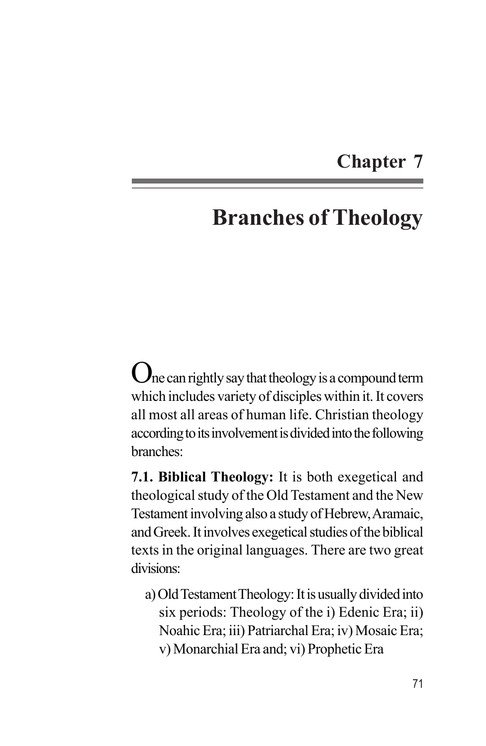# Chapter 7

# Branches of Theology

One can rightly say that theology is a compound term which includes variety of disciples within it. It covers all most all areas of human life. Christian theology according to its involvement is divided into the following branches:

**7.1. Biblical Theology:** It is both exegetical and theological study of the Old Testament and the New Testament involving also a study of Hebrew, Aramaic, and Greek. It involves exegetical studies of the biblical texts in the original languages. There are two great divisions:

a) Old Testament Theology: It is usually divided into six periods: Theology of the i) Edenic Era; ii) Noahic Era; iii) Patriarchal Era; iv) Mosaic Era; v) Monarchial Era and; vi) Prophetic Era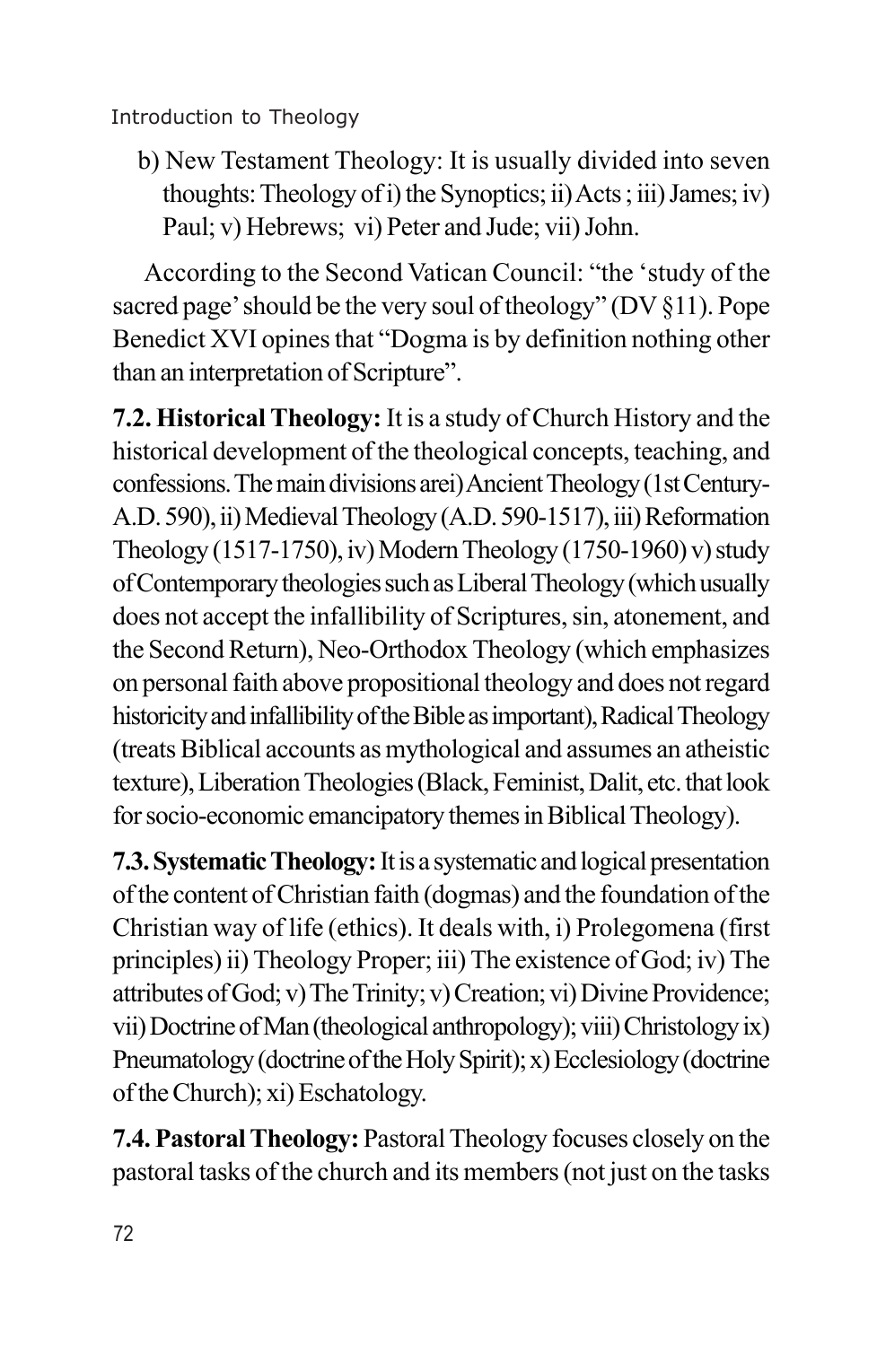b) New Testament Theology: It is usually divided into seven thoughts: Theology of i) the Synoptics; ii) Acts ; iii) James; iv) Paul; v) Hebrews; vi) Peter and Jude; vii) John.

According to the Second Vatican Council: "the 'study of the sacred page' should be the very soul of theology" (DV §11). Pope Benedict XVI opines that "Dogma is by definition nothing other than an interpretation of Scripture".

**7.2. Historical Theology:** It is a study of Church History and the historical development of the theological concepts, teaching, and confessions. The main divisions arei) Ancient Theology (1st Century-A.D. 590), ii) Medieval Theology (A.D. 590-1517), iii) Reformation Theology (1517-1750), iv) Modern Theology (1750-1960) v) study of Contemporary theologies such as Liberal Theology (which usually does not accept the infallibility of Scriptures, sin, atonement, and the Second Return), Neo-Orthodox Theology (which emphasizes on personal faith above propositional theology and does not regard historicity and infallibility of the Bible as important), Radical Theology (treats Biblical accounts as mythological and assumes an atheistic texture), Liberation Theologies (Black, Feminist, Dalit, etc. that look for socio-economic emancipatory themes in Biblical Theology).

**7.3. Systematic Theology:** It is a systematic and logical presentation of the content of Christian faith (dogmas) and the foundation of the Christian way of life (ethics). It deals with, i) Prolegomena (first principles) ii) Theology Proper; iii) The existence of God; iv) The attributes of God; v) The Trinity; v) Creation; vi) Divine Providence; vii) Doctrine of Man (theological anthropology); viii) Christology ix) Pneumatology (doctrine of the Holy Spirit); x) Ecclesiology (doctrine of the Church); xi) Eschatology.

**7.4. Pastoral Theology:** Pastoral Theology focuses closely on the pastoral tasks of the church and its members (not just on the tasks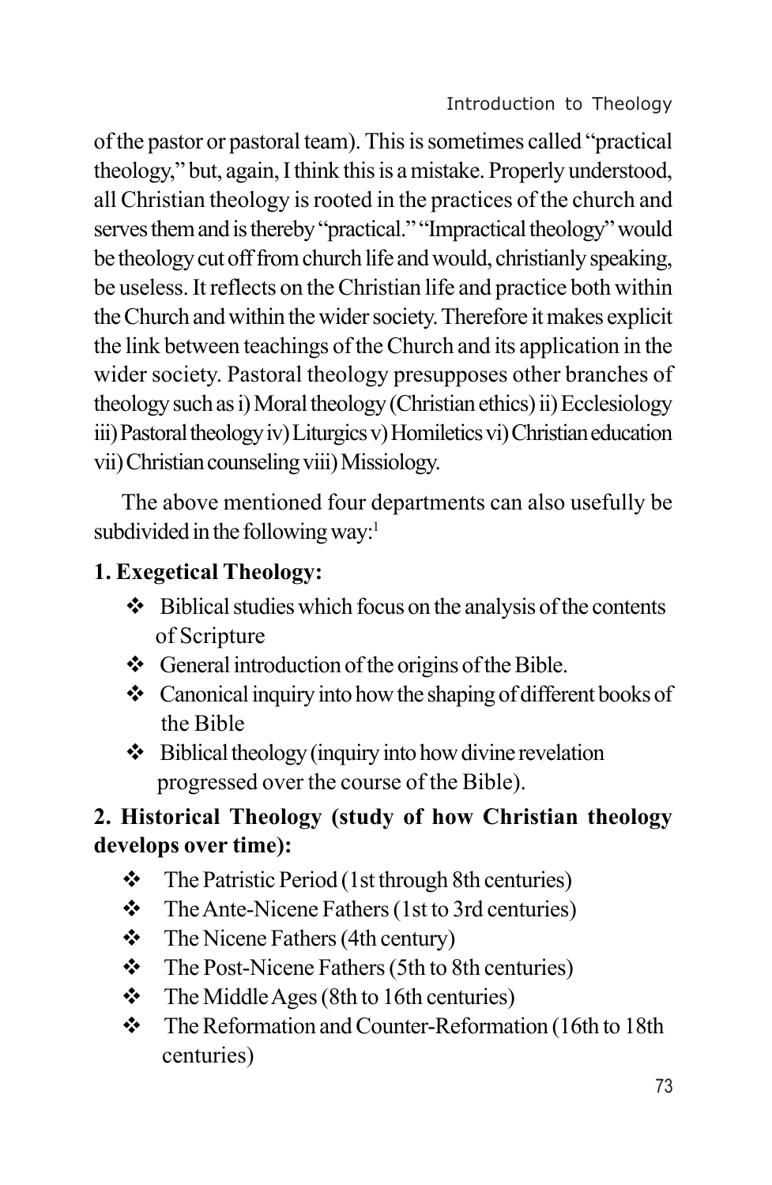of the pastor or pastoral team). This is sometimes called "practical theology," but, again, I think this is a mistake. Properly understood, all Christian theology is rooted in the practices of the church and serves them and is thereby "practical." "Impractical theology" would be theology cut off from church life and would, christianly speaking, be useless. It reflects on the Christian life and practice both within the Church and within the wider society. Therefore it makes explicit the link between teachings of the Church and its application in the wider society. Pastoral theology presupposes other branches of theology such as i) Moral theology (Christian ethics) ii) Ecclesiology iii) Pastoral theology iv) Liturgics v) Homiletics vi) Christian education vii) Christian counseling viii) Missiology.

The above mentioned four departments can also usefully be subdivided in the following way:[1]

**1. Exegetical Theology:**

- Biblical studies which focus on the analysis of the contents of Scripture
- General introduction of the origins of the Bible.
- Canonical inquiry into how the shaping of different books of the Bible
- Biblical theology (inquiry into how divine revelation progressed over the course of the Bible).

**2. Historical Theology (study of how Christian theology develops over time):**

- The Patristic Period (1st through 8th centuries)
- The Ante-Nicene Fathers (1st to 3rd centuries)
- The Nicene Fathers (4th century)
- The Post-Nicene Fathers (5th to 8th centuries)
- The Middle Ages (8th to 16th centuries)
- The Reformation and Counter-Reformation (16th to 18th centuries)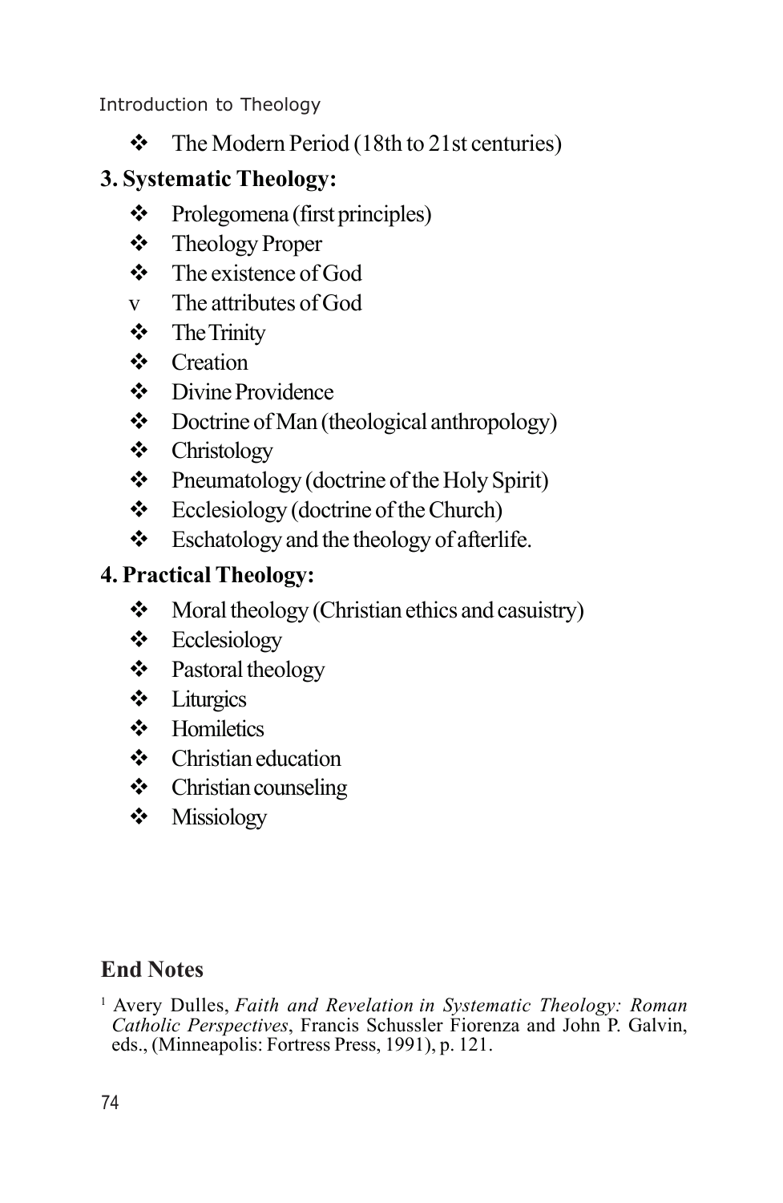- The Modern Period (18th to 21st centuries)

**3. Systematic Theology:**

- Prolegomena (first principles)
- Theology Proper
- The existence of God
- The attributes of God
- The Trinity
- Creation
- Divine Providence
- Doctrine of Man (theological anthropology)
- Christology
- Pneumatology (doctrine of the Holy Spirit)
- Ecclesiology (doctrine of the Church)
- Eschatology and the theology of afterlife.

**4. Practical Theology:**

- Moral theology (Christian ethics and casuistry)
- Ecclesiology
- Pastoral theology
- Liturgics
- Homiletics
- Christian education
- Christian counseling
- Missiology

## End Notes

[1] Avery Dulles, *Faith and Revelation in Systematic Theology: Roman Catholic Perspectives*, Francis Schussler Fiorenza and John P. Galvin, eds., (Minneapolis: Fortress Press, 1991), p. 121.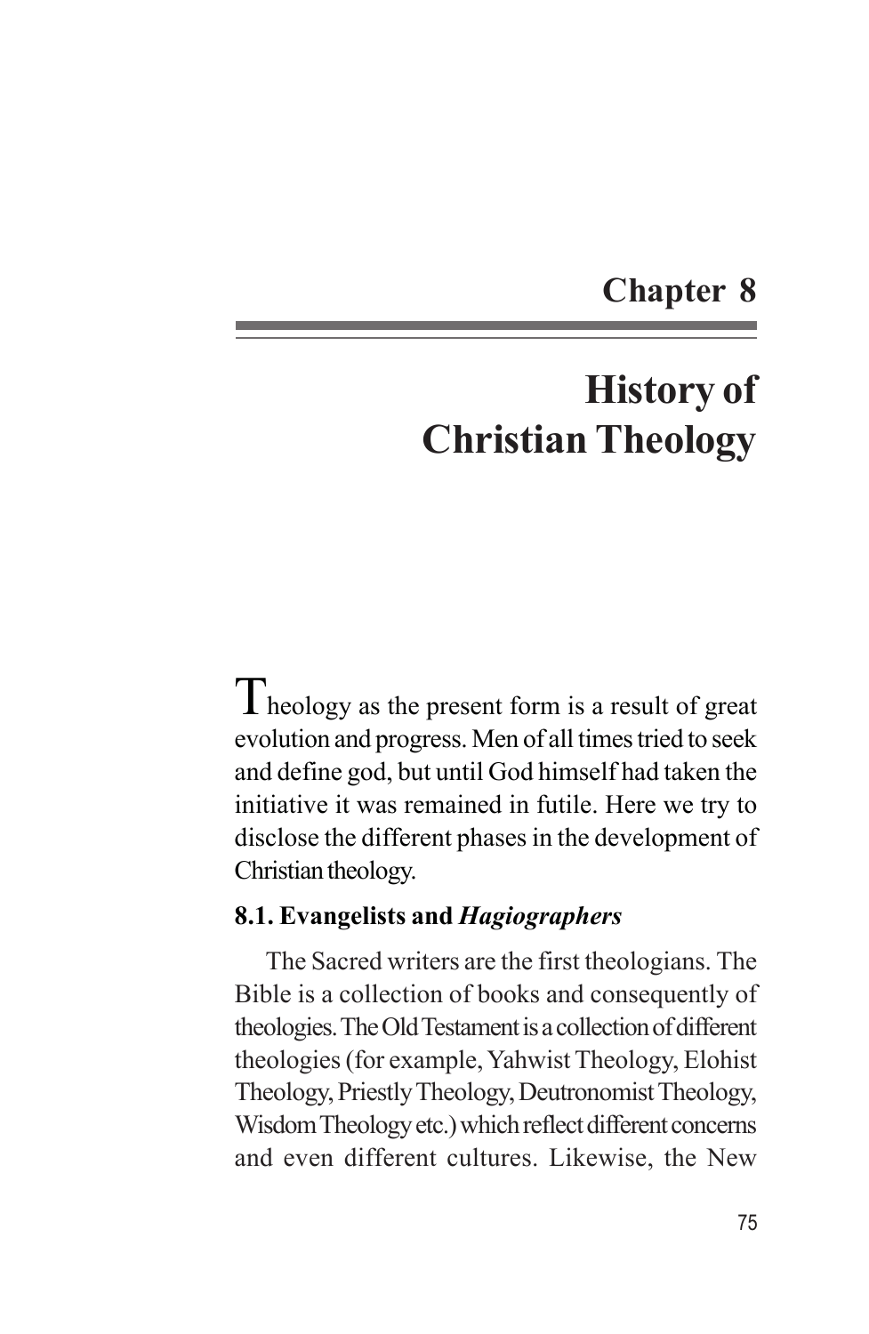# Chapter 8

# History of Christian Theology

Theology as the present form is a result of great evolution and progress. Men of all times tried to seek and define god, but until God himself had taken the initiative it was remained in futile. Here we try to disclose the different phases in the development of Christian theology.

### 8.1. Evangelists and *Hagiographers*

The Sacred writers are the first theologians. The Bible is a collection of books and consequently of theologies. The Old Testament is a collection of different theologies (for example, Yahwist Theology, Elohist Theology, Priestly Theology, Deutronomist Theology, Wisdom Theology etc.) which reflect different concerns and even different cultures. Likewise, the New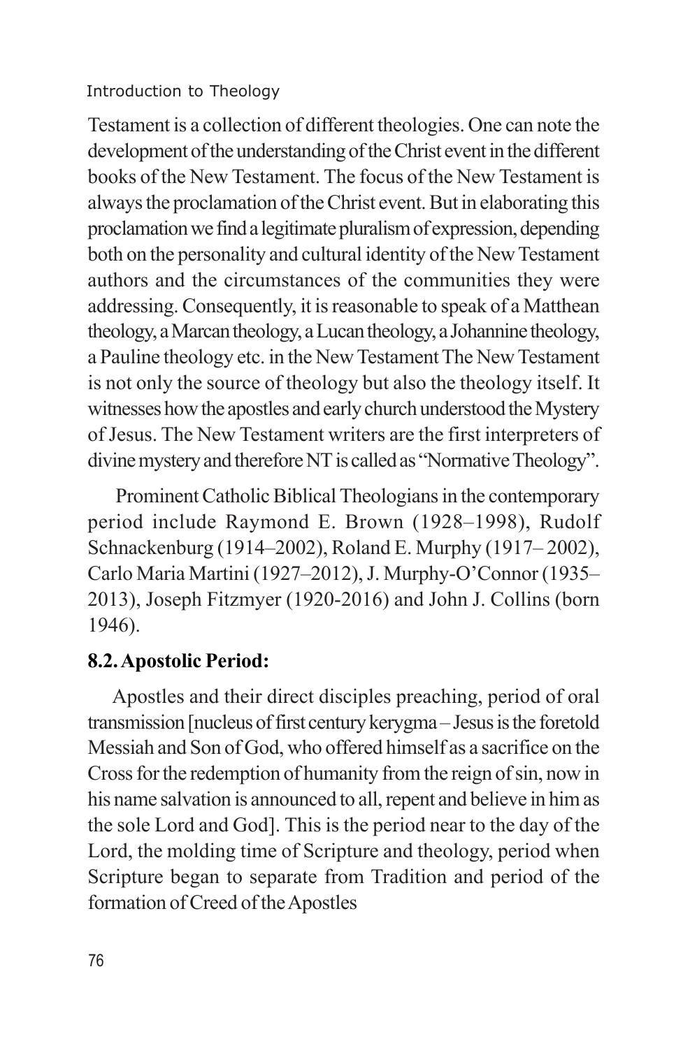Testament is a collection of different theologies. One can note the development of the understanding of the Christ event in the different books of the New Testament. The focus of the New Testament is always the proclamation of the Christ event. But in elaborating this proclamation we find a legitimate pluralism of expression, depending both on the personality and cultural identity of the New Testament authors and the circumstances of the communities they were addressing. Consequently, it is reasonable to speak of a Matthean theology, a Marcan theology, a Lucan theology, a Johannine theology, a Pauline theology etc. in the New Testament The New Testament is not only the source of theology but also the theology itself. It witnesses how the apostles and early church understood the Mystery of Jesus. The New Testament writers are the first interpreters of divine mystery and therefore NT is called as "Normative Theology".

Prominent Catholic Biblical Theologians in the contemporary period include Raymond E. Brown (1928–1998), Rudolf Schnackenburg (1914–2002), Roland E. Murphy (1917– 2002), Carlo Maria Martini (1927–2012), J. Murphy-O'Connor (1935–2013), Joseph Fitzmyer (1920-2016) and John J. Collins (born 1946).

## 8.2. Apostolic Period:

Apostles and their direct disciples preaching, period of oral transmission [nucleus of first century kerygma – Jesus is the foretold Messiah and Son of God, who offered himself as a sacrifice on the Cross for the redemption of humanity from the reign of sin, now in his name salvation is announced to all, repent and believe in him as the sole Lord and God]. This is the period near to the day of the Lord, the molding time of Scripture and theology, period when Scripture began to separate from Tradition and period of the formation of Creed of the Apostles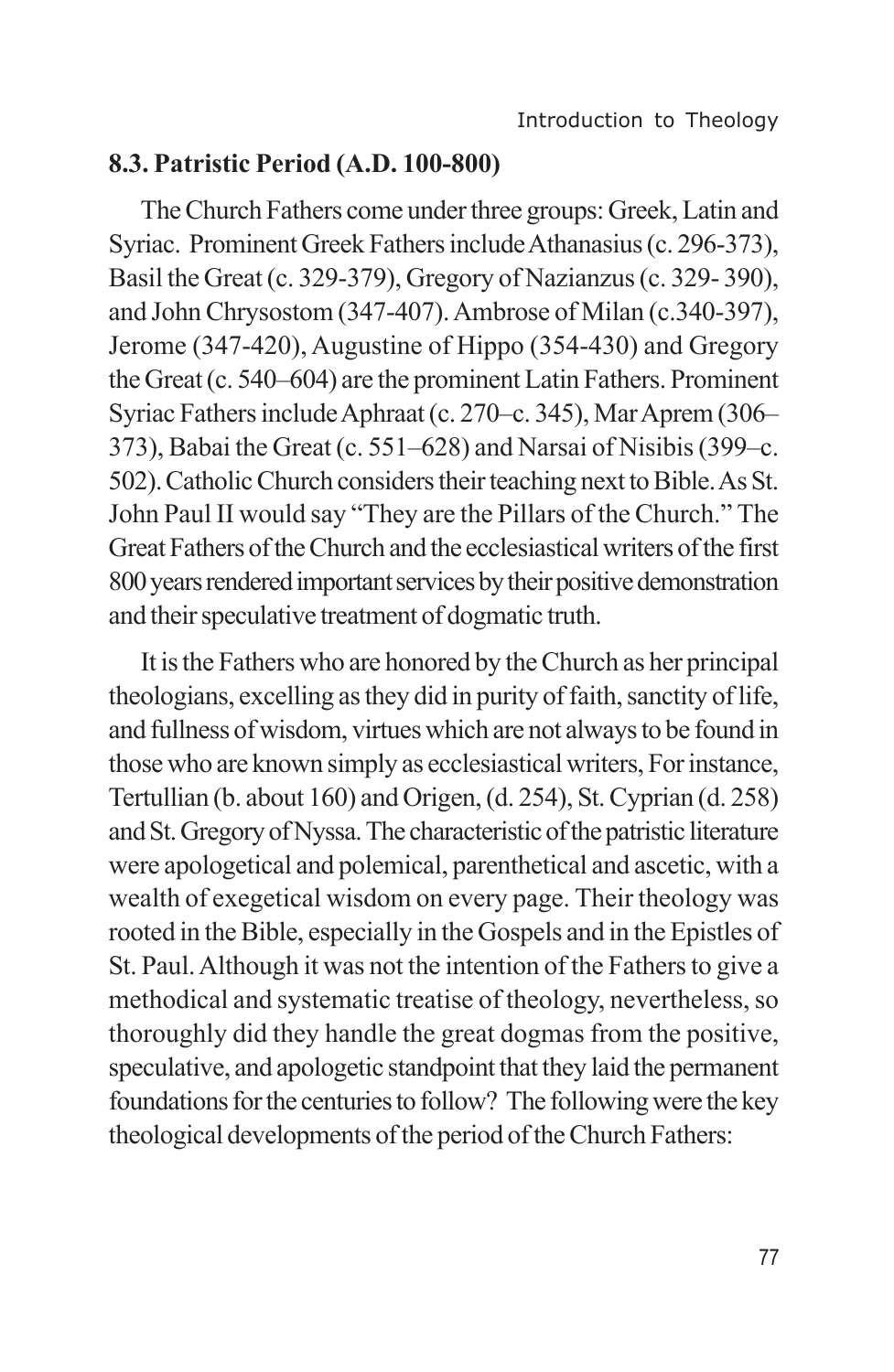## 8.3. Patristic Period (A.D. 100-800)

The Church Fathers come under three groups: Greek, Latin and Syriac. Prominent Greek Fathers include Athanasius (c. 296-373), Basil the Great (c. 329-379), Gregory of Nazianzus (c. 329- 390), and John Chrysostom (347-407). Ambrose of Milan (c.340-397), Jerome (347-420), Augustine of Hippo (354-430) and Gregory the Great (c. 540–604) are the prominent Latin Fathers. Prominent Syriac Fathers include Aphraat (c. 270–c. 345), Mar Aprem (306–373), Babai the Great (c. 551–628) and Narsai of Nisibis (399–c. 502). Catholic Church considers their teaching next to Bible. As St. John Paul II would say "They are the Pillars of the Church." The Great Fathers of the Church and the ecclesiastical writers of the first 800 years rendered important services by their positive demonstration and their speculative treatment of dogmatic truth.

It is the Fathers who are honored by the Church as her principal theologians, excelling as they did in purity of faith, sanctity of life, and fullness of wisdom, virtues which are not always to be found in those who are known simply as ecclesiastical writers, For instance, Tertullian (b. about 160) and Origen, (d. 254), St. Cyprian (d. 258) and St. Gregory of Nyssa. The characteristic of the patristic literature were apologetical and polemical, parenthetical and ascetic, with a wealth of exegetical wisdom on every page. Their theology was rooted in the Bible, especially in the Gospels and in the Epistles of St. Paul. Although it was not the intention of the Fathers to give a methodical and systematic treatise of theology, nevertheless, so thoroughly did they handle the great dogmas from the positive, speculative, and apologetic standpoint that they laid the permanent foundations for the centuries to follow? The following were the key theological developments of the period of the Church Fathers: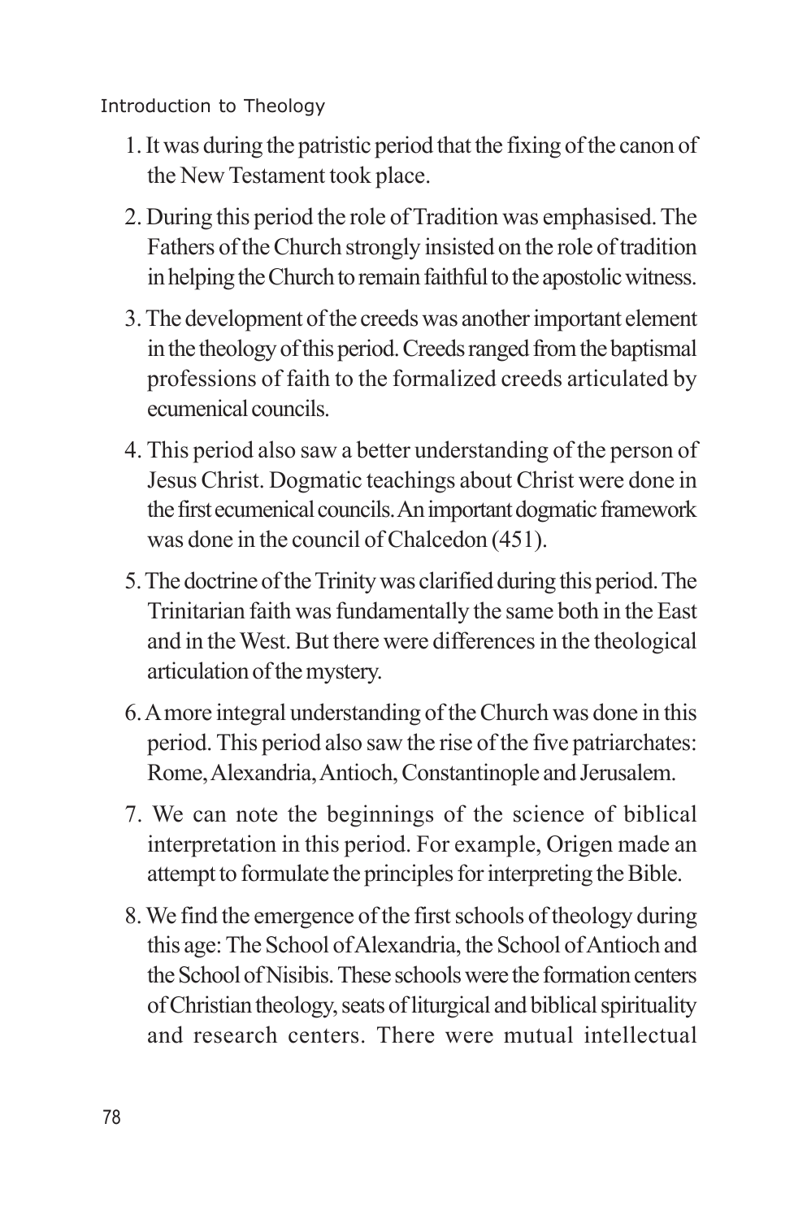1. It was during the patristic period that the fixing of the canon of the New Testament took place.
2. During this period the role of Tradition was emphasised. The Fathers of the Church strongly insisted on the role of tradition in helping the Church to remain faithful to the apostolic witness.
3. The development of the creeds was another important element in the theology of this period. Creeds ranged from the baptismal professions of faith to the formalized creeds articulated by ecumenical councils.
4. This period also saw a better understanding of the person of Jesus Christ. Dogmatic teachings about Christ were done in the first ecumenical councils. An important dogmatic framework was done in the council of Chalcedon (451).
5. The doctrine of the Trinity was clarified during this period. The Trinitarian faith was fundamentally the same both in the East and in the West. But there were differences in the theological articulation of the mystery.
6. A more integral understanding of the Church was done in this period. This period also saw the rise of the five patriarchates: Rome, Alexandria, Antioch, Constantinople and Jerusalem.
7. We can note the beginnings of the science of biblical interpretation in this period. For example, Origen made an attempt to formulate the principles for interpreting the Bible.
8. We find the emergence of the first schools of theology during this age: The School of Alexandria, the School of Antioch and the School of Nisibis. These schools were the formation centers of Christian theology, seats of liturgical and biblical spirituality and research centers. There were mutual intellectual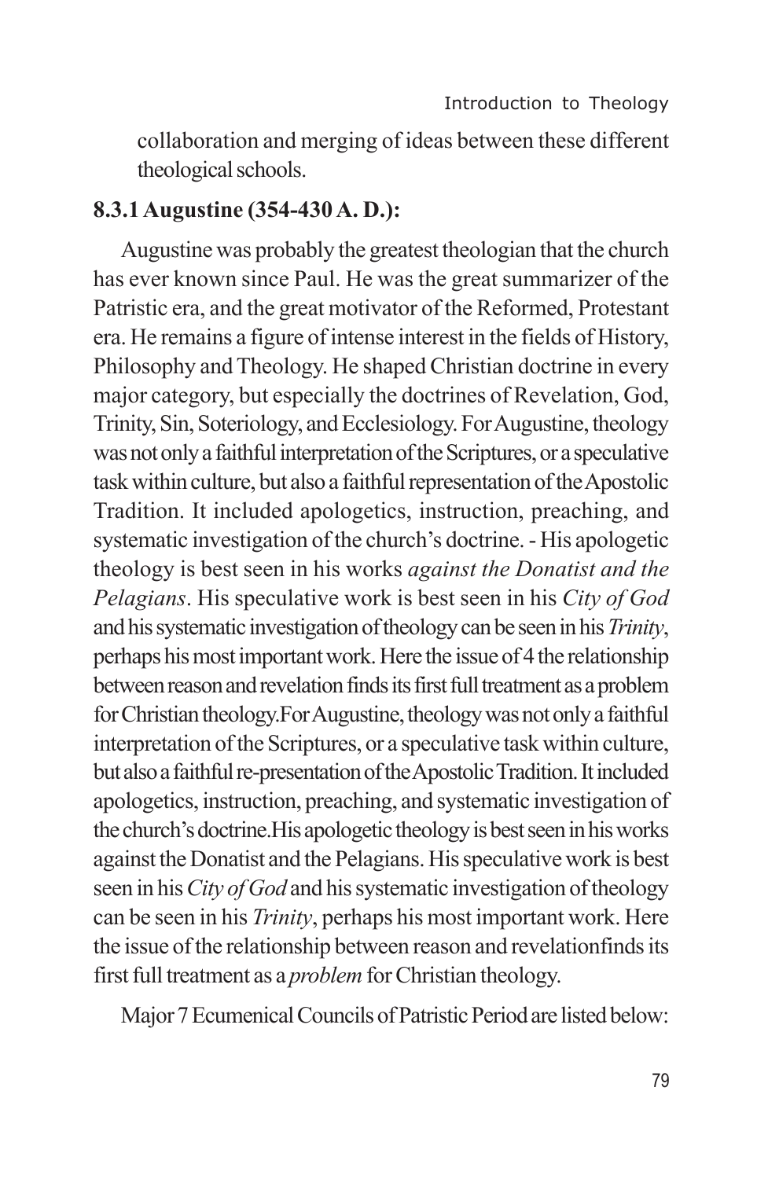collaboration and merging of ideas between these different theological schools.

### 8.3.1 Augustine (354-430 A. D.):

Augustine was probably the greatest theologian that the church has ever known since Paul. He was the great summarizer of the Patristic era, and the great motivator of the Reformed, Protestant era. He remains a figure of intense interest in the fields of History, Philosophy and Theology. He shaped Christian doctrine in every major category, but especially the doctrines of Revelation, God, Trinity, Sin, Soteriology, and Ecclesiology. For Augustine, theology was not only a faithful interpretation of the Scriptures, or a speculative task within culture, but also a faithful representation of the Apostolic Tradition. It included apologetics, instruction, preaching, and systematic investigation of the church's doctrine. - His apologetic theology is best seen in his works *against the Donatist and the Pelagians*. His speculative work is best seen in his *City of God* and his systematic investigation of theology can be seen in his *Trinity*, perhaps his most important work. Here the issue of 4 the relationship between reason and revelation finds its first full treatment as a problem for Christian theology.For Augustine, theology was not only a faithful interpretation of the Scriptures, or a speculative task within culture, but also a faithful re-presentation of the Apostolic Tradition. It included apologetics, instruction, preaching, and systematic investigation of the church's doctrine.His apologetic theology is best seen in his works against the Donatist and the Pelagians. His speculative work is best seen in his *City of God* and his systematic investigation of theology can be seen in his *Trinity*, perhaps his most important work. Here the issue of the relationship between reason and revelationfinds its first full treatment as a *problem* for Christian theology.

Major 7 Ecumenical Councils of Patristic Period are listed below: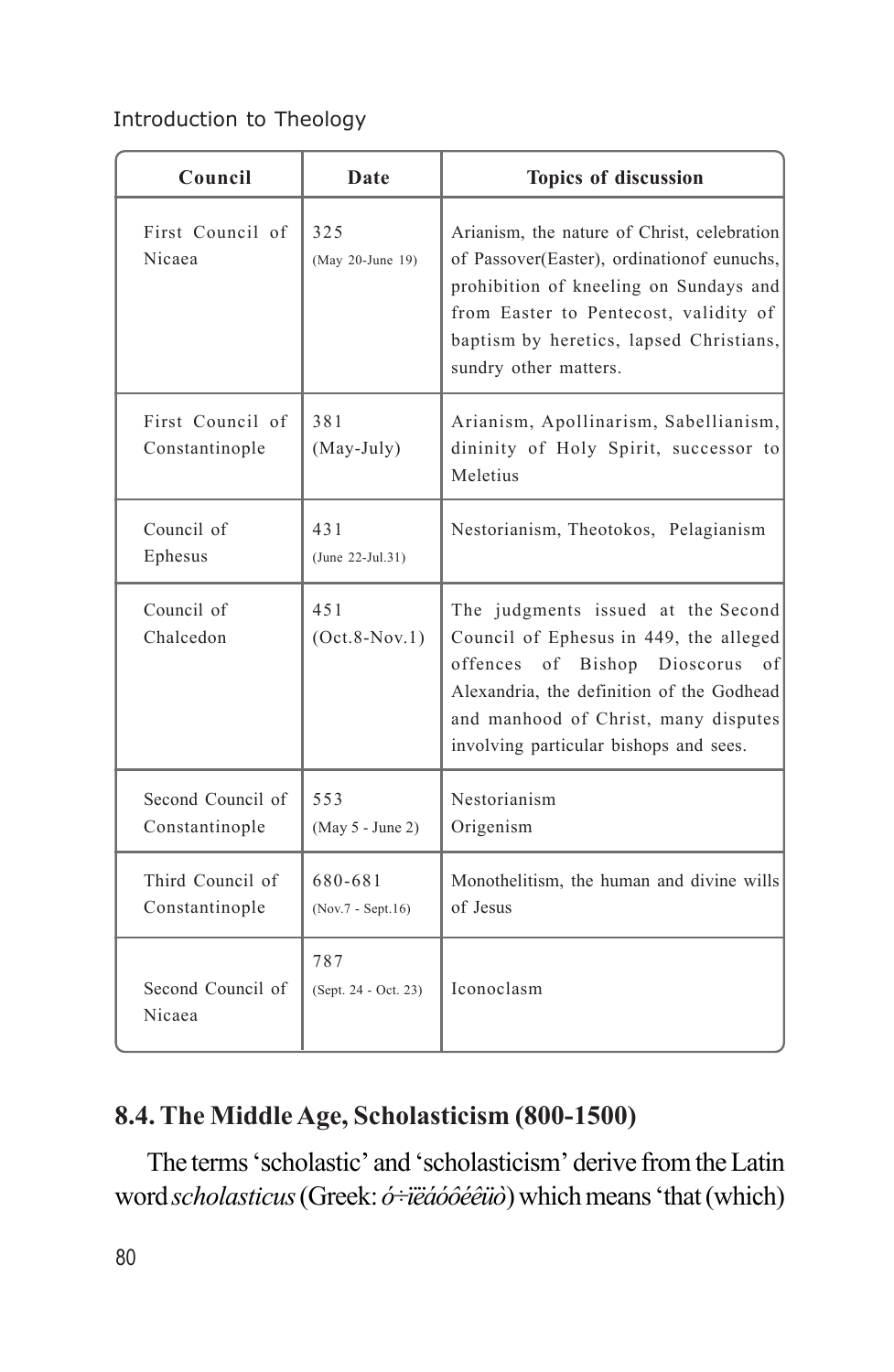| Council | Date | Topics of discussion |
|---|---|---|
| First Council of Nicaea | 325 (May 20-June 19) | Arianism, the nature of Christ, celebration of Passover(Easter), ordinationof eunuchs, prohibition of kneeling on Sundays and from Easter to Pentecost, validity of baptism by heretics, lapsed Christians, sundry other matters. |
| First Council of Constantinople | 381 (May-July) | Arianism, Apollinarism, Sabellianism, dininity of Holy Spirit, successor to Meletius |
| Council of Ephesus | 431 (June 22-Jul.31) | Nestorianism, Theotokos, Pelagianism |
| Council of Chalcedon | 451 (Oct.8-Nov.1) | The judgments issued at the Second Council of Ephesus in 449, the alleged offences of Bishop Dioscorus of Alexandria, the definition of the Godhead and manhood of Christ, many disputes involving particular bishops and sees. |
| Second Council of Constantinople | 553 (May 5 - June 2) | Nestorianism Origenism |
| Third Council of Constantinople | 680-681 (Nov.7 - Sept.16) | Monothelitism, the human and divine wills of Jesus |
| Second Council of Nicaea | 787 (Sept. 24 - Oct. 23) | Iconoclasm |

## 8.4. The Middle Age, Scholasticism (800-1500)

The terms 'scholastic' and 'scholasticism' derive from the Latin word *scholasticus* (Greek: *ó÷ïëáóôéêüò*) which means 'that (which)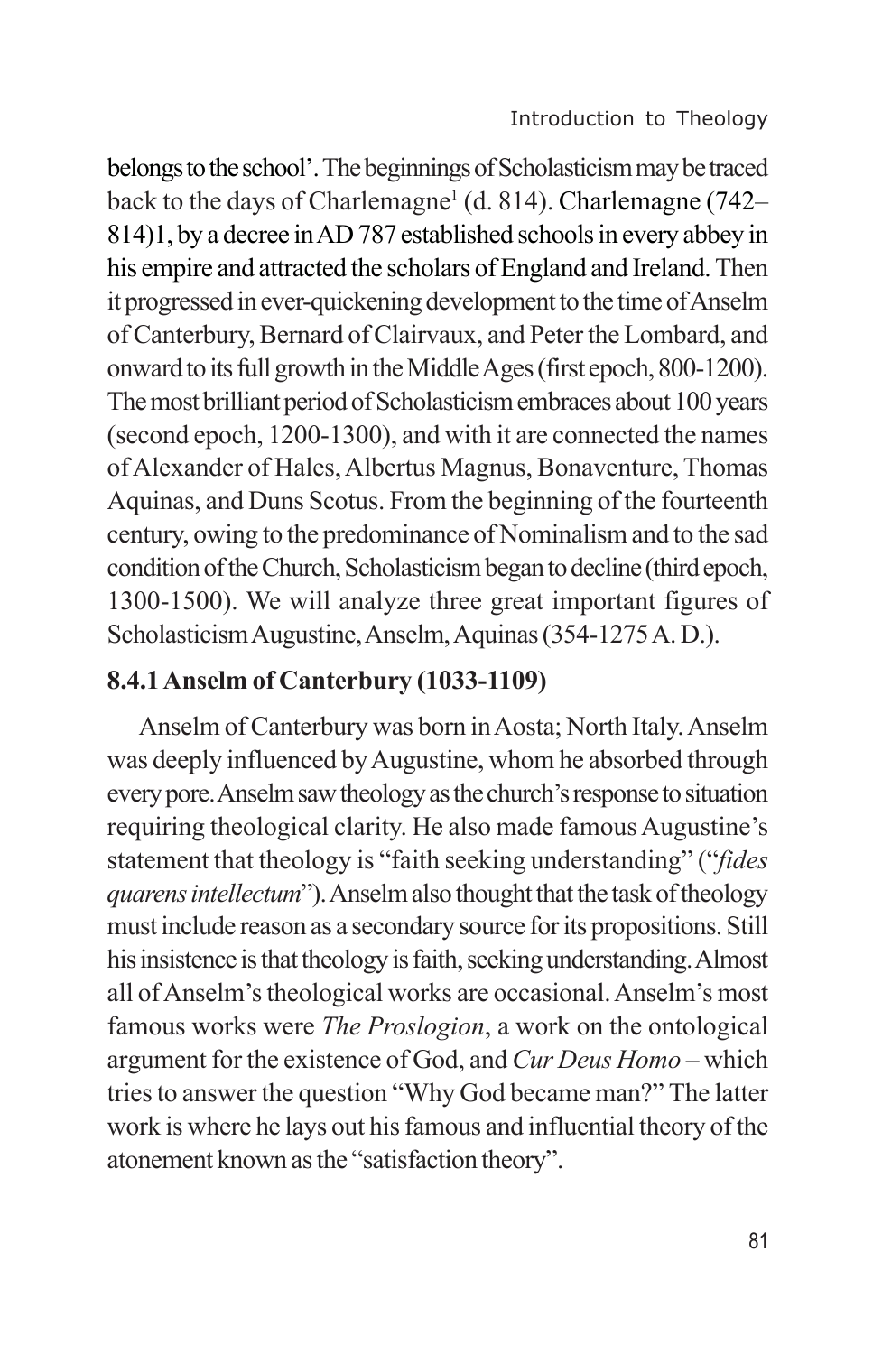belongs to the school'. The beginnings of Scholasticism may be traced back to the days of Charlemagne[1] (d. 814). Charlemagne (742–814)1, by a decree in AD 787 established schools in every abbey in his empire and attracted the scholars of England and Ireland. Then it progressed in ever-quickening development to the time of Anselm of Canterbury, Bernard of Clairvaux, and Peter the Lombard, and onward to its full growth in the Middle Ages (first epoch, 800-1200). The most brilliant period of Scholasticism embraces about 100 years (second epoch, 1200-1300), and with it are connected the names of Alexander of Hales, Albertus Magnus, Bonaventure, Thomas Aquinas, and Duns Scotus. From the beginning of the fourteenth century, owing to the predominance of Nominalism and to the sad condition of the Church, Scholasticism began to decline (third epoch, 1300-1500). We will analyze three great important figures of Scholasticism Augustine, Anselm, Aquinas (354-1275 A. D.).

### 8.4.1 Anselm of Canterbury (1033-1109)

Anselm of Canterbury was born in Aosta; North Italy. Anselm was deeply influenced by Augustine, whom he absorbed through every pore. Anselm saw theology as the church's response to situation requiring theological clarity. He also made famous Augustine's statement that theology is "faith seeking understanding" ("*fides quarens intellectum*"). Anselm also thought that the task of theology must include reason as a secondary source for its propositions. Still his insistence is that theology is faith, seeking understanding. Almost all of Anselm's theological works are occasional. Anselm's most famous works were *The Proslogion*, a work on the ontological argument for the existence of God, and *Cur Deus Homo* – which tries to answer the question "Why God became man?" The latter work is where he lays out his famous and influential theory of the atonement known as the "satisfaction theory".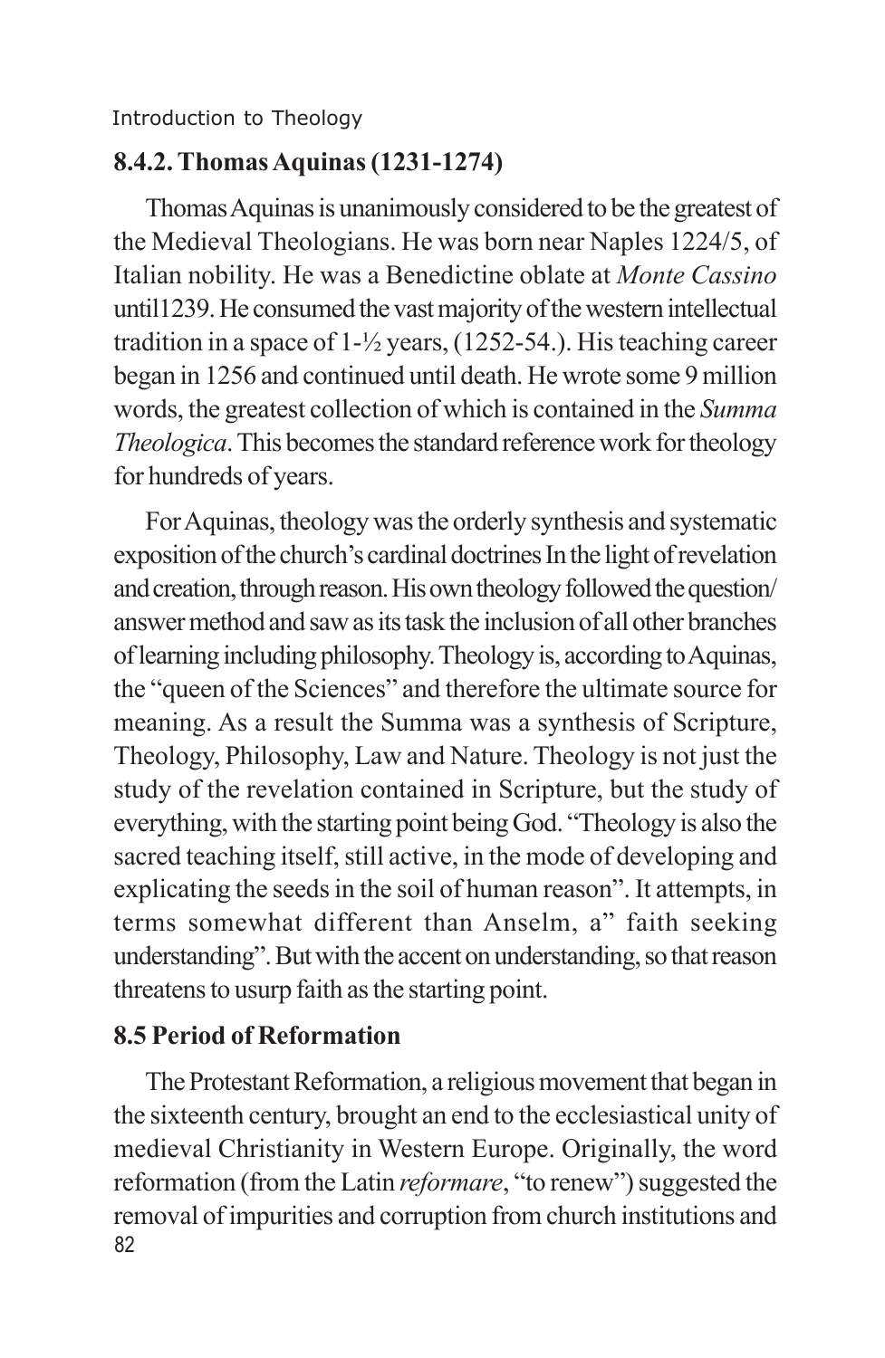### 8.4.2. Thomas Aquinas (1231-1274)

Thomas Aquinas is unanimously considered to be the greatest of the Medieval Theologians. He was born near Naples 1224/5, of Italian nobility. He was a Benedictine oblate at *Monte Cassino* until1239. He consumed the vast majority of the western intellectual tradition in a space of 1-½ years, (1252-54.). His teaching career began in 1256 and continued until death. He wrote some 9 million words, the greatest collection of which is contained in the *Summa Theologica*. This becomes the standard reference work for theology for hundreds of years.

For Aquinas, theology was the orderly synthesis and systematic exposition of the church's cardinal doctrines In the light of revelation and creation, through reason. His own theology followed the question/answer method and saw as its task the inclusion of all other branches of learning including philosophy. Theology is, according to Aquinas, the "queen of the Sciences" and therefore the ultimate source for meaning. As a result the Summa was a synthesis of Scripture, Theology, Philosophy, Law and Nature. Theology is not just the study of the revelation contained in Scripture, but the study of everything, with the starting point being God. "Theology is also the sacred teaching itself, still active, in the mode of developing and explicating the seeds in the soil of human reason". It attempts, in terms somewhat different than Anselm, a" faith seeking understanding". But with the accent on understanding, so that reason threatens to usurp faith as the starting point.

## 8.5 Period of Reformation

The Protestant Reformation, a religious movement that began in the sixteenth century, brought an end to the ecclesiastical unity of medieval Christianity in Western Europe. Originally, the word reformation (from the Latin *reformare*, "to renew") suggested the removal of impurities and corruption from church institutions and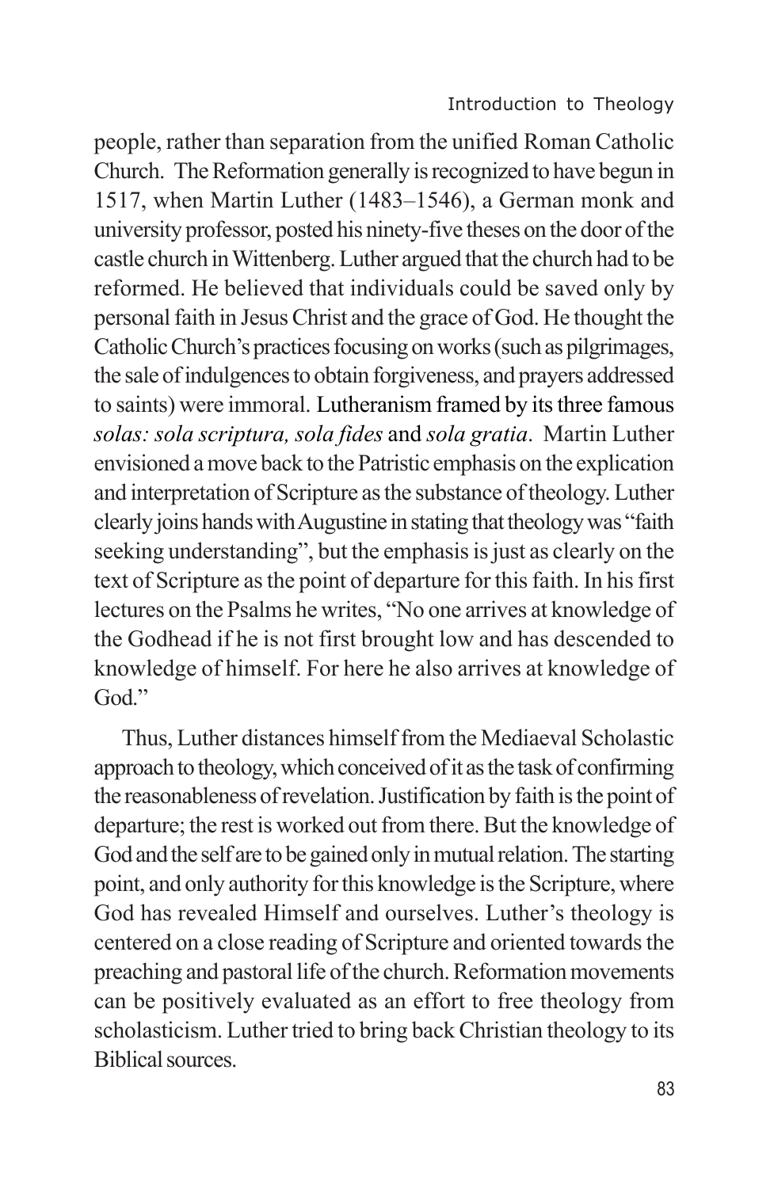people, rather than separation from the unified Roman Catholic Church.  The Reformation generally is recognized to have begun in 1517, when Martin Luther (1483–1546), a German monk and university professor, posted his ninety-five theses on the door of the castle church in Wittenberg. Luther argued that the church had to be reformed. He believed that individuals could be saved only by personal faith in Jesus Christ and the grace of God. He thought the Catholic Church's practices focusing on works (such as pilgrimages, the sale of indulgences to obtain forgiveness, and prayers addressed to saints) were immoral. Lutheranism framed by its three famous *solas: sola scriptura, sola fides* and *sola gratia*.  Martin Luther envisioned a move back to the Patristic emphasis on the explication and interpretation of Scripture as the substance of theology. Luther clearly joins hands with Augustine in stating that theology was "faith seeking understanding", but the emphasis is just as clearly on the text of Scripture as the point of departure for this faith. In his first lectures on the Psalms he writes, "No one arrives at knowledge of the Godhead if he is not first brought low and has descended to knowledge of himself. For here he also arrives at knowledge of God."

Thus, Luther distances himself from the Mediaeval Scholastic approach to theology, which conceived of it as the task of confirming the reasonableness of revelation. Justification by faith is the point of departure; the rest is worked out from there. But the knowledge of God and the self are to be gained only in mutual relation. The starting point, and only authority for this knowledge is the Scripture, where God has revealed Himself and ourselves. Luther's theology is centered on a close reading of Scripture and oriented towards the preaching and pastoral life of the church. Reformation movements can be positively evaluated as an effort to free theology from scholasticism. Luther tried to bring back Christian theology to its Biblical sources.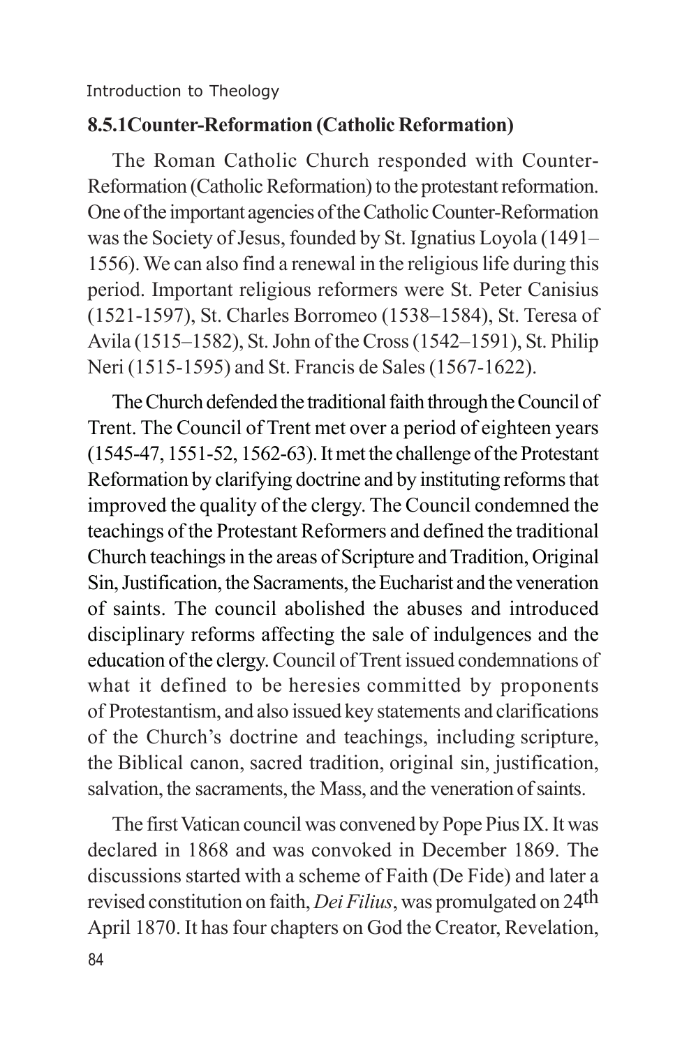### 8.5.1Counter-Reformation (Catholic Reformation)

The Roman Catholic Church responded with Counter-Reformation (Catholic Reformation) to the protestant reformation. One of the important agencies of the Catholic Counter-Reformation was the Society of Jesus, founded by St. Ignatius Loyola (1491–1556). We can also find a renewal in the religious life during this period. Important religious reformers were St. Peter Canisius (1521-1597), St. Charles Borromeo (1538–1584), St. Teresa of Avila (1515–1582), St. John of the Cross (1542–1591), St. Philip Neri (1515-1595) and St. Francis de Sales (1567-1622).

The Church defended the traditional faith through the Council of Trent. The Council of Trent met over a period of eighteen years (1545-47, 1551-52, 1562-63). It met the challenge of the Protestant Reformation by clarifying doctrine and by instituting reforms that improved the quality of the clergy. The Council condemned the teachings of the Protestant Reformers and defined the traditional Church teachings in the areas of Scripture and Tradition, Original Sin, Justification, the Sacraments, the Eucharist and the veneration of saints. The council abolished the abuses and introduced disciplinary reforms affecting the sale of indulgences and the education of the clergy. Council of Trent issued condemnations of what it defined to be heresies committed by proponents of Protestantism, and also issued key statements and clarifications of the Church's doctrine and teachings, including scripture, the Biblical canon, sacred tradition, original sin, justification, salvation, the sacraments, the Mass, and the veneration of saints.

The first Vatican council was convened by Pope Pius IX. It was declared in 1868 and was convoked in December 1869. The discussions started with a scheme of Faith (De Fide) and later a revised constitution on faith, *Dei Filius*, was promulgated on 24th April 1870. It has four chapters on God the Creator, Revelation,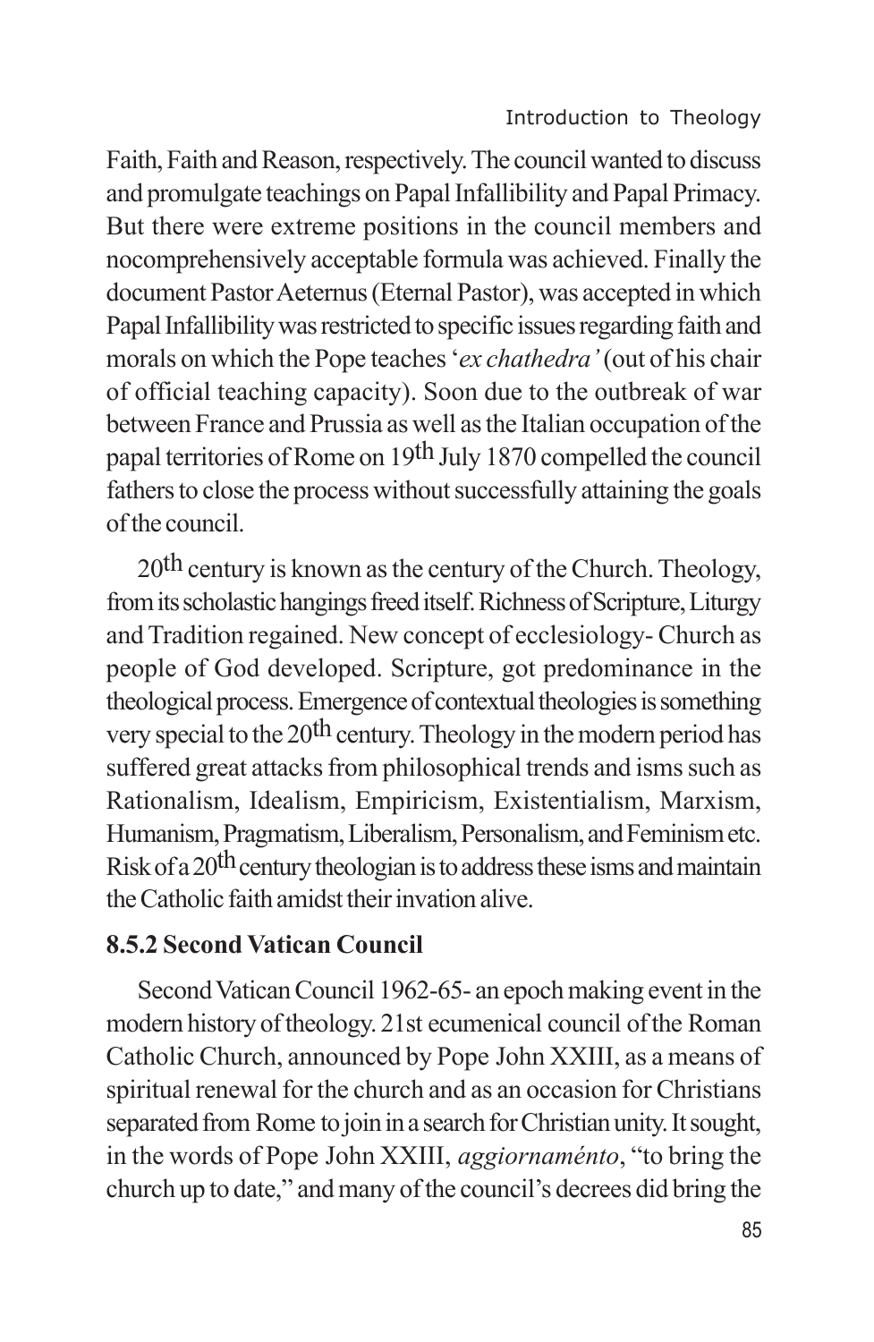Faith, Faith and Reason, respectively. The council wanted to discuss and promulgate teachings on Papal Infallibility and Papal Primacy. But there were extreme positions in the council members and nocomprehensively acceptable formula was achieved. Finally the document Pastor Aeternus (Eternal Pastor), was accepted in which Papal Infallibility was restricted to specific issues regarding faith and morals on which the Pope teaches '*ex chathedra'* (out of his chair of official teaching capacity). Soon due to the outbreak of war between France and Prussia as well as the Italian occupation of the papal territories of Rome on 19th July 1870 compelled the council fathers to close the process without successfully attaining the goals of the council.

20th century is known as the century of the Church. Theology, from its scholastic hangings freed itself. Richness of Scripture, Liturgy and Tradition regained. New concept of ecclesiology- Church as people of God developed. Scripture, got predominance in the theological process. Emergence of contextual theologies is something very special to the 20th century. Theology in the modern period has suffered great attacks from philosophical trends and isms such as Rationalism, Idealism, Empiricism, Existentialism, Marxism, Humanism, Pragmatism, Liberalism, Personalism, and Feminism etc. Risk of a 20th century theologian is to address these isms and maintain the Catholic faith amidst their invation alive.

### 8.5.2 Second Vatican Council

Second Vatican Council 1962-65- an epoch making event in the modern history of theology. 21st ecumenical council of the Roman Catholic Church, announced by Pope John XXIII, as a means of spiritual renewal for the church and as an occasion for Christians separated from Rome to join in a search for Christian unity. It sought, in the words of Pope John XXIII, *aggiornaménto*, "to bring the church up to date," and many of the council's decrees did bring the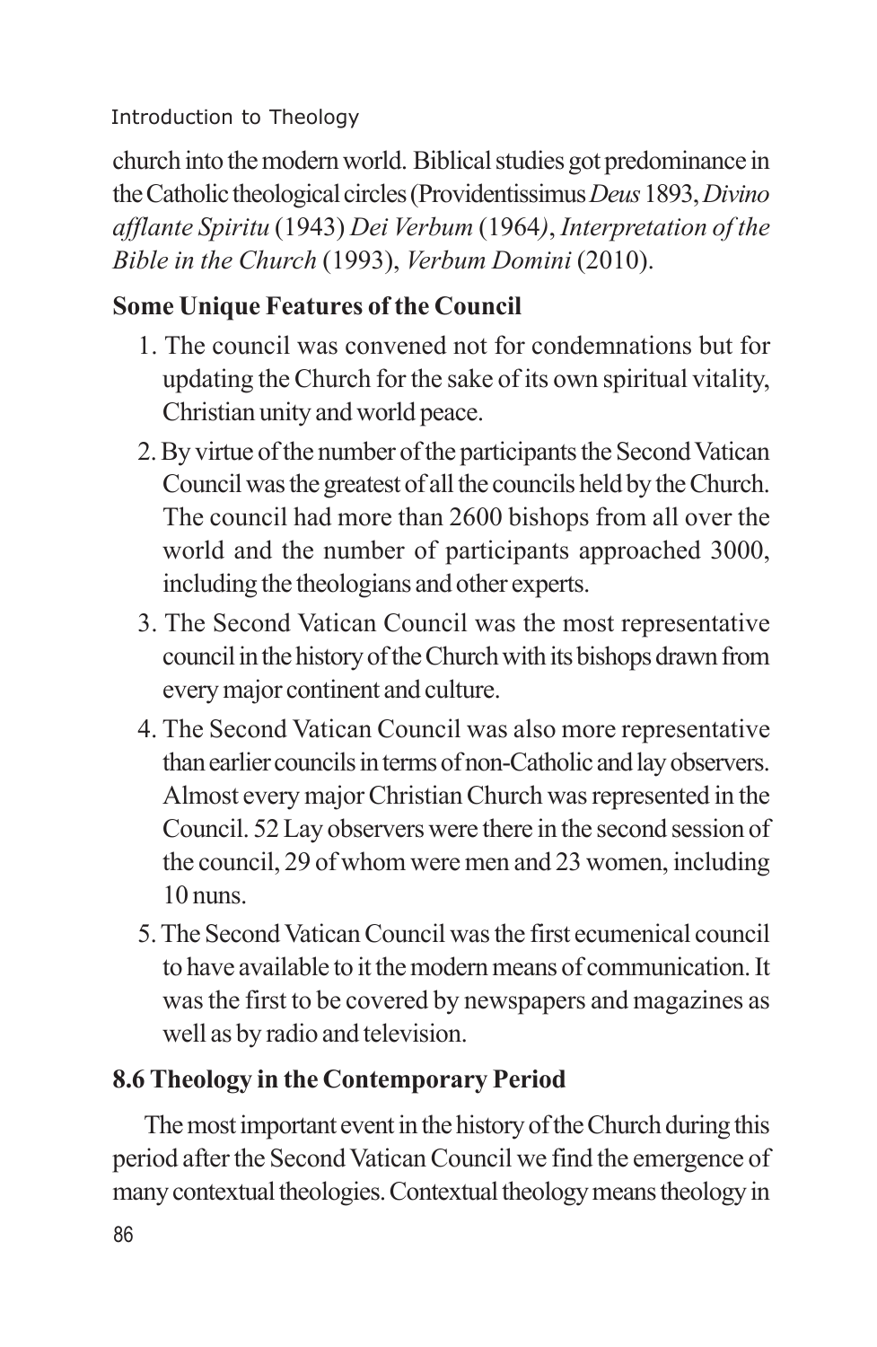church into the modern world. Biblical studies got predominance in the Catholic theological circles (Providentissimus *Deus* 1893, *Divino afflante Spiritu* (1943) *Dei Verbum* (1964*)*, *Interpretation of the Bible in the Church* (1993), *Verbum Domini* (2010).

**Some Unique Features of the Council**

1. The council was convened not for condemnations but for updating the Church for the sake of its own spiritual vitality, Christian unity and world peace.
2. By virtue of the number of the participants the Second Vatican Council was the greatest of all the councils held by the Church. The council had more than 2600 bishops from all over the world and the number of participants approached 3000, including the theologians and other experts.
3. The Second Vatican Council was the most representative council in the history of the Church with its bishops drawn from every major continent and culture.
4. The Second Vatican Council was also more representative than earlier councils in terms of non-Catholic and lay observers. Almost every major Christian Church was represented in the Council. 52 Lay observers were there in the second session of the council, 29 of whom were men and 23 women, including 10 nuns.
5. The Second Vatican Council was the first ecumenical council to have available to it the modern means of communication. It was the first to be covered by newspapers and magazines as well as by radio and television.

**8.6 Theology in the Contemporary Period**

The most important event in the history of the Church during this period after the Second Vatican Council we find the emergence of many contextual theologies. Contextual theology means theology in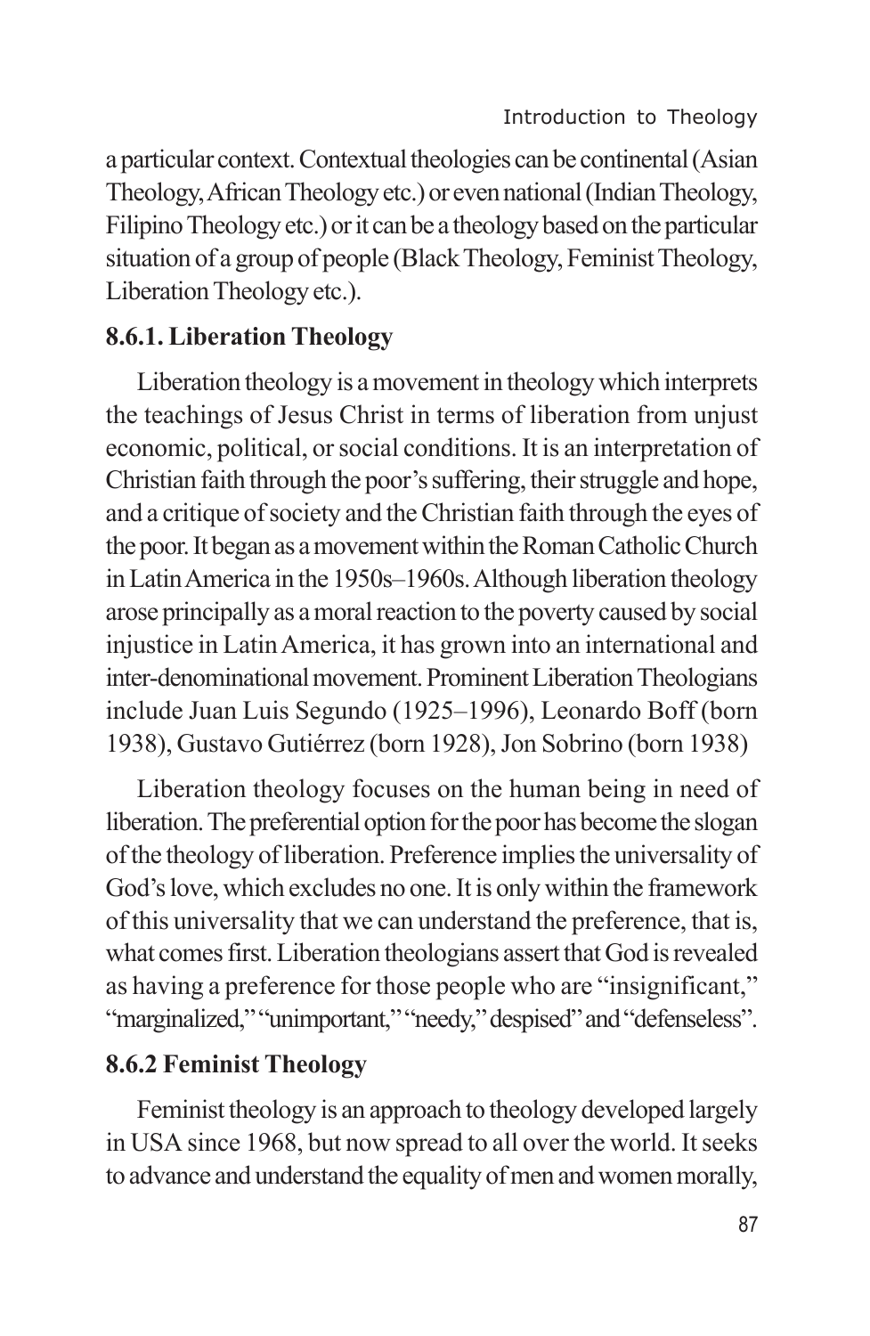a particular context. Contextual theologies can be continental (Asian Theology, African Theology etc.) or even national (Indian Theology, Filipino Theology etc.) or it can be a theology based on the particular situation of a group of people (Black Theology, Feminist Theology, Liberation Theology etc.).

### 8.6.1. Liberation Theology

Liberation theology is a movement in theology which interprets the teachings of Jesus Christ in terms of liberation from unjust economic, political, or social conditions. It is an interpretation of Christian faith through the poor's suffering, their struggle and hope, and a critique of society and the Christian faith through the eyes of the poor. It began as a movement within the Roman Catholic Church in Latin America in the 1950s–1960s. Although liberation theology arose principally as a moral reaction to the poverty caused by social injustice in Latin America, it has grown into an international and inter-denominational movement. Prominent Liberation Theologians include Juan Luis Segundo (1925–1996), Leonardo Boff (born 1938), Gustavo Gutiérrez (born 1928), Jon Sobrino (born 1938)

Liberation theology focuses on the human being in need of liberation. The preferential option for the poor has become the slogan of the theology of liberation. Preference implies the universality of God's love, which excludes no one. It is only within the framework of this universality that we can understand the preference, that is, what comes first. Liberation theologians assert that God is revealed as having a preference for those people who are "insignificant," "marginalized," "unimportant," "needy," despised" and "defenseless".

### 8.6.2 Feminist Theology

Feminist theology is an approach to theology developed largely in USA since 1968, but now spread to all over the world. It seeks to advance and understand the equality of men and women morally,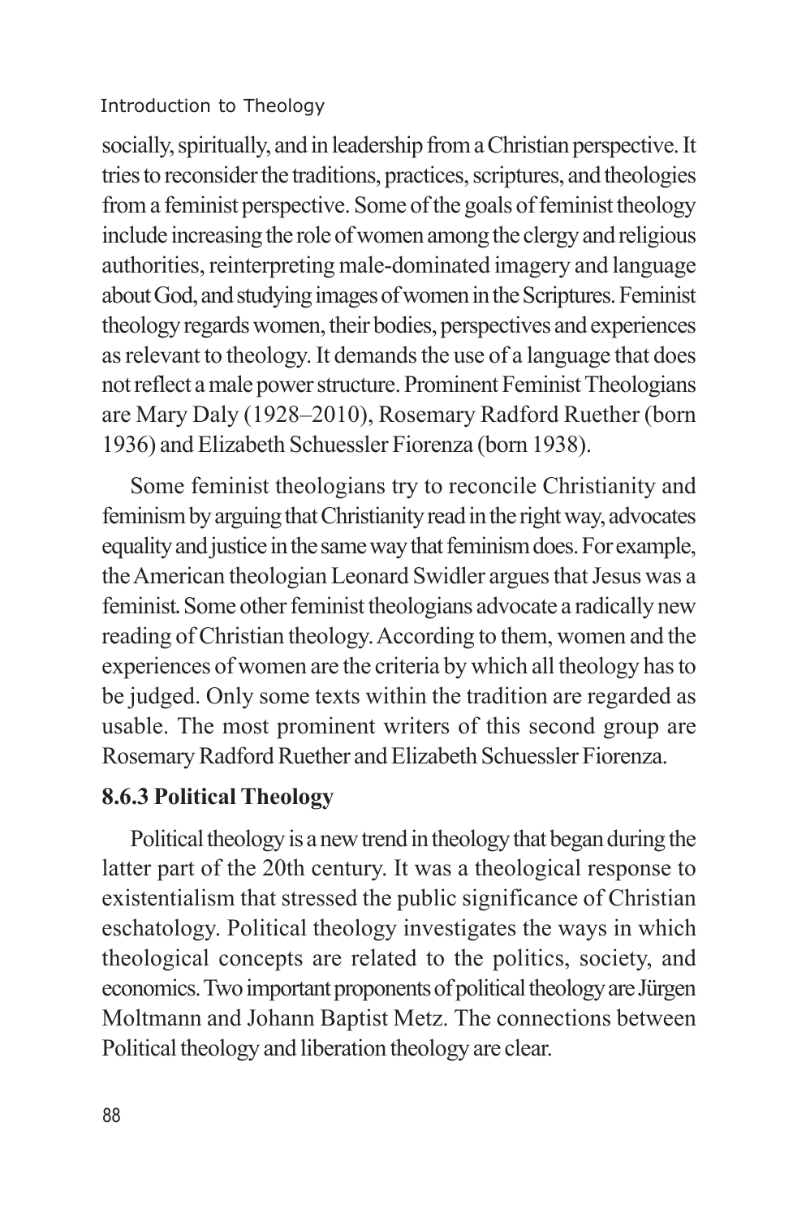socially, spiritually, and in leadership from a Christian perspective. It tries to reconsider the traditions, practices, scriptures, and theologies from a feminist perspective. Some of the goals of feminist theology include increasing the role of women among the clergy and religious authorities, reinterpreting male-dominated imagery and language about God, and studying images of women in the Scriptures. Feminist theology regards women, their bodies, perspectives and experiences as relevant to theology. It demands the use of a language that does not reflect a male power structure. Prominent Feminist Theologians are Mary Daly (1928–2010), Rosemary Radford Ruether (born 1936) and Elizabeth Schuessler Fiorenza (born 1938).

Some feminist theologians try to reconcile Christianity and feminism by arguing that Christianity read in the right way, advocates equality and justice in the same way that feminism does. For example, the American theologian Leonard Swidler argues that Jesus was a feminist. Some other feminist theologians advocate a radically new reading of Christian theology. According to them, women and the experiences of women are the criteria by which all theology has to be judged. Only some texts within the tradition are regarded as usable. The most prominent writers of this second group are Rosemary Radford Ruether and Elizabeth Schuessler Fiorenza.

### 8.6.3 Political Theology

Political theology is a new trend in theology that began during the latter part of the 20th century. It was a theological response to existentialism that stressed the public significance of Christian eschatology. Political theology investigates the ways in which theological concepts are related to the politics, society, and economics. Two important proponents of political theology are Jürgen Moltmann and Johann Baptist Metz. The connections between Political theology and liberation theology are clear.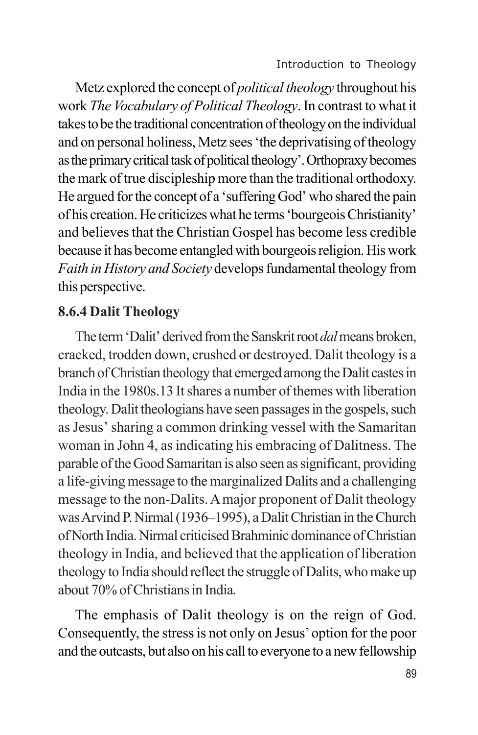Metz explored the concept of *political theology* throughout his work *The Vocabulary of Political Theology*. In contrast to what it takes to be the traditional concentration of theology on the individual and on personal holiness, Metz sees 'the deprivatising of theology as the primary critical task of political theology'. Orthopraxy becomes the mark of true discipleship more than the traditional orthodoxy. He argued for the concept of a 'suffering God' who shared the pain of his creation. He criticizes what he terms 'bourgeois Christianity' and believes that the Christian Gospel has become less credible because it has become entangled with bourgeois religion. His work *Faith in History and Society* develops fundamental theology from this perspective.

### 8.6.4 Dalit Theology

The term 'Dalit' derived from the Sanskrit root *dal* means broken, cracked, trodden down, crushed or destroyed. Dalit theology is a branch of Christian theology that emerged among the Dalit castes in India in the 1980s.13 It shares a number of themes with liberation theology. Dalit theologians have seen passages in the gospels, such as Jesus' sharing a common drinking vessel with the Samaritan woman in John 4, as indicating his embracing of Dalitness. The parable of the Good Samaritan is also seen as significant, providing a life-giving message to the marginalized Dalits and a challenging message to the non-Dalits. A major proponent of Dalit theology was Arvind P. Nirmal (1936–1995), a Dalit Christian in the Church of North India. Nirmal criticised Brahminic dominance of Christian theology in India, and believed that the application of liberation theology to India should reflect the struggle of Dalits, who make up about 70% of Christians in India.

The emphasis of Dalit theology is on the reign of God. Consequently, the stress is not only on Jesus' option for the poor and the outcasts, but also on his call to everyone to a new fellowship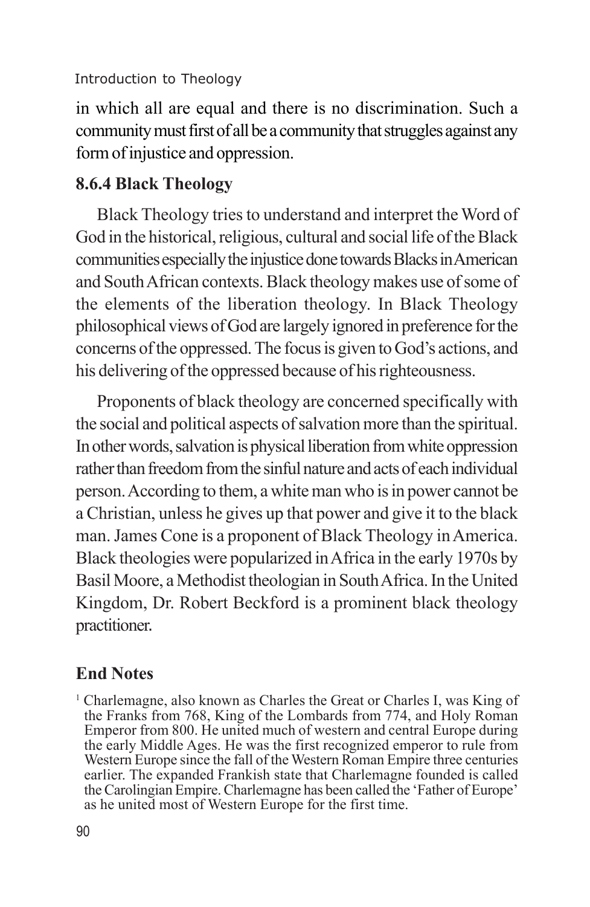in which all are equal and there is no discrimination. Such a community must first of all be a community that struggles against any form of injustice and oppression.

### 8.6.4 Black Theology

Black Theology tries to understand and interpret the Word of God in the historical, religious, cultural and social life of the Black communities especially the injustice done towards Blacks in American and South African contexts. Black theology makes use of some of the elements of the liberation theology. In Black Theology philosophical views of God are largely ignored in preference for the concerns of the oppressed. The focus is given to God's actions, and his delivering of the oppressed because of his righteousness.

Proponents of black theology are concerned specifically with the social and political aspects of salvation more than the spiritual. In other words, salvation is physical liberation from white oppression rather than freedom from the sinful nature and acts of each individual person. According to them, a white man who is in power cannot be a Christian, unless he gives up that power and give it to the black man. James Cone is a proponent of Black Theology in America. Black theologies were popularized in Africa in the early 1970s by Basil Moore, a Methodist theologian in South Africa. In the United Kingdom, Dr. Robert Beckford is a prominent black theology practitioner.

## End Notes

[1] Charlemagne, also known as Charles the Great or Charles I, was King of the Franks from 768, King of the Lombards from 774, and Holy Roman Emperor from 800. He united much of western and central Europe during the early Middle Ages. He was the first recognized emperor to rule from Western Europe since the fall of the Western Roman Empire three centuries earlier. The expanded Frankish state that Charlemagne founded is called the Carolingian Empire. Charlemagne has been called the 'Father of Europe' as he united most of Western Europe for the first time.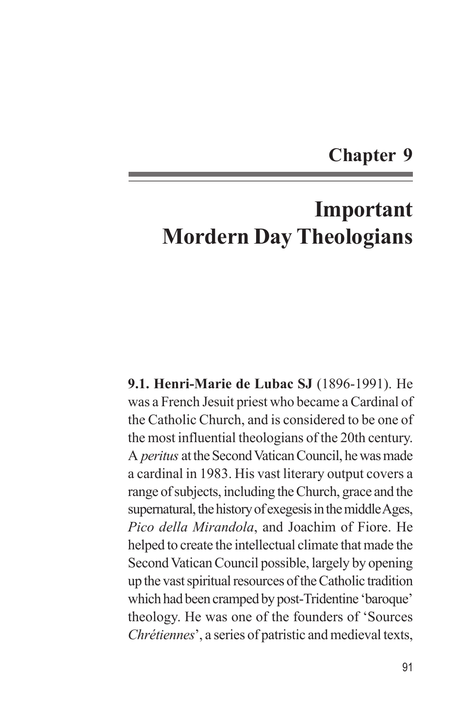# Chapter 9

# Important Mordern Day Theologians

**9.1. Henri-Marie de Lubac SJ** (1896-1991). He was a French Jesuit priest who became a Cardinal of the Catholic Church, and is considered to be one of the most influential theologians of the 20th century. A *peritus* at the Second Vatican Council, he was made a cardinal in 1983. His vast literary output covers a range of subjects, including the Church, grace and the supernatural, the history of exegesis in the middle Ages, *Pico della Mirandola*, and Joachim of Fiore. He helped to create the intellectual climate that made the Second Vatican Council possible, largely by opening up the vast spiritual resources of the Catholic tradition which had been cramped by post-Tridentine 'baroque' theology. He was one of the founders of 'Sources *Chrétiennes*', a series of patristic and medieval texts,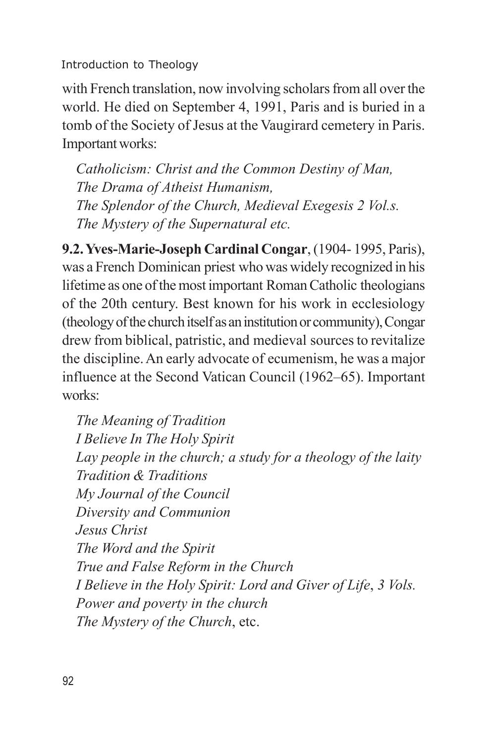with French translation, now involving scholars from all over the world. He died on September 4, 1991, Paris and is buried in a tomb of the Society of Jesus at the Vaugirard cemetery in Paris. Important works:

*Catholicism: Christ and the Common Destiny of Man,*  
*The Drama of Atheist Humanism,*  
*The Splendor of the Church, Medieval Exegesis 2 Vol.s.*  
*The Mystery of the Supernatural etc.*

**9.2. Yves-Marie-Joseph Cardinal Congar**, (1904- 1995, Paris), was a French Dominican priest who was widely recognized in his lifetime as one of the most important Roman Catholic theologians of the 20th century. Best known for his work in ecclesiology (theology of the church itself as an institution or community), Congar drew from biblical, patristic, and medieval sources to revitalize the discipline. An early advocate of ecumenism, he was a major influence at the Second Vatican Council (1962–65). Important works:

*The Meaning of Tradition*  
*I Believe In The Holy Spirit*  
*Lay people in the church; a study for a theology of the laity*  
*Tradition & Traditions*  
*My Journal of the Council*  
*Diversity and Communion*  
*Jesus Christ*  
*The Word and the Spirit*  
*True and False Reform in the Church*  
*I Believe in the Holy Spirit: Lord and Giver of Life*, *3 Vols.*  
*Power and poverty in the church*  
*The Mystery of the Church*, etc.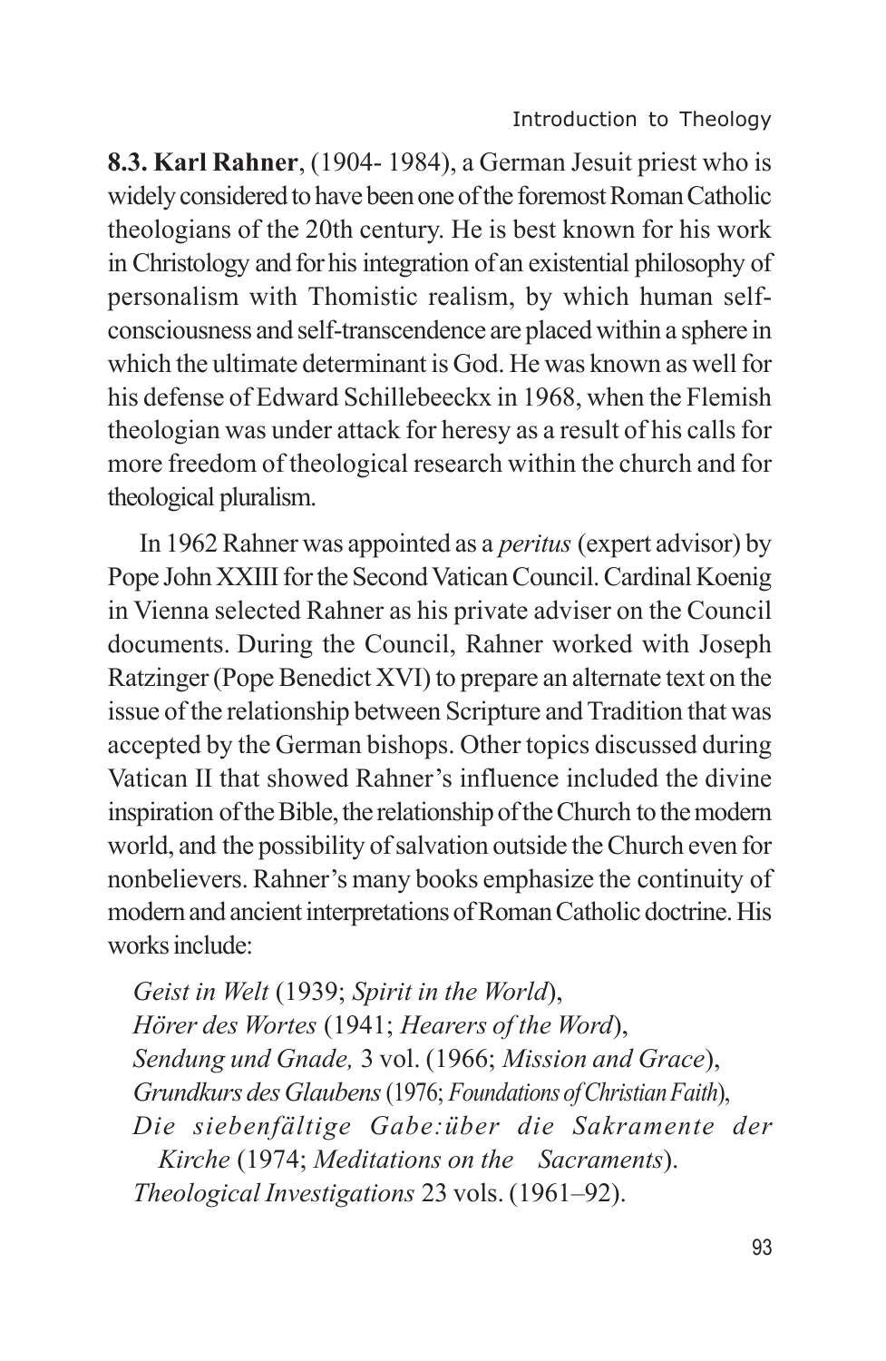**8.3. Karl Rahner**, (1904- 1984), a German Jesuit priest who is widely considered to have been one of the foremost Roman Catholic theologians of the 20th century. He is best known for his work in Christology and for his integration of an existential philosophy of personalism with Thomistic realism, by which human self-consciousness and self-transcendence are placed within a sphere in which the ultimate determinant is God. He was known as well for his defense of Edward Schillebeeckx in 1968, when the Flemish theologian was under attack for heresy as a result of his calls for more freedom of theological research within the church and for theological pluralism.

In 1962 Rahner was appointed as a *peritus* (expert advisor) by Pope John XXIII for the Second Vatican Council. Cardinal Koenig in Vienna selected Rahner as his private adviser on the Council documents. During the Council, Rahner worked with Joseph Ratzinger (Pope Benedict XVI) to prepare an alternate text on the issue of the relationship between Scripture and Tradition that was accepted by the German bishops. Other topics discussed during Vatican II that showed Rahner's influence included the divine inspiration of the Bible, the relationship of the Church to the modern world, and the possibility of salvation outside the Church even for nonbelievers. Rahner's many books emphasize the continuity of modern and ancient interpretations of Roman Catholic doctrine. His works include:

*Geist in Welt* (1939; *Spirit in the World*),
*Hörer des Wortes* (1941; *Hearers of the Word*),
*Sendung und Gnade,* 3 vol. (1966; *Mission and Grace*),
*Grundkurs des Glaubens* (1976; *Foundations of Christian Faith*),
*Die siebenfältige Gabe:über die Sakramente der Kirche* (1974; *Meditations on the Sacraments*).
*Theological Investigations* 23 vols. (1961–92).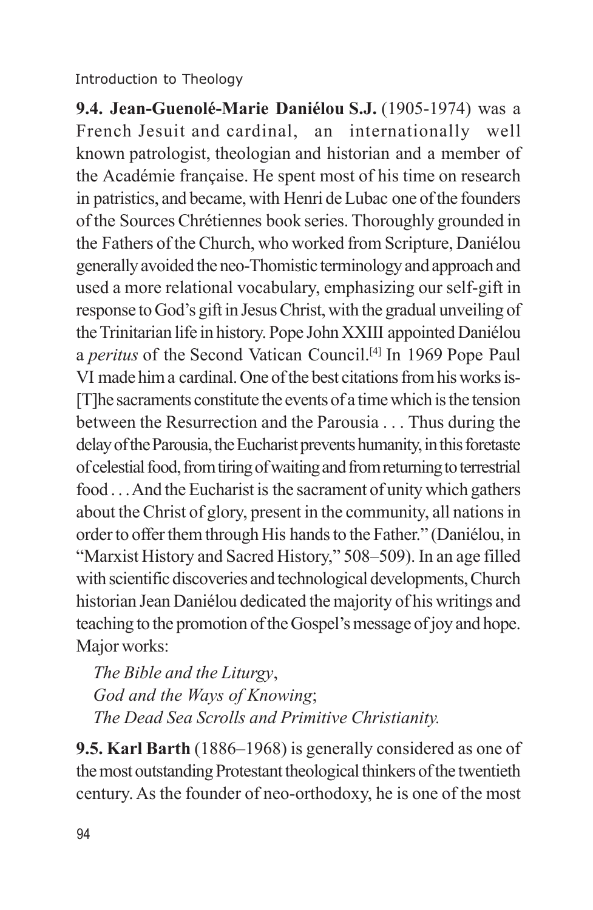**9.4. Jean-Guenolé-Marie Daniélou S.J.** (1905-1974) was a French Jesuit and cardinal, an internationally well known patrologist, theologian and historian and a member of the Académie française. He spent most of his time on research in patristics, and became, with Henri de Lubac one of the founders of the Sources Chrétiennes book series. Thoroughly grounded in the Fathers of the Church, who worked from Scripture, Daniélou generally avoided the neo-Thomistic terminology and approach and used a more relational vocabulary, emphasizing our self-gift in response to God's gift in Jesus Christ, with the gradual unveiling of the Trinitarian life in history. Pope John XXIII appointed Daniélou a *peritus* of the Second Vatican Council.[4] In 1969 Pope Paul VI made him a cardinal. One of the best citations from his works is- [T]he sacraments constitute the events of a time which is the tension between the Resurrection and the Parousia . . . Thus during the delay of the Parousia, the Eucharist prevents humanity, in this foretaste of celestial food, from tiring of waiting and from returning to terrestrial food . . . And the Eucharist is the sacrament of unity which gathers about the Christ of glory, present in the community, all nations in order to offer them through His hands to the Father." (Daniélou, in "Marxist History and Sacred History," 508–509). In an age filled with scientific discoveries and technological developments, Church historian Jean Daniélou dedicated the majority of his writings and teaching to the promotion of the Gospel's message of joy and hope. Major works:

*The Bible and the Liturgy*,
*God and the Ways of Knowing*;
*The Dead Sea Scrolls and Primitive Christianity.*

**9.5. Karl Barth** (1886–1968) is generally considered as one of the most outstanding Protestant theological thinkers of the twentieth century. As the founder of neo-orthodoxy, he is one of the most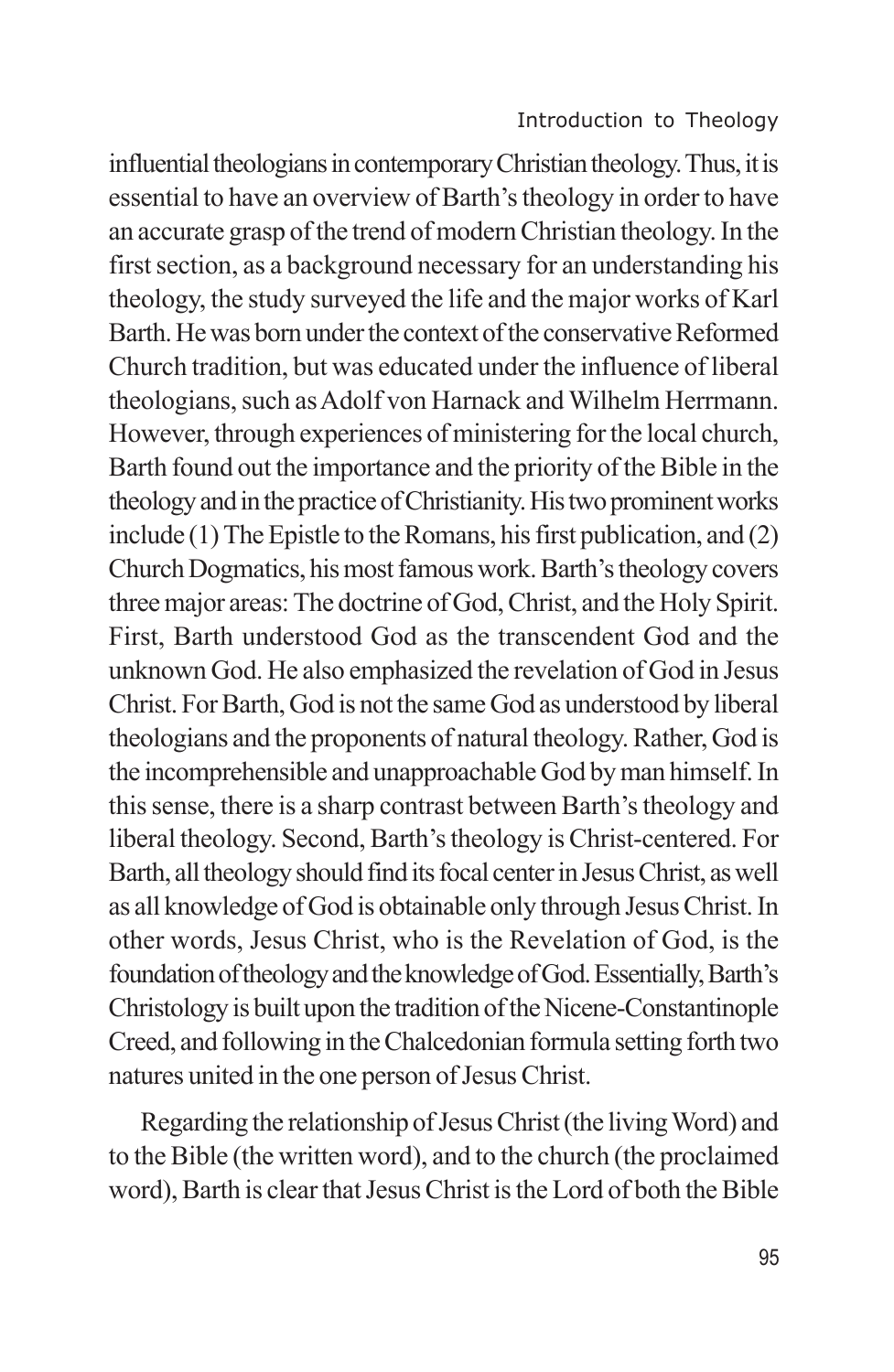influential theologians in contemporary Christian theology. Thus, it is essential to have an overview of Barth's theology in order to have an accurate grasp of the trend of modern Christian theology. In the first section, as a background necessary for an understanding his theology, the study surveyed the life and the major works of Karl Barth. He was born under the context of the conservative Reformed Church tradition, but was educated under the influence of liberal theologians, such as Adolf von Harnack and Wilhelm Herrmann. However, through experiences of ministering for the local church, Barth found out the importance and the priority of the Bible in the theology and in the practice of Christianity. His two prominent works include (1) The Epistle to the Romans, his first publication, and (2) Church Dogmatics, his most famous work. Barth's theology covers three major areas: The doctrine of God, Christ, and the Holy Spirit. First, Barth understood God as the transcendent God and the unknown God. He also emphasized the revelation of God in Jesus Christ. For Barth, God is not the same God as understood by liberal theologians and the proponents of natural theology. Rather, God is the incomprehensible and unapproachable God by man himself. In this sense, there is a sharp contrast between Barth's theology and liberal theology. Second, Barth's theology is Christ-centered. For Barth, all theology should find its focal center in Jesus Christ, as well as all knowledge of God is obtainable only through Jesus Christ. In other words, Jesus Christ, who is the Revelation of God, is the foundation of theology and the knowledge of God. Essentially, Barth's Christology is built upon the tradition of the Nicene-Constantinople Creed, and following in the Chalcedonian formula setting forth two natures united in the one person of Jesus Christ.

Regarding the relationship of Jesus Christ (the living Word) and to the Bible (the written word), and to the church (the proclaimed word), Barth is clear that Jesus Christ is the Lord of both the Bible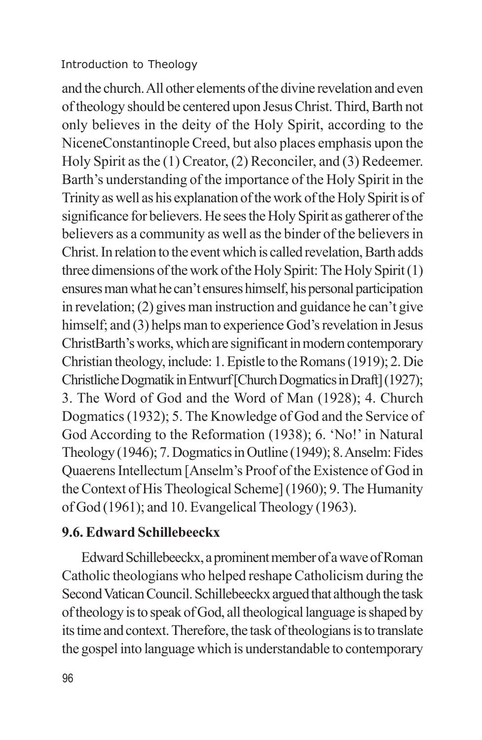and the church. All other elements of the divine revelation and even of theology should be centered upon Jesus Christ. Third, Barth not only believes in the deity of the Holy Spirit, according to the NiceneConstantinople Creed, but also places emphasis upon the Holy Spirit as the (1) Creator, (2) Reconciler, and (3) Redeemer. Barth's understanding of the importance of the Holy Spirit in the Trinity as well as his explanation of the work of the Holy Spirit is of significance for believers. He sees the Holy Spirit as gatherer of the believers as a community as well as the binder of the believers in Christ. In relation to the event which is called revelation, Barth adds three dimensions of the work of the Holy Spirit: The Holy Spirit (1) ensures man what he can't ensures himself, his personal participation in revelation; (2) gives man instruction and guidance he can't give himself; and (3) helps man to experience God's revelation in Jesus ChristBarth's works, which are significant in modern contemporary Christian theology, include: 1. Epistle to the Romans (1919); 2. Die Christliche Dogmatik in Entwurf [Church Dogmatics in Draft] (1927); 3. The Word of God and the Word of Man (1928); 4. Church Dogmatics (1932); 5. The Knowledge of God and the Service of God According to the Reformation (1938); 6. 'No!' in Natural Theology (1946); 7. Dogmatics in Outline (1949); 8. Anselm: Fides Quaerens Intellectum [Anselm's Proof of the Existence of God in the Context of His Theological Scheme] (1960); 9. The Humanity of God (1961); and 10. Evangelical Theology (1963).

### 9.6. Edward Schillebeeckx

Edward Schillebeeckx, a prominent member of a wave of Roman Catholic theologians who helped reshape Catholicism during the Second Vatican Council. Schillebeeckx argued that although the task of theology is to speak of God, all theological language is shaped by its time and context. Therefore, the task of theologians is to translate the gospel into language which is understandable to contemporary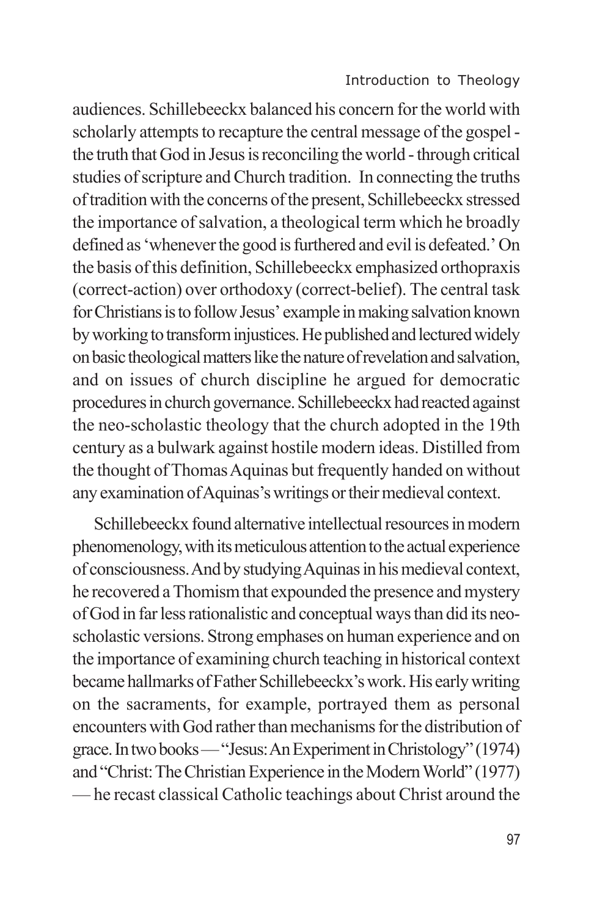audiences. Schillebeeckx balanced his concern for the world with scholarly attempts to recapture the central message of the gospel - the truth that God in Jesus is reconciling the world - through critical studies of scripture and Church tradition.  In connecting the truths of tradition with the concerns of the present, Schillebeeckx stressed the importance of salvation, a theological term which he broadly defined as 'whenever the good is furthered and evil is defeated.' On the basis of this definition, Schillebeeckx emphasized orthopraxis (correct-action) over orthodoxy (correct-belief). The central task for Christians is to follow Jesus' example in making salvation known by working to transform injustices. He published and lectured widely on basic theological matters like the nature of revelation and salvation, and on issues of church discipline he argued for democratic procedures in church governance. Schillebeeckx had reacted against the neo-scholastic theology that the church adopted in the 19th century as a bulwark against hostile modern ideas. Distilled from the thought of Thomas Aquinas but frequently handed on without any examination of Aquinas's writings or their medieval context.

Schillebeeckx found alternative intellectual resources in modern phenomenology, with its meticulous attention to the actual experience of consciousness. And by studying Aquinas in his medieval context, he recovered a Thomism that expounded the presence and mystery of God in far less rationalistic and conceptual ways than did its neo-scholastic versions. Strong emphases on human experience and on the importance of examining church teaching in historical context became hallmarks of Father Schillebeeckx's work. His early writing on the sacraments, for example, portrayed them as personal encounters with God rather than mechanisms for the distribution of grace. In two books — "Jesus: An Experiment in Christology" (1974) and "Christ: The Christian Experience in the Modern World" (1977) — he recast classical Catholic teachings about Christ around the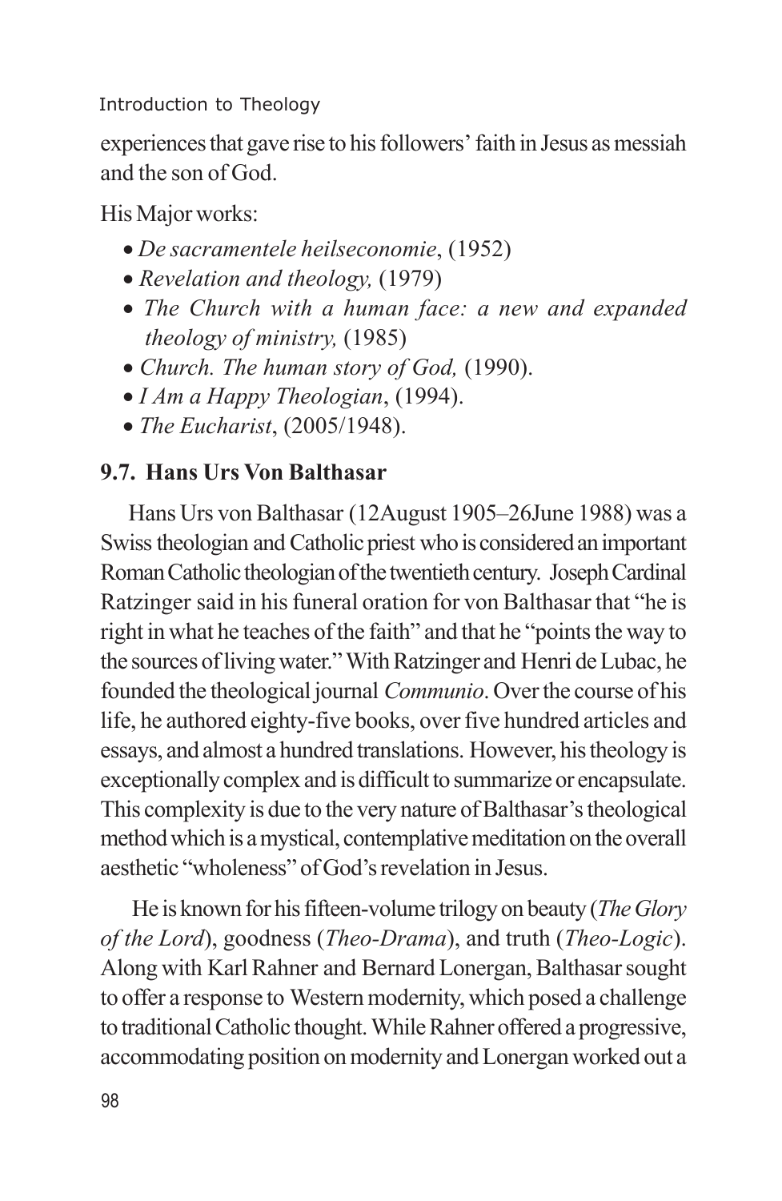experiences that gave rise to his followers' faith in Jesus as messiah and the son of God.

His Major works:

- *De sacramentele heilseconomie*, (1952)
- *Revelation and theology,* (1979)
- *The Church with a human face: a new and expanded theology of ministry,* (1985)
- *Church. The human story of God,* (1990).
- *I Am a Happy Theologian*, (1994).
- *The Eucharist*, (2005/1948).

## 9.7. Hans Urs Von Balthasar

Hans Urs von Balthasar (12August 1905–26June 1988) was a Swiss theologian and Catholic priest who is considered an important Roman Catholic theologian of the twentieth century. Joseph Cardinal Ratzinger said in his funeral oration for von Balthasar that "he is right in what he teaches of the faith" and that he "points the way to the sources of living water." With Ratzinger and Henri de Lubac, he founded the theological journal *Communio*. Over the course of his life, he authored eighty-five books, over five hundred articles and essays, and almost a hundred translations. However, his theology is exceptionally complex and is difficult to summarize or encapsulate. This complexity is due to the very nature of Balthasar's theological method which is a mystical, contemplative meditation on the overall aesthetic "wholeness" of God's revelation in Jesus.

He is known for his fifteen-volume trilogy on beauty (*The Glory of the Lord*), goodness (*Theo-Drama*), and truth (*Theo-Logic*). Along with Karl Rahner and Bernard Lonergan, Balthasar sought to offer a response to Western modernity, which posed a challenge to traditional Catholic thought. While Rahner offered a progressive, accommodating position on modernity and Lonergan worked out a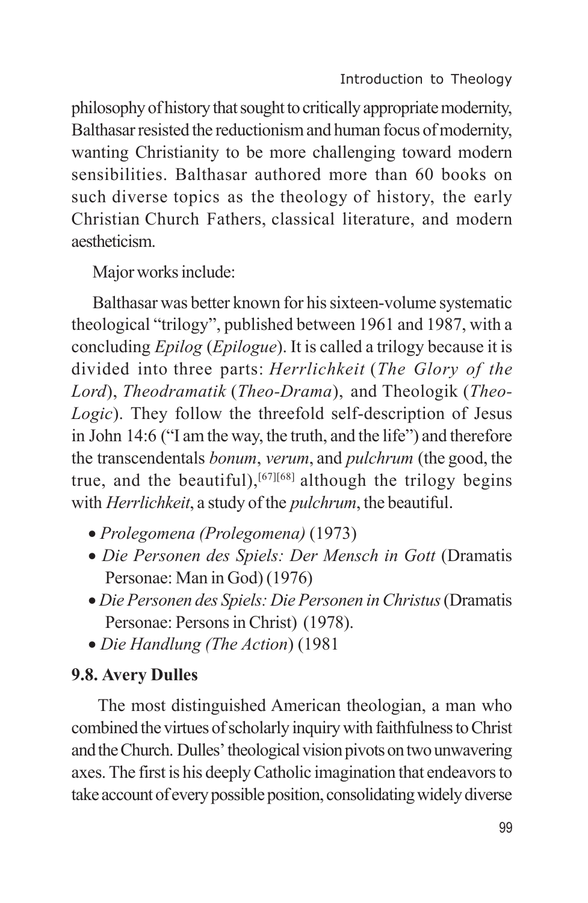philosophy of history that sought to critically appropriate modernity, Balthasar resisted the reductionism and human focus of modernity, wanting Christianity to be more challenging toward modern sensibilities. Balthasar authored more than 60 books on such diverse topics as the theology of history, the early Christian Church Fathers, classical literature, and modern aestheticism.

Major works include:

Balthasar was better known for his sixteen-volume systematic theological "trilogy", published between 1961 and 1987, with a concluding *Epilog* (*Epilogue*). It is called a trilogy because it is divided into three parts: *Herrlichkeit* (*The Glory of the Lord*), *Theodramatik* (*Theo-Drama*), and Theologik (*Theo-Logic*). They follow the threefold self-description of Jesus in John 14:6 ("I am the way, the truth, and the life") and therefore the transcendentals *bonum*, *verum*, and *pulchrum* (the good, the true, and the beautiful),[67][68] although the trilogy begins with *Herrlichkeit*, a study of the *pulchrum*, the beautiful.

- *Prolegomena (Prolegomena)* (1973)
- *Die Personen des Spiels: Der Mensch in Gott* (Dramatis Personae: Man in God) (1976)
- *Die Personen des Spiels: Die Personen in Christus* (Dramatis Personae: Persons in Christ) (1978).
- *Die Handlung (The Action*) (1981

### 9.8. Avery Dulles

The most distinguished American theologian, a man who combined the virtues of scholarly inquiry with faithfulness to Christ and the Church. Dulles' theological vision pivots on two unwavering axes. The first is his deeply Catholic imagination that endeavors to take account of every possible position, consolidating widely diverse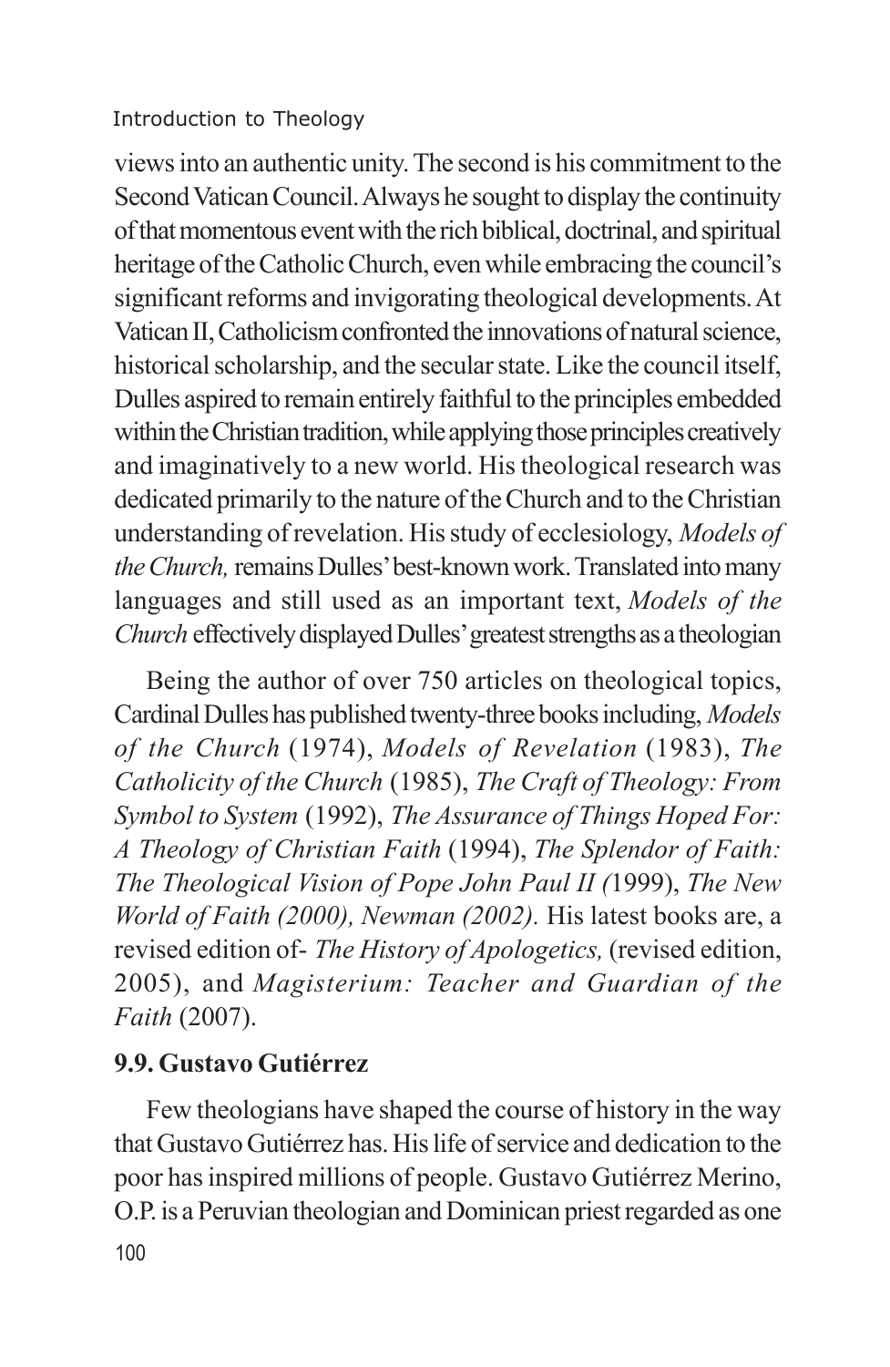views into an authentic unity. The second is his commitment to the Second Vatican Council. Always he sought to display the continuity of that momentous event with the rich biblical, doctrinal, and spiritual heritage of the Catholic Church, even while embracing the council's significant reforms and invigorating theological developments. At Vatican II, Catholicism confronted the innovations of natural science, historical scholarship, and the secular state. Like the council itself, Dulles aspired to remain entirely faithful to the principles embedded within the Christian tradition, while applying those principles creatively and imaginatively to a new world. His theological research was dedicated primarily to the nature of the Church and to the Christian understanding of revelation. His study of ecclesiology, *Models of the Church,* remains Dulles' best-known work. Translated into many languages and still used as an important text, *Models of the Church* effectively displayed Dulles' greatest strengths as a theologian

Being the author of over 750 articles on theological topics, Cardinal Dulles has published twenty-three books including, *Models of the Church* (1974), *Models of Revelation* (1983), *The Catholicity of the Church* (1985), *The Craft of Theology: From Symbol to System* (1992), *The Assurance of Things Hoped For: A Theology of Christian Faith* (1994), *The Splendor of Faith: The Theological Vision of Pope John Paul II (*1999), *The New World of Faith (2000), Newman (2002).* His latest books are, a revised edition of- *The History of Apologetics,* (revised edition, 2005), and *Magisterium: Teacher and Guardian of the Faith* (2007).

### 9.9. Gustavo Gutiérrez

Few theologians have shaped the course of history in the way that Gustavo Gutiérrez has. His life of service and dedication to the poor has inspired millions of people. Gustavo Gutiérrez Merino, O.P. is a Peruvian theologian and Dominican priest regarded as one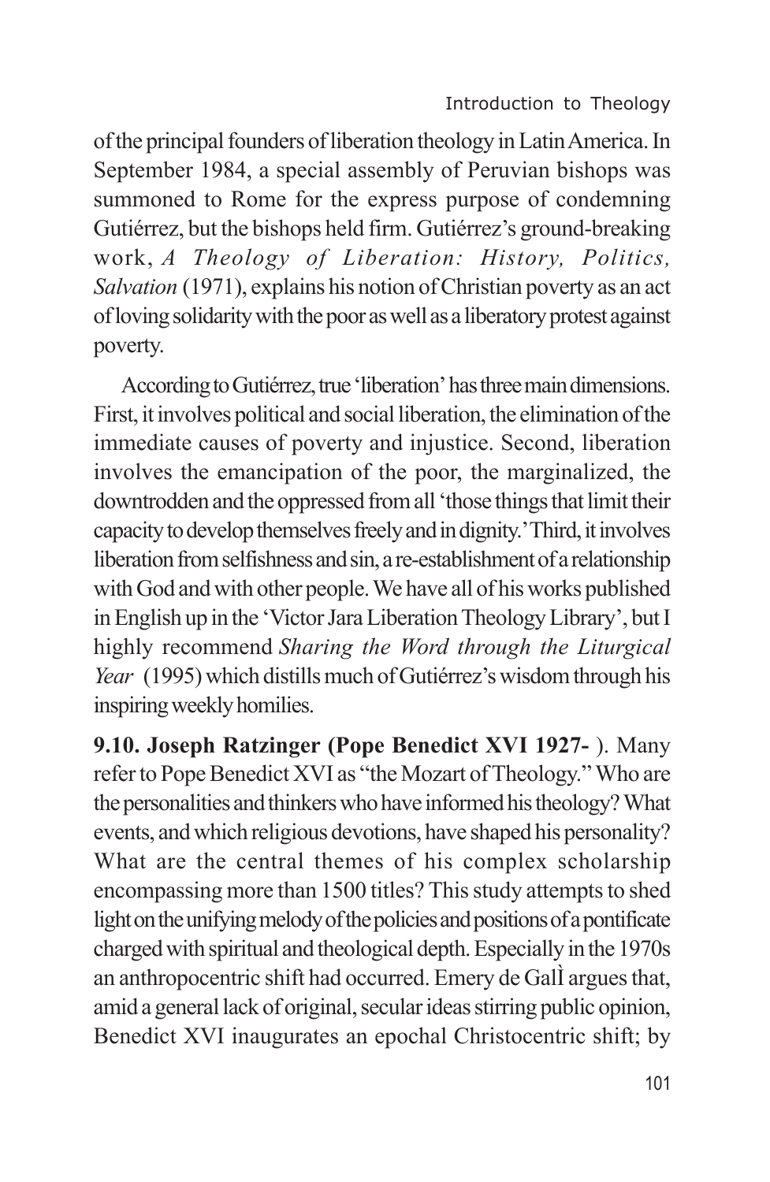of the principal founders of liberation theology in Latin America. In September 1984, a special assembly of Peruvian bishops was summoned to Rome for the express purpose of condemning Gutiérrez, but the bishops held firm. Gutiérrez's ground-breaking work, *A Theology of Liberation: History, Politics, Salvation* (1971), explains his notion of Christian poverty as an act of loving solidarity with the poor as well as a liberatory protest against poverty.

According to Gutiérrez, true 'liberation' has three main dimensions. First, it involves political and social liberation, the elimination of the immediate causes of poverty and injustice. Second, liberation involves the emancipation of the poor, the marginalized, the downtrodden and the oppressed from all 'those things that limit their capacity to develop themselves freely and in dignity.' Third, it involves liberation from selfishness and sin, a re-establishment of a relationship with God and with other people. We have all of his works published in English up in the 'Victor Jara Liberation Theology Library', but I highly recommend *Sharing the Word through the Liturgical Year* (1995) which distills much of Gutiérrez's wisdom through his inspiring weekly homilies.

**9.10. Joseph Ratzinger (Pope Benedict XVI 1927- ).** Many refer to Pope Benedict XVI as "the Mozart of Theology." Who are the personalities and thinkers who have informed his theology? What events, and which religious devotions, have shaped his personality? What are the central themes of his complex scholarship encompassing more than 1500 titles? This study attempts to shed light on the unifying melody of the policies and positions of a pontificate charged with spiritual and theological depth. Especially in the 1970s an anthropocentric shift had occurred. Emery de GalÌ argues that, amid a general lack of original, secular ideas stirring public opinion, Benedict XVI inaugurates an epochal Christocentric shift; by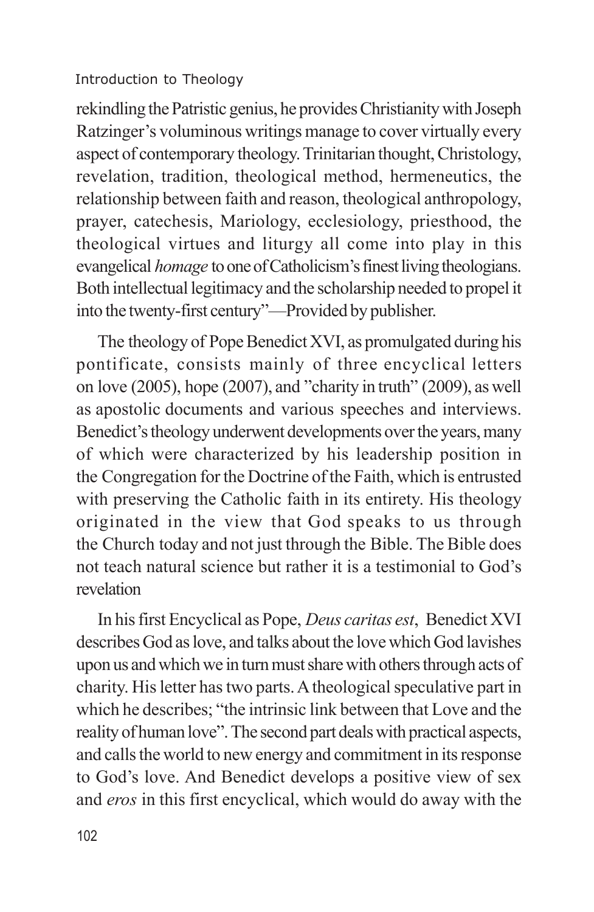rekindling the Patristic genius, he provides Christianity with Joseph Ratzinger's voluminous writings manage to cover virtually every aspect of contemporary theology. Trinitarian thought, Christology, revelation, tradition, theological method, hermeneutics, the relationship between faith and reason, theological anthropology, prayer, catechesis, Mariology, ecclesiology, priesthood, the theological virtues and liturgy all come into play in this evangelical *homage* to one of Catholicism's finest living theologians. Both intellectual legitimacy and the scholarship needed to propel it into the twenty-first century"—Provided by publisher.

The theology of Pope Benedict XVI, as promulgated during his pontificate, consists mainly of three encyclical letters on love (2005), hope (2007), and "charity in truth" (2009), as well as apostolic documents and various speeches and interviews. Benedict's theology underwent developments over the years, many of which were characterized by his leadership position in the Congregation for the Doctrine of the Faith, which is entrusted with preserving the Catholic faith in its entirety. His theology originated in the view that God speaks to us through the Church today and not just through the Bible. The Bible does not teach natural science but rather it is a testimonial to God's revelation

In his first Encyclical as Pope, *Deus caritas est*, Benedict XVI describes God as love, and talks about the love which God lavishes upon us and which we in turn must share with others through acts of charity. His letter has two parts. A theological speculative part in which he describes; "the intrinsic link between that Love and the reality of human love". The second part deals with practical aspects, and calls the world to new energy and commitment in its response to God's love. And Benedict develops a positive view of sex and *eros* in this first encyclical, which would do away with the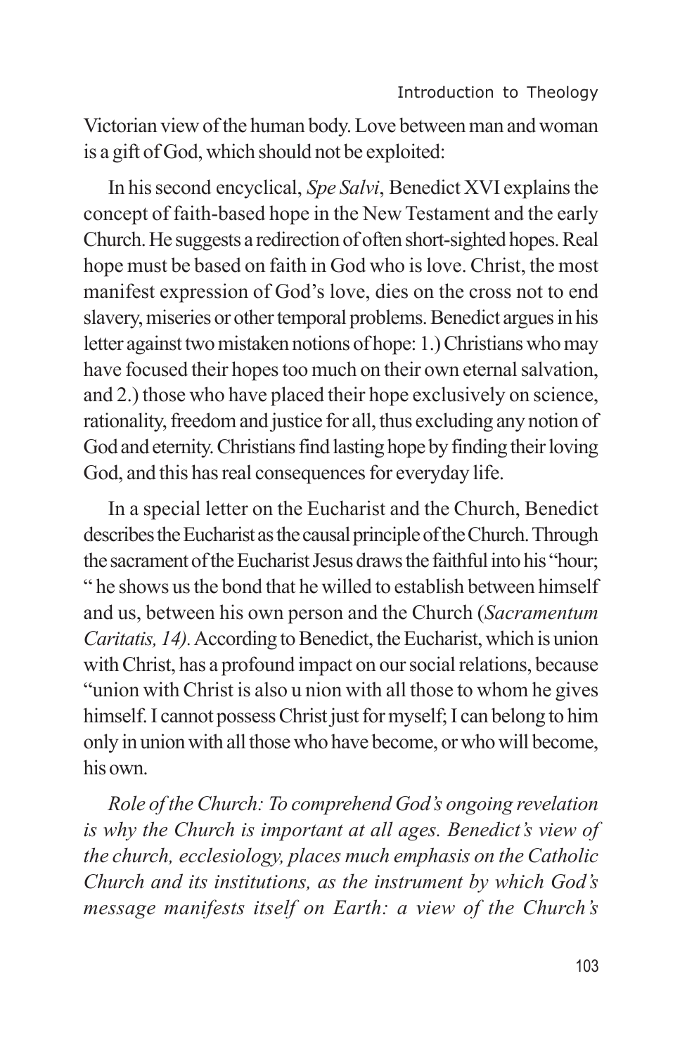Victorian view of the human body. Love between man and woman is a gift of God, which should not be exploited:

In his second encyclical, *Spe Salvi*, Benedict XVI explains the concept of faith-based hope in the New Testament and the early Church. He suggests a redirection of often short-sighted hopes. Real hope must be based on faith in God who is love. Christ, the most manifest expression of God's love, dies on the cross not to end slavery, miseries or other temporal problems. Benedict argues in his letter against two mistaken notions of hope: 1.) Christians who may have focused their hopes too much on their own eternal salvation, and 2.) those who have placed their hope exclusively on science, rationality, freedom and justice for all, thus excluding any notion of God and eternity. Christians find lasting hope by finding their loving God, and this has real consequences for everyday life.

In a special letter on the Eucharist and the Church, Benedict describes the Eucharist as the causal principle of the Church. Through the sacrament of the Eucharist Jesus draws the faithful into his "hour; " he shows us the bond that he willed to establish between himself and us, between his own person and the Church (*Sacramentum Caritatis, 14)*. According to Benedict, the Eucharist, which is union with Christ, has a profound impact on our social relations, because "union with Christ is also u nion with all those to whom he gives himself. I cannot possess Christ just for myself; I can belong to him only in union with all those who have become, or who will become, his own.

*Role of the Church: To comprehend God's ongoing revelation is why the Church is important at all ages. Benedict's view of the church, ecclesiology, places much emphasis on the Catholic Church and its institutions, as the instrument by which God's message manifests itself on Earth: a view of the Church's*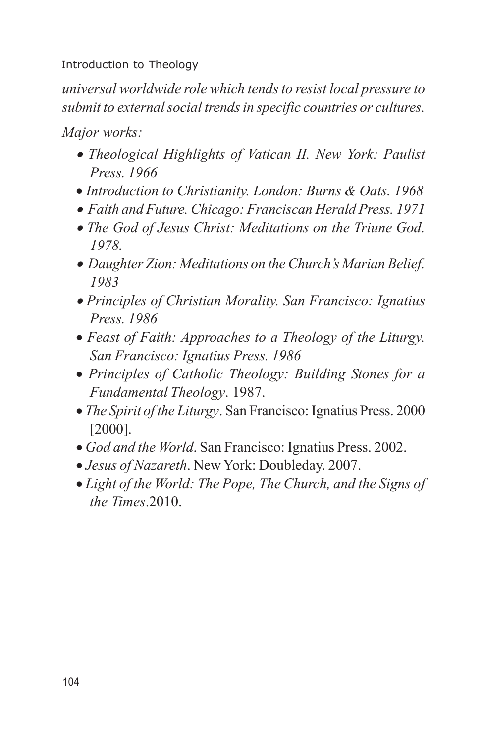*universal worldwide role which tends to resist local pressure to submit to external social trends in specific countries or cultures.*

*Major works:*

- *Theological Highlights of Vatican II. New York: Paulist Press. 1966*
- *Introduction to Christianity. London: Burns & Oats. 1968*
- *Faith and Future. Chicago: Franciscan Herald Press. 1971*
- *The God of Jesus Christ: Meditations on the Triune God. 1978.*
- *Daughter Zion: Meditations on the Church's Marian Belief. 1983*
- *Principles of Christian Morality. San Francisco: Ignatius Press. 1986*
- *Feast of Faith: Approaches to a Theology of the Liturgy. San Francisco: Ignatius Press. 1986*
- *Principles of Catholic Theology: Building Stones for a Fundamental Theology*. 1987.
- *The Spirit of the Liturgy*. San Francisco: Ignatius Press. 2000 [2000].
- *God and the World*. San Francisco: Ignatius Press. 2002.
- *Jesus of Nazareth*. New York: Doubleday. 2007.
- *Light of the World: The Pope, The Church, and the Signs of the Times*.2010.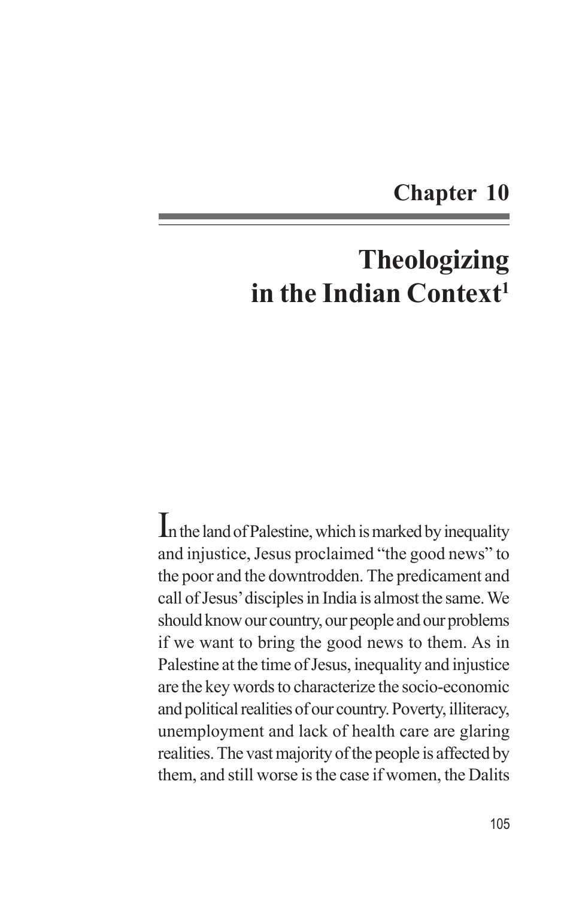## Chapter 10

# Theologizing in the Indian Context[1]

In the land of Palestine, which is marked by inequality and injustice, Jesus proclaimed "the good news" to the poor and the downtrodden. The predicament and call of Jesus' disciples in India is almost the same. We should know our country, our people and our problems if we want to bring the good news to them. As in Palestine at the time of Jesus, inequality and injustice are the key words to characterize the socio-economic and political realities of our country. Poverty, illiteracy, unemployment and lack of health care are glaring realities. The vast majority of the people is affected by them, and still worse is the case if women, the Dalits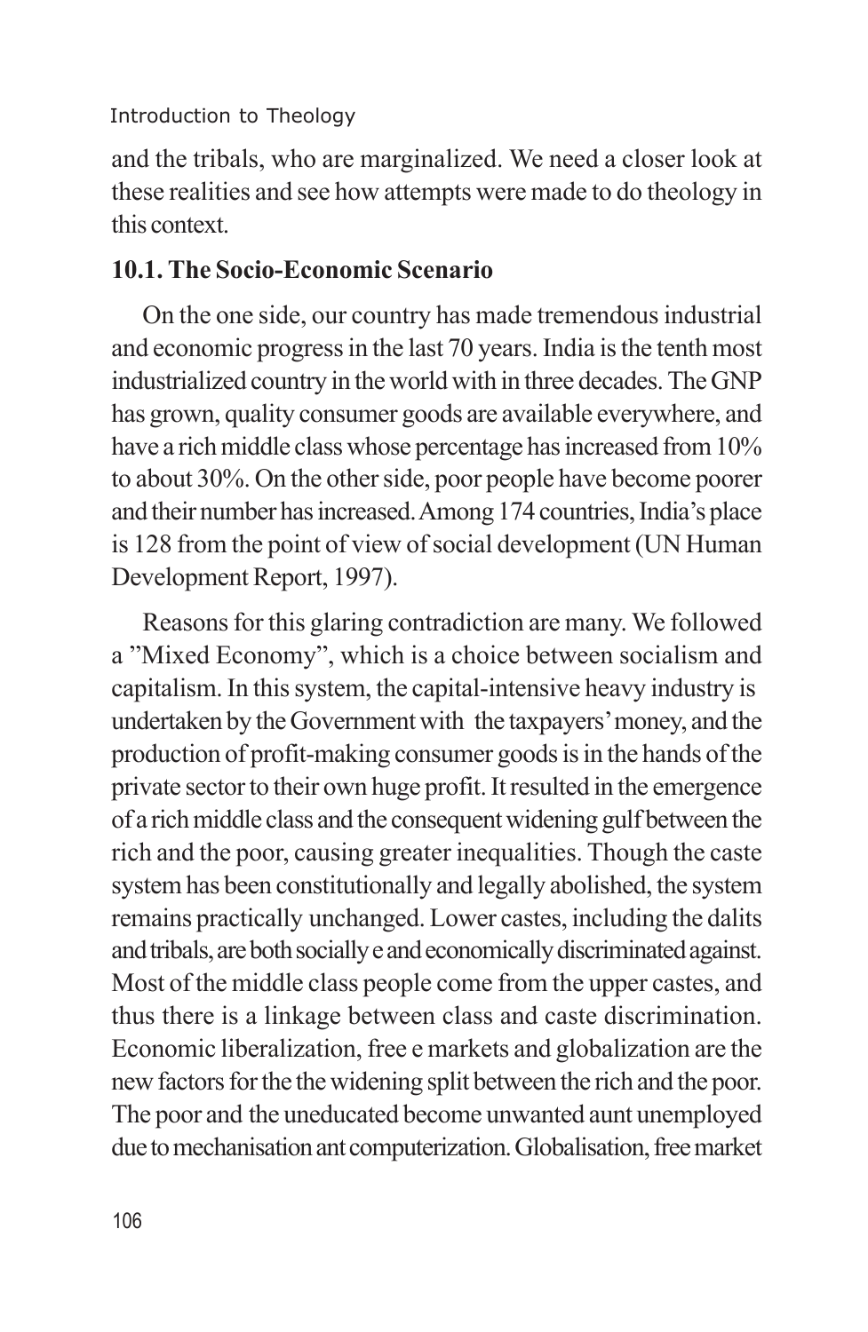and the tribals, who are marginalized. We need a closer look at these realities and see how attempts were made to do theology in this context.

### 10.1. The Socio-Economic Scenario

On the one side, our country has made tremendous industrial and economic progress in the last 70 years. India is the tenth most industrialized country in the world with in three decades. The GNP has grown, quality consumer goods are available everywhere, and have a rich middle class whose percentage has increased from 10% to about 30%. On the other side, poor people have become poorer and their number has increased. Among 174 countries, India's place is 128 from the point of view of social development (UN Human Development Report, 1997).

Reasons for this glaring contradiction are many. We followed a "Mixed Economy", which is a choice between socialism and capitalism. In this system, the capital-intensive heavy industry is undertaken by the Government with the taxpayers' money, and the production of profit-making consumer goods is in the hands of the private sector to their own huge profit. It resulted in the emergence of a rich middle class and the consequent widening gulf between the rich and the poor, causing greater inequalities. Though the caste system has been constitutionally and legally abolished, the system remains practically unchanged. Lower castes, including the dalits and tribals, are both socially e and economically discriminated against. Most of the middle class people come from the upper castes, and thus there is a linkage between class and caste discrimination. Economic liberalization, free e markets and globalization are the new factors for the the widening split between the rich and the poor. The poor and the uneducated become unwanted aunt unemployed due to mechanisation ant computerization. Globalisation, free market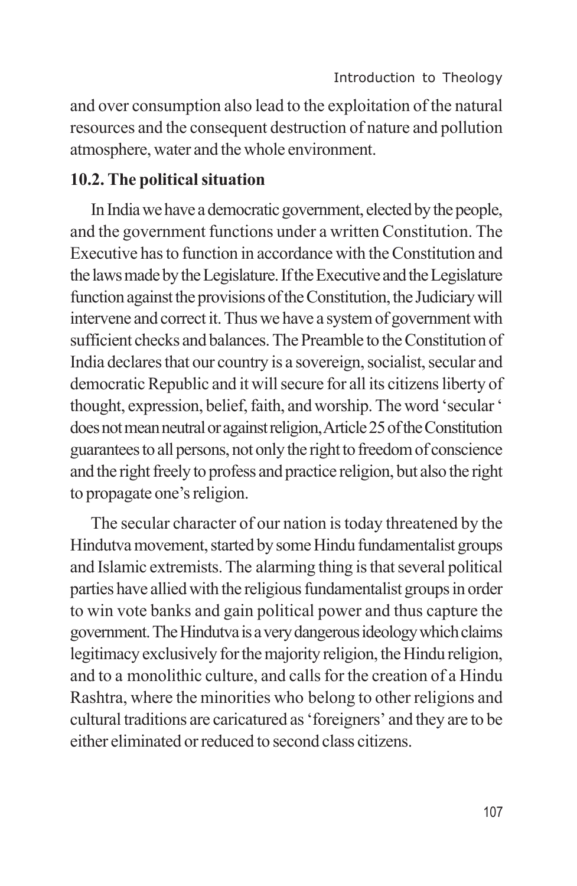and over consumption also lead to the exploitation of the natural resources and the consequent destruction of nature and pollution atmosphere, water and the whole environment.

### 10.2. The political situation

In India we have a democratic government, elected by the people, and the government functions under a written Constitution. The Executive has to function in accordance with the Constitution and the laws made by the Legislature. If the Executive and the Legislature function against the provisions of the Constitution, the Judiciary will intervene and correct it. Thus we have a system of government with sufficient checks and balances. The Preamble to the Constitution of India declares that our country is a sovereign, socialist, secular and democratic Republic and it will secure for all its citizens liberty of thought, expression, belief, faith, and worship. The word 'secular ' does not mean neutral or against religion, Article 25 of the Constitution guarantees to all persons, not only the right to freedom of conscience and the right freely to profess and practice religion, but also the right to propagate one's religion.

The secular character of our nation is today threatened by the Hindutva movement, started by some Hindu fundamentalist groups and Islamic extremists. The alarming thing is that several political parties have allied with the religious fundamentalist groups in order to win vote banks and gain political power and thus capture the government. The Hindutva is a very dangerous ideology which claims legitimacy exclusively for the majority religion, the Hindu religion, and to a monolithic culture, and calls for the creation of a Hindu Rashtra, where the minorities who belong to other religions and cultural traditions are caricatured as 'foreigners' and they are to be either eliminated or reduced to second class citizens.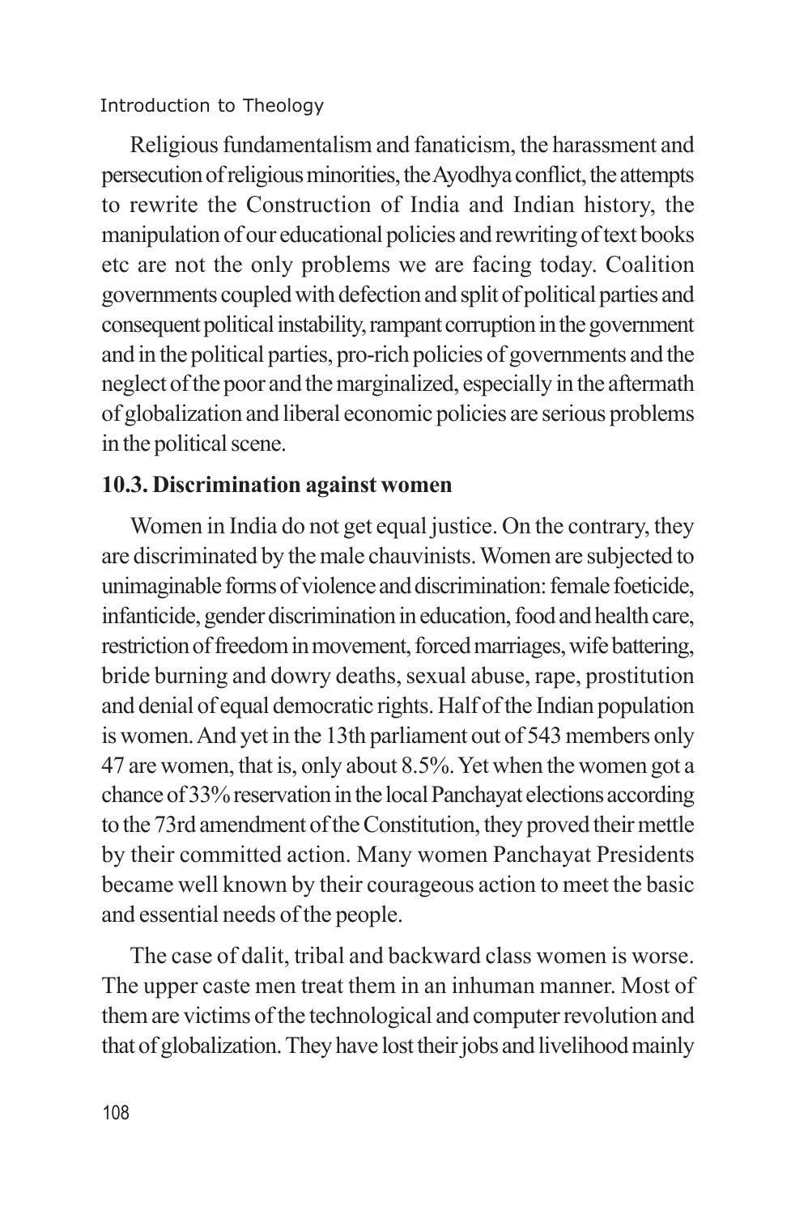Religious fundamentalism and fanaticism, the harassment and persecution of religious minorities, the Ayodhya conflict, the attempts to rewrite the Construction of India and Indian history, the manipulation of our educational policies and rewriting of text books etc are not the only problems we are facing today. Coalition governments coupled with defection and split of political parties and consequent political instability, rampant corruption in the government and in the political parties, pro-rich policies of governments and the neglect of the poor and the marginalized, especially in the aftermath of globalization and liberal economic policies are serious problems in the political scene.

### 10.3. Discrimination against women

Women in India do not get equal justice. On the contrary, they are discriminated by the male chauvinists. Women are subjected to unimaginable forms of violence and discrimination: female foeticide, infanticide, gender discrimination in education, food and health care, restriction of freedom in movement, forced marriages, wife battering, bride burning and dowry deaths, sexual abuse, rape, prostitution and denial of equal democratic rights. Half of the Indian population is women. And yet in the 13th parliament out of 543 members only 47 are women, that is, only about 8.5%. Yet when the women got a chance of 33% reservation in the local Panchayat elections according to the 73rd amendment of the Constitution, they proved their mettle by their committed action. Many women Panchayat Presidents became well known by their courageous action to meet the basic and essential needs of the people.

The case of dalit, tribal and backward class women is worse. The upper caste men treat them in an inhuman manner. Most of them are victims of the technological and computer revolution and that of globalization. They have lost their jobs and livelihood mainly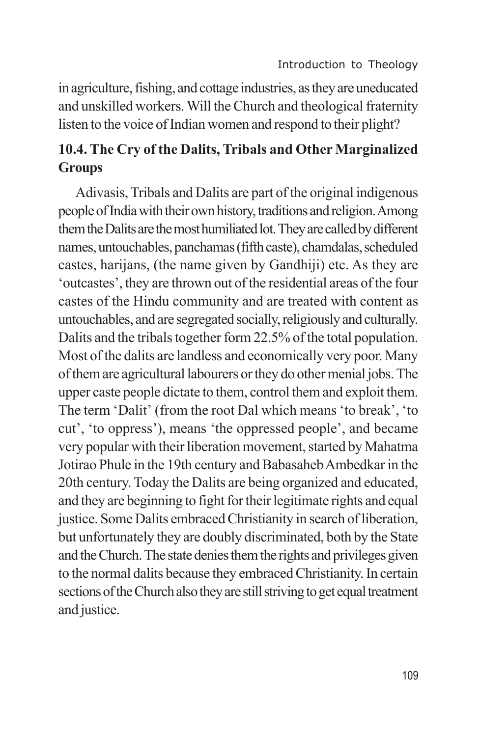in agriculture, fishing, and cottage industries, as they are uneducated and unskilled workers. Will the Church and theological fraternity listen to the voice of Indian women and respond to their plight?

## 10.4. The Cry of the Dalits, Tribals and Other Marginalized Groups

Adivasis, Tribals and Dalits are part of the original indigenous people of India with their own history, traditions and religion. Among them the Dalits are the most humiliated lot. They are called by different names, untouchables, panchamas (fifth caste), chamdalas, scheduled castes, harijans, (the name given by Gandhiji) etc. As they are 'outcastes', they are thrown out of the residential areas of the four castes of the Hindu community and are treated with content as untouchables, and are segregated socially, religiously and culturally. Dalits and the tribals together form 22.5% of the total population. Most of the dalits are landless and economically very poor. Many of them are agricultural labourers or they do other menial jobs. The upper caste people dictate to them, control them and exploit them. The term 'Dalit' (from the root Dal which means 'to break', 'to cut', 'to oppress'), means 'the oppressed people', and became very popular with their liberation movement, started by Mahatma Jotirao Phule in the 19th century and Babasaheb Ambedkar in the 20th century. Today the Dalits are being organized and educated, and they are beginning to fight for their legitimate rights and equal justice. Some Dalits embraced Christianity in search of liberation, but unfortunately they are doubly discriminated, both by the State and the Church. The state denies them the rights and privileges given to the normal dalits because they embraced Christianity. In certain sections of the Church also they are still striving to get equal treatment and justice.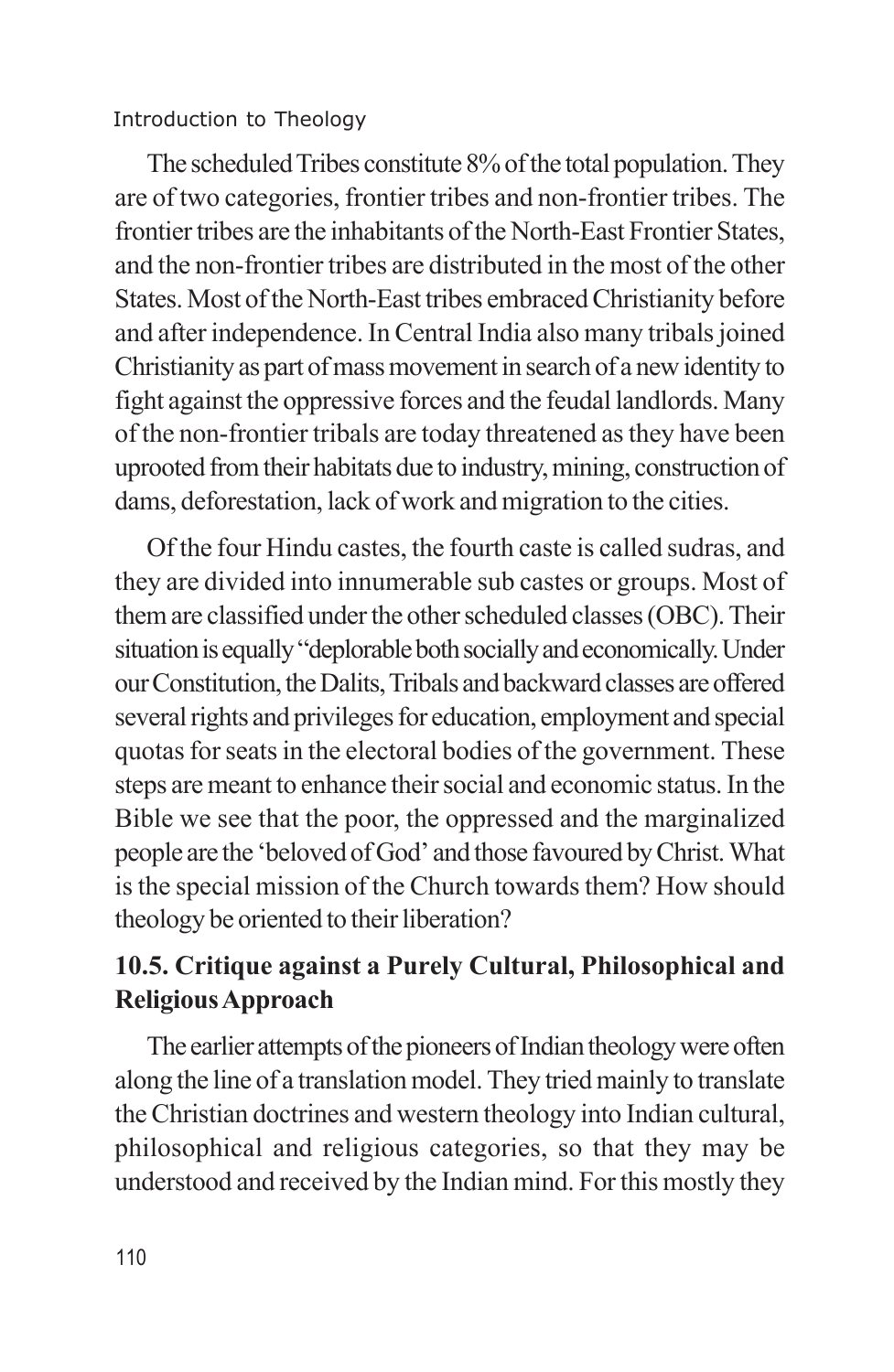The scheduled Tribes constitute 8% of the total population. They are of two categories, frontier tribes and non-frontier tribes. The frontier tribes are the inhabitants of the North-East Frontier States, and the non-frontier tribes are distributed in the most of the other States. Most of the North-East tribes embraced Christianity before and after independence. In Central India also many tribals joined Christianity as part of mass movement in search of a new identity to fight against the oppressive forces and the feudal landlords. Many of the non-frontier tribals are today threatened as they have been uprooted from their habitats due to industry, mining, construction of dams, deforestation, lack of work and migration to the cities.

Of the four Hindu castes, the fourth caste is called sudras, and they are divided into innumerable sub castes or groups. Most of them are classified under the other scheduled classes (OBC). Their situation is equally "deplorable both socially and economically. Under our Constitution, the Dalits, Tribals and backward classes are offered several rights and privileges for education, employment and special quotas for seats in the electoral bodies of the government. These steps are meant to enhance their social and economic status. In the Bible we see that the poor, the oppressed and the marginalized people are the 'beloved of God' and those favoured by Christ. What is the special mission of the Church towards them? How should theology be oriented to their liberation?

## 10.5. Critique against a Purely Cultural, Philosophical and Religious Approach

The earlier attempts of the pioneers of Indian theology were often along the line of a translation model. They tried mainly to translate the Christian doctrines and western theology into Indian cultural, philosophical and religious categories, so that they may be understood and received by the Indian mind. For this mostly they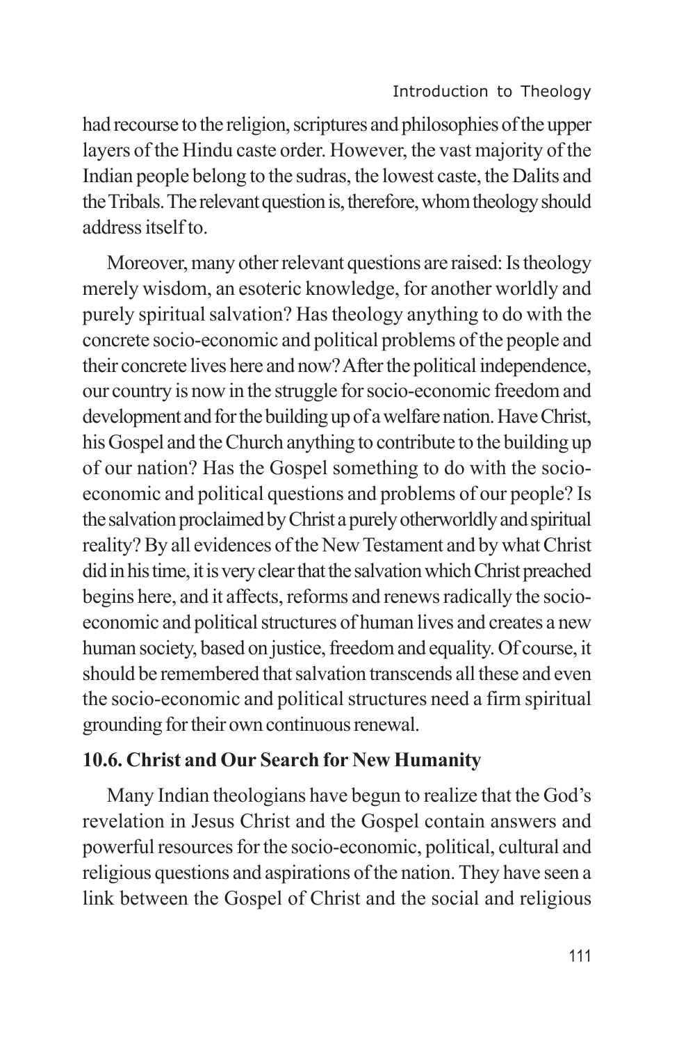had recourse to the religion, scriptures and philosophies of the upper layers of the Hindu caste order. However, the vast majority of the Indian people belong to the sudras, the lowest caste, the Dalits and the Tribals. The relevant question is, therefore, whom theology should address itself to.

Moreover, many other relevant questions are raised: Is theology merely wisdom, an esoteric knowledge, for another worldly and purely spiritual salvation? Has theology anything to do with the concrete socio-economic and political problems of the people and their concrete lives here and now? After the political independence, our country is now in the struggle for socio-economic freedom and development and for the building up of a welfare nation. Have Christ, his Gospel and the Church anything to contribute to the building up of our nation? Has the Gospel something to do with the socio-economic and political questions and problems of our people? Is the salvation proclaimed by Christ a purely otherworldly and spiritual reality? By all evidences of the New Testament and by what Christ did in his time, it is very clear that the salvation which Christ preached begins here, and it affects, reforms and renews radically the socio-economic and political structures of human lives and creates a new human society, based on justice, freedom and equality. Of course, it should be remembered that salvation transcends all these and even the socio-economic and political structures need a firm spiritual grounding for their own continuous renewal.

### 10.6. Christ and Our Search for New Humanity

Many Indian theologians have begun to realize that the God's revelation in Jesus Christ and the Gospel contain answers and powerful resources for the socio-economic, political, cultural and religious questions and aspirations of the nation. They have seen a link between the Gospel of Christ and the social and religious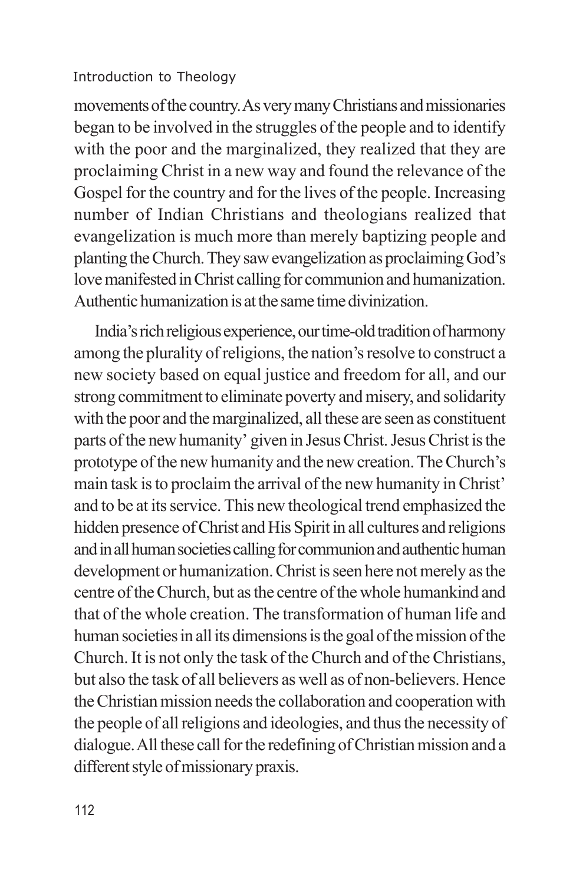movements of the country. As very many Christians and missionaries began to be involved in the struggles of the people and to identify with the poor and the marginalized, they realized that they are proclaiming Christ in a new way and found the relevance of the Gospel for the country and for the lives of the people. Increasing number of Indian Christians and theologians realized that evangelization is much more than merely baptizing people and planting the Church. They saw evangelization as proclaiming God's love manifested in Christ calling for communion and humanization. Authentic humanization is at the same time divinization.

India's rich religious experience, our time-old tradition of harmony among the plurality of religions, the nation's resolve to construct a new society based on equal justice and freedom for all, and our strong commitment to eliminate poverty and misery, and solidarity with the poor and the marginalized, all these are seen as constituent parts of the new humanity' given in Jesus Christ. Jesus Christ is the prototype of the new humanity and the new creation. The Church's main task is to proclaim the arrival of the new humanity in Christ' and to be at its service. This new theological trend emphasized the hidden presence of Christ and His Spirit in all cultures and religions and in all human societies calling for communion and authentic human development or humanization. Christ is seen here not merely as the centre of the Church, but as the centre of the whole humankind and that of the whole creation. The transformation of human life and human societies in all its dimensions is the goal of the mission of the Church. It is not only the task of the Church and of the Christians, but also the task of all believers as well as of non-believers. Hence the Christian mission needs the collaboration and cooperation with the people of all religions and ideologies, and thus the necessity of dialogue. All these call for the redefining of Christian mission and a different style of missionary praxis.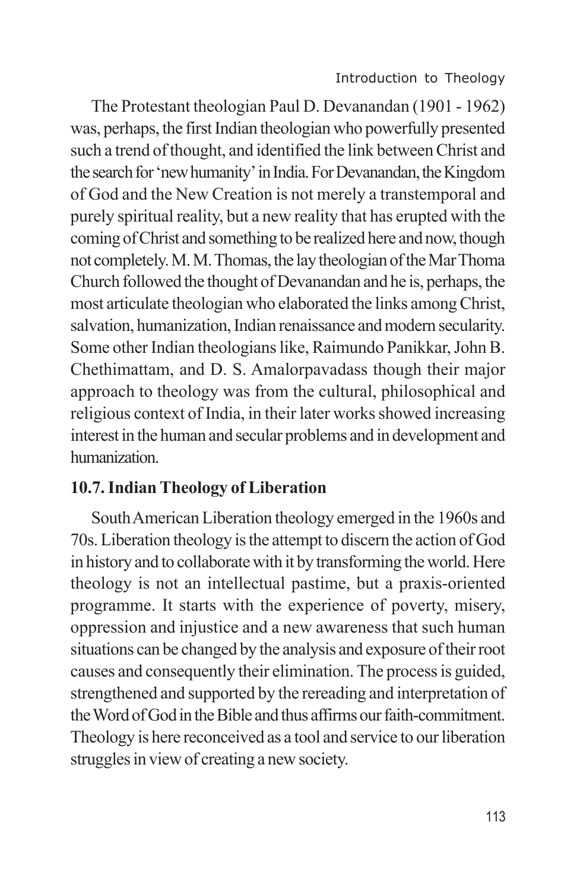The Protestant theologian Paul D. Devanandan (1901 - 1962) was, perhaps, the first Indian theologian who powerfully presented such a trend of thought, and identified the link between Christ and the search for 'new humanity' in India. For Devanandan, the Kingdom of God and the New Creation is not merely a transtemporal and purely spiritual reality, but a new reality that has erupted with the coming of Christ and something to be realized here and now, though not completely. M. M. Thomas, the lay theologian of the Mar Thoma Church followed the thought of Devanandan and he is, perhaps, the most articulate theologian who elaborated the links among Christ, salvation, humanization, Indian renaissance and modern secularity. Some other Indian theologians like, Raimundo Panikkar, John B. Chethimattam, and D. S. Amalorpavadass though their major approach to theology was from the cultural, philosophical and religious context of India, in their later works showed increasing interest in the human and secular problems and in development and humanization.

## 10.7. Indian Theology of Liberation

South American Liberation theology emerged in the 1960s and 70s. Liberation theology is the attempt to discern the action of God in history and to collaborate with it by transforming the world. Here theology is not an intellectual pastime, but a praxis-oriented programme. It starts with the experience of poverty, misery, oppression and injustice and a new awareness that such human situations can be changed by the analysis and exposure of their root causes and consequently their elimination. The process is guided, strengthened and supported by the rereading and interpretation of the Word of God in the Bible and thus affirms our faith-commitment. Theology is here reconceived as a tool and service to our liberation struggles in view of creating a new society.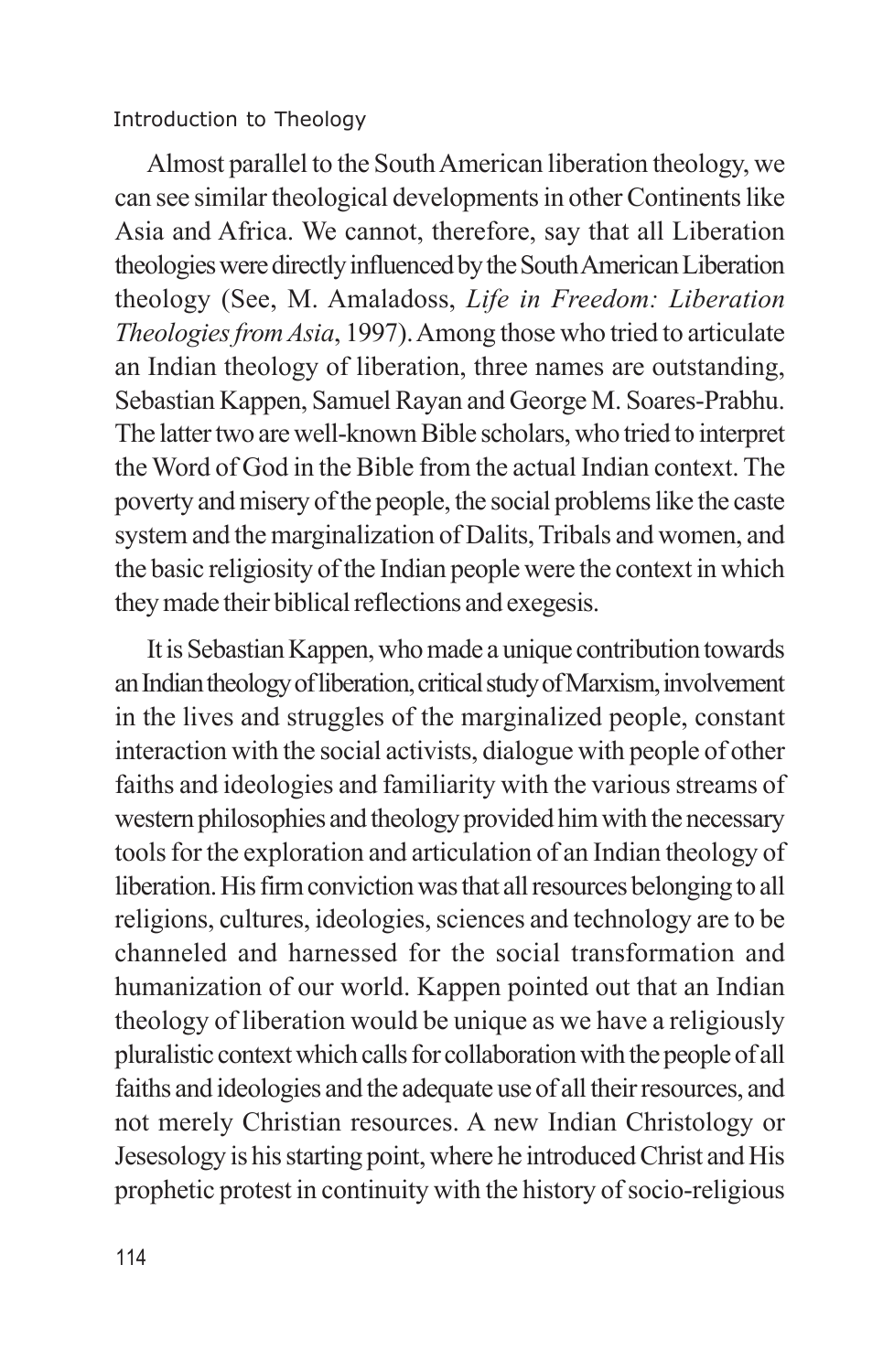Almost parallel to the South American liberation theology, we can see similar theological developments in other Continents like Asia and Africa. We cannot, therefore, say that all Liberation theologies were directly influenced by the South American Liberation theology (See, M. Amaladoss, *Life in Freedom: Liberation Theologies from Asia*, 1997). Among those who tried to articulate an Indian theology of liberation, three names are outstanding, Sebastian Kappen, Samuel Rayan and George M. Soares-Prabhu. The latter two are well-known Bible scholars, who tried to interpret the Word of God in the Bible from the actual Indian context. The poverty and misery of the people, the social problems like the caste system and the marginalization of Dalits, Tribals and women, and the basic religiosity of the Indian people were the context in which they made their biblical reflections and exegesis.

It is Sebastian Kappen, who made a unique contribution towards an Indian theology of liberation, critical study of Marxism, involvement in the lives and struggles of the marginalized people, constant interaction with the social activists, dialogue with people of other faiths and ideologies and familiarity with the various streams of western philosophies and theology provided him with the necessary tools for the exploration and articulation of an Indian theology of liberation. His firm conviction was that all resources belonging to all religions, cultures, ideologies, sciences and technology are to be channeled and harnessed for the social transformation and humanization of our world. Kappen pointed out that an Indian theology of liberation would be unique as we have a religiously pluralistic context which calls for collaboration with the people of all faiths and ideologies and the adequate use of all their resources, and not merely Christian resources. A new Indian Christology or Jesesology is his starting point, where he introduced Christ and His prophetic protest in continuity with the history of socio-religious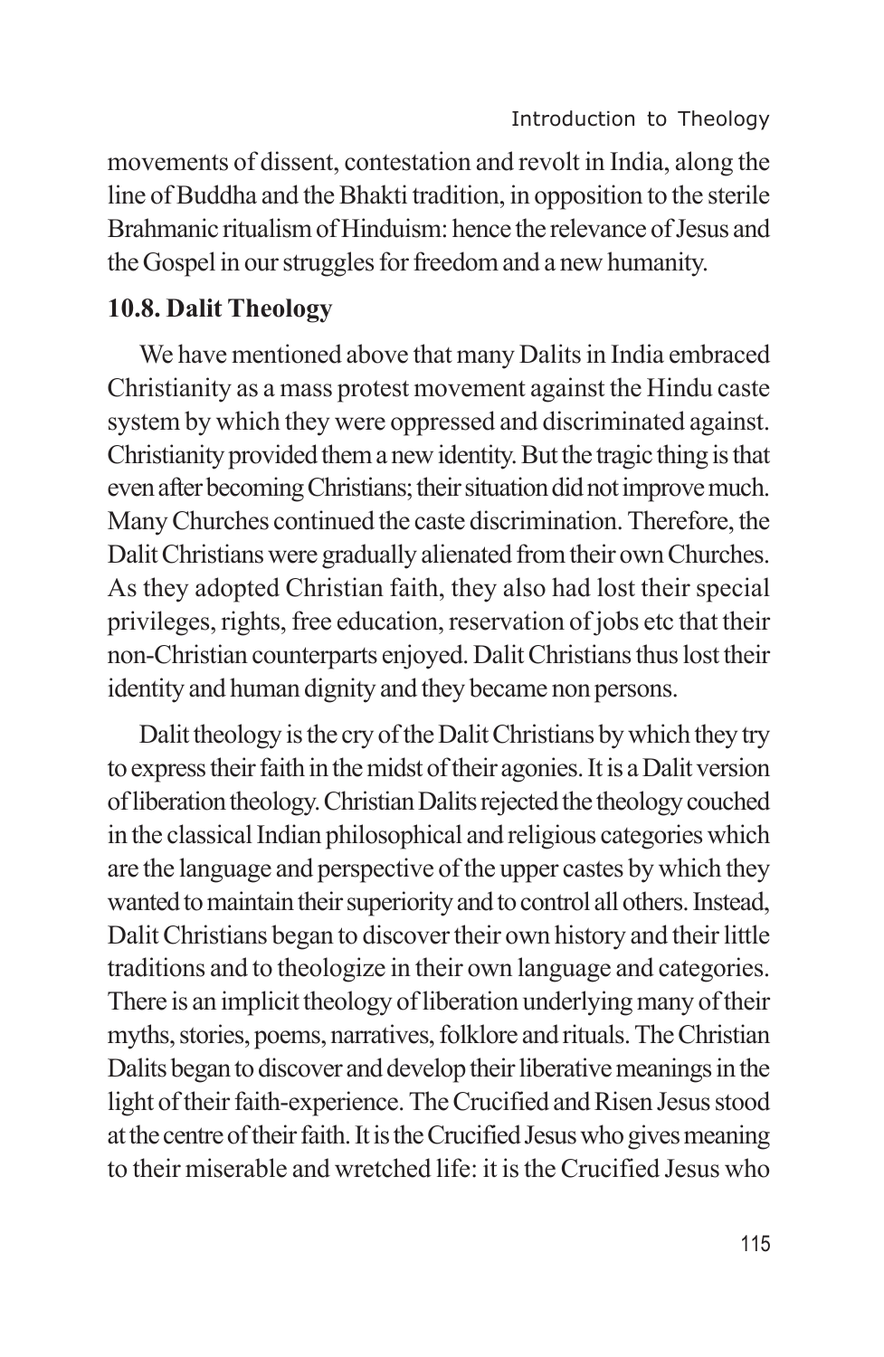movements of dissent, contestation and revolt in India, along the line of Buddha and the Bhakti tradition, in opposition to the sterile Brahmanic ritualism of Hinduism: hence the relevance of Jesus and the Gospel in our struggles for freedom and a new humanity.

## 10.8. Dalit Theology

We have mentioned above that many Dalits in India embraced Christianity as a mass protest movement against the Hindu caste system by which they were oppressed and discriminated against. Christianity provided them a new identity. But the tragic thing is that even after becoming Christians; their situation did not improve much. Many Churches continued the caste discrimination. Therefore, the Dalit Christians were gradually alienated from their own Churches. As they adopted Christian faith, they also had lost their special privileges, rights, free education, reservation of jobs etc that their non-Christian counterparts enjoyed. Dalit Christians thus lost their identity and human dignity and they became non persons.

Dalit theology is the cry of the Dalit Christians by which they try to express their faith in the midst of their agonies. It is a Dalit version of liberation theology. Christian Dalits rejected the theology couched in the classical Indian philosophical and religious categories which are the language and perspective of the upper castes by which they wanted to maintain their superiority and to control all others. Instead, Dalit Christians began to discover their own history and their little traditions and to theologize in their own language and categories. There is an implicit theology of liberation underlying many of their myths, stories, poems, narratives, folklore and rituals. The Christian Dalits began to discover and develop their liberative meanings in the light of their faith-experience. The Crucified and Risen Jesus stood at the centre of their faith. It is the Crucified Jesus who gives meaning to their miserable and wretched life: it is the Crucified Jesus who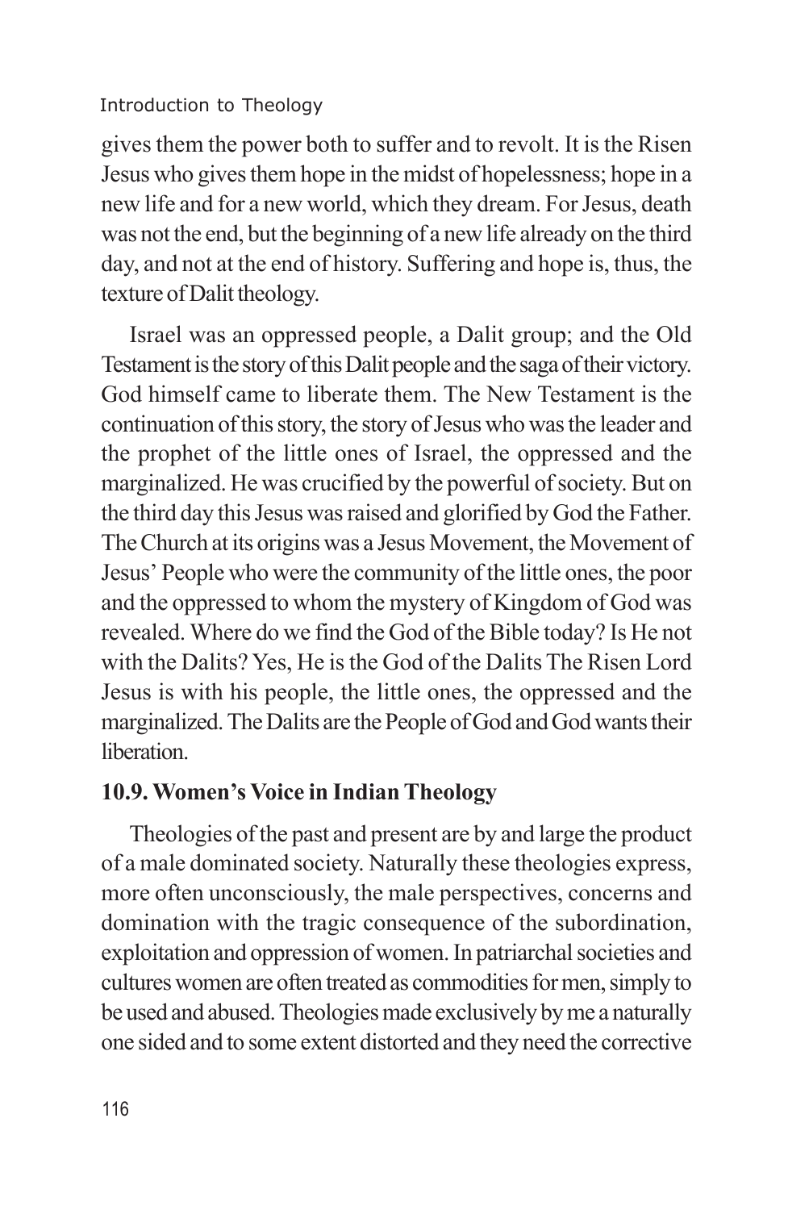gives them the power both to suffer and to revolt. It is the Risen Jesus who gives them hope in the midst of hopelessness; hope in a new life and for a new world, which they dream. For Jesus, death was not the end, but the beginning of a new life already on the third day, and not at the end of history. Suffering and hope is, thus, the texture of Dalit theology.

Israel was an oppressed people, a Dalit group; and the Old Testament is the story of this Dalit people and the saga of their victory. God himself came to liberate them. The New Testament is the continuation of this story, the story of Jesus who was the leader and the prophet of the little ones of Israel, the oppressed and the marginalized. He was crucified by the powerful of society. But on the third day this Jesus was raised and glorified by God the Father. The Church at its origins was a Jesus Movement, the Movement of Jesus' People who were the community of the little ones, the poor and the oppressed to whom the mystery of Kingdom of God was revealed. Where do we find the God of the Bible today? Is He not with the Dalits? Yes, He is the God of the Dalits The Risen Lord Jesus is with his people, the little ones, the oppressed and the marginalized. The Dalits are the People of God and God wants their liberation.

### 10.9. Women's Voice in Indian Theology

Theologies of the past and present are by and large the product of a male dominated society. Naturally these theologies express, more often unconsciously, the male perspectives, concerns and domination with the tragic consequence of the subordination, exploitation and oppression of women. In patriarchal societies and cultures women are often treated as commodities for men, simply to be used and abused. Theologies made exclusively by me a naturally one sided and to some extent distorted and they need the corrective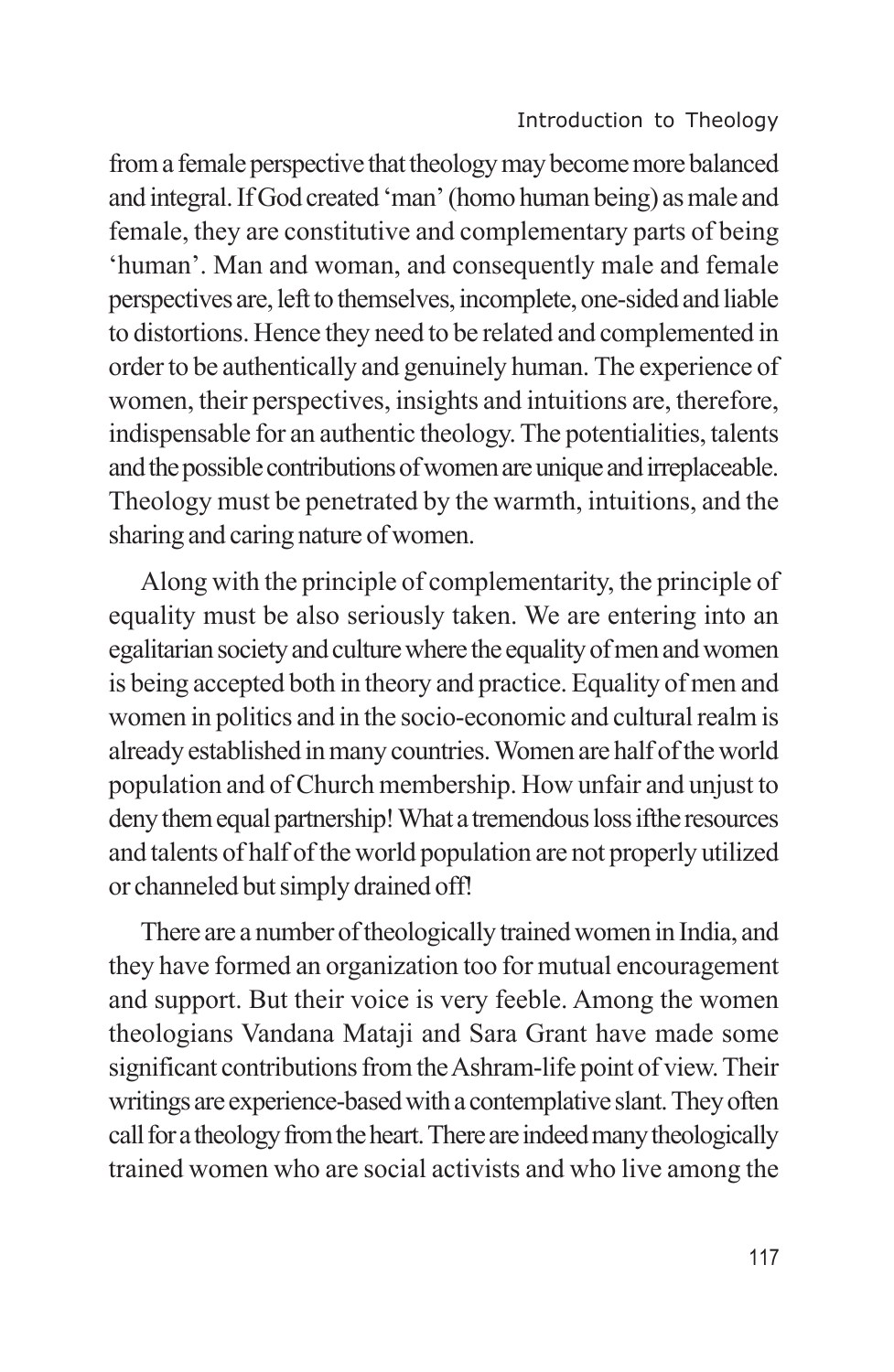from a female perspective that theology may become more balanced and integral. If God created 'man' (homo human being) as male and female, they are constitutive and complementary parts of being 'human'. Man and woman, and consequently male and female perspectives are, left to themselves, incomplete, one-sided and liable to distortions. Hence they need to be related and complemented in order to be authentically and genuinely human. The experience of women, their perspectives, insights and intuitions are, therefore, indispensable for an authentic theology. The potentialities, talents and the possible contributions of women are unique and irreplaceable. Theology must be penetrated by the warmth, intuitions, and the sharing and caring nature of women.

Along with the principle of complementarity, the principle of equality must be also seriously taken. We are entering into an egalitarian society and culture where the equality of men and women is being accepted both in theory and practice. Equality of men and women in politics and in the socio-economic and cultural realm is already established in many countries. Women are half of the world population and of Church membership. How unfair and unjust to deny them equal partnership! What a tremendous loss ifthe resources and talents of half of the world population are not properly utilized or channeled but simply drained off!

There are a number of theologically trained women in India, and they have formed an organization too for mutual encouragement and support. But their voice is very feeble. Among the women theologians Vandana Mataji and Sara Grant have made some significant contributions from the Ashram-life point of view. Their writings are experience-based with a contemplative slant. They often call for a theology from the heart. There are indeed many theologically trained women who are social activists and who live among the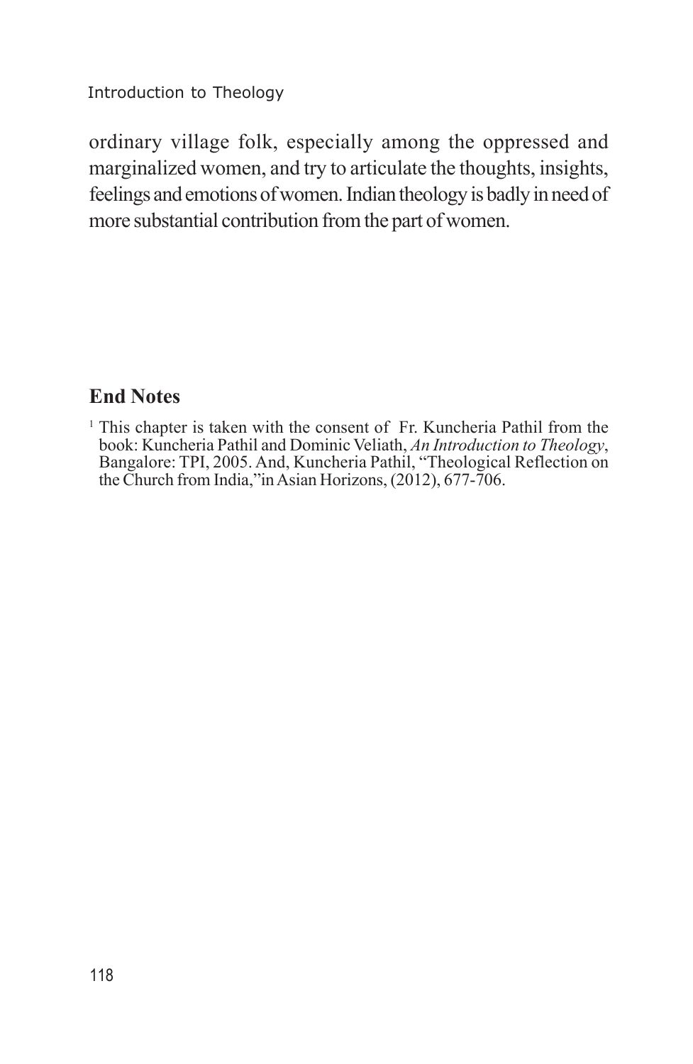ordinary village folk, especially among the oppressed and marginalized women, and try to articulate the thoughts, insights, feelings and emotions of women. Indian theology is badly in need of more substantial contribution from the part of women.

## End Notes

[1] This chapter is taken with the consent of Fr. Kuncheria Pathil from the book: Kuncheria Pathil and Dominic Veliath, *An Introduction to Theology*, Bangalore: TPI, 2005. And, Kuncheria Pathil, "Theological Reflection on the Church from India,"in Asian Horizons, (2012), 677-706.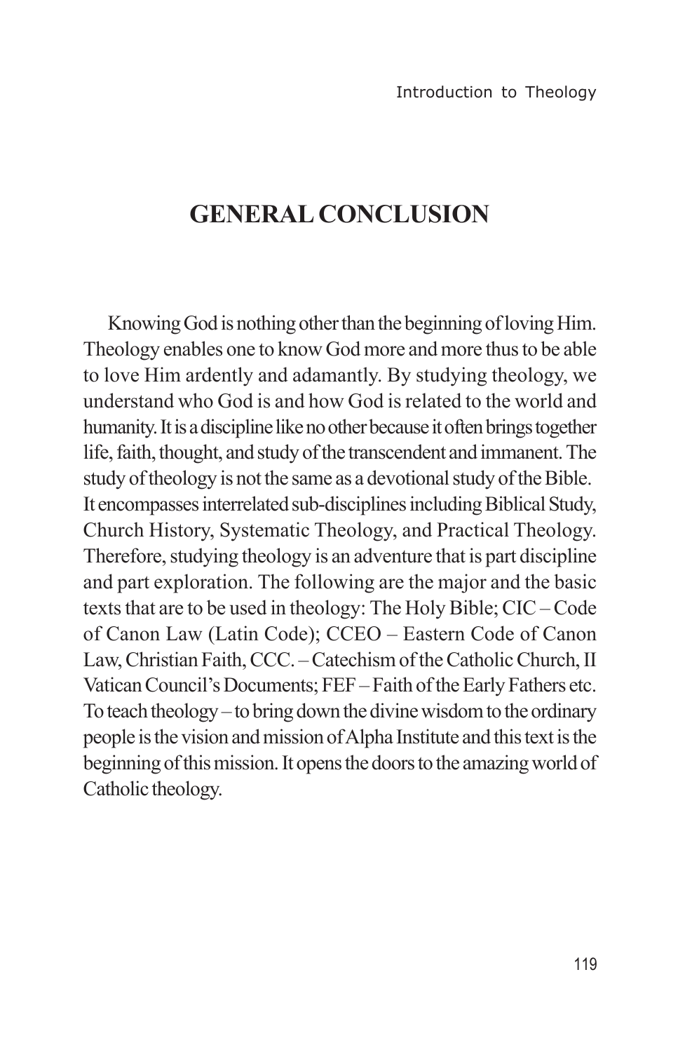# GENERAL CONCLUSION

Knowing God is nothing other than the beginning of loving Him. Theology enables one to know God more and more thus to be able to love Him ardently and adamantly. By studying theology, we understand who God is and how God is related to the world and humanity. It is a discipline like no other because it often brings together life, faith, thought, and study of the transcendent and immanent. The study of theology is not the same as a devotional study of the Bible. It encompasses interrelated sub-disciplines including Biblical Study, Church History, Systematic Theology, and Practical Theology. Therefore, studying theology is an adventure that is part discipline and part exploration. The following are the major and the basic texts that are to be used in theology: The Holy Bible; CIC – Code of Canon Law (Latin Code); CCEO – Eastern Code of Canon Law, Christian Faith, CCC. – Catechism of the Catholic Church, II Vatican Council's Documents; FEF – Faith of the Early Fathers etc. To teach theology – to bring down the divine wisdom to the ordinary people is the vision and mission of Alpha Institute and this text is the beginning of this mission. It opens the doors to the amazing world of Catholic theology.